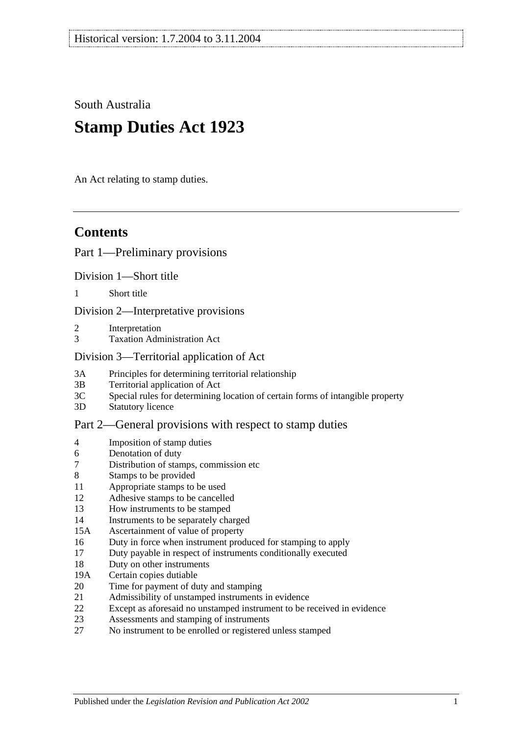Historical version: 1.7.2004 to 3.11.2004

South Australia

# Stamp Duties Act 1923

An Act relating to stamp duties.

## Contents

Part 1—Preliminary provisions

Division 1—Short title

1 Short title

Division 2—Interpretative provisions

2 Interpretation
3 Taxation Administration Act

Division 3—Territorial application of Act

3A Principles for determining territorial relationship
3B Territorial application of Act
3C Special rules for determining location of certain forms of intangible property
3D Statutory licence

Part 2—General provisions with respect to stamp duties

4 Imposition of stamp duties
6 Denotation of duty
7 Distribution of stamps, commission etc
8 Stamps to be provided
11 Appropriate stamps to be used
12 Adhesive stamps to be cancelled
13 How instruments to be stamped
14 Instruments to be separately charged
15A Ascertainment of value of property
16 Duty in force when instrument produced for stamping to apply
17 Duty payable in respect of instruments conditionally executed
18 Duty on other instruments
19A Certain copies dutiable
20 Time for payment of duty and stamping
21 Admissibility of unstamped instruments in evidence
22 Except as aforesaid no unstamped instrument to be received in evidence
23 Assessments and stamping of instruments
27 No instrument to be enrolled or registered unless stamped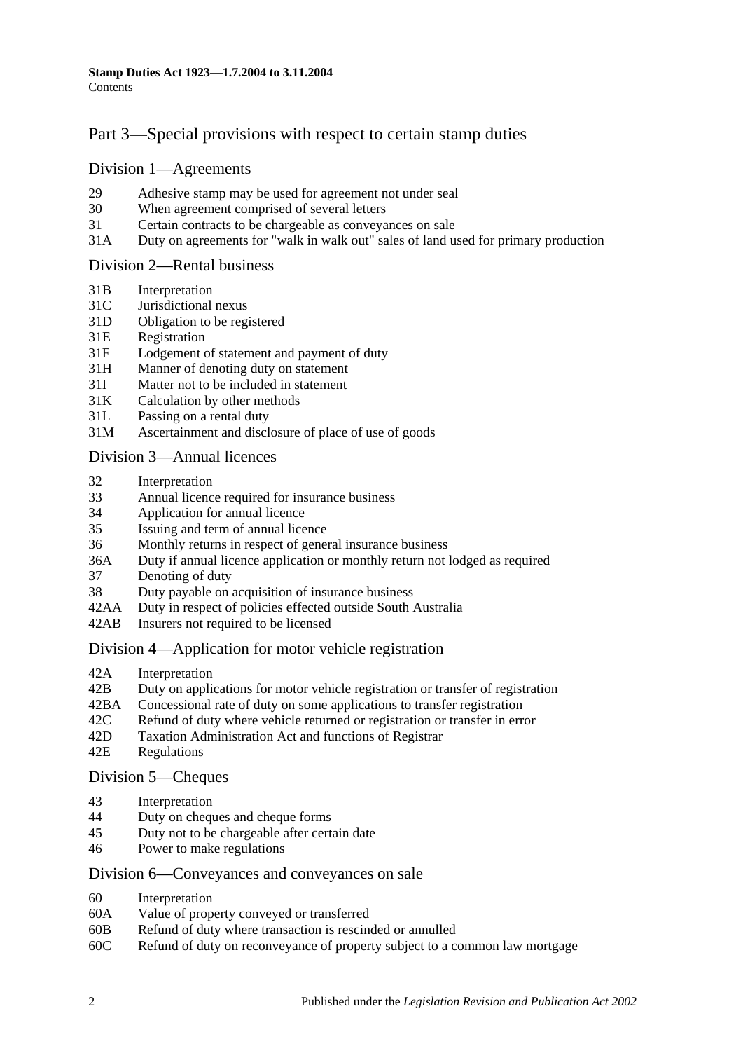## Part 3—Special provisions with respect to certain stamp duties

### Division 1—Agreements

- 29 Adhesive stamp may be used for agreement not under seal
- 30 When agreement comprised of several letters
- 31 Certain contracts to be chargeable as conveyances on sale
- 31A Duty on agreements for "walk in walk out" sales of land used for primary production

### Division 2—Rental business

- 31B Interpretation
- 31C Jurisdictional nexus
- 31D Obligation to be registered
- 31E Registration
- 31F Lodgement of statement and payment of duty
- 31H Manner of denoting duty on statement
- 31I Matter not to be included in statement
- 31K Calculation by other methods
- 31L Passing on a rental duty
- 31M Ascertainment and disclosure of place of use of goods

### Division 3—Annual licences

- 32 Interpretation
- 33 Annual licence required for insurance business
- 34 Application for annual licence
- 35 Issuing and term of annual licence
- 36 Monthly returns in respect of general insurance business
- 36A Duty if annual licence application or monthly return not lodged as required
- 37 Denoting of duty
- 38 Duty payable on acquisition of insurance business
- 42AA Duty in respect of policies effected outside South Australia
- 42AB Insurers not required to be licensed

### Division 4—Application for motor vehicle registration

- 42A Interpretation
- 42B Duty on applications for motor vehicle registration or transfer of registration
- 42BA Concessional rate of duty on some applications to transfer registration
- 42C Refund of duty where vehicle returned or registration or transfer in error
- 42D Taxation Administration Act and functions of Registrar
- 42E Regulations

### Division 5—Cheques

- 43 Interpretation
- 44 Duty on cheques and cheque forms
- 45 Duty not to be chargeable after certain date
- 46 Power to make regulations

### Division 6—Conveyances and conveyances on sale

- 60 Interpretation
- 60A Value of property conveyed or transferred
- 60B Refund of duty where transaction is rescinded or annulled
- 60C Refund of duty on reconveyance of property subject to a common law mortgage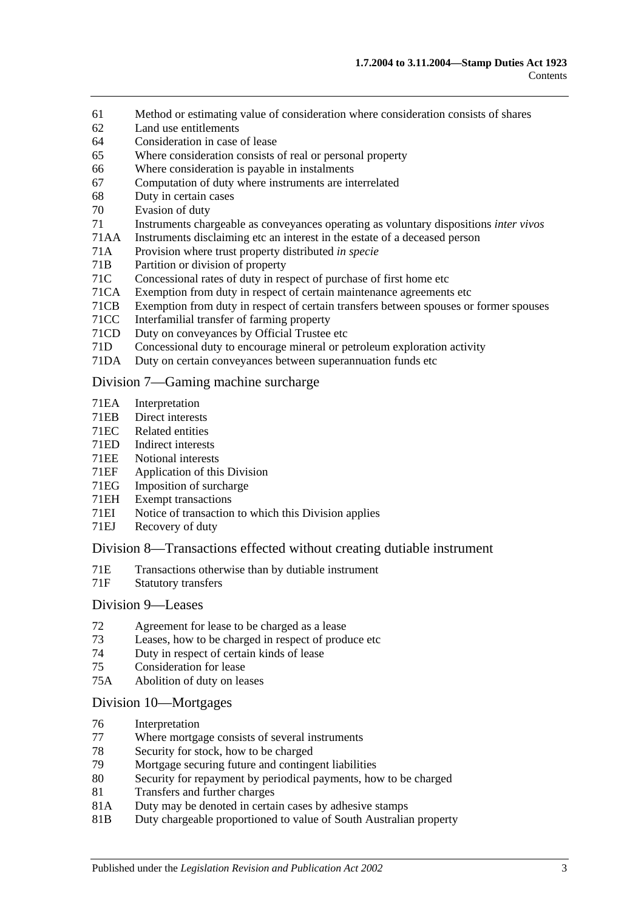61 Method or estimating value of consideration where consideration consists of shares
62 Land use entitlements
64 Consideration in case of lease
65 Where consideration consists of real or personal property
66 Where consideration is payable in instalments
67 Computation of duty where instruments are interrelated
68 Duty in certain cases
70 Evasion of duty
71 Instruments chargeable as conveyances operating as voluntary dispositions *inter vivos*
71AA Instruments disclaiming etc an interest in the estate of a deceased person
71A Provision where trust property distributed *in specie*
71B Partition or division of property
71C Concessional rates of duty in respect of purchase of first home etc
71CA Exemption from duty in respect of certain maintenance agreements etc
71CB Exemption from duty in respect of certain transfers between spouses or former spouses
71CC Interfamilial transfer of farming property
71CD Duty on conveyances by Official Trustee etc
71D Concessional duty to encourage mineral or petroleum exploration activity
71DA Duty on certain conveyances between superannuation funds etc

## Division 7—Gaming machine surcharge

71EA Interpretation
71EB Direct interests
71EC Related entities
71ED Indirect interests
71EE Notional interests
71EF Application of this Division
71EG Imposition of surcharge
71EH Exempt transactions
71EI Notice of transaction to which this Division applies
71EJ Recovery of duty

## Division 8—Transactions effected without creating dutiable instrument

71E Transactions otherwise than by dutiable instrument
71F Statutory transfers

## Division 9—Leases

72 Agreement for lease to be charged as a lease
73 Leases, how to be charged in respect of produce etc
74 Duty in respect of certain kinds of lease
75 Consideration for lease
75A Abolition of duty on leases

## Division 10—Mortgages

76 Interpretation
77 Where mortgage consists of several instruments
78 Security for stock, how to be charged
79 Mortgage securing future and contingent liabilities
80 Security for repayment by periodical payments, how to be charged
81 Transfers and further charges
81A Duty may be denoted in certain cases by adhesive stamps
81B Duty chargeable proportioned to value of South Australian property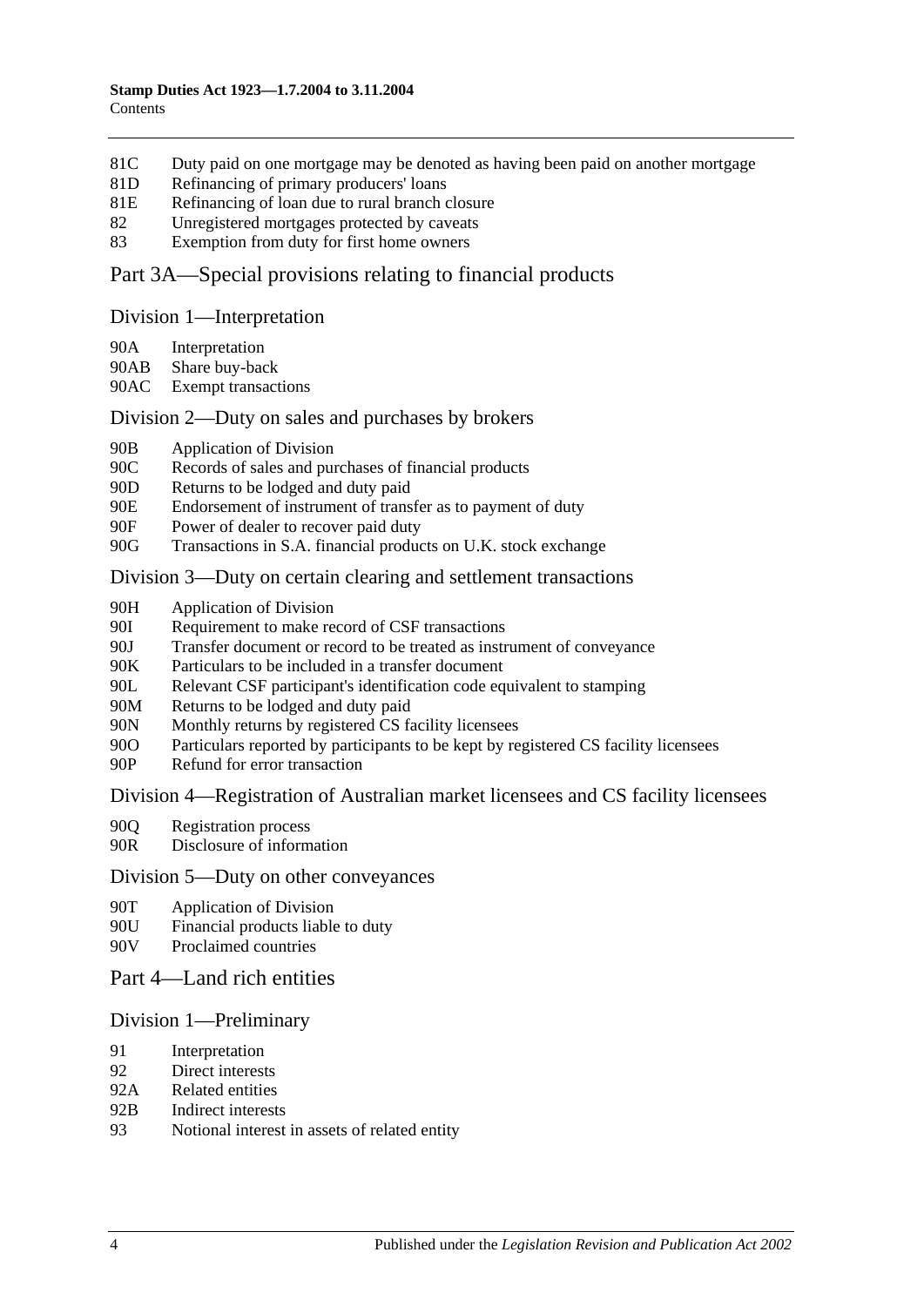81C Duty paid on one mortgage may be denoted as having been paid on another mortgage
81D Refinancing of primary producers' loans
81E Refinancing of loan due to rural branch closure
82 Unregistered mortgages protected by caveats
83 Exemption from duty for first home owners

## Part 3A—Special provisions relating to financial products

### Division 1—Interpretation

90A Interpretation
90AB Share buy-back
90AC Exempt transactions

### Division 2—Duty on sales and purchases by brokers

90B Application of Division
90C Records of sales and purchases of financial products
90D Returns to be lodged and duty paid
90E Endorsement of instrument of transfer as to payment of duty
90F Power of dealer to recover paid duty
90G Transactions in S.A. financial products on U.K. stock exchange

### Division 3—Duty on certain clearing and settlement transactions

90H Application of Division
90I Requirement to make record of CSF transactions
90J Transfer document or record to be treated as instrument of conveyance
90K Particulars to be included in a transfer document
90L Relevant CSF participant's identification code equivalent to stamping
90M Returns to be lodged and duty paid
90N Monthly returns by registered CS facility licensees
90O Particulars reported by participants to be kept by registered CS facility licensees
90P Refund for error transaction

### Division 4—Registration of Australian market licensees and CS facility licensees

90Q Registration process
90R Disclosure of information

### Division 5—Duty on other conveyances

90T Application of Division
90U Financial products liable to duty
90V Proclaimed countries

## Part 4—Land rich entities

### Division 1—Preliminary

91 Interpretation
92 Direct interests
92A Related entities
92B Indirect interests
93 Notional interest in assets of related entity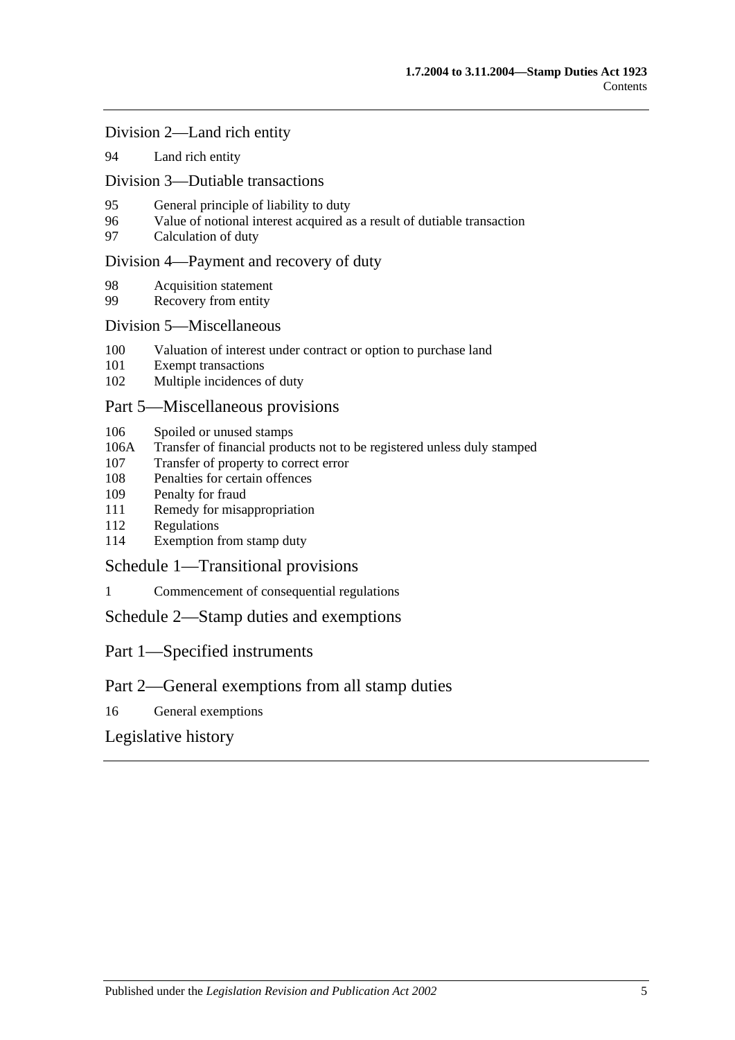## Division 2—Land rich entity

94 Land rich entity

## Division 3—Dutiable transactions

95 General principle of liability to duty
96 Value of notional interest acquired as a result of dutiable transaction
97 Calculation of duty

## Division 4—Payment and recovery of duty

98 Acquisition statement
99 Recovery from entity

## Division 5—Miscellaneous

100 Valuation of interest under contract or option to purchase land
101 Exempt transactions
102 Multiple incidences of duty

## Part 5—Miscellaneous provisions

106 Spoiled or unused stamps
106A Transfer of financial products not to be registered unless duly stamped
107 Transfer of property to correct error
108 Penalties for certain offences
109 Penalty for fraud
111 Remedy for misappropriation
112 Regulations
114 Exemption from stamp duty

## Schedule 1—Transitional provisions

1 Commencement of consequential regulations

## Schedule 2—Stamp duties and exemptions

## Part 1—Specified instruments

## Part 2—General exemptions from all stamp duties

16 General exemptions

## Legislative history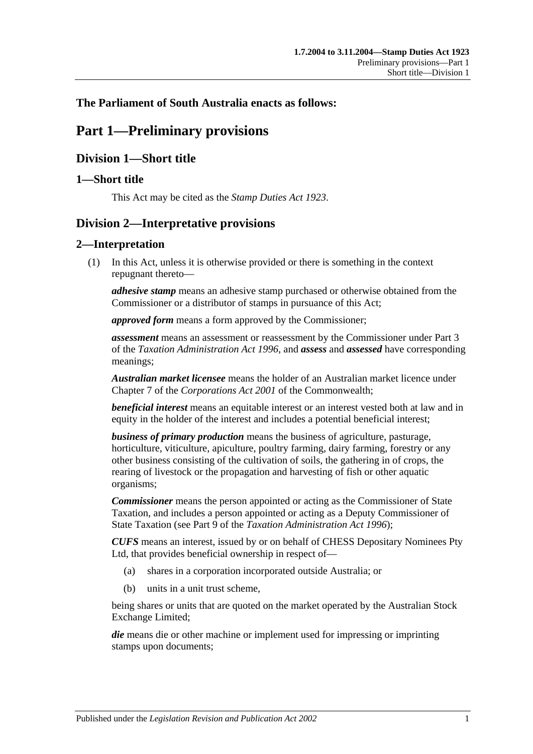**The Parliament of South Australia enacts as follows:**

# Part 1—Preliminary provisions

## Division 1—Short title

### 1—Short title

This Act may be cited as the *Stamp Duties Act 1923*.

## Division 2—Interpretative provisions

### 2—Interpretation

(1) In this Act, unless it is otherwise provided or there is something in the context repugnant thereto—

***adhesive stamp*** means an adhesive stamp purchased or otherwise obtained from the Commissioner or a distributor of stamps in pursuance of this Act;

***approved form*** means a form approved by the Commissioner;

***assessment*** means an assessment or reassessment by the Commissioner under Part 3 of the *Taxation Administration Act 1996*, and ***assess*** and ***assessed*** have corresponding meanings;

***Australian market licensee*** means the holder of an Australian market licence under Chapter 7 of the *Corporations Act 2001* of the Commonwealth;

***beneficial interest*** means an equitable interest or an interest vested both at law and in equity in the holder of the interest and includes a potential beneficial interest;

***business of primary production*** means the business of agriculture, pasturage, horticulture, viticulture, apiculture, poultry farming, dairy farming, forestry or any other business consisting of the cultivation of soils, the gathering in of crops, the rearing of livestock or the propagation and harvesting of fish or other aquatic organisms;

***Commissioner*** means the person appointed or acting as the Commissioner of State Taxation, and includes a person appointed or acting as a Deputy Commissioner of State Taxation (see Part 9 of the *Taxation Administration Act 1996*);

***CUFS*** means an interest, issued by or on behalf of CHESS Depositary Nominees Pty Ltd, that provides beneficial ownership in respect of—

- (a) shares in a corporation incorporated outside Australia; or
- (b) units in a unit trust scheme,

being shares or units that are quoted on the market operated by the Australian Stock Exchange Limited;

***die*** means die or other machine or implement used for impressing or imprinting stamps upon documents;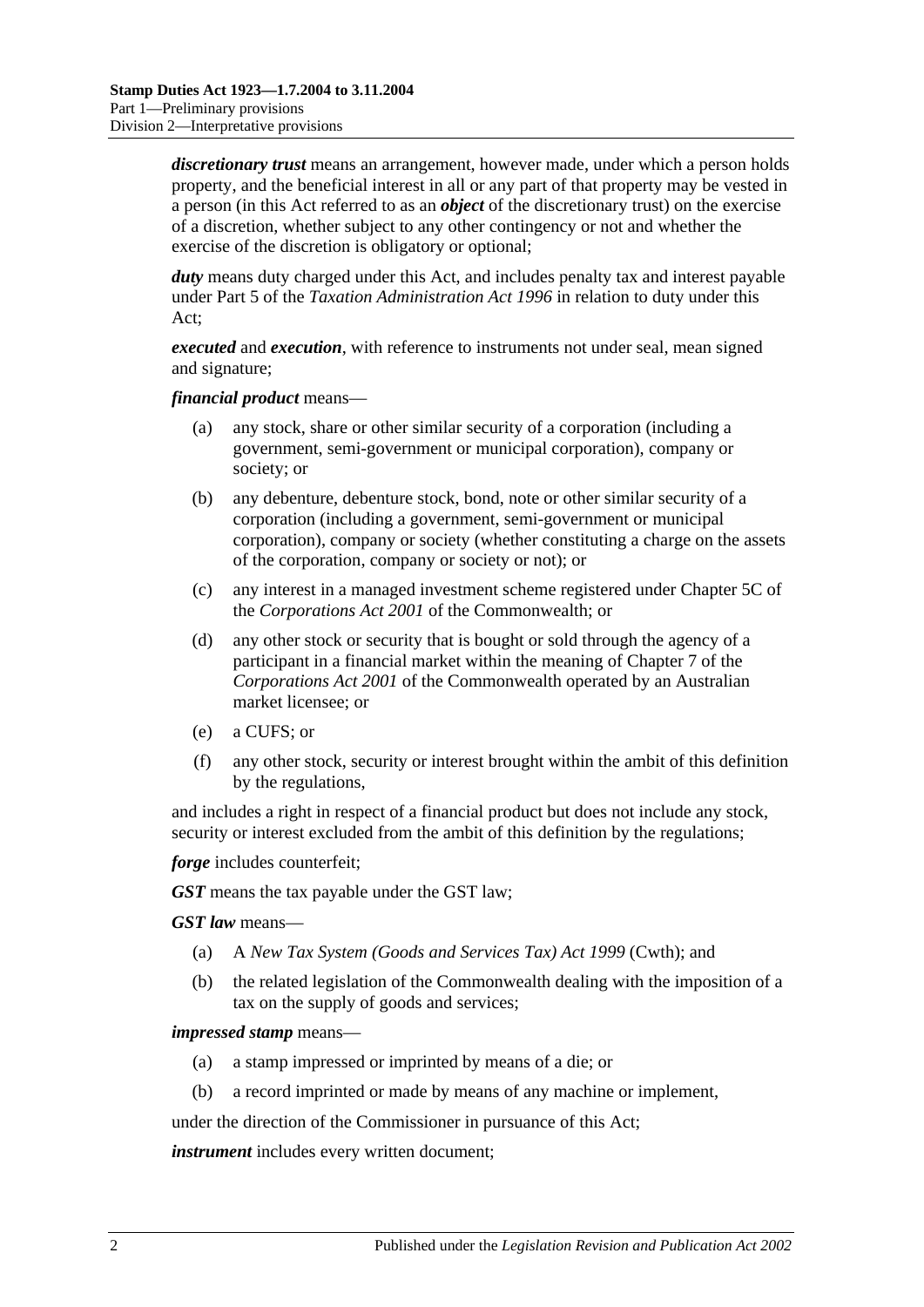***discretionary trust*** means an arrangement, however made, under which a person holds property, and the beneficial interest in all or any part of that property may be vested in a person (in this Act referred to as an ***object*** of the discretionary trust) on the exercise of a discretion, whether subject to any other contingency or not and whether the exercise of the discretion is obligatory or optional;

***duty*** means duty charged under this Act, and includes penalty tax and interest payable under Part 5 of the *Taxation Administration Act 1996* in relation to duty under this Act;

***executed*** and ***execution***, with reference to instruments not under seal, mean signed and signature;

***financial product*** means—

(a) any stock, share or other similar security of a corporation (including a government, semi-government or municipal corporation), company or society; or

(b) any debenture, debenture stock, bond, note or other similar security of a corporation (including a government, semi-government or municipal corporation), company or society (whether constituting a charge on the assets of the corporation, company or society or not); or

(c) any interest in a managed investment scheme registered under Chapter 5C of the *Corporations Act 2001* of the Commonwealth; or

(d) any other stock or security that is bought or sold through the agency of a participant in a financial market within the meaning of Chapter 7 of the *Corporations Act 2001* of the Commonwealth operated by an Australian market licensee; or

(e) a CUFS; or

(f) any other stock, security or interest brought within the ambit of this definition by the regulations,

and includes a right in respect of a financial product but does not include any stock, security or interest excluded from the ambit of this definition by the regulations;

***forge*** includes counterfeit;

***GST*** means the tax payable under the GST law;

***GST law*** means—

(a) A *New Tax System (Goods and Services Tax) Act 1999* (Cwth); and

(b) the related legislation of the Commonwealth dealing with the imposition of a tax on the supply of goods and services;

***impressed stamp*** means—

(a) a stamp impressed or imprinted by means of a die; or

(b) a record imprinted or made by means of any machine or implement,

under the direction of the Commissioner in pursuance of this Act;

***instrument*** includes every written document;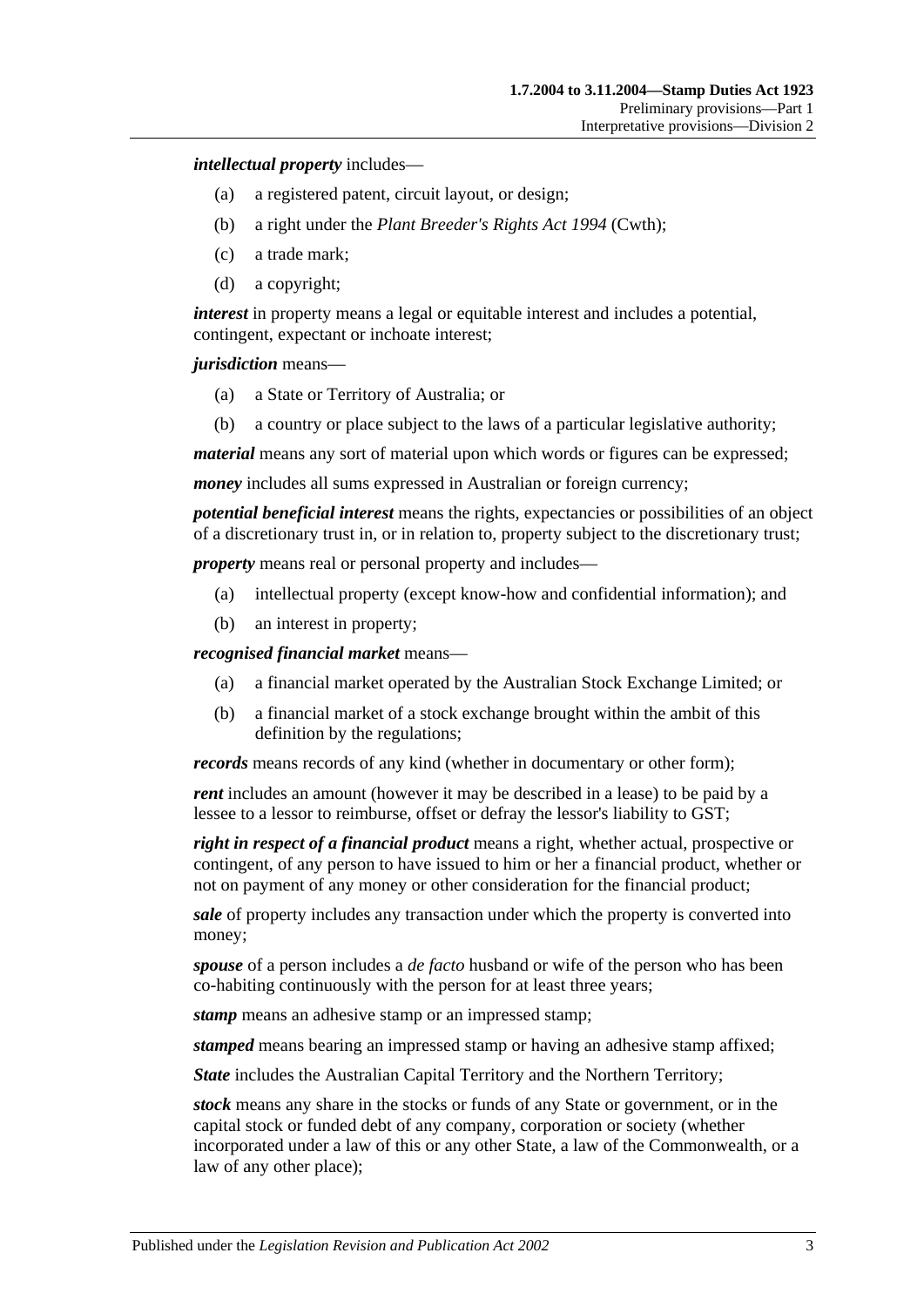***intellectual property*** includes—

- (a) a registered patent, circuit layout, or design;
- (b) a right under the *Plant Breeder's Rights Act 1994* (Cwth);
- (c) a trade mark;
- (d) a copyright;

***interest*** in property means a legal or equitable interest and includes a potential, contingent, expectant or inchoate interest;

***jurisdiction*** means—

- (a) a State or Territory of Australia; or
- (b) a country or place subject to the laws of a particular legislative authority;

***material*** means any sort of material upon which words or figures can be expressed;

***money*** includes all sums expressed in Australian or foreign currency;

***potential beneficial interest*** means the rights, expectancies or possibilities of an object of a discretionary trust in, or in relation to, property subject to the discretionary trust;

***property*** means real or personal property and includes—

- (a) intellectual property (except know-how and confidential information); and
- (b) an interest in property;

***recognised financial market*** means—

- (a) a financial market operated by the Australian Stock Exchange Limited; or
- (b) a financial market of a stock exchange brought within the ambit of this definition by the regulations;

***records*** means records of any kind (whether in documentary or other form);

***rent*** includes an amount (however it may be described in a lease) to be paid by a lessee to a lessor to reimburse, offset or defray the lessor's liability to GST;

***right in respect of a financial product*** means a right, whether actual, prospective or contingent, of any person to have issued to him or her a financial product, whether or not on payment of any money or other consideration for the financial product;

***sale*** of property includes any transaction under which the property is converted into money;

***spouse*** of a person includes a *de facto* husband or wife of the person who has been co-habiting continuously with the person for at least three years;

***stamp*** means an adhesive stamp or an impressed stamp;

***stamped*** means bearing an impressed stamp or having an adhesive stamp affixed;

***State*** includes the Australian Capital Territory and the Northern Territory;

***stock*** means any share in the stocks or funds of any State or government, or in the capital stock or funded debt of any company, corporation or society (whether incorporated under a law of this or any other State, a law of the Commonwealth, or a law of any other place);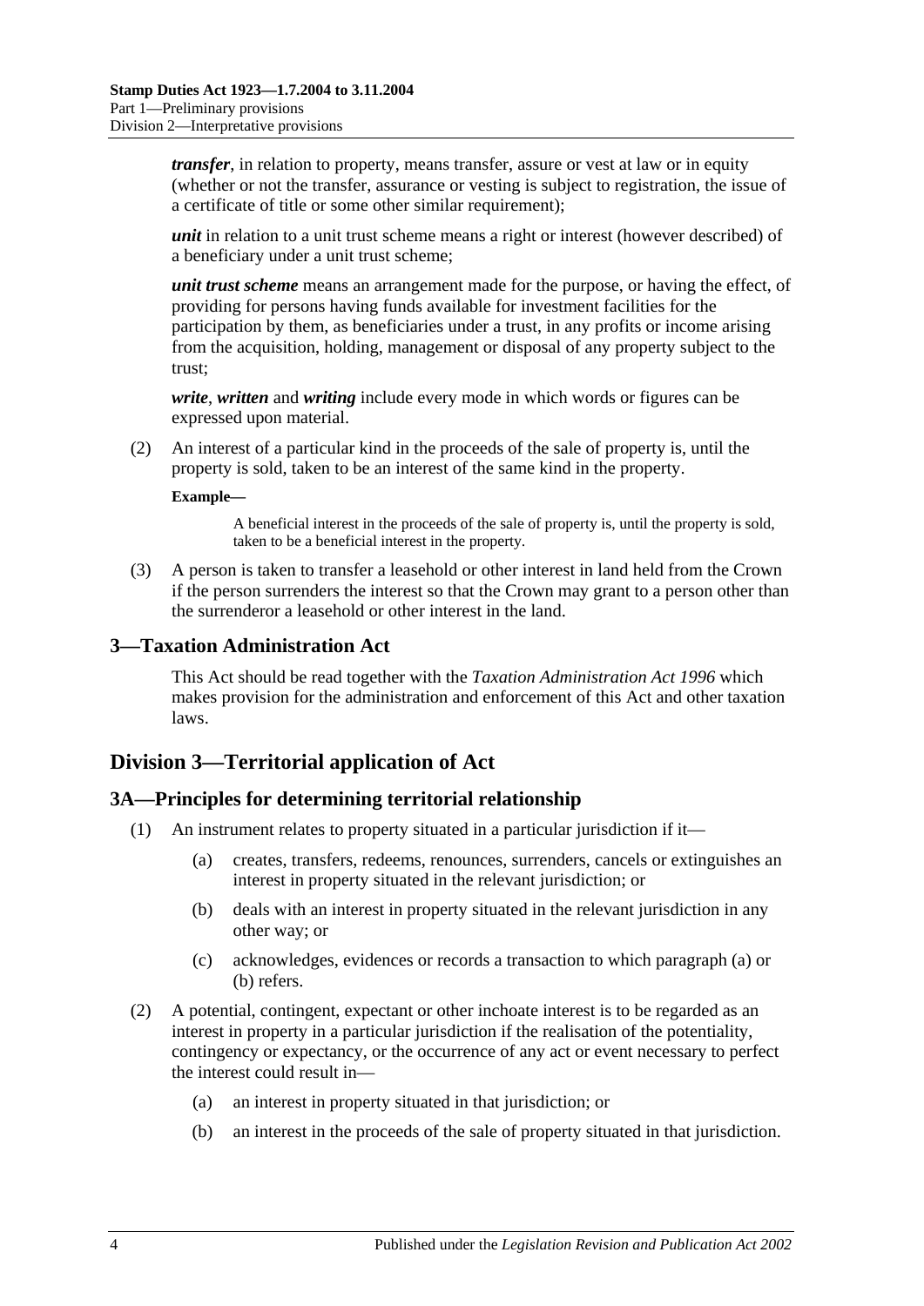***transfer***, in relation to property, means transfer, assure or vest at law or in equity (whether or not the transfer, assurance or vesting is subject to registration, the issue of a certificate of title or some other similar requirement);

***unit*** in relation to a unit trust scheme means a right or interest (however described) of a beneficiary under a unit trust scheme;

***unit trust scheme*** means an arrangement made for the purpose, or having the effect, of providing for persons having funds available for investment facilities for the participation by them, as beneficiaries under a trust, in any profits or income arising from the acquisition, holding, management or disposal of any property subject to the trust;

***write***, ***written*** and ***writing*** include every mode in which words or figures can be expressed upon material.

(2) An interest of a particular kind in the proceeds of the sale of property is, until the property is sold, taken to be an interest of the same kind in the property.

**Example—**

A beneficial interest in the proceeds of the sale of property is, until the property is sold, taken to be a beneficial interest in the property.

(3) A person is taken to transfer a leasehold or other interest in land held from the Crown if the person surrenders the interest so that the Crown may grant to a person other than the surrenderor a leasehold or other interest in the land.

## 3—Taxation Administration Act

This Act should be read together with the *Taxation Administration Act 1996* which makes provision for the administration and enforcement of this Act and other taxation laws.

# Division 3—Territorial application of Act

## 3A—Principles for determining territorial relationship

(1) An instrument relates to property situated in a particular jurisdiction if it—

(a) creates, transfers, redeems, renounces, surrenders, cancels or extinguishes an interest in property situated in the relevant jurisdiction; or

(b) deals with an interest in property situated in the relevant jurisdiction in any other way; or

(c) acknowledges, evidences or records a transaction to which paragraph (a) or (b) refers.

(2) A potential, contingent, expectant or other inchoate interest is to be regarded as an interest in property in a particular jurisdiction if the realisation of the potentiality, contingency or expectancy, or the occurrence of any act or event necessary to perfect the interest could result in—

(a) an interest in property situated in that jurisdiction; or

(b) an interest in the proceeds of the sale of property situated in that jurisdiction.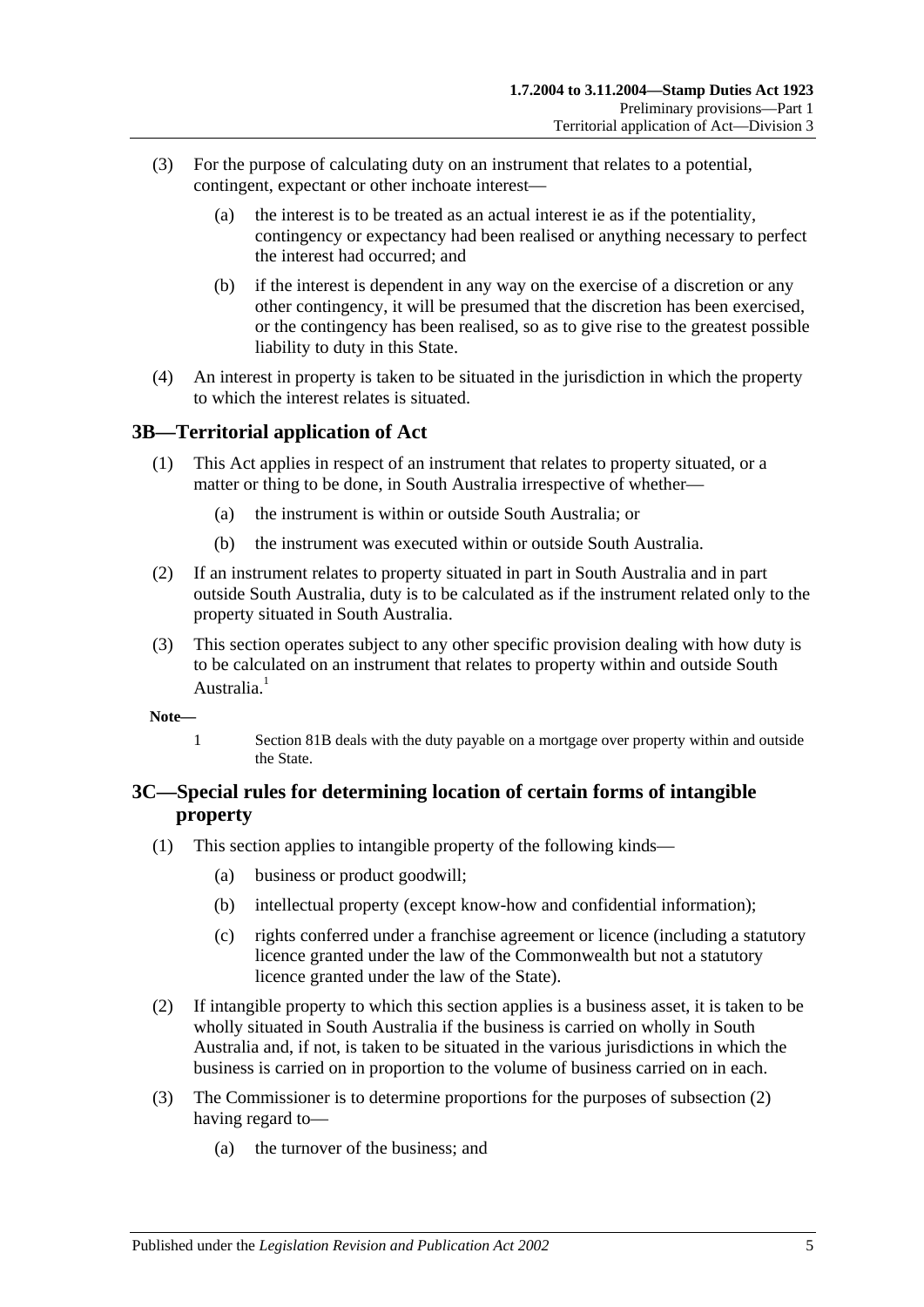(3) For the purpose of calculating duty on an instrument that relates to a potential, contingent, expectant or other inchoate interest—

- (a) the interest is to be treated as an actual interest ie as if the potentiality, contingency or expectancy had been realised or anything necessary to perfect the interest had occurred; and
- (b) if the interest is dependent in any way on the exercise of a discretion or any other contingency, it will be presumed that the discretion has been exercised, or the contingency has been realised, so as to give rise to the greatest possible liability to duty in this State.

(4) An interest in property is taken to be situated in the jurisdiction in which the property to which the interest relates is situated.

## 3B—Territorial application of Act

(1) This Act applies in respect of an instrument that relates to property situated, or a matter or thing to be done, in South Australia irrespective of whether—

- (a) the instrument is within or outside South Australia; or
- (b) the instrument was executed within or outside South Australia.

(2) If an instrument relates to property situated in part in South Australia and in part outside South Australia, duty is to be calculated as if the instrument related only to the property situated in South Australia.

(3) This section operates subject to any other specific provision dealing with how duty is to be calculated on an instrument that relates to property within and outside South Australia.[1]

**Note—**

1 Section 81B deals with the duty payable on a mortgage over property within and outside the State.

## 3C—Special rules for determining location of certain forms of intangible property

(1) This section applies to intangible property of the following kinds—

- (a) business or product goodwill;
- (b) intellectual property (except know-how and confidential information);
- (c) rights conferred under a franchise agreement or licence (including a statutory licence granted under the law of the Commonwealth but not a statutory licence granted under the law of the State).

(2) If intangible property to which this section applies is a business asset, it is taken to be wholly situated in South Australia if the business is carried on wholly in South Australia and, if not, is taken to be situated in the various jurisdictions in which the business is carried on in proportion to the volume of business carried on in each.

(3) The Commissioner is to determine proportions for the purposes of subsection (2) having regard to—

- (a) the turnover of the business; and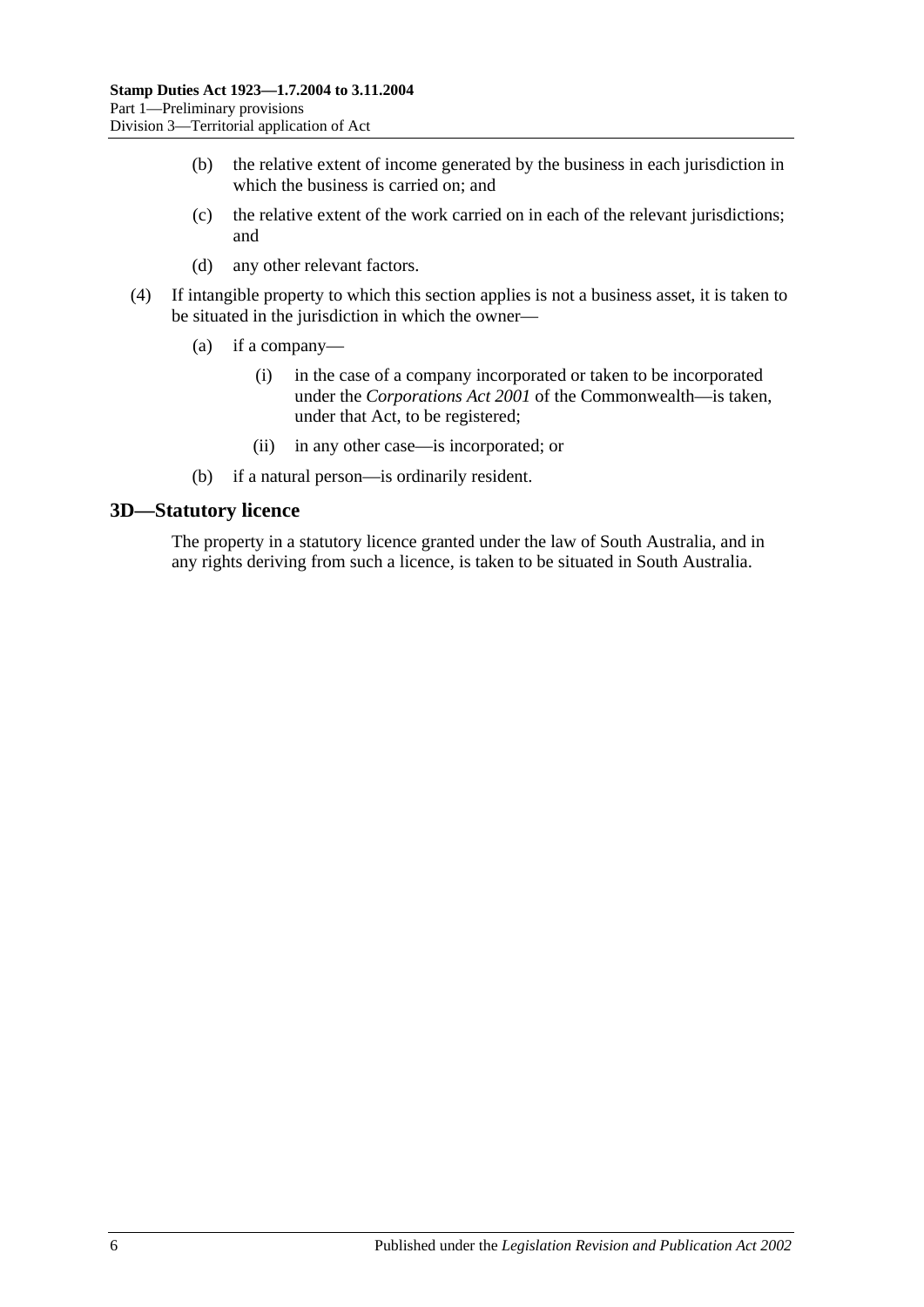(b) the relative extent of income generated by the business in each jurisdiction in which the business is carried on; and

(c) the relative extent of the work carried on in each of the relevant jurisdictions; and

(d) any other relevant factors.

(4) If intangible property to which this section applies is not a business asset, it is taken to be situated in the jurisdiction in which the owner—

(a) if a company—

(i) in the case of a company incorporated or taken to be incorporated under the *Corporations Act 2001* of the Commonwealth—is taken, under that Act, to be registered;

(ii) in any other case—is incorporated; or

(b) if a natural person—is ordinarily resident.

## 3D—Statutory licence

The property in a statutory licence granted under the law of South Australia, and in any rights deriving from such a licence, is taken to be situated in South Australia.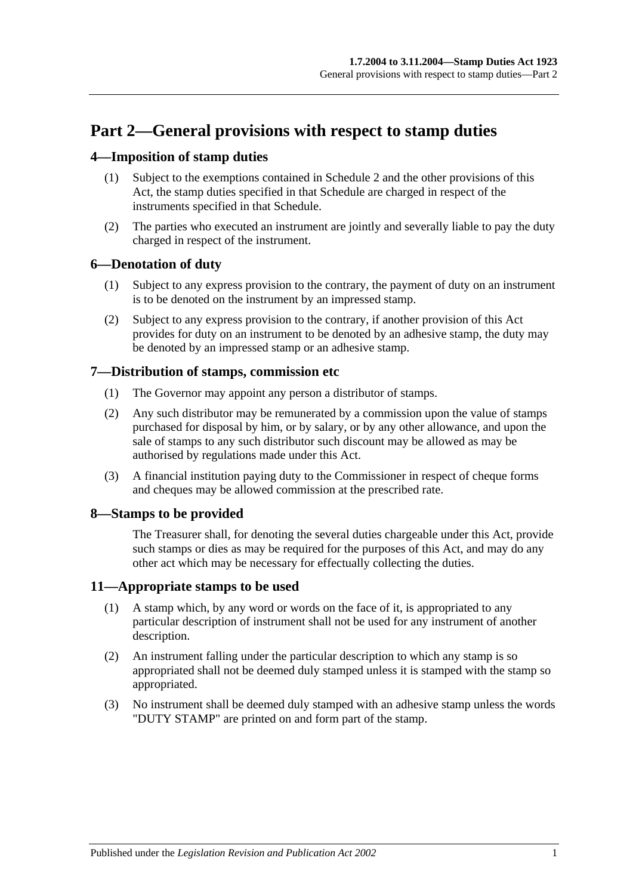# Part 2—General provisions with respect to stamp duties

## 4—Imposition of stamp duties

(1) Subject to the exemptions contained in Schedule 2 and the other provisions of this Act, the stamp duties specified in that Schedule are charged in respect of the instruments specified in that Schedule.

(2) The parties who executed an instrument are jointly and severally liable to pay the duty charged in respect of the instrument.

## 6—Denotation of duty

(1) Subject to any express provision to the contrary, the payment of duty on an instrument is to be denoted on the instrument by an impressed stamp.

(2) Subject to any express provision to the contrary, if another provision of this Act provides for duty on an instrument to be denoted by an adhesive stamp, the duty may be denoted by an impressed stamp or an adhesive stamp.

## 7—Distribution of stamps, commission etc

(1) The Governor may appoint any person a distributor of stamps.

(2) Any such distributor may be remunerated by a commission upon the value of stamps purchased for disposal by him, or by salary, or by any other allowance, and upon the sale of stamps to any such distributor such discount may be allowed as may be authorised by regulations made under this Act.

(3) A financial institution paying duty to the Commissioner in respect of cheque forms and cheques may be allowed commission at the prescribed rate.

## 8—Stamps to be provided

The Treasurer shall, for denoting the several duties chargeable under this Act, provide such stamps or dies as may be required for the purposes of this Act, and may do any other act which may be necessary for effectually collecting the duties.

## 11—Appropriate stamps to be used

(1) A stamp which, by any word or words on the face of it, is appropriated to any particular description of instrument shall not be used for any instrument of another description.

(2) An instrument falling under the particular description to which any stamp is so appropriated shall not be deemed duly stamped unless it is stamped with the stamp so appropriated.

(3) No instrument shall be deemed duly stamped with an adhesive stamp unless the words "DUTY STAMP" are printed on and form part of the stamp.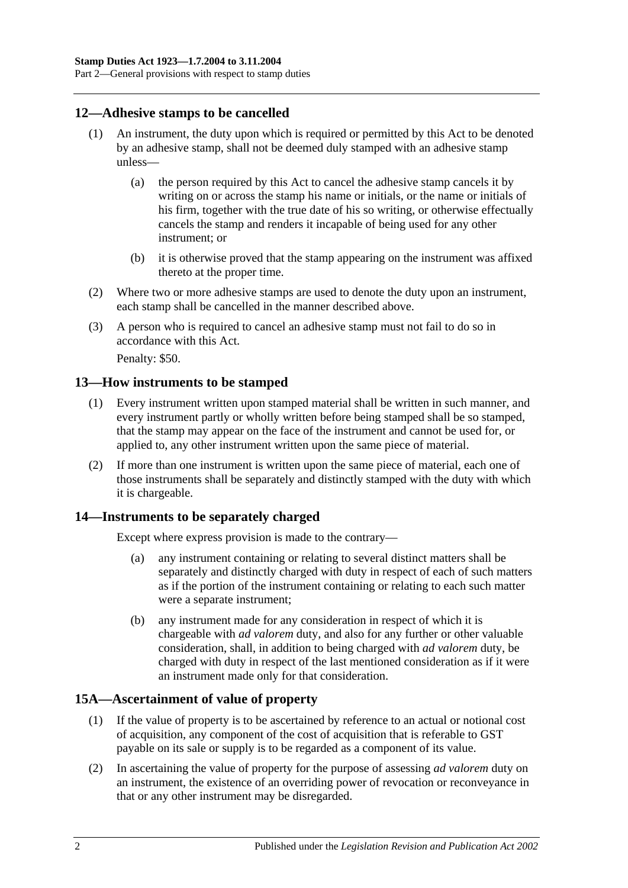## 12—Adhesive stamps to be cancelled

(1) An instrument, the duty upon which is required or permitted by this Act to be denoted by an adhesive stamp, shall not be deemed duly stamped with an adhesive stamp unless—

(a) the person required by this Act to cancel the adhesive stamp cancels it by writing on or across the stamp his name or initials, or the name or initials of his firm, together with the true date of his so writing, or otherwise effectually cancels the stamp and renders it incapable of being used for any other instrument; or

(b) it is otherwise proved that the stamp appearing on the instrument was affixed thereto at the proper time.

(2) Where two or more adhesive stamps are used to denote the duty upon an instrument, each stamp shall be cancelled in the manner described above.

(3) A person who is required to cancel an adhesive stamp must not fail to do so in accordance with this Act.

Penalty: $50.

## 13—How instruments to be stamped

(1) Every instrument written upon stamped material shall be written in such manner, and every instrument partly or wholly written before being stamped shall be so stamped, that the stamp may appear on the face of the instrument and cannot be used for, or applied to, any other instrument written upon the same piece of material.

(2) If more than one instrument is written upon the same piece of material, each one of those instruments shall be separately and distinctly stamped with the duty with which it is chargeable.

## 14—Instruments to be separately charged

Except where express provision is made to the contrary—

(a) any instrument containing or relating to several distinct matters shall be separately and distinctly charged with duty in respect of each of such matters as if the portion of the instrument containing or relating to each such matter were a separate instrument;

(b) any instrument made for any consideration in respect of which it is chargeable with *ad valorem* duty, and also for any further or other valuable consideration, shall, in addition to being charged with *ad valorem* duty, be charged with duty in respect of the last mentioned consideration as if it were an instrument made only for that consideration.

## 15A—Ascertainment of value of property

(1) If the value of property is to be ascertained by reference to an actual or notional cost of acquisition, any component of the cost of acquisition that is referable to GST payable on its sale or supply is to be regarded as a component of its value.

(2) In ascertaining the value of property for the purpose of assessing *ad valorem* duty on an instrument, the existence of an overriding power of revocation or reconveyance in that or any other instrument may be disregarded.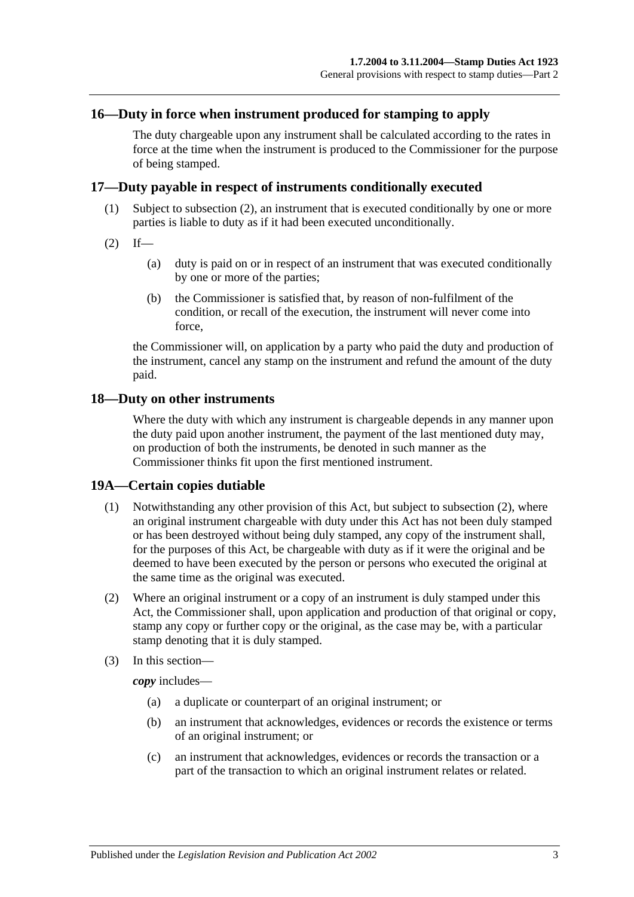## 16—Duty in force when instrument produced for stamping to apply

The duty chargeable upon any instrument shall be calculated according to the rates in force at the time when the instrument is produced to the Commissioner for the purpose of being stamped.

## 17—Duty payable in respect of instruments conditionally executed

(1) Subject to subsection (2), an instrument that is executed conditionally by one or more parties is liable to duty as if it had been executed unconditionally.

(2) If—

(a) duty is paid on or in respect of an instrument that was executed conditionally by one or more of the parties;

(b) the Commissioner is satisfied that, by reason of non-fulfilment of the condition, or recall of the execution, the instrument will never come into force,

the Commissioner will, on application by a party who paid the duty and production of the instrument, cancel any stamp on the instrument and refund the amount of the duty paid.

## 18—Duty on other instruments

Where the duty with which any instrument is chargeable depends in any manner upon the duty paid upon another instrument, the payment of the last mentioned duty may, on production of both the instruments, be denoted in such manner as the Commissioner thinks fit upon the first mentioned instrument.

## 19A—Certain copies dutiable

(1) Notwithstanding any other provision of this Act, but subject to subsection (2), where an original instrument chargeable with duty under this Act has not been duly stamped or has been destroyed without being duly stamped, any copy of the instrument shall, for the purposes of this Act, be chargeable with duty as if it were the original and be deemed to have been executed by the person or persons who executed the original at the same time as the original was executed.

(2) Where an original instrument or a copy of an instrument is duly stamped under this Act, the Commissioner shall, upon application and production of that original or copy, stamp any copy or further copy or the original, as the case may be, with a particular stamp denoting that it is duly stamped.

(3) In this section—

***copy*** includes—

(a) a duplicate or counterpart of an original instrument; or

(b) an instrument that acknowledges, evidences or records the existence or terms of an original instrument; or

(c) an instrument that acknowledges, evidences or records the transaction or a part of the transaction to which an original instrument relates or related.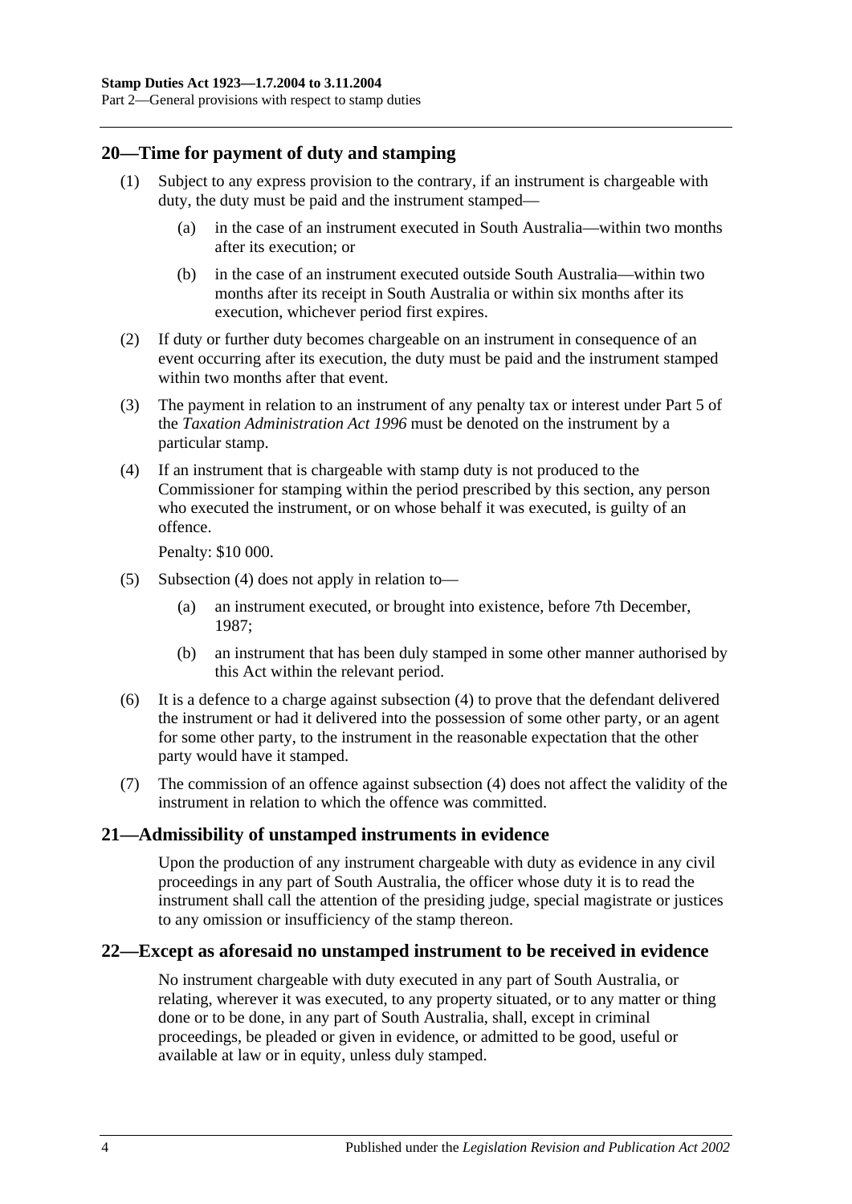## 20—Time for payment of duty and stamping

(1) Subject to any express provision to the contrary, if an instrument is chargeable with duty, the duty must be paid and the instrument stamped—

(a) in the case of an instrument executed in South Australia—within two months after its execution; or

(b) in the case of an instrument executed outside South Australia—within two months after its receipt in South Australia or within six months after its execution, whichever period first expires.

(2) If duty or further duty becomes chargeable on an instrument in consequence of an event occurring after its execution, the duty must be paid and the instrument stamped within two months after that event.

(3) The payment in relation to an instrument of any penalty tax or interest under Part 5 of the *Taxation Administration Act 1996* must be denoted on the instrument by a particular stamp.

(4) If an instrument that is chargeable with stamp duty is not produced to the Commissioner for stamping within the period prescribed by this section, any person who executed the instrument, or on whose behalf it was executed, is guilty of an offence.

Penalty: $10 000.

(5) Subsection (4) does not apply in relation to—

(a) an instrument executed, or brought into existence, before 7th December, 1987;

(b) an instrument that has been duly stamped in some other manner authorised by this Act within the relevant period.

(6) It is a defence to a charge against subsection (4) to prove that the defendant delivered the instrument or had it delivered into the possession of some other party, or an agent for some other party, to the instrument in the reasonable expectation that the other party would have it stamped.

(7) The commission of an offence against subsection (4) does not affect the validity of the instrument in relation to which the offence was committed.

## 21—Admissibility of unstamped instruments in evidence

Upon the production of any instrument chargeable with duty as evidence in any civil proceedings in any part of South Australia, the officer whose duty it is to read the instrument shall call the attention of the presiding judge, special magistrate or justices to any omission or insufficiency of the stamp thereon.

## 22—Except as aforesaid no unstamped instrument to be received in evidence

No instrument chargeable with duty executed in any part of South Australia, or relating, wherever it was executed, to any property situated, or to any matter or thing done or to be done, in any part of South Australia, shall, except in criminal proceedings, be pleaded or given in evidence, or admitted to be good, useful or available at law or in equity, unless duly stamped.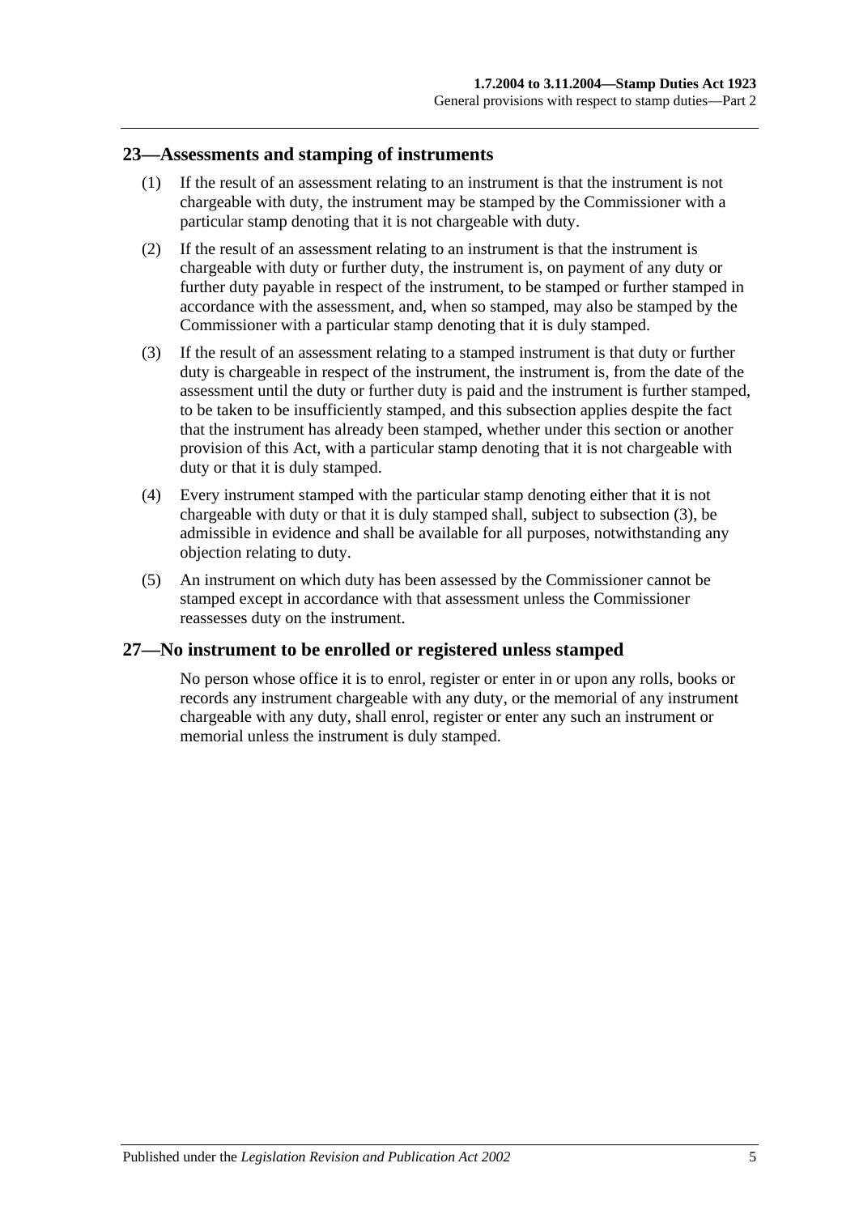## 23—Assessments and stamping of instruments

(1) If the result of an assessment relating to an instrument is that the instrument is not chargeable with duty, the instrument may be stamped by the Commissioner with a particular stamp denoting that it is not chargeable with duty.

(2) If the result of an assessment relating to an instrument is that the instrument is chargeable with duty or further duty, the instrument is, on payment of any duty or further duty payable in respect of the instrument, to be stamped or further stamped in accordance with the assessment, and, when so stamped, may also be stamped by the Commissioner with a particular stamp denoting that it is duly stamped.

(3) If the result of an assessment relating to a stamped instrument is that duty or further duty is chargeable in respect of the instrument, the instrument is, from the date of the assessment until the duty or further duty is paid and the instrument is further stamped, to be taken to be insufficiently stamped, and this subsection applies despite the fact that the instrument has already been stamped, whether under this section or another provision of this Act, with a particular stamp denoting that it is not chargeable with duty or that it is duly stamped.

(4) Every instrument stamped with the particular stamp denoting either that it is not chargeable with duty or that it is duly stamped shall, subject to subsection (3), be admissible in evidence and shall be available for all purposes, notwithstanding any objection relating to duty.

(5) An instrument on which duty has been assessed by the Commissioner cannot be stamped except in accordance with that assessment unless the Commissioner reassesses duty on the instrument.

## 27—No instrument to be enrolled or registered unless stamped

No person whose office it is to enrol, register or enter in or upon any rolls, books or records any instrument chargeable with any duty, or the memorial of any instrument chargeable with any duty, shall enrol, register or enter any such an instrument or memorial unless the instrument is duly stamped.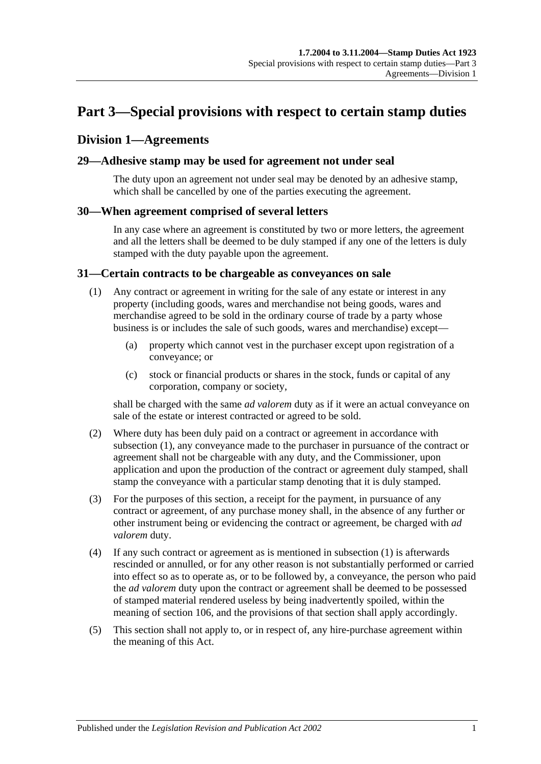# Part 3—Special provisions with respect to certain stamp duties

## Division 1—Agreements

### 29—Adhesive stamp may be used for agreement not under seal

The duty upon an agreement not under seal may be denoted by an adhesive stamp, which shall be cancelled by one of the parties executing the agreement.

### 30—When agreement comprised of several letters

In any case where an agreement is constituted by two or more letters, the agreement and all the letters shall be deemed to be duly stamped if any one of the letters is duly stamped with the duty payable upon the agreement.

### 31—Certain contracts to be chargeable as conveyances on sale

(1) Any contract or agreement in writing for the sale of any estate or interest in any property (including goods, wares and merchandise not being goods, wares and merchandise agreed to be sold in the ordinary course of trade by a party whose business is or includes the sale of such goods, wares and merchandise) except—

   (a) property which cannot vest in the purchaser except upon registration of a conveyance; or

   (c) stock or financial products or shares in the stock, funds or capital of any corporation, company or society,

   shall be charged with the same *ad valorem* duty as if it were an actual conveyance on sale of the estate or interest contracted or agreed to be sold.

(2) Where duty has been duly paid on a contract or agreement in accordance with subsection (1), any conveyance made to the purchaser in pursuance of the contract or agreement shall not be chargeable with any duty, and the Commissioner, upon application and upon the production of the contract or agreement duly stamped, shall stamp the conveyance with a particular stamp denoting that it is duly stamped.

(3) For the purposes of this section, a receipt for the payment, in pursuance of any contract or agreement, of any purchase money shall, in the absence of any further or other instrument being or evidencing the contract or agreement, be charged with *ad valorem* duty.

(4) If any such contract or agreement as is mentioned in subsection (1) is afterwards rescinded or annulled, or for any other reason is not substantially performed or carried into effect so as to operate as, or to be followed by, a conveyance, the person who paid the *ad valorem* duty upon the contract or agreement shall be deemed to be possessed of stamped material rendered useless by being inadvertently spoiled, within the meaning of section 106, and the provisions of that section shall apply accordingly.

(5) This section shall not apply to, or in respect of, any hire-purchase agreement within the meaning of this Act.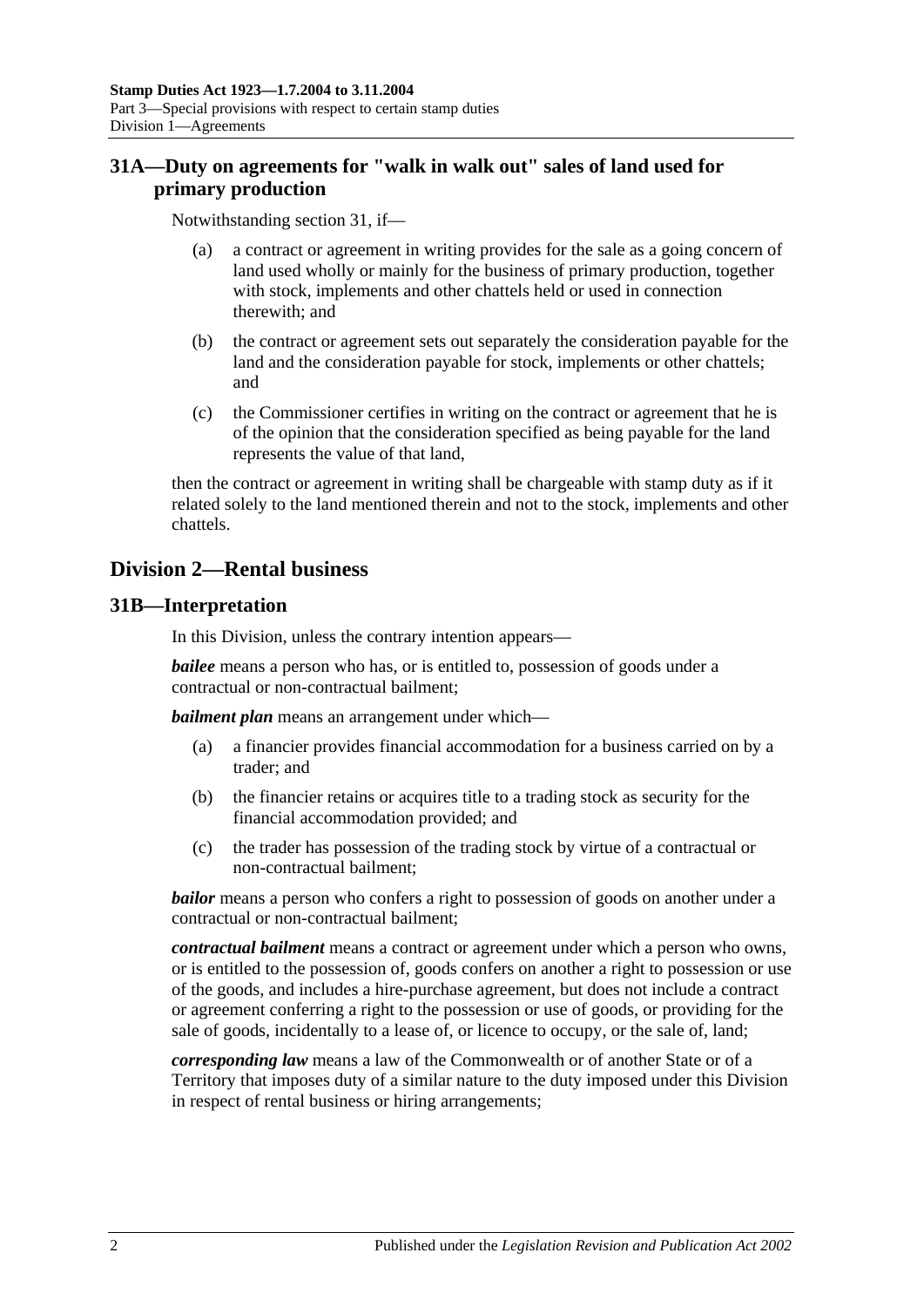## 31A—Duty on agreements for "walk in walk out" sales of land used for primary production

Notwithstanding section 31, if—

(a) a contract or agreement in writing provides for the sale as a going concern of land used wholly or mainly for the business of primary production, together with stock, implements and other chattels held or used in connection therewith; and

(b) the contract or agreement sets out separately the consideration payable for the land and the consideration payable for stock, implements or other chattels; and

(c) the Commissioner certifies in writing on the contract or agreement that he is of the opinion that the consideration specified as being payable for the land represents the value of that land,

then the contract or agreement in writing shall be chargeable with stamp duty as if it related solely to the land mentioned therein and not to the stock, implements and other chattels.

# Division 2—Rental business

## 31B—Interpretation

In this Division, unless the contrary intention appears—

***bailee*** means a person who has, or is entitled to, possession of goods under a contractual or non-contractual bailment;

***bailment plan*** means an arrangement under which—

(a) a financier provides financial accommodation for a business carried on by a trader; and

(b) the financier retains or acquires title to a trading stock as security for the financial accommodation provided; and

(c) the trader has possession of the trading stock by virtue of a contractual or non-contractual bailment;

***bailor*** means a person who confers a right to possession of goods on another under a contractual or non-contractual bailment;

***contractual bailment*** means a contract or agreement under which a person who owns, or is entitled to the possession of, goods confers on another a right to possession or use of the goods, and includes a hire-purchase agreement, but does not include a contract or agreement conferring a right to the possession or use of goods, or providing for the sale of goods, incidentally to a lease of, or licence to occupy, or the sale of, land;

***corresponding law*** means a law of the Commonwealth or of another State or of a Territory that imposes duty of a similar nature to the duty imposed under this Division in respect of rental business or hiring arrangements;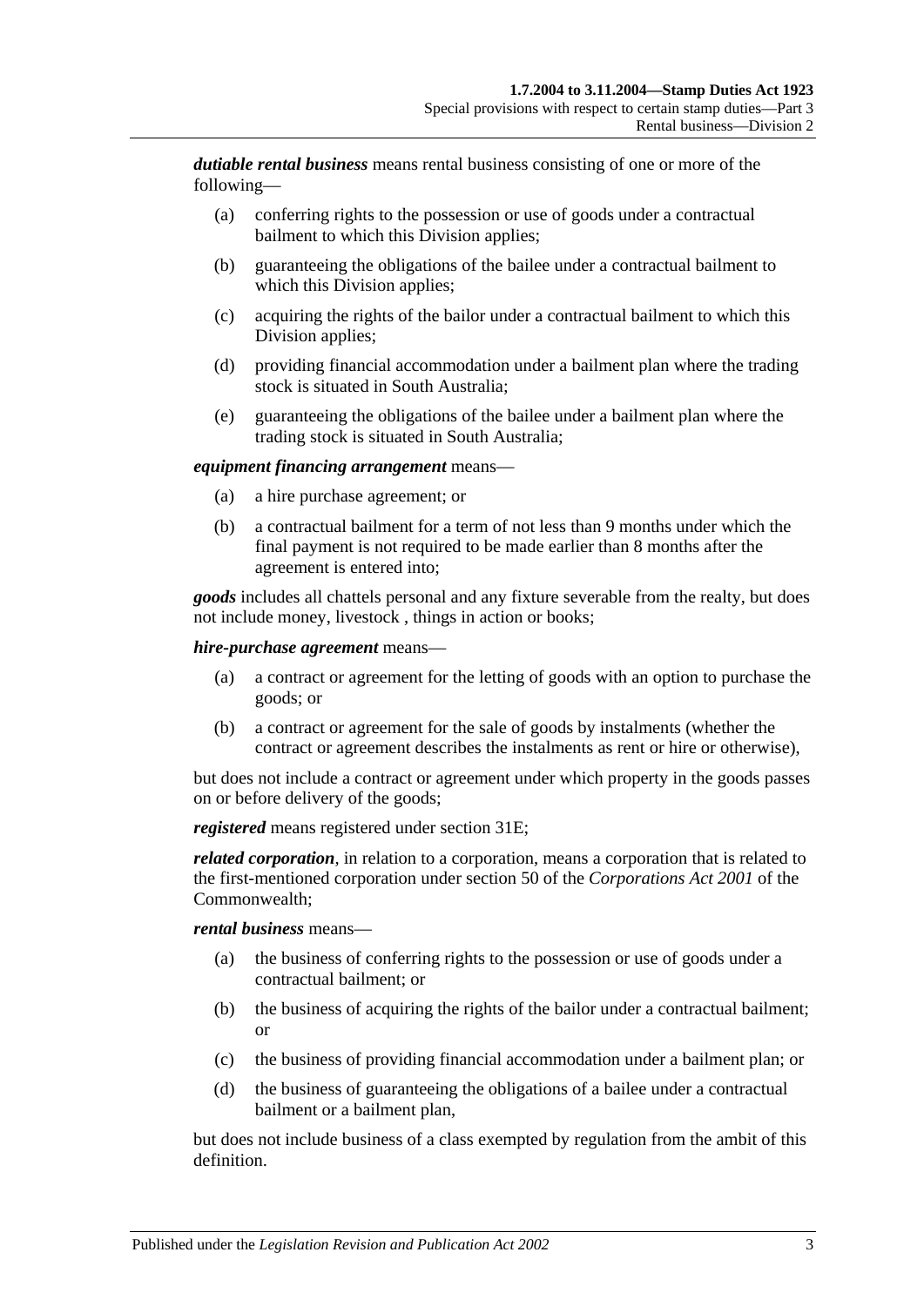***dutiable rental business*** means rental business consisting of one or more of the following—

- (a) conferring rights to the possession or use of goods under a contractual bailment to which this Division applies;
- (b) guaranteeing the obligations of the bailee under a contractual bailment to which this Division applies;
- (c) acquiring the rights of the bailor under a contractual bailment to which this Division applies;
- (d) providing financial accommodation under a bailment plan where the trading stock is situated in South Australia;
- (e) guaranteeing the obligations of the bailee under a bailment plan where the trading stock is situated in South Australia;

***equipment financing arrangement*** means—

- (a) a hire purchase agreement; or
- (b) a contractual bailment for a term of not less than 9 months under which the final payment is not required to be made earlier than 8 months after the agreement is entered into;

***goods*** includes all chattels personal and any fixture severable from the realty, but does not include money, livestock , things in action or books;

***hire-purchase agreement*** means—

- (a) a contract or agreement for the letting of goods with an option to purchase the goods; or
- (b) a contract or agreement for the sale of goods by instalments (whether the contract or agreement describes the instalments as rent or hire or otherwise),

but does not include a contract or agreement under which property in the goods passes on or before delivery of the goods;

***registered*** means registered under section 31E;

***related corporation***, in relation to a corporation, means a corporation that is related to the first-mentioned corporation under section 50 of the *Corporations Act 2001* of the Commonwealth;

***rental business*** means—

- (a) the business of conferring rights to the possession or use of goods under a contractual bailment; or
- (b) the business of acquiring the rights of the bailor under a contractual bailment; or
- (c) the business of providing financial accommodation under a bailment plan; or
- (d) the business of guaranteeing the obligations of a bailee under a contractual bailment or a bailment plan,

but does not include business of a class exempted by regulation from the ambit of this definition.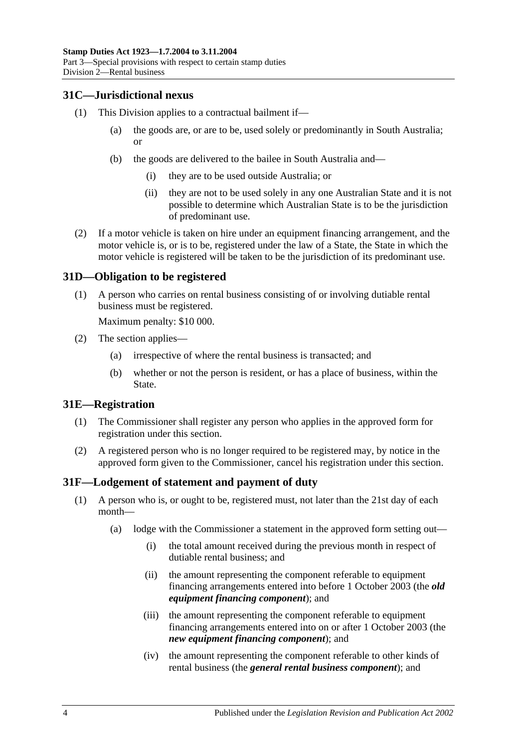## 31C—Jurisdictional nexus

(1) This Division applies to a contractual bailment if—

(a) the goods are, or are to be, used solely or predominantly in South Australia; or

(b) the goods are delivered to the bailee in South Australia and—

(i) they are to be used outside Australia; or

(ii) they are not to be used solely in any one Australian State and it is not possible to determine which Australian State is to be the jurisdiction of predominant use.

(2) If a motor vehicle is taken on hire under an equipment financing arrangement, and the motor vehicle is, or is to be, registered under the law of a State, the State in which the motor vehicle is registered will be taken to be the jurisdiction of its predominant use.

## 31D—Obligation to be registered

(1) A person who carries on rental business consisting of or involving dutiable rental business must be registered.

Maximum penalty: $10 000.

(2) The section applies—

(a) irrespective of where the rental business is transacted; and

(b) whether or not the person is resident, or has a place of business, within the State.

## 31E—Registration

(1) The Commissioner shall register any person who applies in the approved form for registration under this section.

(2) A registered person who is no longer required to be registered may, by notice in the approved form given to the Commissioner, cancel his registration under this section.

## 31F—Lodgement of statement and payment of duty

(1) A person who is, or ought to be, registered must, not later than the 21st day of each month—

(a) lodge with the Commissioner a statement in the approved form setting out—

(i) the total amount received during the previous month in respect of dutiable rental business; and

(ii) the amount representing the component referable to equipment financing arrangements entered into before 1 October 2003 (the ***old equipment financing component***); and

(iii) the amount representing the component referable to equipment financing arrangements entered into on or after 1 October 2003 (the ***new equipment financing component***); and

(iv) the amount representing the component referable to other kinds of rental business (the ***general rental business component***); and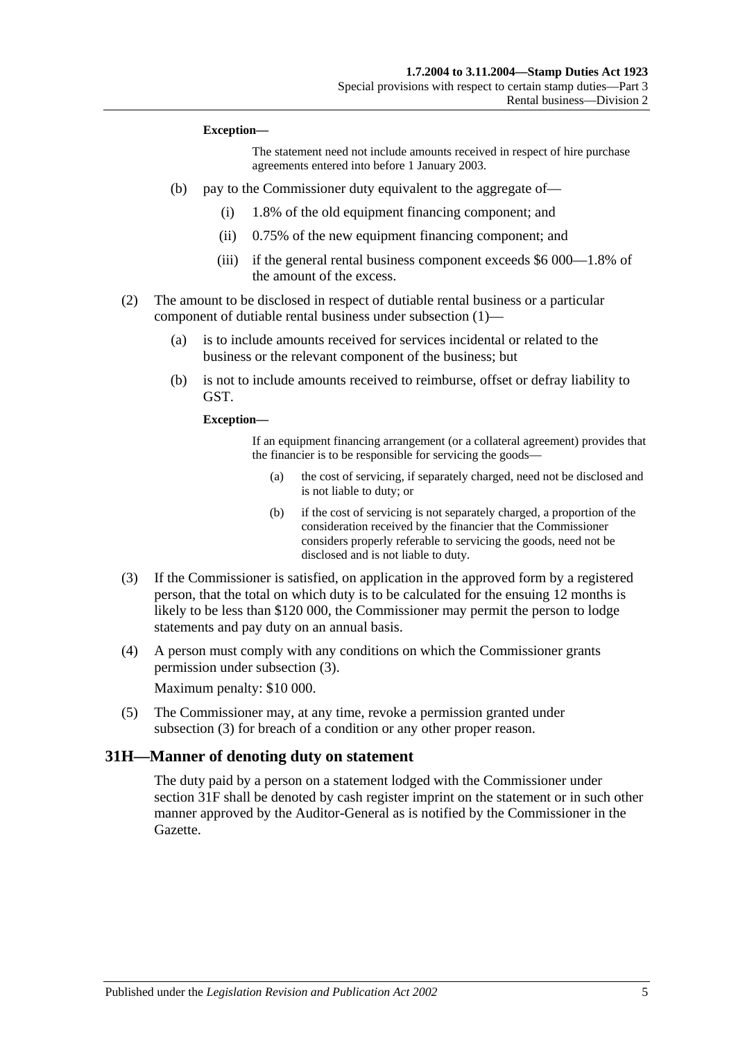**Exception—**

The statement need not include amounts received in respect of hire purchase agreements entered into before 1 January 2003.

(b) pay to the Commissioner duty equivalent to the aggregate of—

(i) 1.8% of the old equipment financing component; and

(ii) 0.75% of the new equipment financing component; and

(iii) if the general rental business component exceeds \$6 000—1.8% of the amount of the excess.

(2) The amount to be disclosed in respect of dutiable rental business or a particular component of dutiable rental business under subsection (1)—

(a) is to include amounts received for services incidental or related to the business or the relevant component of the business; but

(b) is not to include amounts received to reimburse, offset or defray liability to GST.

**Exception—**

If an equipment financing arrangement (or a collateral agreement) provides that the financier is to be responsible for servicing the goods—

(a) the cost of servicing, if separately charged, need not be disclosed and is not liable to duty; or

(b) if the cost of servicing is not separately charged, a proportion of the consideration received by the financier that the Commissioner considers properly referable to servicing the goods, need not be disclosed and is not liable to duty.

(3) If the Commissioner is satisfied, on application in the approved form by a registered person, that the total on which duty is to be calculated for the ensuing 12 months is likely to be less than \$120 000, the Commissioner may permit the person to lodge statements and pay duty on an annual basis.

(4) A person must comply with any conditions on which the Commissioner grants permission under subsection (3).

Maximum penalty: \$10 000.

(5) The Commissioner may, at any time, revoke a permission granted under subsection (3) for breach of a condition or any other proper reason.

## 31H—Manner of denoting duty on statement

The duty paid by a person on a statement lodged with the Commissioner under section 31F shall be denoted by cash register imprint on the statement or in such other manner approved by the Auditor-General as is notified by the Commissioner in the Gazette.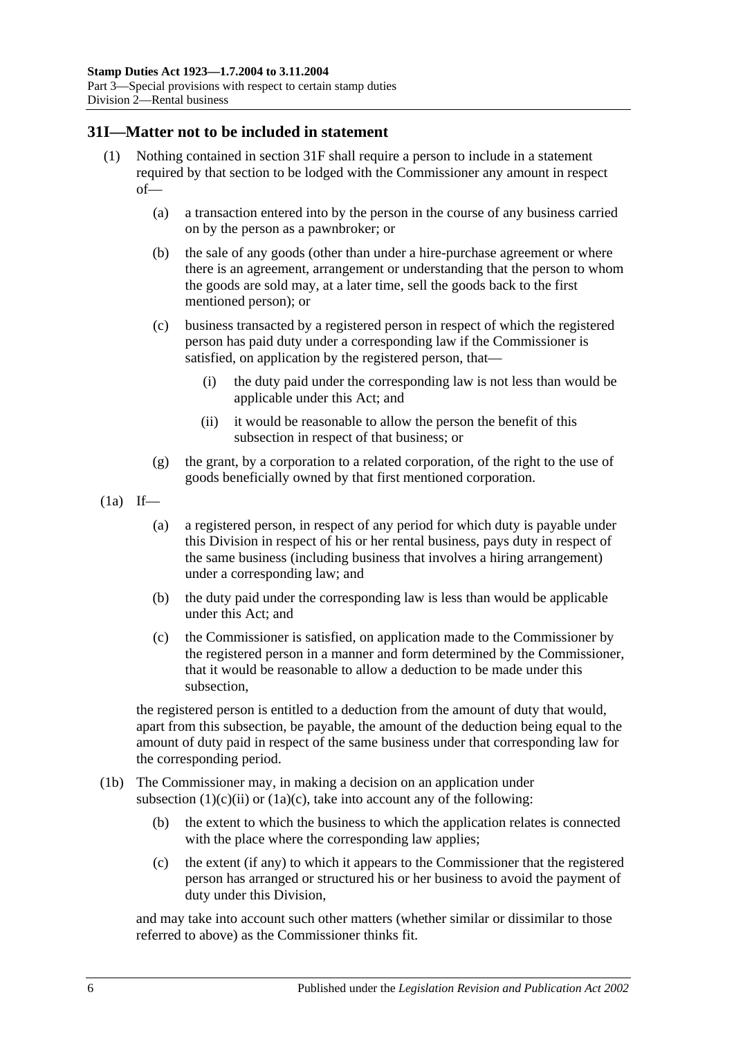## 31I—Matter not to be included in statement

(1) Nothing contained in section 31F shall require a person to include in a statement required by that section to be lodged with the Commissioner any amount in respect of—

(a) a transaction entered into by the person in the course of any business carried on by the person as a pawnbroker; or

(b) the sale of any goods (other than under a hire-purchase agreement or where there is an agreement, arrangement or understanding that the person to whom the goods are sold may, at a later time, sell the goods back to the first mentioned person); or

(c) business transacted by a registered person in respect of which the registered person has paid duty under a corresponding law if the Commissioner is satisfied, on application by the registered person, that—

(i) the duty paid under the corresponding law is not less than would be applicable under this Act; and

(ii) it would be reasonable to allow the person the benefit of this subsection in respect of that business; or

(g) the grant, by a corporation to a related corporation, of the right to the use of goods beneficially owned by that first mentioned corporation.

(1a) If—

(a) a registered person, in respect of any period for which duty is payable under this Division in respect of his or her rental business, pays duty in respect of the same business (including business that involves a hiring arrangement) under a corresponding law; and

(b) the duty paid under the corresponding law is less than would be applicable under this Act; and

(c) the Commissioner is satisfied, on application made to the Commissioner by the registered person in a manner and form determined by the Commissioner, that it would be reasonable to allow a deduction to be made under this subsection,

the registered person is entitled to a deduction from the amount of duty that would, apart from this subsection, be payable, the amount of the deduction being equal to the amount of duty paid in respect of the same business under that corresponding law for the corresponding period.

(1b) The Commissioner may, in making a decision on an application under subsection (1)(c)(ii) or (1a)(c), take into account any of the following:

(b) the extent to which the business to which the application relates is connected with the place where the corresponding law applies;

(c) the extent (if any) to which it appears to the Commissioner that the registered person has arranged or structured his or her business to avoid the payment of duty under this Division,

and may take into account such other matters (whether similar or dissimilar to those referred to above) as the Commissioner thinks fit.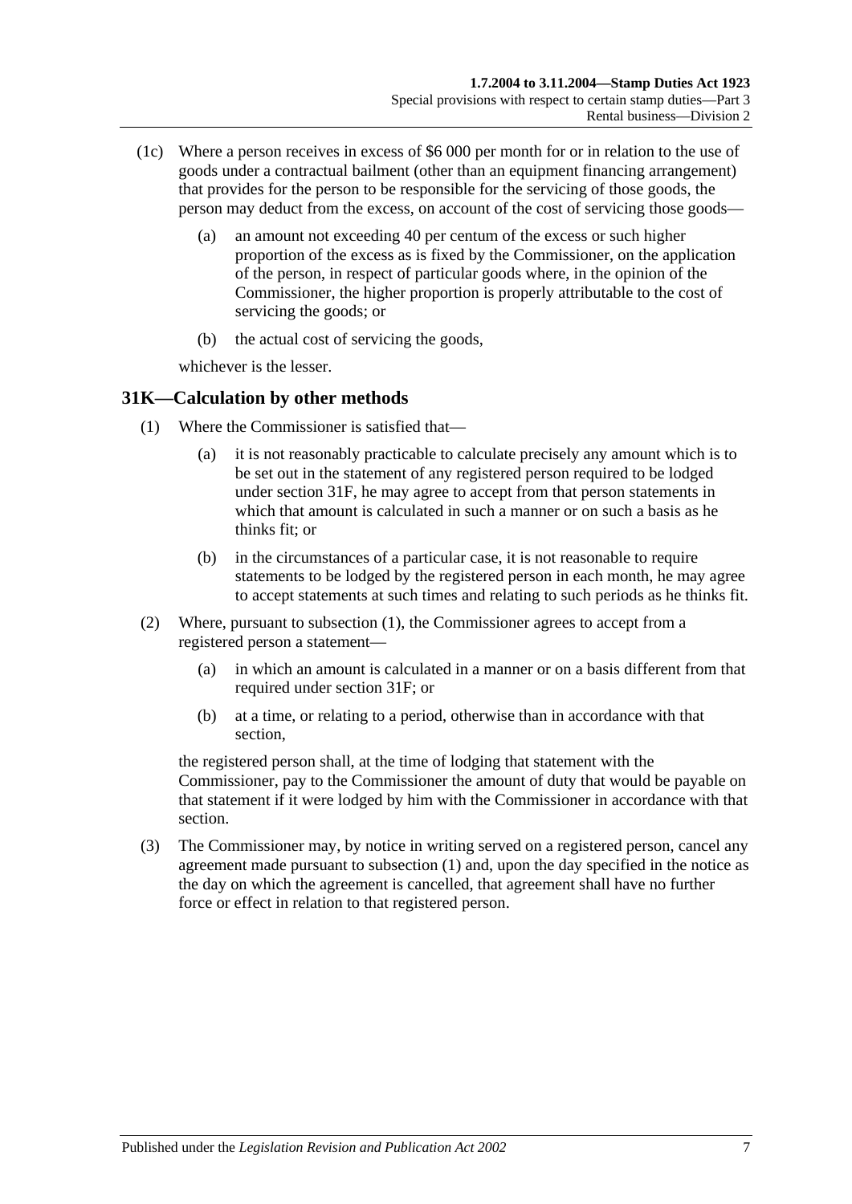(1c) Where a person receives in excess of $6 000 per month for or in relation to the use of goods under a contractual bailment (other than an equipment financing arrangement) that provides for the person to be responsible for the servicing of those goods, the person may deduct from the excess, on account of the cost of servicing those goods—

(a) an amount not exceeding 40 per centum of the excess or such higher proportion of the excess as is fixed by the Commissioner, on the application of the person, in respect of particular goods where, in the opinion of the Commissioner, the higher proportion is properly attributable to the cost of servicing the goods; or

(b) the actual cost of servicing the goods,

whichever is the lesser.

## 31K—Calculation by other methods

(1) Where the Commissioner is satisfied that—

(a) it is not reasonably practicable to calculate precisely any amount which is to be set out in the statement of any registered person required to be lodged under section 31F, he may agree to accept from that person statements in which that amount is calculated in such a manner or on such a basis as he thinks fit; or

(b) in the circumstances of a particular case, it is not reasonable to require statements to be lodged by the registered person in each month, he may agree to accept statements at such times and relating to such periods as he thinks fit.

(2) Where, pursuant to subsection (1), the Commissioner agrees to accept from a registered person a statement—

(a) in which an amount is calculated in a manner or on a basis different from that required under section 31F; or

(b) at a time, or relating to a period, otherwise than in accordance with that section,

the registered person shall, at the time of lodging that statement with the Commissioner, pay to the Commissioner the amount of duty that would be payable on that statement if it were lodged by him with the Commissioner in accordance with that section.

(3) The Commissioner may, by notice in writing served on a registered person, cancel any agreement made pursuant to subsection (1) and, upon the day specified in the notice as the day on which the agreement is cancelled, that agreement shall have no further force or effect in relation to that registered person.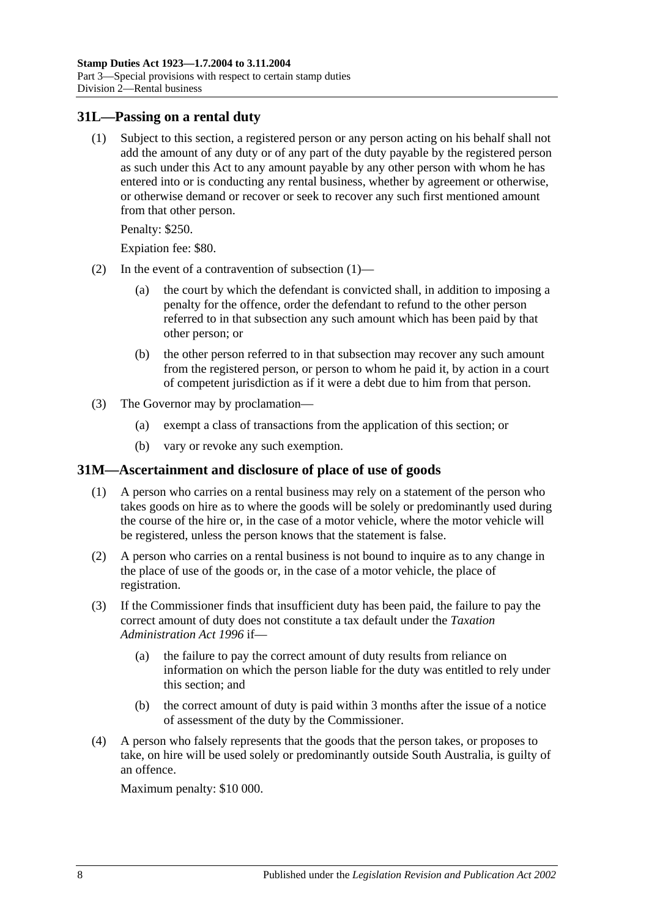## 31L—Passing on a rental duty

(1) Subject to this section, a registered person or any person acting on his behalf shall not add the amount of any duty or of any part of the duty payable by the registered person as such under this Act to any amount payable by any other person with whom he has entered into or is conducting any rental business, whether by agreement or otherwise, or otherwise demand or recover or seek to recover any such first mentioned amount from that other person.

Penalty: $250.

Expiation fee: $80.

(2) In the event of a contravention of subsection (1)—

(a) the court by which the defendant is convicted shall, in addition to imposing a penalty for the offence, order the defendant to refund to the other person referred to in that subsection any such amount which has been paid by that other person; or

(b) the other person referred to in that subsection may recover any such amount from the registered person, or person to whom he paid it, by action in a court of competent jurisdiction as if it were a debt due to him from that person.

(3) The Governor may by proclamation—

(a) exempt a class of transactions from the application of this section; or

(b) vary or revoke any such exemption.

## 31M—Ascertainment and disclosure of place of use of goods

(1) A person who carries on a rental business may rely on a statement of the person who takes goods on hire as to where the goods will be solely or predominantly used during the course of the hire or, in the case of a motor vehicle, where the motor vehicle will be registered, unless the person knows that the statement is false.

(2) A person who carries on a rental business is not bound to inquire as to any change in the place of use of the goods or, in the case of a motor vehicle, the place of registration.

(3) If the Commissioner finds that insufficient duty has been paid, the failure to pay the correct amount of duty does not constitute a tax default under the *Taxation Administration Act 1996* if—

(a) the failure to pay the correct amount of duty results from reliance on information on which the person liable for the duty was entitled to rely under this section; and

(b) the correct amount of duty is paid within 3 months after the issue of a notice of assessment of the duty by the Commissioner.

(4) A person who falsely represents that the goods that the person takes, or proposes to take, on hire will be used solely or predominantly outside South Australia, is guilty of an offence.

Maximum penalty: $10 000.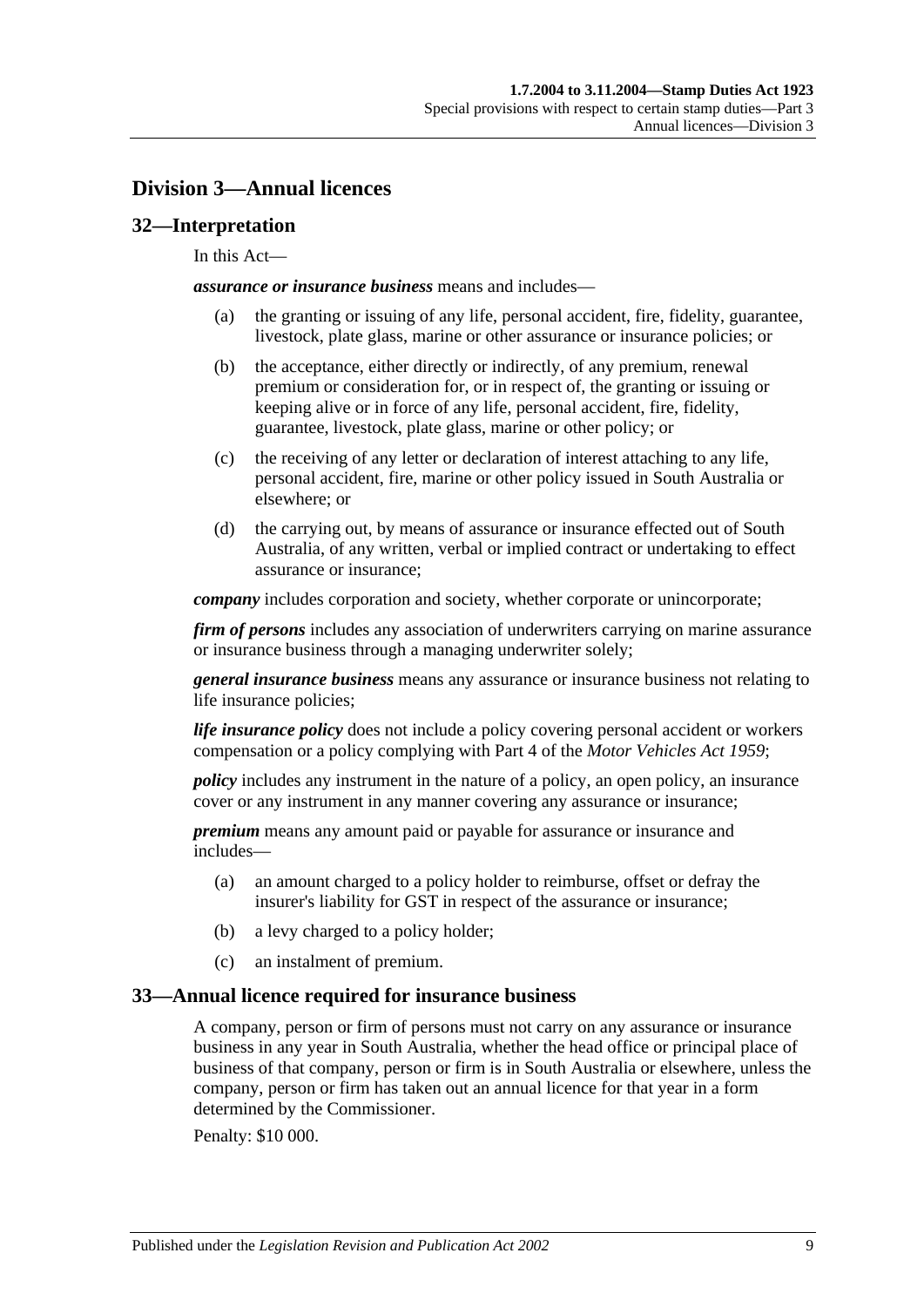## Division 3—Annual licences

### 32—Interpretation

In this Act—

***assurance or insurance business*** means and includes—

(a) the granting or issuing of any life, personal accident, fire, fidelity, guarantee, livestock, plate glass, marine or other assurance or insurance policies; or

(b) the acceptance, either directly or indirectly, of any premium, renewal premium or consideration for, or in respect of, the granting or issuing or keeping alive or in force of any life, personal accident, fire, fidelity, guarantee, livestock, plate glass, marine or other policy; or

(c) the receiving of any letter or declaration of interest attaching to any life, personal accident, fire, marine or other policy issued in South Australia or elsewhere; or

(d) the carrying out, by means of assurance or insurance effected out of South Australia, of any written, verbal or implied contract or undertaking to effect assurance or insurance;

***company*** includes corporation and society, whether corporate or unincorporate;

***firm of persons*** includes any association of underwriters carrying on marine assurance or insurance business through a managing underwriter solely;

***general insurance business*** means any assurance or insurance business not relating to life insurance policies;

***life insurance policy*** does not include a policy covering personal accident or workers compensation or a policy complying with Part 4 of the *Motor Vehicles Act 1959*;

***policy*** includes any instrument in the nature of a policy, an open policy, an insurance cover or any instrument in any manner covering any assurance or insurance;

***premium*** means any amount paid or payable for assurance or insurance and includes—

(a) an amount charged to a policy holder to reimburse, offset or defray the insurer's liability for GST in respect of the assurance or insurance;

(b) a levy charged to a policy holder;

(c) an instalment of premium.

### 33—Annual licence required for insurance business

A company, person or firm of persons must not carry on any assurance or insurance business in any year in South Australia, whether the head office or principal place of business of that company, person or firm is in South Australia or elsewhere, unless the company, person or firm has taken out an annual licence for that year in a form determined by the Commissioner.

Penalty: $10 000.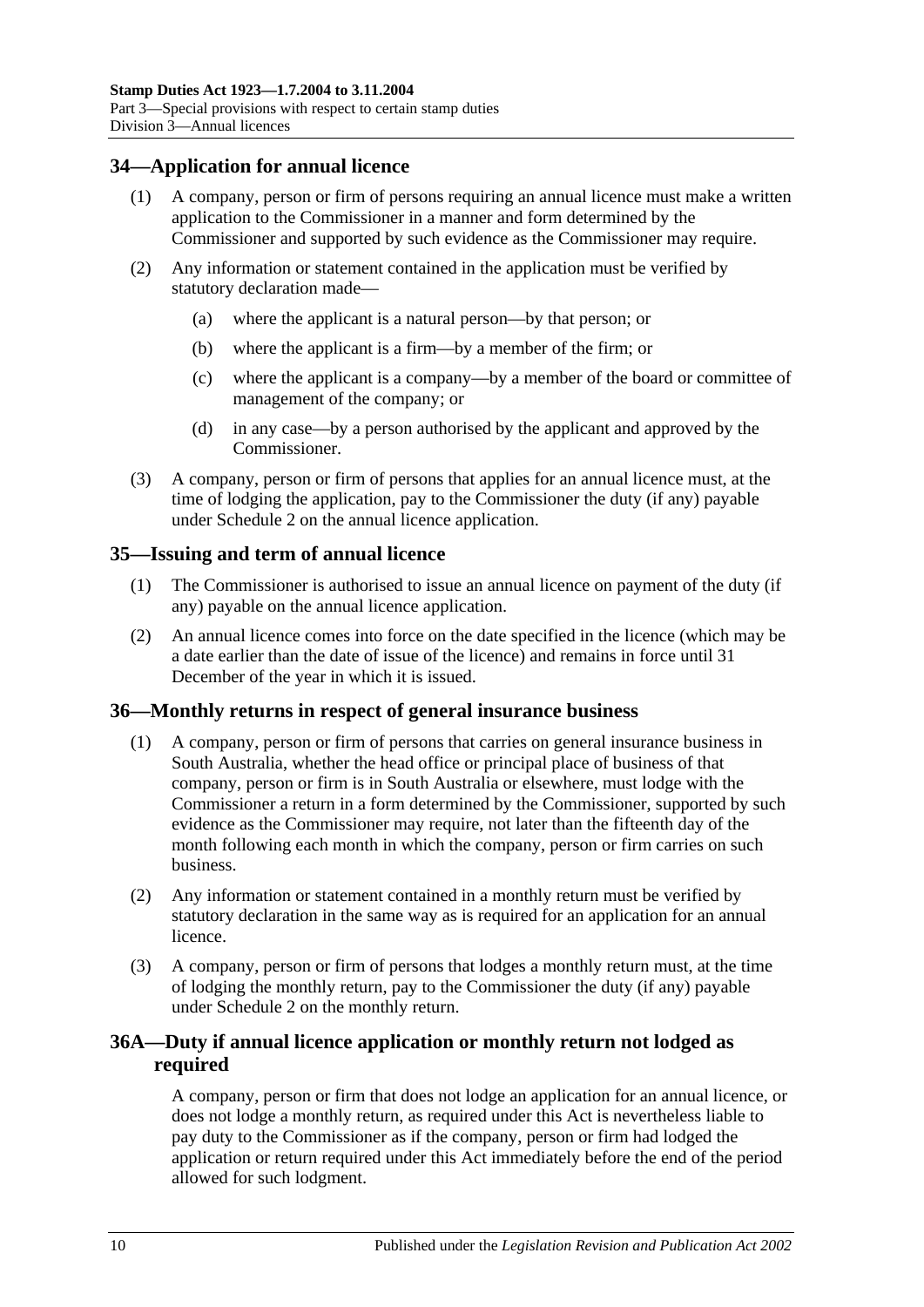## 34—Application for annual licence

(1) A company, person or firm of persons requiring an annual licence must make a written application to the Commissioner in a manner and form determined by the Commissioner and supported by such evidence as the Commissioner may require.

(2) Any information or statement contained in the application must be verified by statutory declaration made—

(a) where the applicant is a natural person—by that person; or

(b) where the applicant is a firm—by a member of the firm; or

(c) where the applicant is a company—by a member of the board or committee of management of the company; or

(d) in any case—by a person authorised by the applicant and approved by the Commissioner.

(3) A company, person or firm of persons that applies for an annual licence must, at the time of lodging the application, pay to the Commissioner the duty (if any) payable under Schedule 2 on the annual licence application.

## 35—Issuing and term of annual licence

(1) The Commissioner is authorised to issue an annual licence on payment of the duty (if any) payable on the annual licence application.

(2) An annual licence comes into force on the date specified in the licence (which may be a date earlier than the date of issue of the licence) and remains in force until 31 December of the year in which it is issued.

## 36—Monthly returns in respect of general insurance business

(1) A company, person or firm of persons that carries on general insurance business in South Australia, whether the head office or principal place of business of that company, person or firm is in South Australia or elsewhere, must lodge with the Commissioner a return in a form determined by the Commissioner, supported by such evidence as the Commissioner may require, not later than the fifteenth day of the month following each month in which the company, person or firm carries on such business.

(2) Any information or statement contained in a monthly return must be verified by statutory declaration in the same way as is required for an application for an annual licence.

(3) A company, person or firm of persons that lodges a monthly return must, at the time of lodging the monthly return, pay to the Commissioner the duty (if any) payable under Schedule 2 on the monthly return.

## 36A—Duty if annual licence application or monthly return not lodged as required

A company, person or firm that does not lodge an application for an annual licence, or does not lodge a monthly return, as required under this Act is nevertheless liable to pay duty to the Commissioner as if the company, person or firm had lodged the application or return required under this Act immediately before the end of the period allowed for such lodgment.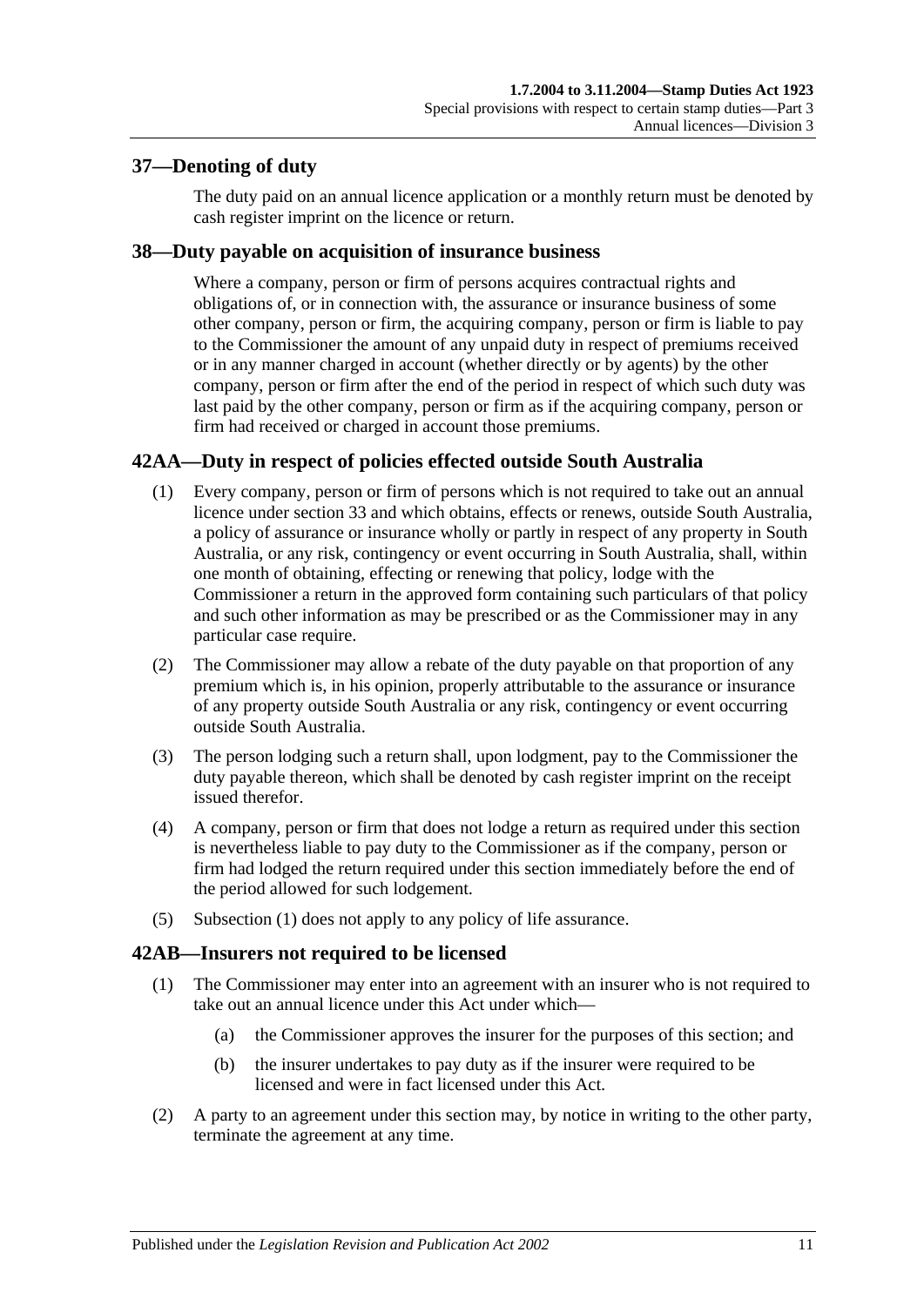## 37—Denoting of duty

The duty paid on an annual licence application or a monthly return must be denoted by cash register imprint on the licence or return.

## 38—Duty payable on acquisition of insurance business

Where a company, person or firm of persons acquires contractual rights and obligations of, or in connection with, the assurance or insurance business of some other company, person or firm, the acquiring company, person or firm is liable to pay to the Commissioner the amount of any unpaid duty in respect of premiums received or in any manner charged in account (whether directly or by agents) by the other company, person or firm after the end of the period in respect of which such duty was last paid by the other company, person or firm as if the acquiring company, person or firm had received or charged in account those premiums.

## 42AA—Duty in respect of policies effected outside South Australia

(1) Every company, person or firm of persons which is not required to take out an annual licence under section 33 and which obtains, effects or renews, outside South Australia, a policy of assurance or insurance wholly or partly in respect of any property in South Australia, or any risk, contingency or event occurring in South Australia, shall, within one month of obtaining, effecting or renewing that policy, lodge with the Commissioner a return in the approved form containing such particulars of that policy and such other information as may be prescribed or as the Commissioner may in any particular case require.

(2) The Commissioner may allow a rebate of the duty payable on that proportion of any premium which is, in his opinion, properly attributable to the assurance or insurance of any property outside South Australia or any risk, contingency or event occurring outside South Australia.

(3) The person lodging such a return shall, upon lodgment, pay to the Commissioner the duty payable thereon, which shall be denoted by cash register imprint on the receipt issued therefor.

(4) A company, person or firm that does not lodge a return as required under this section is nevertheless liable to pay duty to the Commissioner as if the company, person or firm had lodged the return required under this section immediately before the end of the period allowed for such lodgement.

(5) Subsection (1) does not apply to any policy of life assurance.

## 42AB—Insurers not required to be licensed

(1) The Commissioner may enter into an agreement with an insurer who is not required to take out an annual licence under this Act under which—

   (a) the Commissioner approves the insurer for the purposes of this section; and

   (b) the insurer undertakes to pay duty as if the insurer were required to be licensed and were in fact licensed under this Act.

(2) A party to an agreement under this section may, by notice in writing to the other party, terminate the agreement at any time.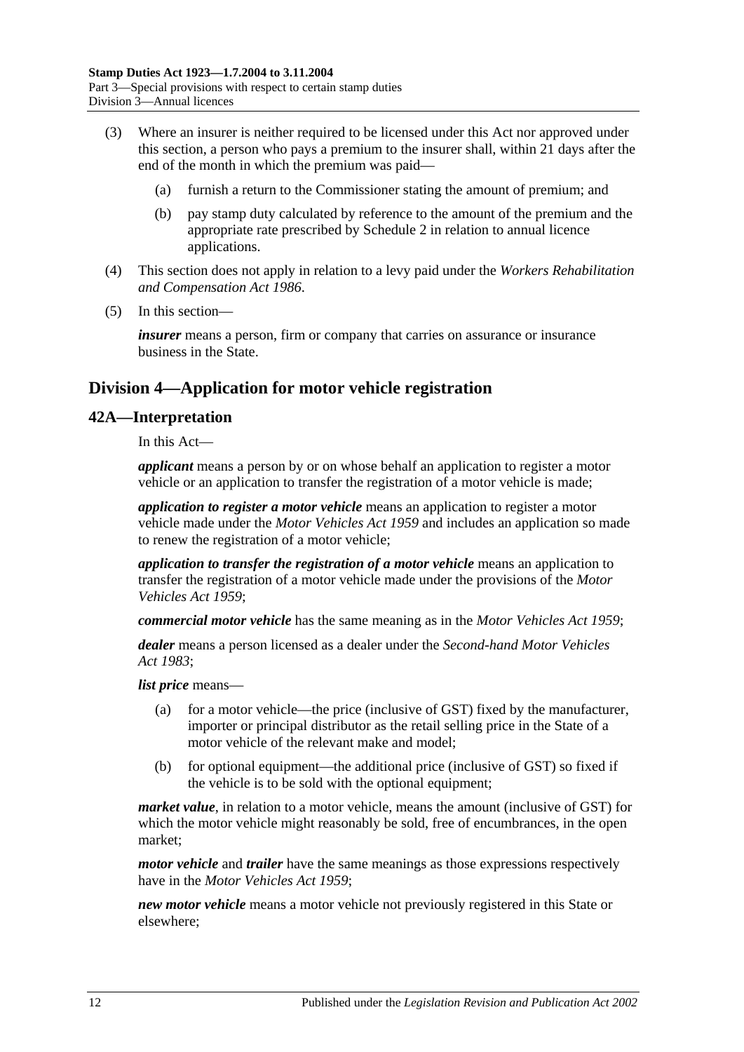(3) Where an insurer is neither required to be licensed under this Act nor approved under this section, a person who pays a premium to the insurer shall, within 21 days after the end of the month in which the premium was paid—

(a) furnish a return to the Commissioner stating the amount of premium; and

(b) pay stamp duty calculated by reference to the amount of the premium and the appropriate rate prescribed by Schedule 2 in relation to annual licence applications.

(4) This section does not apply in relation to a levy paid under the *Workers Rehabilitation and Compensation Act 1986*.

(5) In this section—

***insurer*** means a person, firm or company that carries on assurance or insurance business in the State.

## Division 4—Application for motor vehicle registration

### 42A—Interpretation

In this Act—

***applicant*** means a person by or on whose behalf an application to register a motor vehicle or an application to transfer the registration of a motor vehicle is made;

***application to register a motor vehicle*** means an application to register a motor vehicle made under the *Motor Vehicles Act 1959* and includes an application so made to renew the registration of a motor vehicle;

***application to transfer the registration of a motor vehicle*** means an application to transfer the registration of a motor vehicle made under the provisions of the *Motor Vehicles Act 1959*;

***commercial motor vehicle*** has the same meaning as in the *Motor Vehicles Act 1959*;

***dealer*** means a person licensed as a dealer under the *Second-hand Motor Vehicles Act 1983*;

***list price*** means—

(a) for a motor vehicle—the price (inclusive of GST) fixed by the manufacturer, importer or principal distributor as the retail selling price in the State of a motor vehicle of the relevant make and model;

(b) for optional equipment—the additional price (inclusive of GST) so fixed if the vehicle is to be sold with the optional equipment;

***market value***, in relation to a motor vehicle, means the amount (inclusive of GST) for which the motor vehicle might reasonably be sold, free of encumbrances, in the open market;

***motor vehicle*** and ***trailer*** have the same meanings as those expressions respectively have in the *Motor Vehicles Act 1959*;

***new motor vehicle*** means a motor vehicle not previously registered in this State or elsewhere;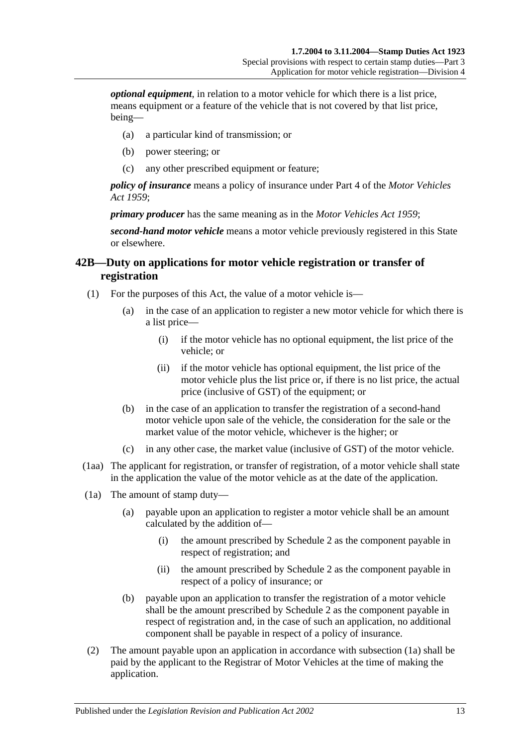***optional equipment***, in relation to a motor vehicle for which there is a list price, means equipment or a feature of the vehicle that is not covered by that list price, being—

(a) a particular kind of transmission; or

(b) power steering; or

(c) any other prescribed equipment or feature;

***policy of insurance*** means a policy of insurance under Part 4 of the *Motor Vehicles Act 1959*;

***primary producer*** has the same meaning as in the *Motor Vehicles Act 1959*;

***second-hand motor vehicle*** means a motor vehicle previously registered in this State or elsewhere.

## 42B—Duty on applications for motor vehicle registration or transfer of registration

(1) For the purposes of this Act, the value of a motor vehicle is—

(a) in the case of an application to register a new motor vehicle for which there is a list price—

(i) if the motor vehicle has no optional equipment, the list price of the vehicle; or

(ii) if the motor vehicle has optional equipment, the list price of the motor vehicle plus the list price or, if there is no list price, the actual price (inclusive of GST) of the equipment; or

(b) in the case of an application to transfer the registration of a second-hand motor vehicle upon sale of the vehicle, the consideration for the sale or the market value of the motor vehicle, whichever is the higher; or

(c) in any other case, the market value (inclusive of GST) of the motor vehicle.

(1aa) The applicant for registration, or transfer of registration, of a motor vehicle shall state in the application the value of the motor vehicle as at the date of the application.

(1a) The amount of stamp duty—

(a) payable upon an application to register a motor vehicle shall be an amount calculated by the addition of—

(i) the amount prescribed by Schedule 2 as the component payable in respect of registration; and

(ii) the amount prescribed by Schedule 2 as the component payable in respect of a policy of insurance; or

(b) payable upon an application to transfer the registration of a motor vehicle shall be the amount prescribed by Schedule 2 as the component payable in respect of registration and, in the case of such an application, no additional component shall be payable in respect of a policy of insurance.

(2) The amount payable upon an application in accordance with subsection (1a) shall be paid by the applicant to the Registrar of Motor Vehicles at the time of making the application.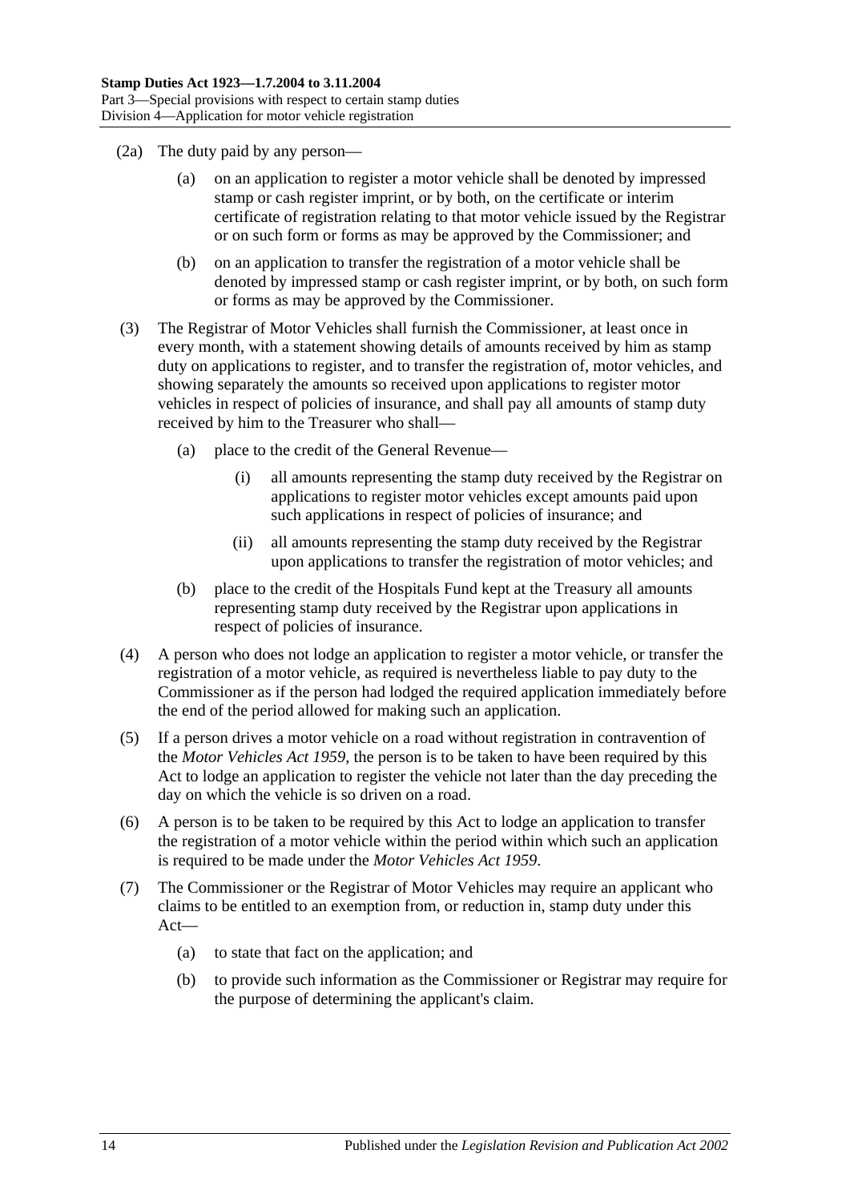(2a) The duty paid by any person—

(a) on an application to register a motor vehicle shall be denoted by impressed stamp or cash register imprint, or by both, on the certificate or interim certificate of registration relating to that motor vehicle issued by the Registrar or on such form or forms as may be approved by the Commissioner; and

(b) on an application to transfer the registration of a motor vehicle shall be denoted by impressed stamp or cash register imprint, or by both, on such form or forms as may be approved by the Commissioner.

(3) The Registrar of Motor Vehicles shall furnish the Commissioner, at least once in every month, with a statement showing details of amounts received by him as stamp duty on applications to register, and to transfer the registration of, motor vehicles, and showing separately the amounts so received upon applications to register motor vehicles in respect of policies of insurance, and shall pay all amounts of stamp duty received by him to the Treasurer who shall—

(a) place to the credit of the General Revenue—

(i) all amounts representing the stamp duty received by the Registrar on applications to register motor vehicles except amounts paid upon such applications in respect of policies of insurance; and

(ii) all amounts representing the stamp duty received by the Registrar upon applications to transfer the registration of motor vehicles; and

(b) place to the credit of the Hospitals Fund kept at the Treasury all amounts representing stamp duty received by the Registrar upon applications in respect of policies of insurance.

(4) A person who does not lodge an application to register a motor vehicle, or transfer the registration of a motor vehicle, as required is nevertheless liable to pay duty to the Commissioner as if the person had lodged the required application immediately before the end of the period allowed for making such an application.

(5) If a person drives a motor vehicle on a road without registration in contravention of the *Motor Vehicles Act 1959*, the person is to be taken to have been required by this Act to lodge an application to register the vehicle not later than the day preceding the day on which the vehicle is so driven on a road.

(6) A person is to be taken to be required by this Act to lodge an application to transfer the registration of a motor vehicle within the period within which such an application is required to be made under the *Motor Vehicles Act 1959*.

(7) The Commissioner or the Registrar of Motor Vehicles may require an applicant who claims to be entitled to an exemption from, or reduction in, stamp duty under this Act—

(a) to state that fact on the application; and

(b) to provide such information as the Commissioner or Registrar may require for the purpose of determining the applicant's claim.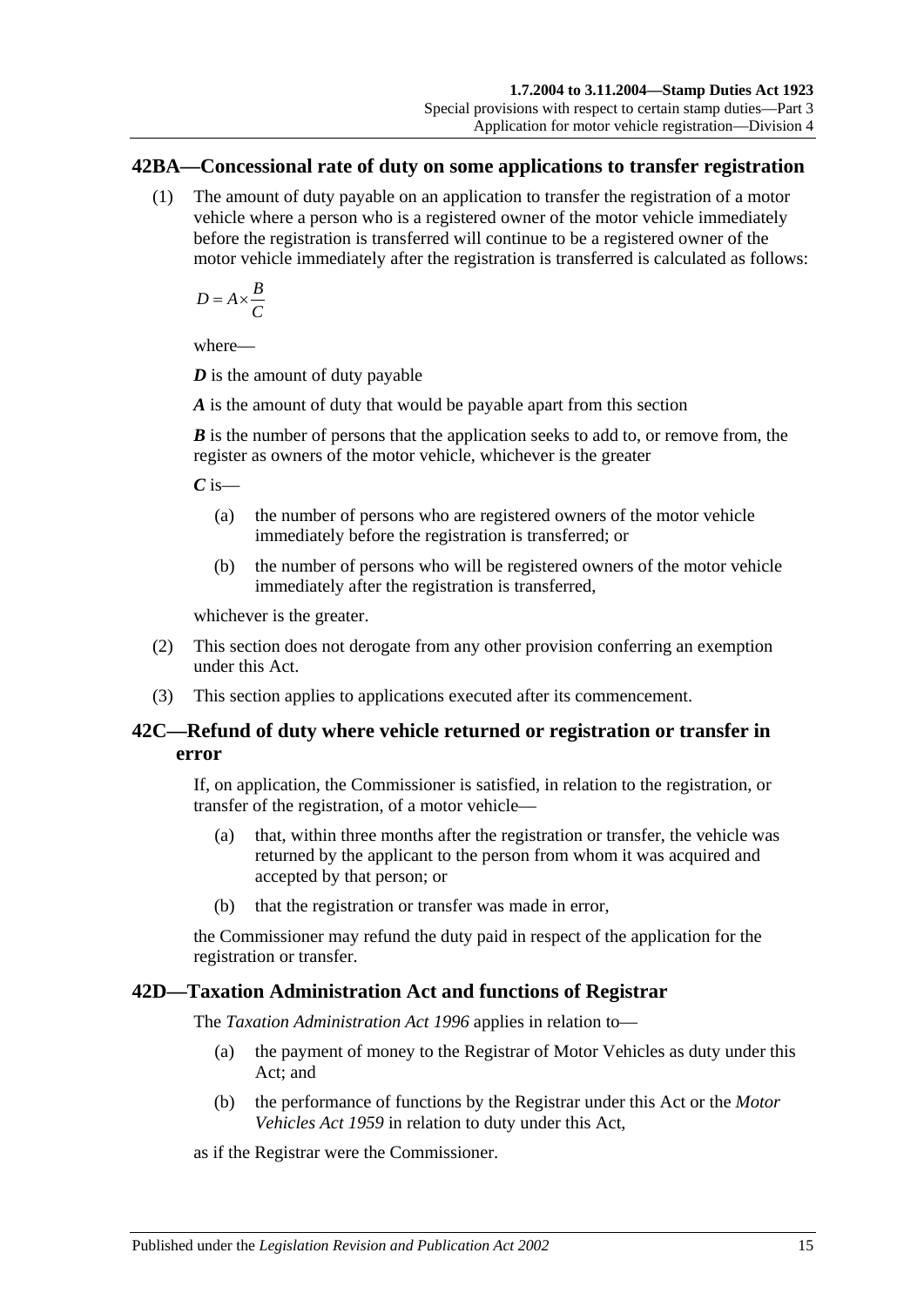## 42BA—Concessional rate of duty on some applications to transfer registration

(1) The amount of duty payable on an application to transfer the registration of a motor vehicle where a person who is a registered owner of the motor vehicle immediately before the registration is transferred will continue to be a registered owner of the motor vehicle immediately after the registration is transferred is calculated as follows:

$$D = A \times \frac{B}{C}$$

where—

***D*** is the amount of duty payable

***A*** is the amount of duty that would be payable apart from this section

***B*** is the number of persons that the application seeks to add to, or remove from, the register as owners of the motor vehicle, whichever is the greater

***C*** is—

(a) the number of persons who are registered owners of the motor vehicle immediately before the registration is transferred; or

(b) the number of persons who will be registered owners of the motor vehicle immediately after the registration is transferred,

whichever is the greater.

(2) This section does not derogate from any other provision conferring an exemption under this Act.

(3) This section applies to applications executed after its commencement.

## 42C—Refund of duty where vehicle returned or registration or transfer in error

If, on application, the Commissioner is satisfied, in relation to the registration, or transfer of the registration, of a motor vehicle—

(a) that, within three months after the registration or transfer, the vehicle was returned by the applicant to the person from whom it was acquired and accepted by that person; or

(b) that the registration or transfer was made in error,

the Commissioner may refund the duty paid in respect of the application for the registration or transfer.

## 42D—Taxation Administration Act and functions of Registrar

The *Taxation Administration Act 1996* applies in relation to—

(a) the payment of money to the Registrar of Motor Vehicles as duty under this Act; and

(b) the performance of functions by the Registrar under this Act or the *Motor Vehicles Act 1959* in relation to duty under this Act,

as if the Registrar were the Commissioner.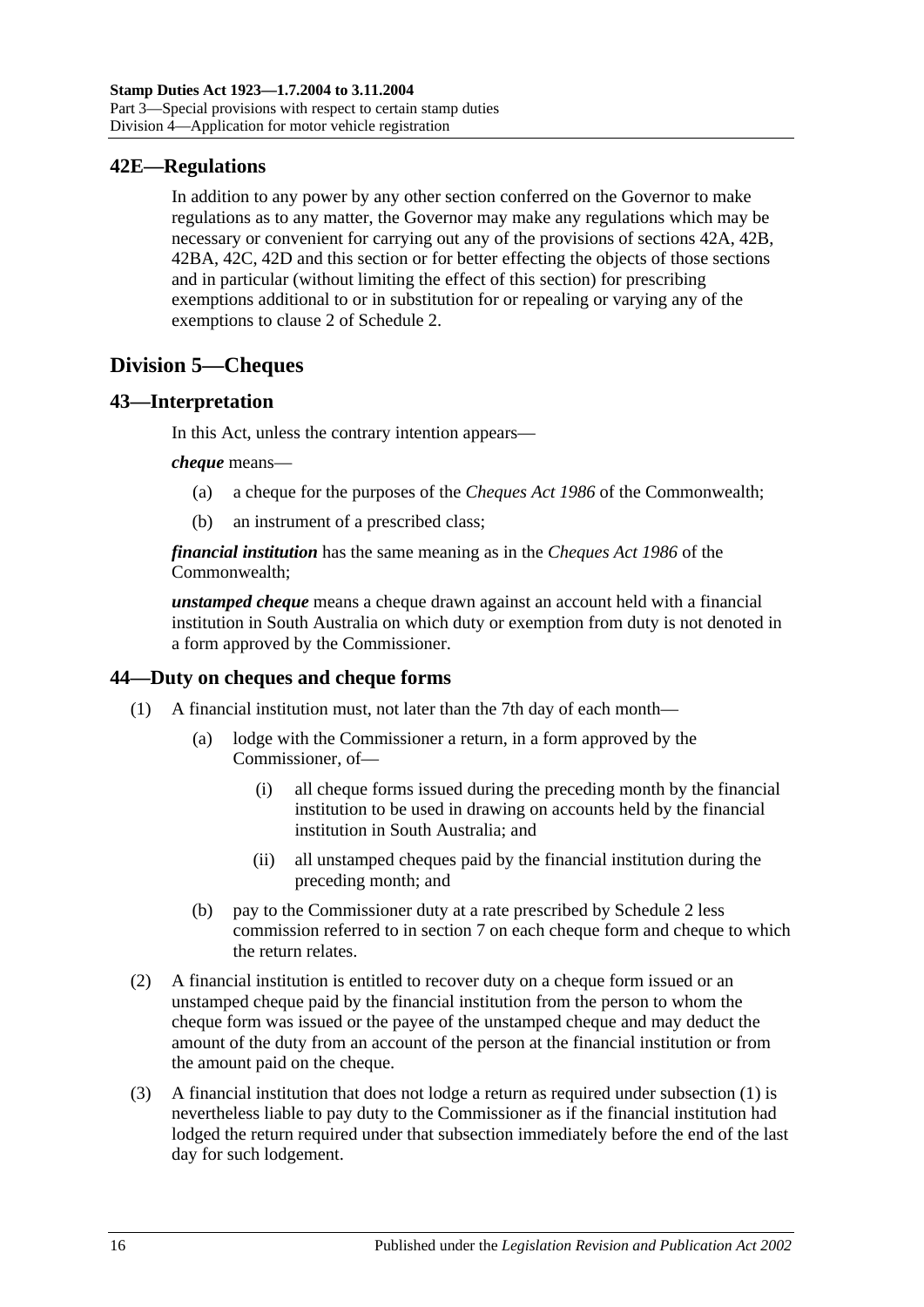## 42E—Regulations

In addition to any power by any other section conferred on the Governor to make regulations as to any matter, the Governor may make any regulations which may be necessary or convenient for carrying out any of the provisions of sections 42A, 42B, 42BA, 42C, 42D and this section or for better effecting the objects of those sections and in particular (without limiting the effect of this section) for prescribing exemptions additional to or in substitution for or repealing or varying any of the exemptions to clause 2 of Schedule 2.

# Division 5—Cheques

## 43—Interpretation

In this Act, unless the contrary intention appears—

***cheque*** means—

(a) a cheque for the purposes of the *Cheques Act 1986* of the Commonwealth;

(b) an instrument of a prescribed class;

***financial institution*** has the same meaning as in the *Cheques Act 1986* of the Commonwealth;

***unstamped cheque*** means a cheque drawn against an account held with a financial institution in South Australia on which duty or exemption from duty is not denoted in a form approved by the Commissioner.

## 44—Duty on cheques and cheque forms

(1) A financial institution must, not later than the 7th day of each month—

(a) lodge with the Commissioner a return, in a form approved by the Commissioner, of—

(i) all cheque forms issued during the preceding month by the financial institution to be used in drawing on accounts held by the financial institution in South Australia; and

(ii) all unstamped cheques paid by the financial institution during the preceding month; and

(b) pay to the Commissioner duty at a rate prescribed by Schedule 2 less commission referred to in section 7 on each cheque form and cheque to which the return relates.

(2) A financial institution is entitled to recover duty on a cheque form issued or an unstamped cheque paid by the financial institution from the person to whom the cheque form was issued or the payee of the unstamped cheque and may deduct the amount of the duty from an account of the person at the financial institution or from the amount paid on the cheque.

(3) A financial institution that does not lodge a return as required under subsection (1) is nevertheless liable to pay duty to the Commissioner as if the financial institution had lodged the return required under that subsection immediately before the end of the last day for such lodgement.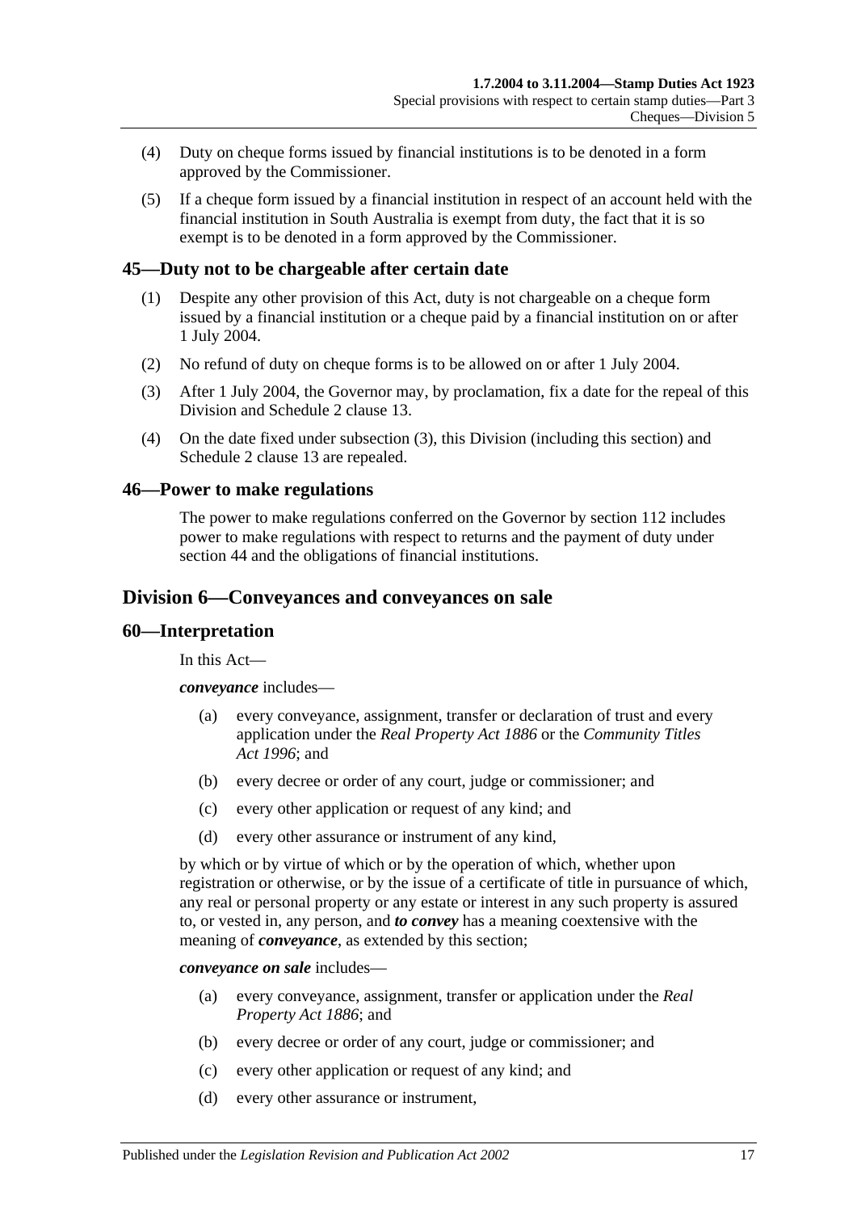(4) Duty on cheque forms issued by financial institutions is to be denoted in a form approved by the Commissioner.

(5) If a cheque form issued by a financial institution in respect of an account held with the financial institution in South Australia is exempt from duty, the fact that it is so exempt is to be denoted in a form approved by the Commissioner.

## 45—Duty not to be chargeable after certain date

(1) Despite any other provision of this Act, duty is not chargeable on a cheque form issued by a financial institution or a cheque paid by a financial institution on or after 1 July 2004.

(2) No refund of duty on cheque forms is to be allowed on or after 1 July 2004.

(3) After 1 July 2004, the Governor may, by proclamation, fix a date for the repeal of this Division and Schedule 2 clause 13.

(4) On the date fixed under subsection (3), this Division (including this section) and Schedule 2 clause 13 are repealed.

## 46—Power to make regulations

The power to make regulations conferred on the Governor by section 112 includes power to make regulations with respect to returns and the payment of duty under section 44 and the obligations of financial institutions.

# Division 6—Conveyances and conveyances on sale

## 60—Interpretation

In this Act—

***conveyance*** includes—

(a) every conveyance, assignment, transfer or declaration of trust and every application under the *Real Property Act 1886* or the *Community Titles Act 1996*; and

(b) every decree or order of any court, judge or commissioner; and

(c) every other application or request of any kind; and

(d) every other assurance or instrument of any kind,

by which or by virtue of which or by the operation of which, whether upon registration or otherwise, or by the issue of a certificate of title in pursuance of which, any real or personal property or any estate or interest in any such property is assured to, or vested in, any person, and ***to convey*** has a meaning coextensive with the meaning of ***conveyance***, as extended by this section;

***conveyance on sale*** includes—

(a) every conveyance, assignment, transfer or application under the *Real Property Act 1886*; and

(b) every decree or order of any court, judge or commissioner; and

(c) every other application or request of any kind; and

(d) every other assurance or instrument,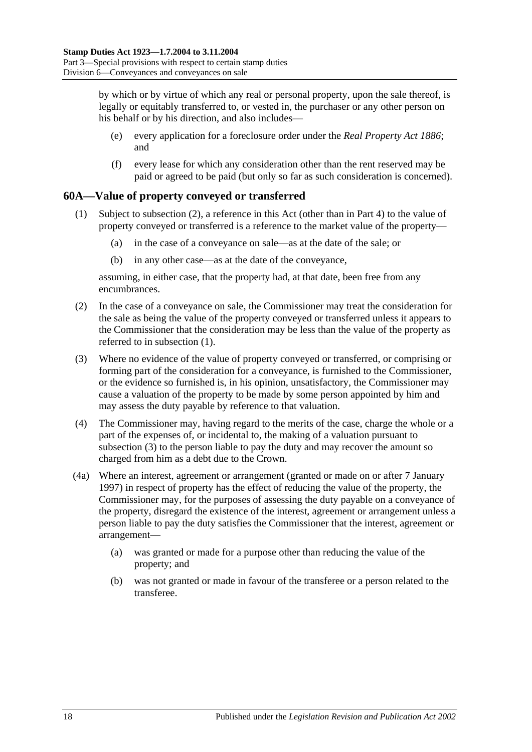by which or by virtue of which any real or personal property, upon the sale thereof, is legally or equitably transferred to, or vested in, the purchaser or any other person on his behalf or by his direction, and also includes—

(e) every application for a foreclosure order under the *Real Property Act 1886*; and

(f) every lease for which any consideration other than the rent reserved may be paid or agreed to be paid (but only so far as such consideration is concerned).

## 60A—Value of property conveyed or transferred

(1) Subject to subsection (2), a reference in this Act (other than in Part 4) to the value of property conveyed or transferred is a reference to the market value of the property—

(a) in the case of a conveyance on sale—as at the date of the sale; or

(b) in any other case—as at the date of the conveyance,

assuming, in either case, that the property had, at that date, been free from any encumbrances.

(2) In the case of a conveyance on sale, the Commissioner may treat the consideration for the sale as being the value of the property conveyed or transferred unless it appears to the Commissioner that the consideration may be less than the value of the property as referred to in subsection (1).

(3) Where no evidence of the value of property conveyed or transferred, or comprising or forming part of the consideration for a conveyance, is furnished to the Commissioner, or the evidence so furnished is, in his opinion, unsatisfactory, the Commissioner may cause a valuation of the property to be made by some person appointed by him and may assess the duty payable by reference to that valuation.

(4) The Commissioner may, having regard to the merits of the case, charge the whole or a part of the expenses of, or incidental to, the making of a valuation pursuant to subsection (3) to the person liable to pay the duty and may recover the amount so charged from him as a debt due to the Crown.

(4a) Where an interest, agreement or arrangement (granted or made on or after 7 January 1997) in respect of property has the effect of reducing the value of the property, the Commissioner may, for the purposes of assessing the duty payable on a conveyance of the property, disregard the existence of the interest, agreement or arrangement unless a person liable to pay the duty satisfies the Commissioner that the interest, agreement or arrangement—

(a) was granted or made for a purpose other than reducing the value of the property; and

(b) was not granted or made in favour of the transferee or a person related to the transferee.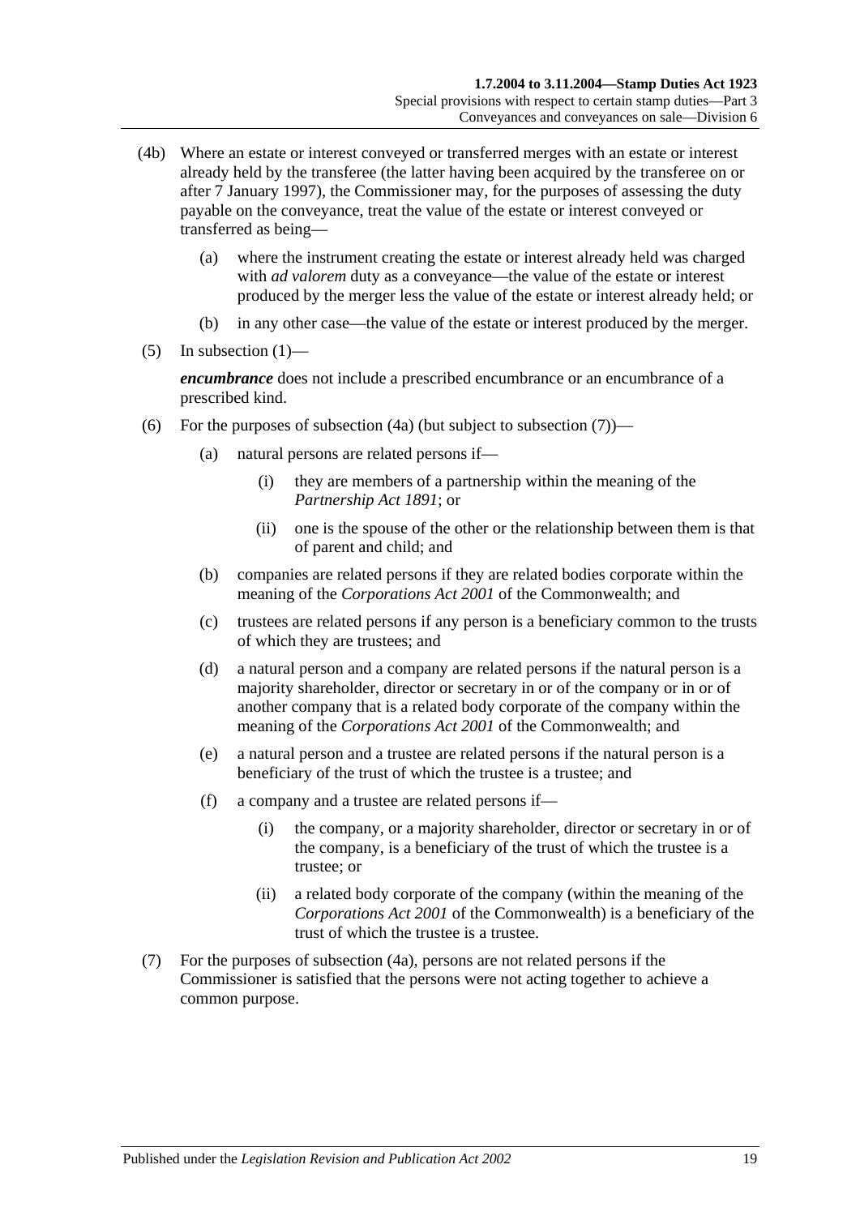(4b) Where an estate or interest conveyed or transferred merges with an estate or interest already held by the transferee (the latter having been acquired by the transferee on or after 7 January 1997), the Commissioner may, for the purposes of assessing the duty payable on the conveyance, treat the value of the estate or interest conveyed or transferred as being—

(a) where the instrument creating the estate or interest already held was charged with *ad valorem* duty as a conveyance—the value of the estate or interest produced by the merger less the value of the estate or interest already held; or

(b) in any other case—the value of the estate or interest produced by the merger.

(5) In subsection (1)—

***encumbrance*** does not include a prescribed encumbrance or an encumbrance of a prescribed kind.

(6) For the purposes of subsection (4a) (but subject to subsection (7))—

(a) natural persons are related persons if—

(i) they are members of a partnership within the meaning of the *Partnership Act 1891*; or

(ii) one is the spouse of the other or the relationship between them is that of parent and child; and

(b) companies are related persons if they are related bodies corporate within the meaning of the *Corporations Act 2001* of the Commonwealth; and

(c) trustees are related persons if any person is a beneficiary common to the trusts of which they are trustees; and

(d) a natural person and a company are related persons if the natural person is a majority shareholder, director or secretary in or of the company or in or of another company that is a related body corporate of the company within the meaning of the *Corporations Act 2001* of the Commonwealth; and

(e) a natural person and a trustee are related persons if the natural person is a beneficiary of the trust of which the trustee is a trustee; and

(f) a company and a trustee are related persons if—

(i) the company, or a majority shareholder, director or secretary in or of the company, is a beneficiary of the trust of which the trustee is a trustee; or

(ii) a related body corporate of the company (within the meaning of the *Corporations Act 2001* of the Commonwealth) is a beneficiary of the trust of which the trustee is a trustee.

(7) For the purposes of subsection (4a), persons are not related persons if the Commissioner is satisfied that the persons were not acting together to achieve a common purpose.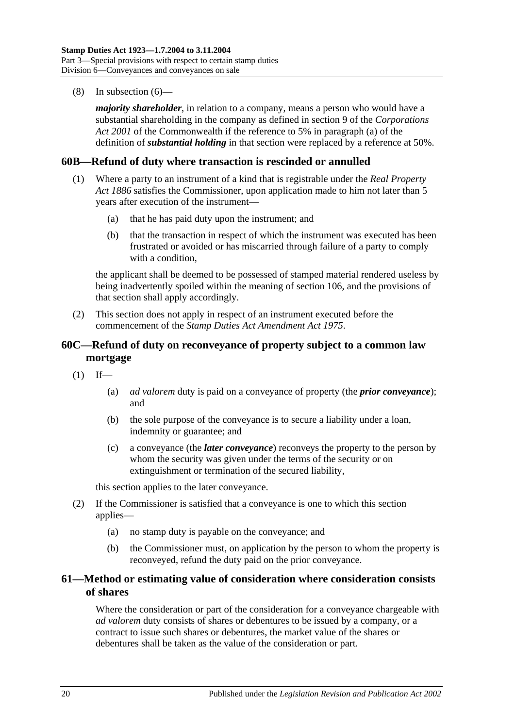(8) In subsection (6)—

***majority shareholder***, in relation to a company, means a person who would have a substantial shareholding in the company as defined in section 9 of the *Corporations Act 2001* of the Commonwealth if the reference to 5% in paragraph (a) of the definition of ***substantial holding*** in that section were replaced by a reference at 50%.

## 60B—Refund of duty where transaction is rescinded or annulled

(1) Where a party to an instrument of a kind that is registrable under the *Real Property Act 1886* satisfies the Commissioner, upon application made to him not later than 5 years after execution of the instrument—

(a) that he has paid duty upon the instrument; and

(b) that the transaction in respect of which the instrument was executed has been frustrated or avoided or has miscarried through failure of a party to comply with a condition,

the applicant shall be deemed to be possessed of stamped material rendered useless by being inadvertently spoiled within the meaning of section 106, and the provisions of that section shall apply accordingly.

(2) This section does not apply in respect of an instrument executed before the commencement of the *Stamp Duties Act Amendment Act 1975*.

## 60C—Refund of duty on reconveyance of property subject to a common law mortgage

(1) If—

(a) *ad valorem* duty is paid on a conveyance of property (the ***prior conveyance***); and

(b) the sole purpose of the conveyance is to secure a liability under a loan, indemnity or guarantee; and

(c) a conveyance (the ***later conveyance***) reconveys the property to the person by whom the security was given under the terms of the security or on extinguishment or termination of the secured liability,

this section applies to the later conveyance.

(2) If the Commissioner is satisfied that a conveyance is one to which this section applies—

(a) no stamp duty is payable on the conveyance; and

(b) the Commissioner must, on application by the person to whom the property is reconveyed, refund the duty paid on the prior conveyance.

## 61—Method or estimating value of consideration where consideration consists of shares

Where the consideration or part of the consideration for a conveyance chargeable with *ad valorem* duty consists of shares or debentures to be issued by a company, or a contract to issue such shares or debentures, the market value of the shares or debentures shall be taken as the value of the consideration or part.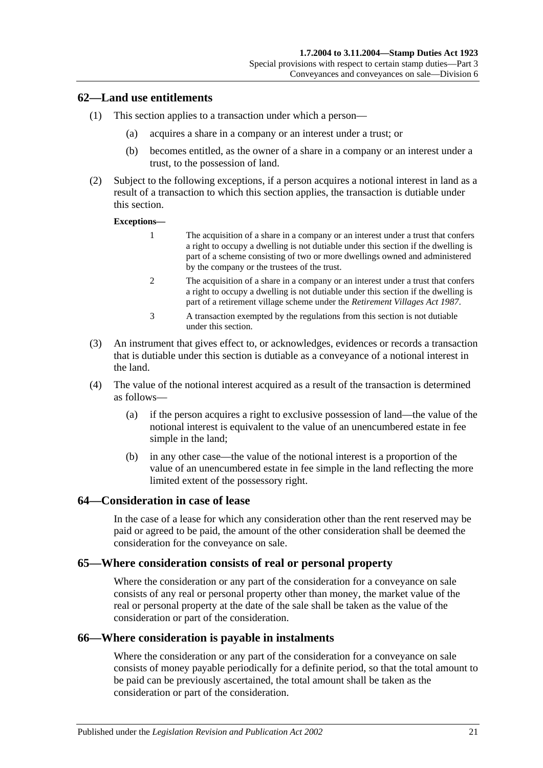## 62—Land use entitlements

(1) This section applies to a transaction under which a person—

(a) acquires a share in a company or an interest under a trust; or

(b) becomes entitled, as the owner of a share in a company or an interest under a trust, to the possession of land.

(2) Subject to the following exceptions, if a person acquires a notional interest in land as a result of a transaction to which this section applies, the transaction is dutiable under this section.

**Exceptions—**

1 The acquisition of a share in a company or an interest under a trust that confers a right to occupy a dwelling is not dutiable under this section if the dwelling is part of a scheme consisting of two or more dwellings owned and administered by the company or the trustees of the trust.

2 The acquisition of a share in a company or an interest under a trust that confers a right to occupy a dwelling is not dutiable under this section if the dwelling is part of a retirement village scheme under the *Retirement Villages Act 1987*.

3 A transaction exempted by the regulations from this section is not dutiable under this section.

(3) An instrument that gives effect to, or acknowledges, evidences or records a transaction that is dutiable under this section is dutiable as a conveyance of a notional interest in the land.

(4) The value of the notional interest acquired as a result of the transaction is determined as follows—

(a) if the person acquires a right to exclusive possession of land—the value of the notional interest is equivalent to the value of an unencumbered estate in fee simple in the land;

(b) in any other case—the value of the notional interest is a proportion of the value of an unencumbered estate in fee simple in the land reflecting the more limited extent of the possessory right.

## 64—Consideration in case of lease

In the case of a lease for which any consideration other than the rent reserved may be paid or agreed to be paid, the amount of the other consideration shall be deemed the consideration for the conveyance on sale.

## 65—Where consideration consists of real or personal property

Where the consideration or any part of the consideration for a conveyance on sale consists of any real or personal property other than money, the market value of the real or personal property at the date of the sale shall be taken as the value of the consideration or part of the consideration.

## 66—Where consideration is payable in instalments

Where the consideration or any part of the consideration for a conveyance on sale consists of money payable periodically for a definite period, so that the total amount to be paid can be previously ascertained, the total amount shall be taken as the consideration or part of the consideration.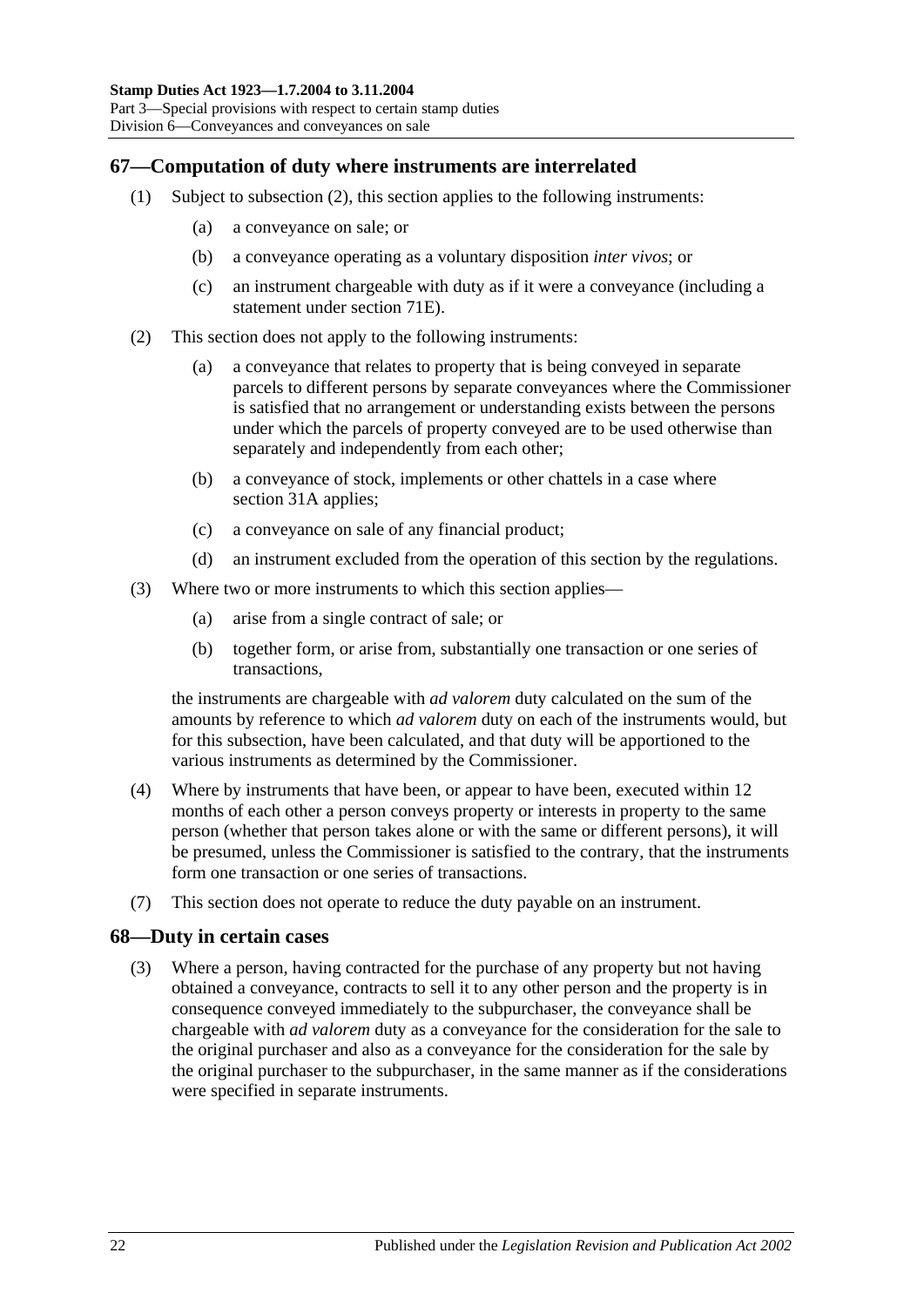## 67—Computation of duty where instruments are interrelated

(1) Subject to subsection (2), this section applies to the following instruments:

(a) a conveyance on sale; or

(b) a conveyance operating as a voluntary disposition *inter vivos*; or

(c) an instrument chargeable with duty as if it were a conveyance (including a statement under section 71E).

(2) This section does not apply to the following instruments:

(a) a conveyance that relates to property that is being conveyed in separate parcels to different persons by separate conveyances where the Commissioner is satisfied that no arrangement or understanding exists between the persons under which the parcels of property conveyed are to be used otherwise than separately and independently from each other;

(b) a conveyance of stock, implements or other chattels in a case where section 31A applies;

(c) a conveyance on sale of any financial product;

(d) an instrument excluded from the operation of this section by the regulations.

(3) Where two or more instruments to which this section applies—

(a) arise from a single contract of sale; or

(b) together form, or arise from, substantially one transaction or one series of transactions,

the instruments are chargeable with *ad valorem* duty calculated on the sum of the amounts by reference to which *ad valorem* duty on each of the instruments would, but for this subsection, have been calculated, and that duty will be apportioned to the various instruments as determined by the Commissioner.

(4) Where by instruments that have been, or appear to have been, executed within 12 months of each other a person conveys property or interests in property to the same person (whether that person takes alone or with the same or different persons), it will be presumed, unless the Commissioner is satisfied to the contrary, that the instruments form one transaction or one series of transactions.

(7) This section does not operate to reduce the duty payable on an instrument.

## 68—Duty in certain cases

(3) Where a person, having contracted for the purchase of any property but not having obtained a conveyance, contracts to sell it to any other person and the property is in consequence conveyed immediately to the subpurchaser, the conveyance shall be chargeable with *ad valorem* duty as a conveyance for the consideration for the sale to the original purchaser and also as a conveyance for the consideration for the sale by the original purchaser to the subpurchaser, in the same manner as if the considerations were specified in separate instruments.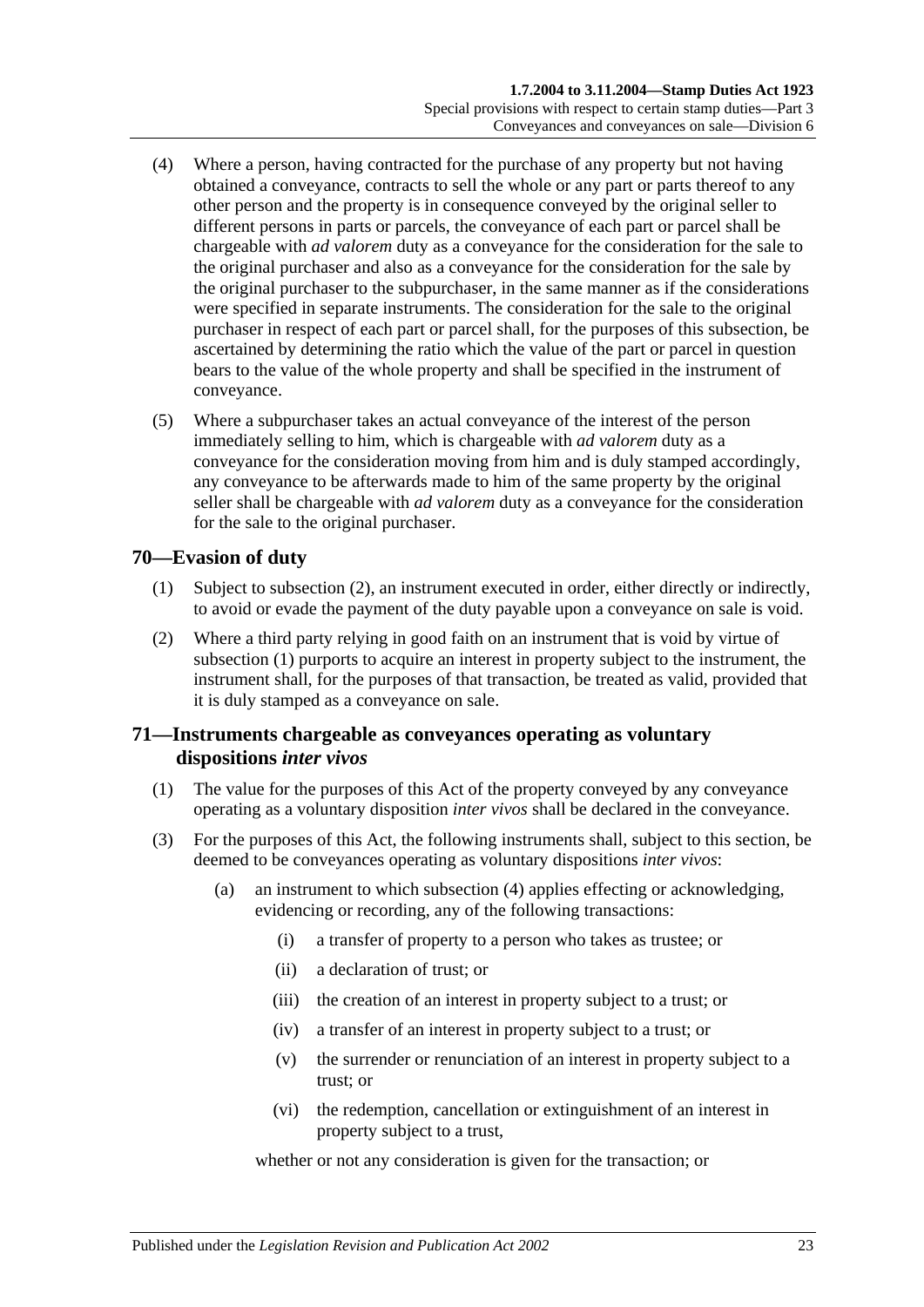(4) Where a person, having contracted for the purchase of any property but not having obtained a conveyance, contracts to sell the whole or any part or parts thereof to any other person and the property is in consequence conveyed by the original seller to different persons in parts or parcels, the conveyance of each part or parcel shall be chargeable with *ad valorem* duty as a conveyance for the consideration for the sale to the original purchaser and also as a conveyance for the consideration for the sale by the original purchaser to the subpurchaser, in the same manner as if the considerations were specified in separate instruments. The consideration for the sale to the original purchaser in respect of each part or parcel shall, for the purposes of this subsection, be ascertained by determining the ratio which the value of the part or parcel in question bears to the value of the whole property and shall be specified in the instrument of conveyance.

(5) Where a subpurchaser takes an actual conveyance of the interest of the person immediately selling to him, which is chargeable with *ad valorem* duty as a conveyance for the consideration moving from him and is duly stamped accordingly, any conveyance to be afterwards made to him of the same property by the original seller shall be chargeable with *ad valorem* duty as a conveyance for the consideration for the sale to the original purchaser.

## 70—Evasion of duty

(1) Subject to subsection (2), an instrument executed in order, either directly or indirectly, to avoid or evade the payment of the duty payable upon a conveyance on sale is void.

(2) Where a third party relying in good faith on an instrument that is void by virtue of subsection (1) purports to acquire an interest in property subject to the instrument, the instrument shall, for the purposes of that transaction, be treated as valid, provided that it is duly stamped as a conveyance on sale.

## 71—Instruments chargeable as conveyances operating as voluntary dispositions *inter vivos*

(1) The value for the purposes of this Act of the property conveyed by any conveyance operating as a voluntary disposition *inter vivos* shall be declared in the conveyance.

(3) For the purposes of this Act, the following instruments shall, subject to this section, be deemed to be conveyances operating as voluntary dispositions *inter vivos*:

- (a) an instrument to which subsection (4) applies effecting or acknowledging, evidencing or recording, any of the following transactions:
  - (i) a transfer of property to a person who takes as trustee; or
  - (ii) a declaration of trust; or
  - (iii) the creation of an interest in property subject to a trust; or
  - (iv) a transfer of an interest in property subject to a trust; or
  - (v) the surrender or renunciation of an interest in property subject to a trust; or
  - (vi) the redemption, cancellation or extinguishment of an interest in property subject to a trust,

  whether or not any consideration is given for the transaction; or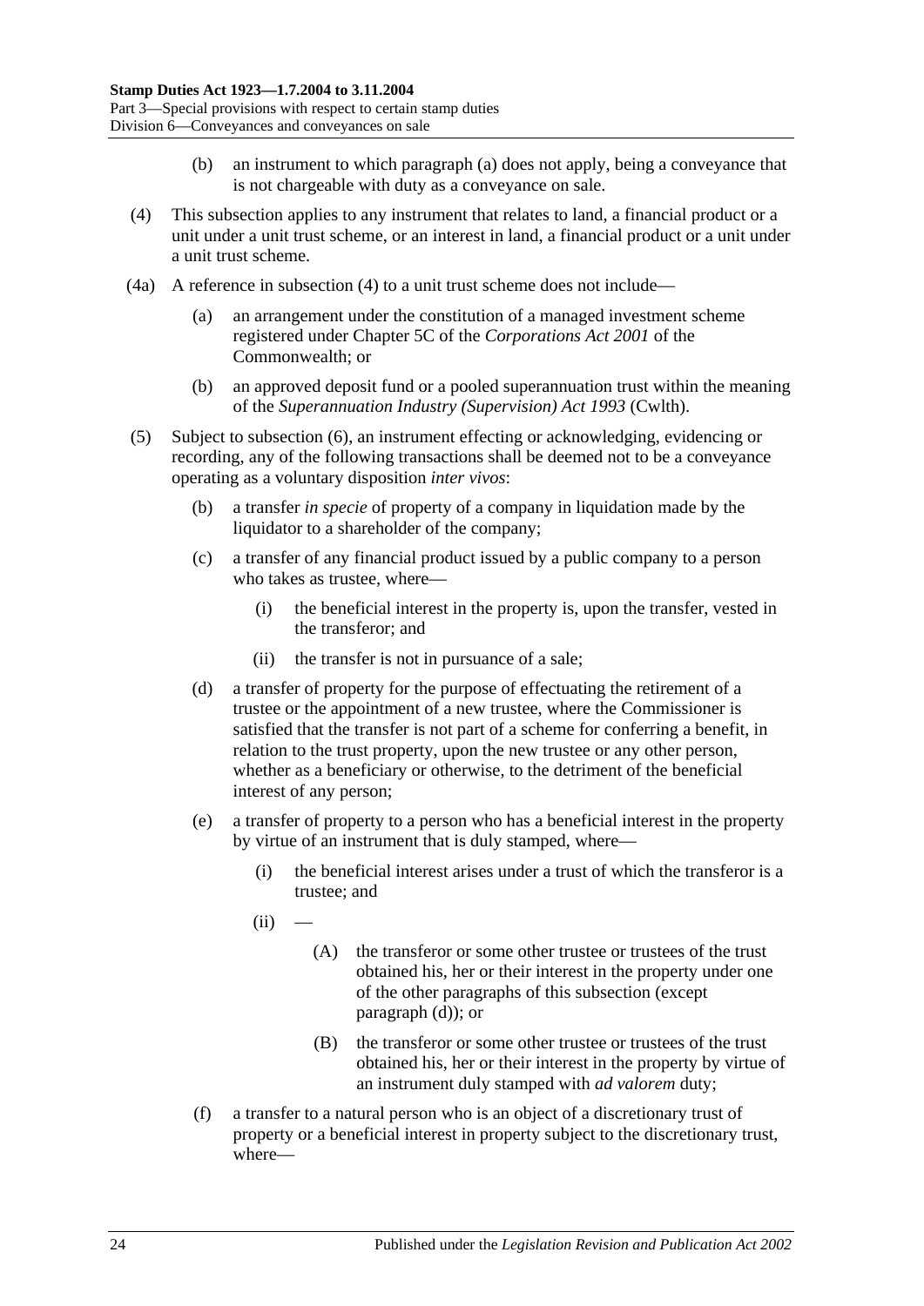(b) an instrument to which paragraph (a) does not apply, being a conveyance that is not chargeable with duty as a conveyance on sale.

(4) This subsection applies to any instrument that relates to land, a financial product or a unit under a unit trust scheme, or an interest in land, a financial product or a unit under a unit trust scheme.

(4a) A reference in subsection (4) to a unit trust scheme does not include—

(a) an arrangement under the constitution of a managed investment scheme registered under Chapter 5C of the *Corporations Act 2001* of the Commonwealth; or

(b) an approved deposit fund or a pooled superannuation trust within the meaning of the *Superannuation Industry (Supervision) Act 1993* (Cwlth).

(5) Subject to subsection (6), an instrument effecting or acknowledging, evidencing or recording, any of the following transactions shall be deemed not to be a conveyance operating as a voluntary disposition *inter vivos*:

(b) a transfer *in specie* of property of a company in liquidation made by the liquidator to a shareholder of the company;

(c) a transfer of any financial product issued by a public company to a person who takes as trustee, where—

(i) the beneficial interest in the property is, upon the transfer, vested in the transferor; and

(ii) the transfer is not in pursuance of a sale;

(d) a transfer of property for the purpose of effectuating the retirement of a trustee or the appointment of a new trustee, where the Commissioner is satisfied that the transfer is not part of a scheme for conferring a benefit, in relation to the trust property, upon the new trustee or any other person, whether as a beneficiary or otherwise, to the detriment of the beneficial interest of any person;

(e) a transfer of property to a person who has a beneficial interest in the property by virtue of an instrument that is duly stamped, where—

(i) the beneficial interest arises under a trust of which the transferor is a trustee; and

(ii) —

(A) the transferor or some other trustee or trustees of the trust obtained his, her or their interest in the property under one of the other paragraphs of this subsection (except paragraph (d)); or

(B) the transferor or some other trustee or trustees of the trust obtained his, her or their interest in the property by virtue of an instrument duly stamped with *ad valorem* duty;

(f) a transfer to a natural person who is an object of a discretionary trust of property or a beneficial interest in property subject to the discretionary trust, where—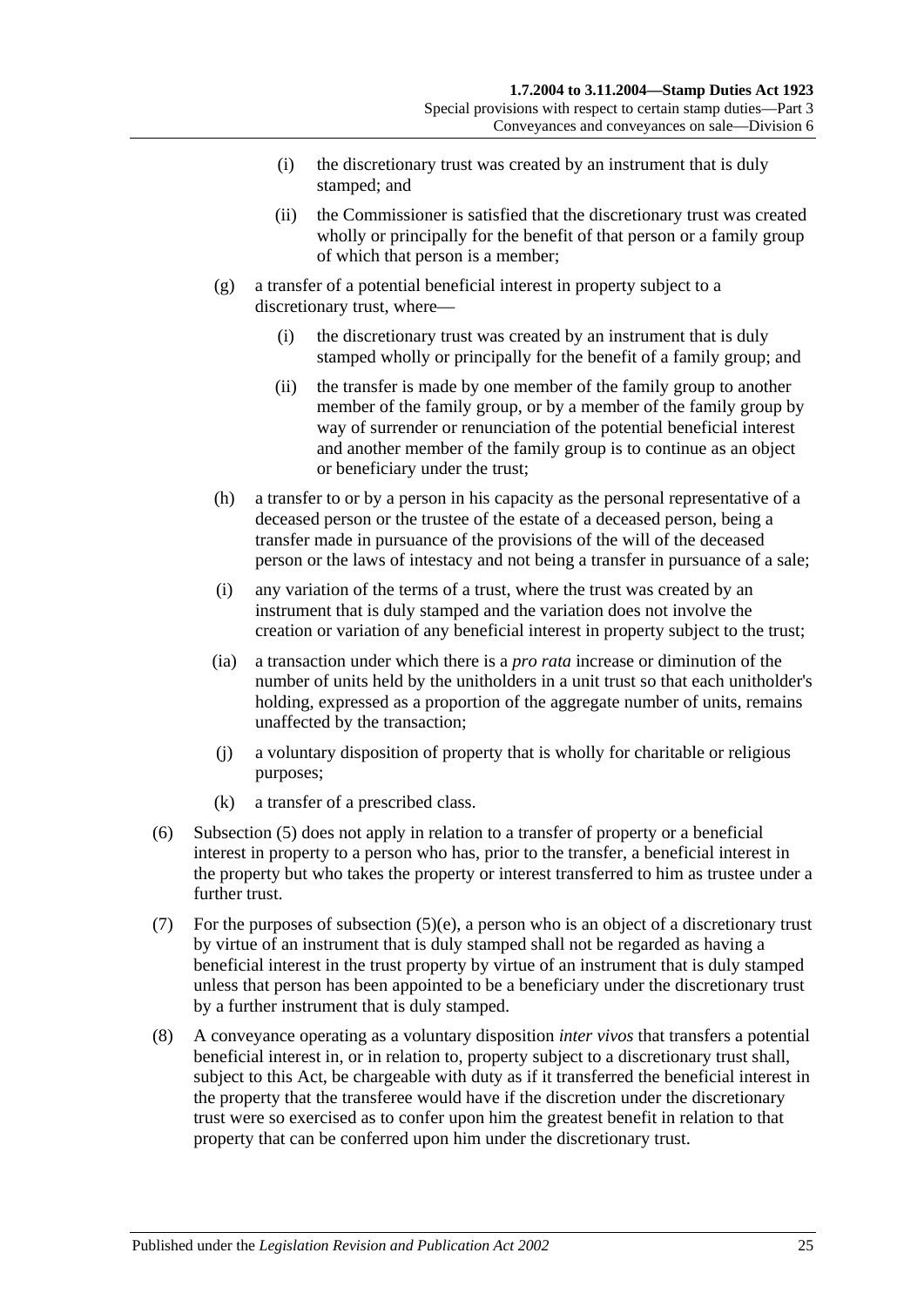(i) the discretionary trust was created by an instrument that is duly stamped; and

(ii) the Commissioner is satisfied that the discretionary trust was created wholly or principally for the benefit of that person or a family group of which that person is a member;

(g) a transfer of a potential beneficial interest in property subject to a discretionary trust, where—

(i) the discretionary trust was created by an instrument that is duly stamped wholly or principally for the benefit of a family group; and

(ii) the transfer is made by one member of the family group to another member of the family group, or by a member of the family group by way of surrender or renunciation of the potential beneficial interest and another member of the family group is to continue as an object or beneficiary under the trust;

(h) a transfer to or by a person in his capacity as the personal representative of a deceased person or the trustee of the estate of a deceased person, being a transfer made in pursuance of the provisions of the will of the deceased person or the laws of intestacy and not being a transfer in pursuance of a sale;

(i) any variation of the terms of a trust, where the trust was created by an instrument that is duly stamped and the variation does not involve the creation or variation of any beneficial interest in property subject to the trust;

(ia) a transaction under which there is a *pro rata* increase or diminution of the number of units held by the unitholders in a unit trust so that each unitholder's holding, expressed as a proportion of the aggregate number of units, remains unaffected by the transaction;

(j) a voluntary disposition of property that is wholly for charitable or religious purposes;

(k) a transfer of a prescribed class.

(6) Subsection (5) does not apply in relation to a transfer of property or a beneficial interest in property to a person who has, prior to the transfer, a beneficial interest in the property but who takes the property or interest transferred to him as trustee under a further trust.

(7) For the purposes of subsection (5)(e), a person who is an object of a discretionary trust by virtue of an instrument that is duly stamped shall not be regarded as having a beneficial interest in the trust property by virtue of an instrument that is duly stamped unless that person has been appointed to be a beneficiary under the discretionary trust by a further instrument that is duly stamped.

(8) A conveyance operating as a voluntary disposition *inter vivos* that transfers a potential beneficial interest in, or in relation to, property subject to a discretionary trust shall, subject to this Act, be chargeable with duty as if it transferred the beneficial interest in the property that the transferee would have if the discretion under the discretionary trust were so exercised as to confer upon him the greatest benefit in relation to that property that can be conferred upon him under the discretionary trust.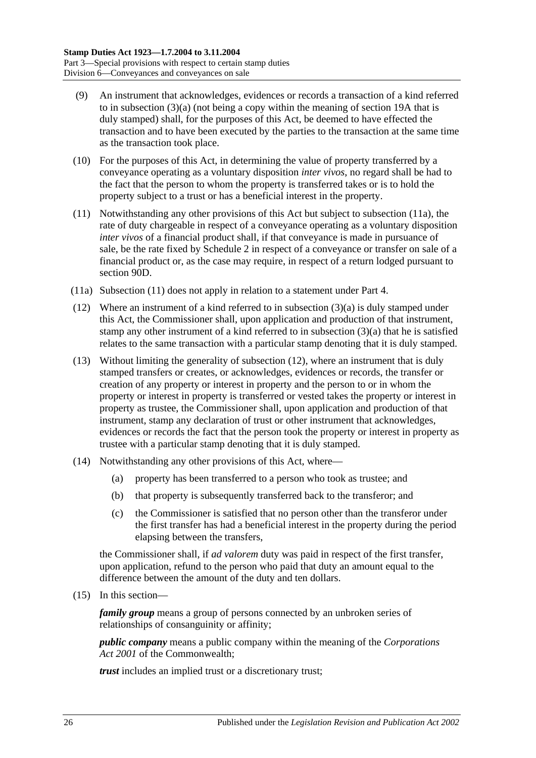(9) An instrument that acknowledges, evidences or records a transaction of a kind referred to in subsection (3)(a) (not being a copy within the meaning of section 19A that is duly stamped) shall, for the purposes of this Act, be deemed to have effected the transaction and to have been executed by the parties to the transaction at the same time as the transaction took place.

(10) For the purposes of this Act, in determining the value of property transferred by a conveyance operating as a voluntary disposition *inter vivos*, no regard shall be had to the fact that the person to whom the property is transferred takes or is to hold the property subject to a trust or has a beneficial interest in the property.

(11) Notwithstanding any other provisions of this Act but subject to subsection (11a), the rate of duty chargeable in respect of a conveyance operating as a voluntary disposition *inter vivos* of a financial product shall, if that conveyance is made in pursuance of sale, be the rate fixed by Schedule 2 in respect of a conveyance or transfer on sale of a financial product or, as the case may require, in respect of a return lodged pursuant to section 90D.

(11a) Subsection (11) does not apply in relation to a statement under Part 4.

(12) Where an instrument of a kind referred to in subsection (3)(a) is duly stamped under this Act, the Commissioner shall, upon application and production of that instrument, stamp any other instrument of a kind referred to in subsection (3)(a) that he is satisfied relates to the same transaction with a particular stamp denoting that it is duly stamped.

(13) Without limiting the generality of subsection (12), where an instrument that is duly stamped transfers or creates, or acknowledges, evidences or records, the transfer or creation of any property or interest in property and the person to or in whom the property or interest in property is transferred or vested takes the property or interest in property as trustee, the Commissioner shall, upon application and production of that instrument, stamp any declaration of trust or other instrument that acknowledges, evidences or records the fact that the person took the property or interest in property as trustee with a particular stamp denoting that it is duly stamped.

(14) Notwithstanding any other provisions of this Act, where—

(a) property has been transferred to a person who took as trustee; and

(b) that property is subsequently transferred back to the transferor; and

(c) the Commissioner is satisfied that no person other than the transferor under the first transfer has had a beneficial interest in the property during the period elapsing between the transfers,

the Commissioner shall, if *ad valorem* duty was paid in respect of the first transfer, upon application, refund to the person who paid that duty an amount equal to the difference between the amount of the duty and ten dollars.

(15) In this section—

***family group*** means a group of persons connected by an unbroken series of relationships of consanguinity or affinity;

***public company*** means a public company within the meaning of the *Corporations Act 2001* of the Commonwealth;

***trust*** includes an implied trust or a discretionary trust;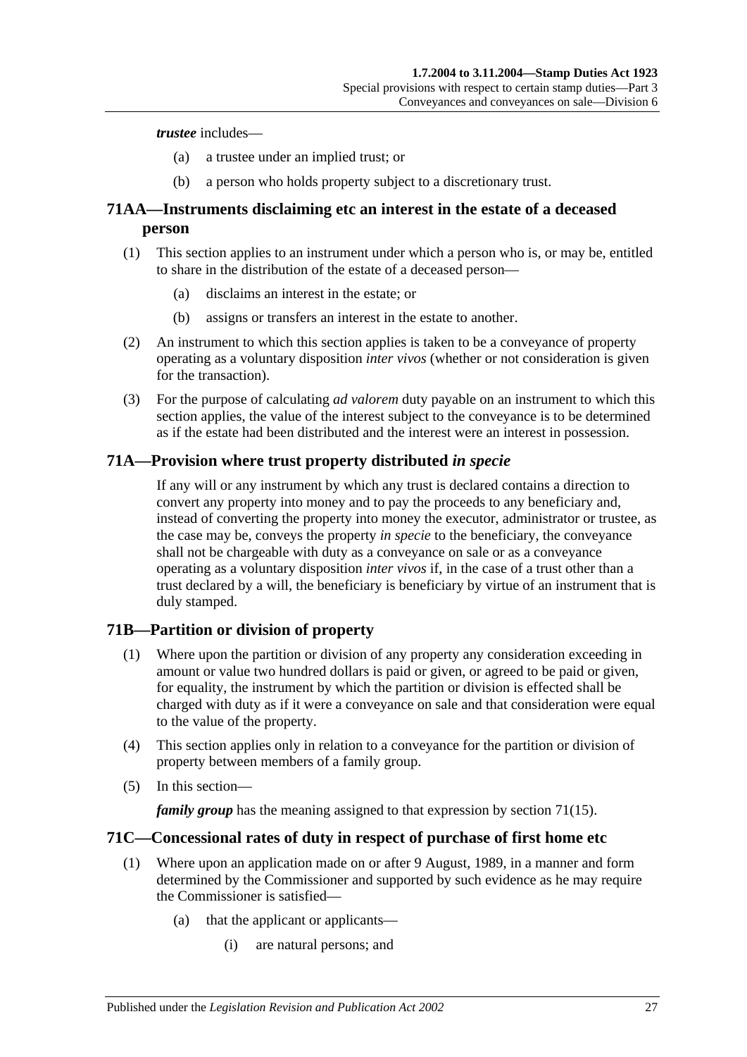***trustee*** includes—

(a) a trustee under an implied trust; or

(b) a person who holds property subject to a discretionary trust.

## 71AA—Instruments disclaiming etc an interest in the estate of a deceased person

(1) This section applies to an instrument under which a person who is, or may be, entitled to share in the distribution of the estate of a deceased person—

(a) disclaims an interest in the estate; or

(b) assigns or transfers an interest in the estate to another.

(2) An instrument to which this section applies is taken to be a conveyance of property operating as a voluntary disposition *inter vivos* (whether or not consideration is given for the transaction).

(3) For the purpose of calculating *ad valorem* duty payable on an instrument to which this section applies, the value of the interest subject to the conveyance is to be determined as if the estate had been distributed and the interest were an interest in possession.

## 71A—Provision where trust property distributed *in specie*

If any will or any instrument by which any trust is declared contains a direction to convert any property into money and to pay the proceeds to any beneficiary and, instead of converting the property into money the executor, administrator or trustee, as the case may be, conveys the property *in specie* to the beneficiary, the conveyance shall not be chargeable with duty as a conveyance on sale or as a conveyance operating as a voluntary disposition *inter vivos* if, in the case of a trust other than a trust declared by a will, the beneficiary is beneficiary by virtue of an instrument that is duly stamped.

## 71B—Partition or division of property

(1) Where upon the partition or division of any property any consideration exceeding in amount or value two hundred dollars is paid or given, or agreed to be paid or given, for equality, the instrument by which the partition or division is effected shall be charged with duty as if it were a conveyance on sale and that consideration were equal to the value of the property.

(4) This section applies only in relation to a conveyance for the partition or division of property between members of a family group.

(5) In this section—

***family group*** has the meaning assigned to that expression by section 71(15).

## 71C—Concessional rates of duty in respect of purchase of first home etc

(1) Where upon an application made on or after 9 August, 1989, in a manner and form determined by the Commissioner and supported by such evidence as he may require the Commissioner is satisfied—

(a) that the applicant or applicants—

(i) are natural persons; and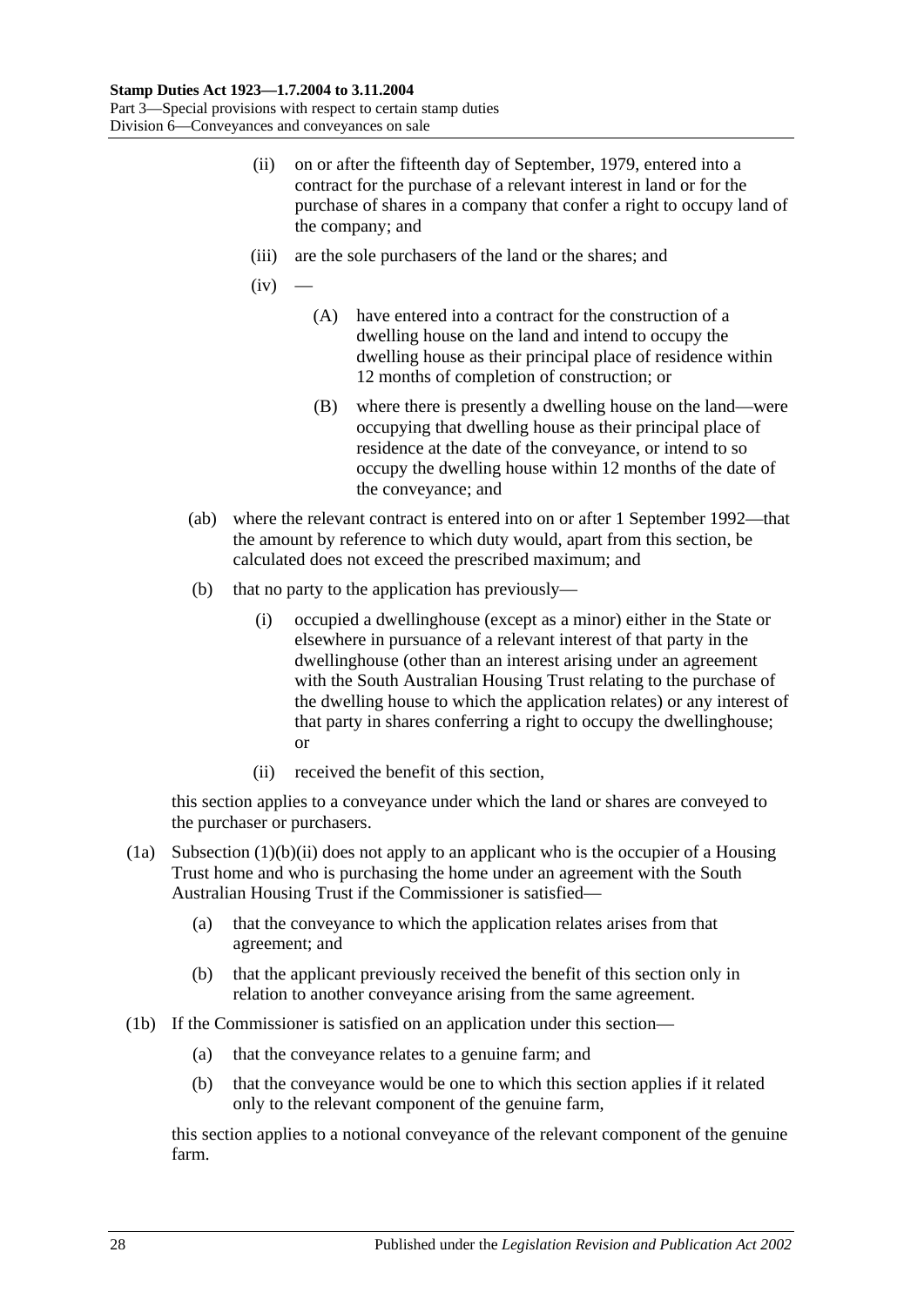(ii) on or after the fifteenth day of September, 1979, entered into a contract for the purchase of a relevant interest in land or for the purchase of shares in a company that confer a right to occupy land of the company; and

(iii) are the sole purchasers of the land or the shares; and

(iv) —

(A) have entered into a contract for the construction of a dwelling house on the land and intend to occupy the dwelling house as their principal place of residence within 12 months of completion of construction; or

(B) where there is presently a dwelling house on the land—were occupying that dwelling house as their principal place of residence at the date of the conveyance, or intend to so occupy the dwelling house within 12 months of the date of the conveyance; and

(ab) where the relevant contract is entered into on or after 1 September 1992—that the amount by reference to which duty would, apart from this section, be calculated does not exceed the prescribed maximum; and

(b) that no party to the application has previously—

(i) occupied a dwellinghouse (except as a minor) either in the State or elsewhere in pursuance of a relevant interest of that party in the dwellinghouse (other than an interest arising under an agreement with the South Australian Housing Trust relating to the purchase of the dwelling house to which the application relates) or any interest of that party in shares conferring a right to occupy the dwellinghouse; or

(ii) received the benefit of this section,

this section applies to a conveyance under which the land or shares are conveyed to the purchaser or purchasers.

(1a) Subsection (1)(b)(ii) does not apply to an applicant who is the occupier of a Housing Trust home and who is purchasing the home under an agreement with the South Australian Housing Trust if the Commissioner is satisfied—

(a) that the conveyance to which the application relates arises from that agreement; and

(b) that the applicant previously received the benefit of this section only in relation to another conveyance arising from the same agreement.

(1b) If the Commissioner is satisfied on an application under this section—

(a) that the conveyance relates to a genuine farm; and

(b) that the conveyance would be one to which this section applies if it related only to the relevant component of the genuine farm,

this section applies to a notional conveyance of the relevant component of the genuine farm.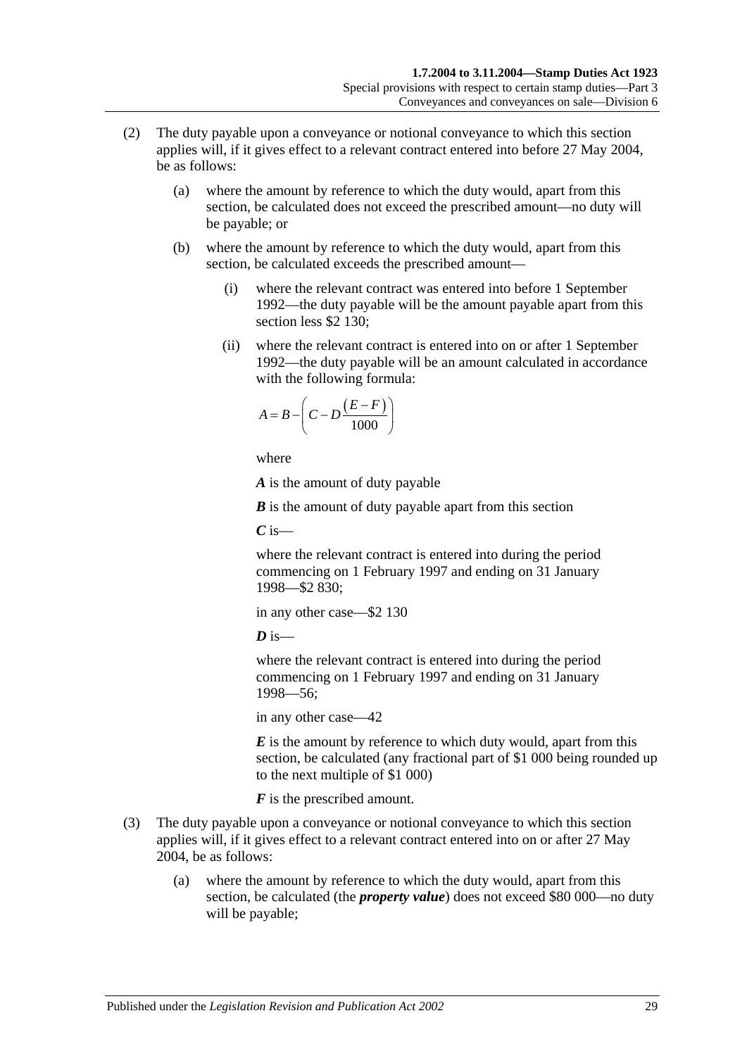(2) The duty payable upon a conveyance or notional conveyance to which this section applies will, if it gives effect to a relevant contract entered into before 27 May 2004, be as follows:

- (a) where the amount by reference to which the duty would, apart from this section, be calculated does not exceed the prescribed amount—no duty will be payable; or
- (b) where the amount by reference to which the duty would, apart from this section, be calculated exceeds the prescribed amount—
  - (i) where the relevant contract was entered into before 1 September 1992—the duty payable will be the amount payable apart from this section less $2 130;
  - (ii) where the relevant contract is entered into on or after 1 September 1992—the duty payable will be an amount calculated in accordance with the following formula:

$$A = B - \left( C - D\frac{\left(E - F\right)}{1000} \right)$$

where

***A*** is the amount of duty payable

***B*** is the amount of duty payable apart from this section

***C*** is—

where the relevant contract is entered into during the period commencing on 1 February 1997 and ending on 31 January 1998—$2 830;

in any other case—$2 130

***D*** is—

where the relevant contract is entered into during the period commencing on 1 February 1997 and ending on 31 January 1998—56;

in any other case—42

***E*** is the amount by reference to which duty would, apart from this section, be calculated (any fractional part of $1 000 being rounded up to the next multiple of $1 000)

***F*** is the prescribed amount.

(3) The duty payable upon a conveyance or notional conveyance to which this section applies will, if it gives effect to a relevant contract entered into on or after 27 May 2004, be as follows:

- (a) where the amount by reference to which the duty would, apart from this section, be calculated (the ***property value***) does not exceed $80 000—no duty will be payable;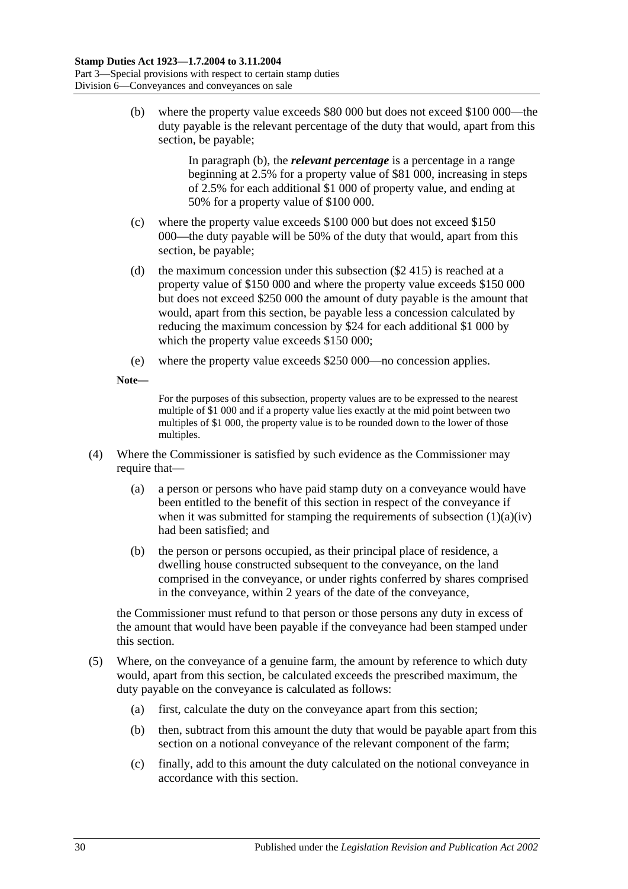(b) where the property value exceeds $80 000 but does not exceed $100 000—the duty payable is the relevant percentage of the duty that would, apart from this section, be payable;

> In paragraph (b), the ***relevant percentage*** is a percentage in a range beginning at 2.5% for a property value of $81 000, increasing in steps of 2.5% for each additional $1 000 of property value, and ending at 50% for a property value of $100 000.

(c) where the property value exceeds $100 000 but does not exceed $150 000—the duty payable will be 50% of the duty that would, apart from this section, be payable;

(d) the maximum concession under this subsection ($2 415) is reached at a property value of $150 000 and where the property value exceeds $150 000 but does not exceed $250 000 the amount of duty payable is the amount that would, apart from this section, be payable less a concession calculated by reducing the maximum concession by $24 for each additional $1 000 by which the property value exceeds $150 000;

(e) where the property value exceeds $250 000—no concession applies.

**Note—**

For the purposes of this subsection, property values are to be expressed to the nearest multiple of $1 000 and if a property value lies exactly at the mid point between two multiples of $1 000, the property value is to be rounded down to the lower of those multiples.

(4) Where the Commissioner is satisfied by such evidence as the Commissioner may require that—

(a) a person or persons who have paid stamp duty on a conveyance would have been entitled to the benefit of this section in respect of the conveyance if when it was submitted for stamping the requirements of subsection (1)(a)(iv) had been satisfied; and

(b) the person or persons occupied, as their principal place of residence, a dwelling house constructed subsequent to the conveyance, on the land comprised in the conveyance, or under rights conferred by shares comprised in the conveyance, within 2 years of the date of the conveyance,

the Commissioner must refund to that person or those persons any duty in excess of the amount that would have been payable if the conveyance had been stamped under this section.

(5) Where, on the conveyance of a genuine farm, the amount by reference to which duty would, apart from this section, be calculated exceeds the prescribed maximum, the duty payable on the conveyance is calculated as follows:

(a) first, calculate the duty on the conveyance apart from this section;

(b) then, subtract from this amount the duty that would be payable apart from this section on a notional conveyance of the relevant component of the farm;

(c) finally, add to this amount the duty calculated on the notional conveyance in accordance with this section.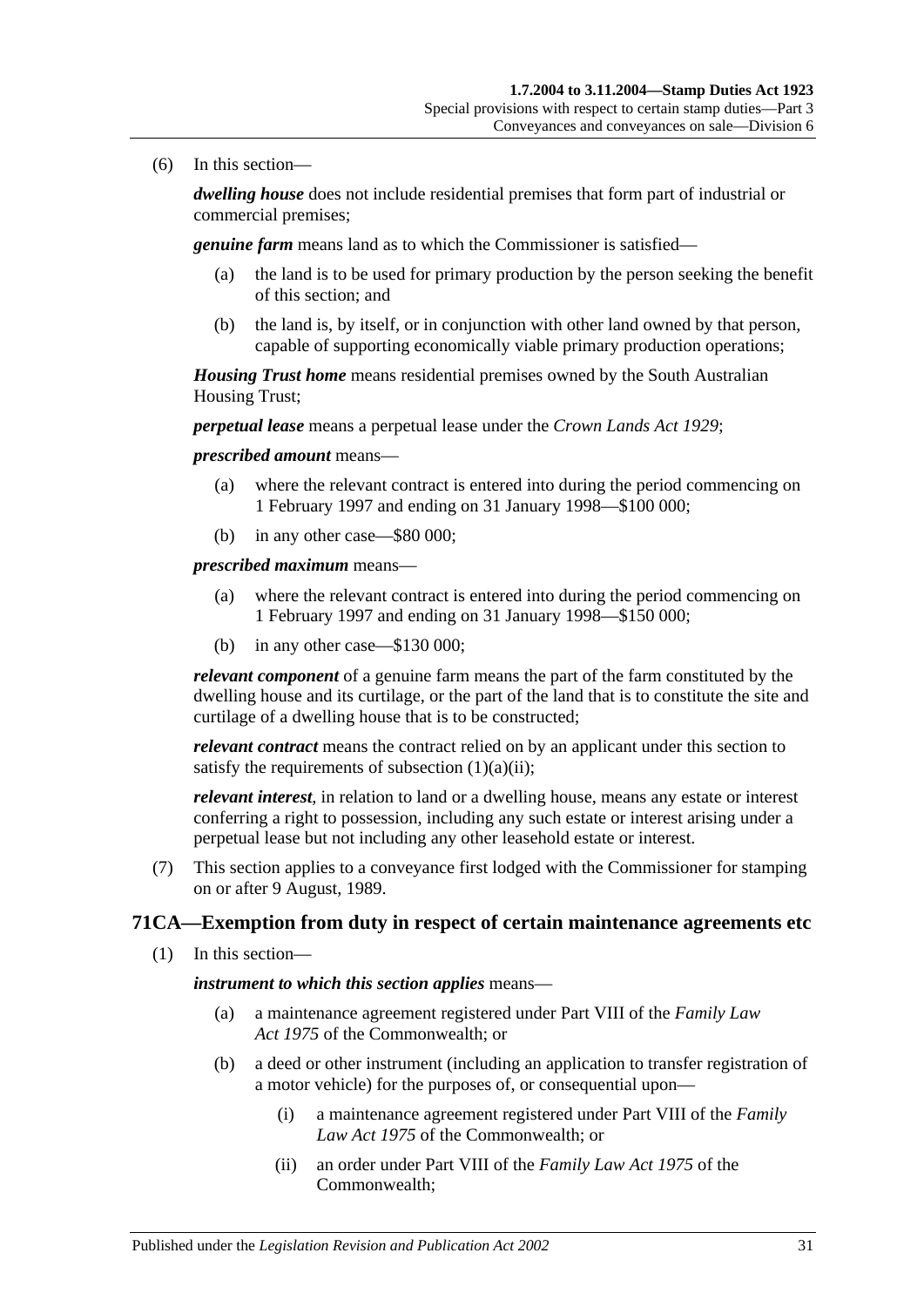(6) In this section—

***dwelling house*** does not include residential premises that form part of industrial or commercial premises;

***genuine farm*** means land as to which the Commissioner is satisfied—

(a) the land is to be used for primary production by the person seeking the benefit of this section; and

(b) the land is, by itself, or in conjunction with other land owned by that person, capable of supporting economically viable primary production operations;

***Housing Trust home*** means residential premises owned by the South Australian Housing Trust;

***perpetual lease*** means a perpetual lease under the *Crown Lands Act 1929*;

***prescribed amount*** means—

(a) where the relevant contract is entered into during the period commencing on 1 February 1997 and ending on 31 January 1998—$100 000;

(b) in any other case—$80 000;

***prescribed maximum*** means—

(a) where the relevant contract is entered into during the period commencing on 1 February 1997 and ending on 31 January 1998—$150 000;

(b) in any other case—$130 000;

***relevant component*** of a genuine farm means the part of the farm constituted by the dwelling house and its curtilage, or the part of the land that is to constitute the site and curtilage of a dwelling house that is to be constructed;

***relevant contract*** means the contract relied on by an applicant under this section to satisfy the requirements of subsection (1)(a)(ii);

***relevant interest***, in relation to land or a dwelling house, means any estate or interest conferring a right to possession, including any such estate or interest arising under a perpetual lease but not including any other leasehold estate or interest.

(7) This section applies to a conveyance first lodged with the Commissioner for stamping on or after 9 August, 1989.

## 71CA—Exemption from duty in respect of certain maintenance agreements etc

(1) In this section—

***instrument to which this section applies*** means—

(a) a maintenance agreement registered under Part VIII of the *Family Law Act 1975* of the Commonwealth; or

(b) a deed or other instrument (including an application to transfer registration of a motor vehicle) for the purposes of, or consequential upon—

(i) a maintenance agreement registered under Part VIII of the *Family Law Act 1975* of the Commonwealth; or

(ii) an order under Part VIII of the *Family Law Act 1975* of the Commonwealth;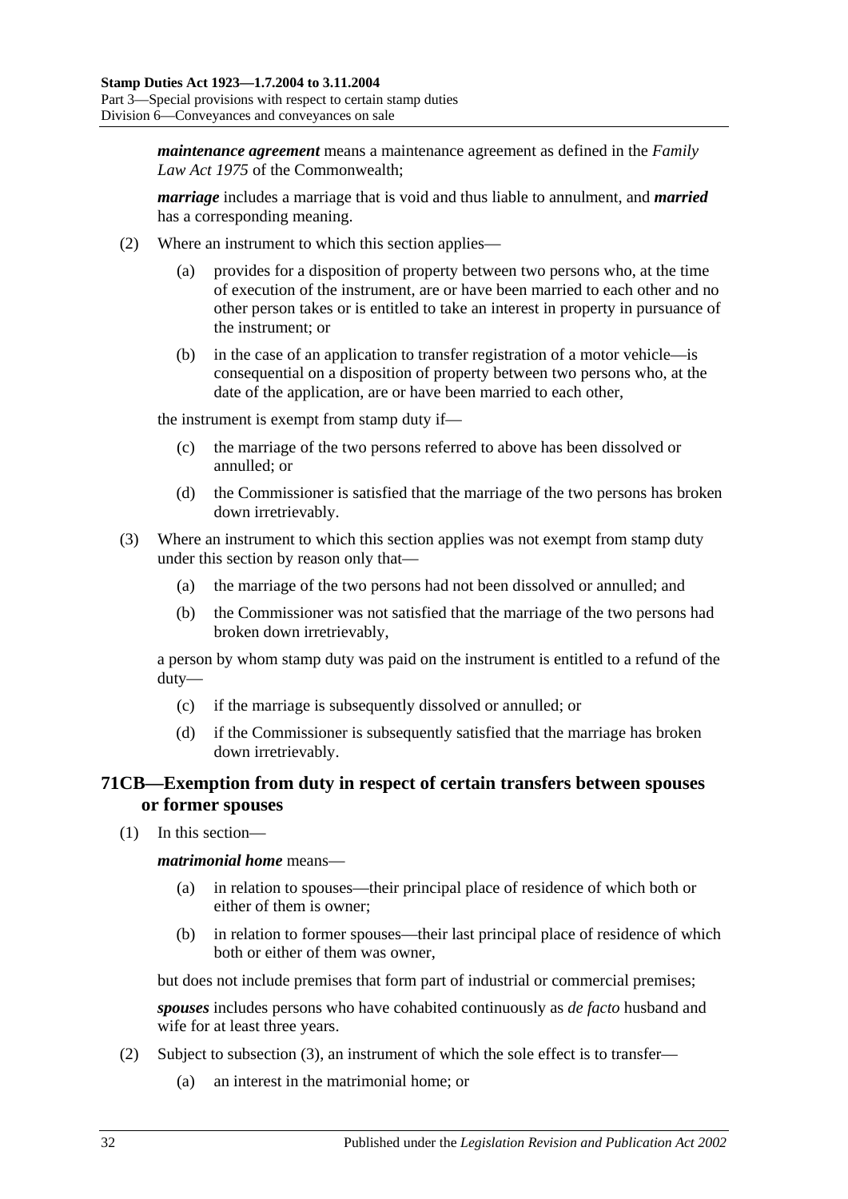***maintenance agreement*** means a maintenance agreement as defined in the *Family Law Act 1975* of the Commonwealth;

***marriage*** includes a marriage that is void and thus liable to annulment, and ***married*** has a corresponding meaning.

(2) Where an instrument to which this section applies—

(a) provides for a disposition of property between two persons who, at the time of execution of the instrument, are or have been married to each other and no other person takes or is entitled to take an interest in property in pursuance of the instrument; or

(b) in the case of an application to transfer registration of a motor vehicle—is consequential on a disposition of property between two persons who, at the date of the application, are or have been married to each other,

the instrument is exempt from stamp duty if—

(c) the marriage of the two persons referred to above has been dissolved or annulled; or

(d) the Commissioner is satisfied that the marriage of the two persons has broken down irretrievably.

(3) Where an instrument to which this section applies was not exempt from stamp duty under this section by reason only that—

(a) the marriage of the two persons had not been dissolved or annulled; and

(b) the Commissioner was not satisfied that the marriage of the two persons had broken down irretrievably,

a person by whom stamp duty was paid on the instrument is entitled to a refund of the duty—

(c) if the marriage is subsequently dissolved or annulled; or

(d) if the Commissioner is subsequently satisfied that the marriage has broken down irretrievably.

## 71CB—Exemption from duty in respect of certain transfers between spouses or former spouses

(1) In this section—

***matrimonial home*** means—

(a) in relation to spouses—their principal place of residence of which both or either of them is owner;

(b) in relation to former spouses—their last principal place of residence of which both or either of them was owner,

but does not include premises that form part of industrial or commercial premises;

***spouses*** includes persons who have cohabited continuously as *de facto* husband and wife for at least three years.

(2) Subject to subsection (3), an instrument of which the sole effect is to transfer—

(a) an interest in the matrimonial home; or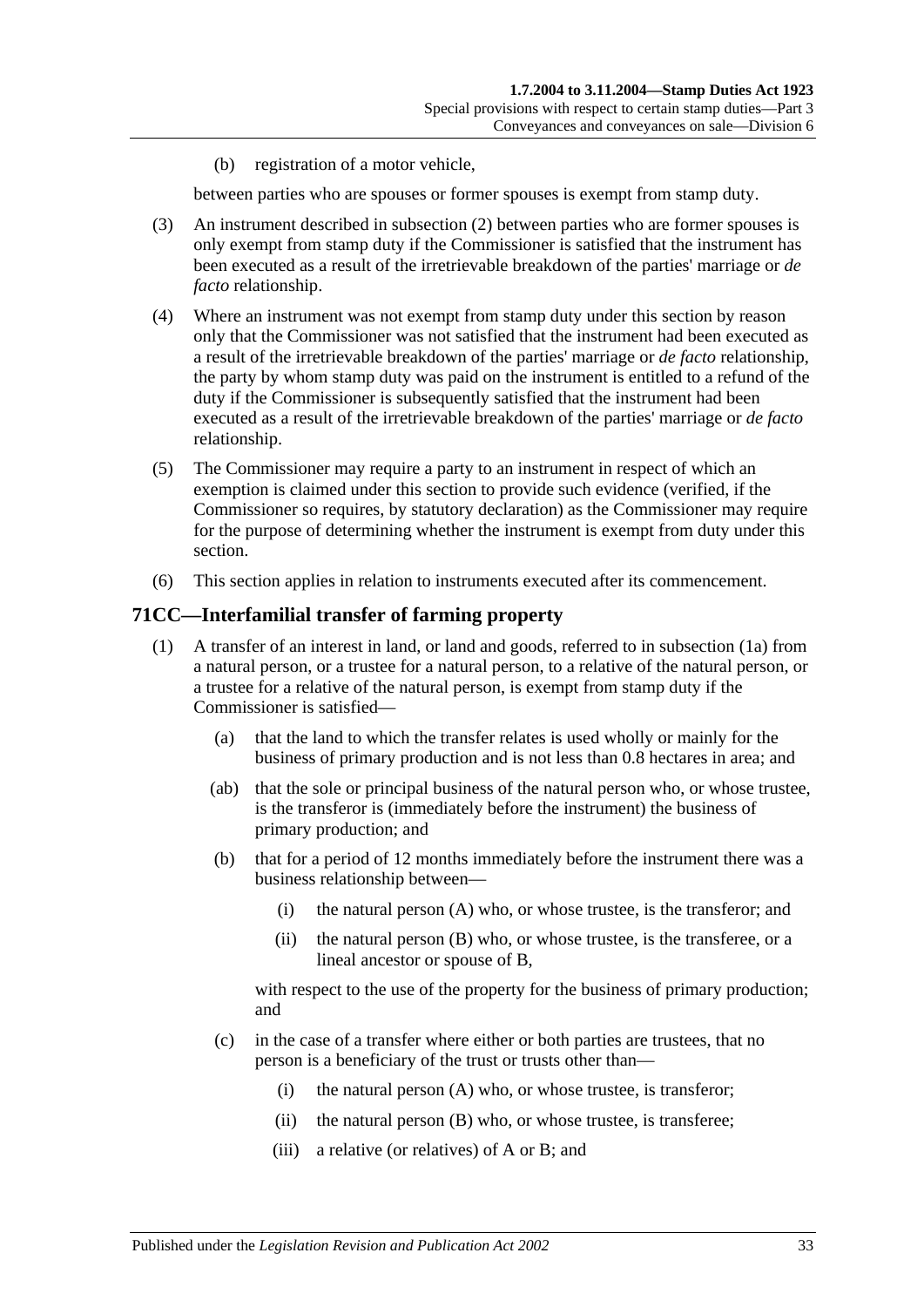(b) registration of a motor vehicle,

between parties who are spouses or former spouses is exempt from stamp duty.

(3) An instrument described in subsection (2) between parties who are former spouses is only exempt from stamp duty if the Commissioner is satisfied that the instrument has been executed as a result of the irretrievable breakdown of the parties' marriage or *de facto* relationship.

(4) Where an instrument was not exempt from stamp duty under this section by reason only that the Commissioner was not satisfied that the instrument had been executed as a result of the irretrievable breakdown of the parties' marriage or *de facto* relationship, the party by whom stamp duty was paid on the instrument is entitled to a refund of the duty if the Commissioner is subsequently satisfied that the instrument had been executed as a result of the irretrievable breakdown of the parties' marriage or *de facto* relationship.

(5) The Commissioner may require a party to an instrument in respect of which an exemption is claimed under this section to provide such evidence (verified, if the Commissioner so requires, by statutory declaration) as the Commissioner may require for the purpose of determining whether the instrument is exempt from duty under this section.

(6) This section applies in relation to instruments executed after its commencement.

## 71CC—Interfamilial transfer of farming property

(1) A transfer of an interest in land, or land and goods, referred to in subsection (1a) from a natural person, or a trustee for a natural person, to a relative of the natural person, or a trustee for a relative of the natural person, is exempt from stamp duty if the Commissioner is satisfied—

(a) that the land to which the transfer relates is used wholly or mainly for the business of primary production and is not less than 0.8 hectares in area; and

(ab) that the sole or principal business of the natural person who, or whose trustee, is the transferor is (immediately before the instrument) the business of primary production; and

(b) that for a period of 12 months immediately before the instrument there was a business relationship between—

(i) the natural person (A) who, or whose trustee, is the transferor; and

(ii) the natural person (B) who, or whose trustee, is the transferee, or a lineal ancestor or spouse of B,

with respect to the use of the property for the business of primary production; and

(c) in the case of a transfer where either or both parties are trustees, that no person is a beneficiary of the trust or trusts other than—

(i) the natural person (A) who, or whose trustee, is transferor;

(ii) the natural person (B) who, or whose trustee, is transferee;

(iii) a relative (or relatives) of A or B; and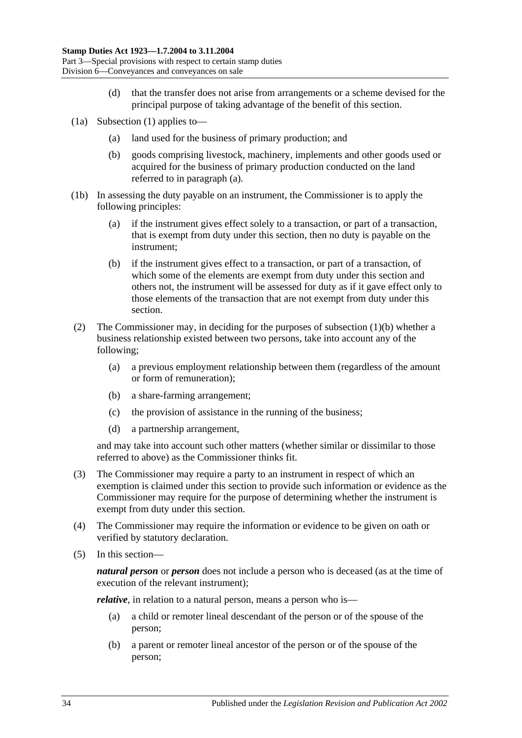(d) that the transfer does not arise from arrangements or a scheme devised for the principal purpose of taking advantage of the benefit of this section.

(1a) Subsection (1) applies to—

(a) land used for the business of primary production; and

(b) goods comprising livestock, machinery, implements and other goods used or acquired for the business of primary production conducted on the land referred to in paragraph (a).

(1b) In assessing the duty payable on an instrument, the Commissioner is to apply the following principles:

(a) if the instrument gives effect solely to a transaction, or part of a transaction, that is exempt from duty under this section, then no duty is payable on the instrument;

(b) if the instrument gives effect to a transaction, or part of a transaction, of which some of the elements are exempt from duty under this section and others not, the instrument will be assessed for duty as if it gave effect only to those elements of the transaction that are not exempt from duty under this section.

(2) The Commissioner may, in deciding for the purposes of subsection (1)(b) whether a business relationship existed between two persons, take into account any of the following;

(a) a previous employment relationship between them (regardless of the amount or form of remuneration);

(b) a share-farming arrangement;

(c) the provision of assistance in the running of the business;

(d) a partnership arrangement,

and may take into account such other matters (whether similar or dissimilar to those referred to above) as the Commissioner thinks fit.

(3) The Commissioner may require a party to an instrument in respect of which an exemption is claimed under this section to provide such information or evidence as the Commissioner may require for the purpose of determining whether the instrument is exempt from duty under this section.

(4) The Commissioner may require the information or evidence to be given on oath or verified by statutory declaration.

(5) In this section—

***natural person*** or ***person*** does not include a person who is deceased (as at the time of execution of the relevant instrument);

***relative***, in relation to a natural person, means a person who is—

(a) a child or remoter lineal descendant of the person or of the spouse of the person;

(b) a parent or remoter lineal ancestor of the person or of the spouse of the person;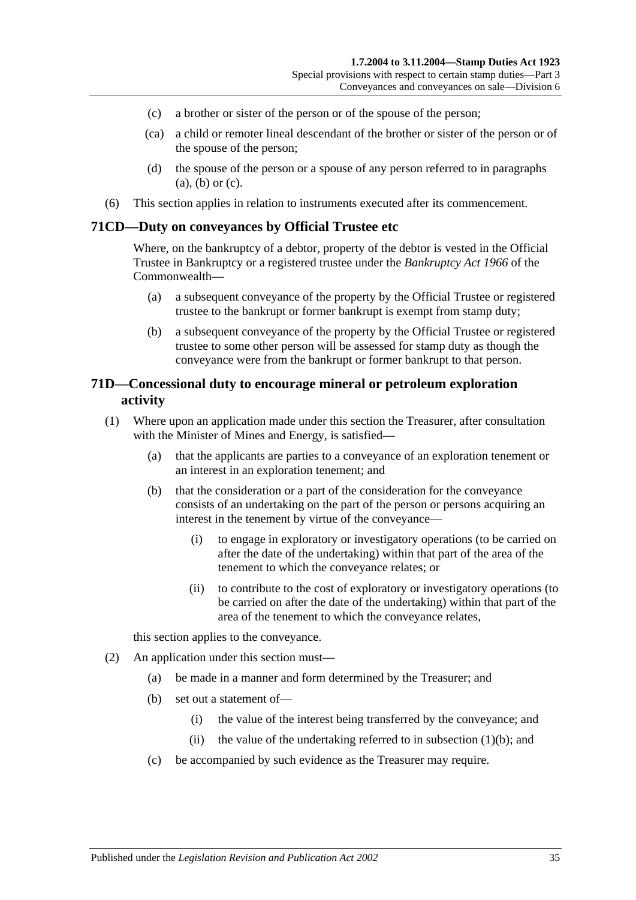(c) a brother or sister of the person or of the spouse of the person;

(ca) a child or remote lineal descendant of the brother or sister of the person or of the spouse of the person;

(d) the spouse of the person or a spouse of any person referred to in paragraphs (a), (b) or (c).

(6) This section applies in relation to instruments executed after its commencement.

## 71CD—Duty on conveyances by Official Trustee etc

Where, on the bankruptcy of a debtor, property of the debtor is vested in the Official Trustee in Bankruptcy or a registered trustee under the *Bankruptcy Act 1966* of the Commonwealth—

(a) a subsequent conveyance of the property by the Official Trustee or registered trustee to the bankrupt or former bankrupt is exempt from stamp duty;

(b) a subsequent conveyance of the property by the Official Trustee or registered trustee to some other person will be assessed for stamp duty as though the conveyance were from the bankrupt or former bankrupt to that person.

## 71D—Concessional duty to encourage mineral or petroleum exploration activity

(1) Where upon an application made under this section the Treasurer, after consultation with the Minister of Mines and Energy, is satisfied—

(a) that the applicants are parties to a conveyance of an exploration tenement or an interest in an exploration tenement; and

(b) that the consideration or a part of the consideration for the conveyance consists of an undertaking on the part of the person or persons acquiring an interest in the tenement by virtue of the conveyance—

(i) to engage in exploratory or investigatory operations (to be carried on after the date of the undertaking) within that part of the area of the tenement to which the conveyance relates; or

(ii) to contribute to the cost of exploratory or investigatory operations (to be carried on after the date of the undertaking) within that part of the area of the tenement to which the conveyance relates,

this section applies to the conveyance.

(2) An application under this section must—

(a) be made in a manner and form determined by the Treasurer; and

(b) set out a statement of—

(i) the value of the interest being transferred by the conveyance; and

(ii) the value of the undertaking referred to in subsection (1)(b); and

(c) be accompanied by such evidence as the Treasurer may require.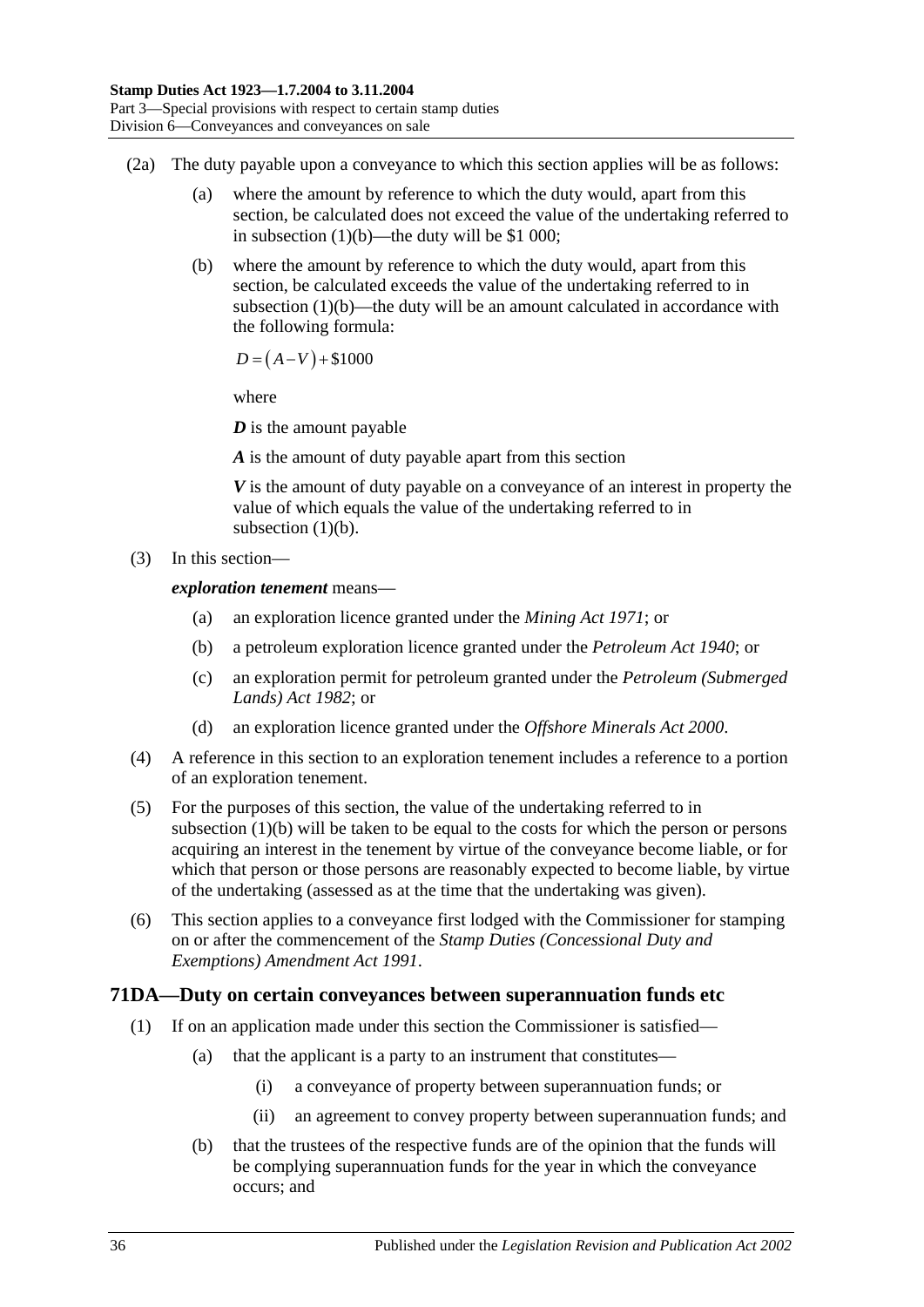(2a) The duty payable upon a conveyance to which this section applies will be as follows:

(a) where the amount by reference to which the duty would, apart from this section, be calculated does not exceed the value of the undertaking referred to in subsection (1)(b)—the duty will be $1 000;

(b) where the amount by reference to which the duty would, apart from this section, be calculated exceeds the value of the undertaking referred to in subsection (1)(b)—the duty will be an amount calculated in accordance with the following formula:

$$D = (A - V) + \$1000$$

where

***D*** is the amount payable

***A*** is the amount of duty payable apart from this section

***V*** is the amount of duty payable on a conveyance of an interest in property the value of which equals the value of the undertaking referred to in subsection (1)(b).

(3) In this section—

***exploration tenement*** means—

(a) an exploration licence granted under the *Mining Act 1971*; or

(b) a petroleum exploration licence granted under the *Petroleum Act 1940*; or

(c) an exploration permit for petroleum granted under the *Petroleum (Submerged Lands) Act 1982*; or

(d) an exploration licence granted under the *Offshore Minerals Act 2000*.

(4) A reference in this section to an exploration tenement includes a reference to a portion of an exploration tenement.

(5) For the purposes of this section, the value of the undertaking referred to in subsection (1)(b) will be taken to be equal to the costs for which the person or persons acquiring an interest in the tenement by virtue of the conveyance become liable, or for which that person or those persons are reasonably expected to become liable, by virtue of the undertaking (assessed as at the time that the undertaking was given).

(6) This section applies to a conveyance first lodged with the Commissioner for stamping on or after the commencement of the *Stamp Duties (Concessional Duty and Exemptions) Amendment Act 1991*.

## 71DA—Duty on certain conveyances between superannuation funds etc

(1) If on an application made under this section the Commissioner is satisfied—

(a) that the applicant is a party to an instrument that constitutes—

(i) a conveyance of property between superannuation funds; or

(ii) an agreement to convey property between superannuation funds; and

(b) that the trustees of the respective funds are of the opinion that the funds will be complying superannuation funds for the year in which the conveyance occurs; and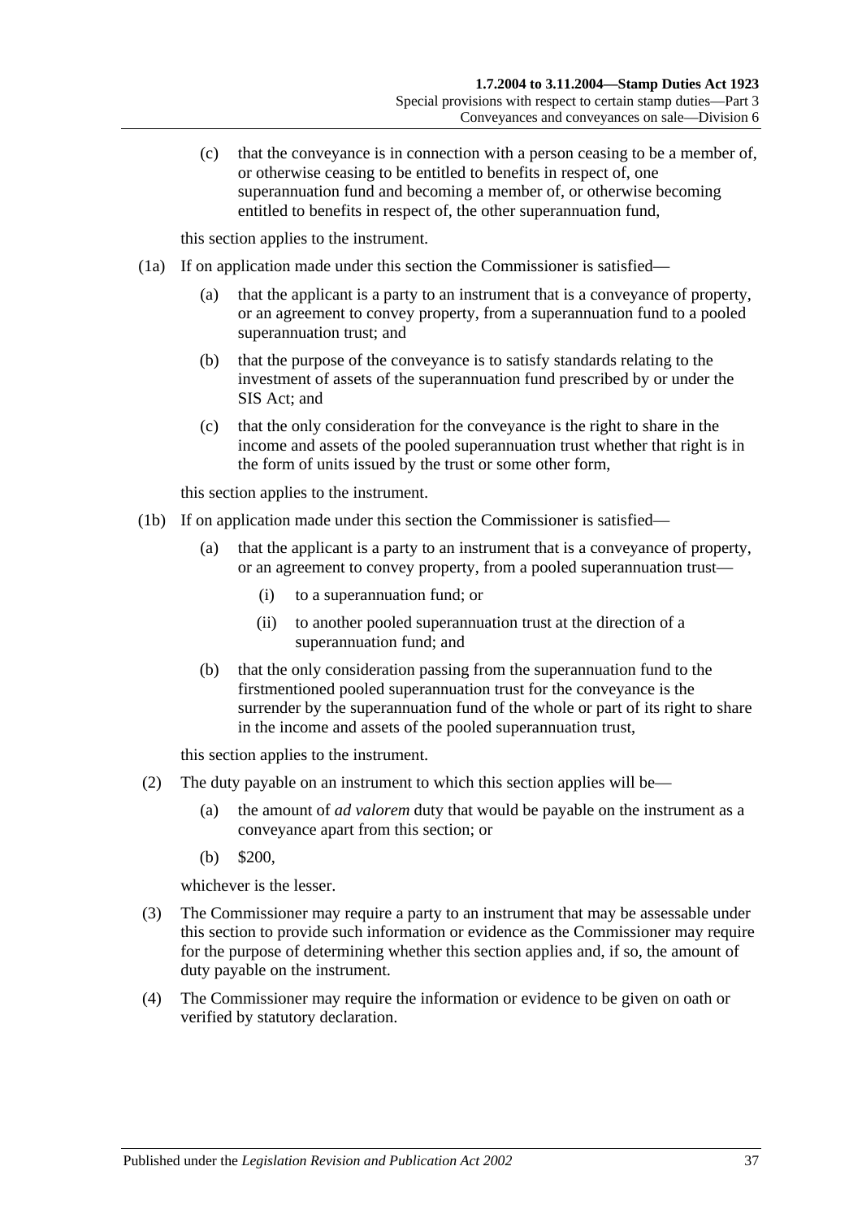(c) that the conveyance is in connection with a person ceasing to be a member of, or otherwise ceasing to be entitled to benefits in respect of, one superannuation fund and becoming a member of, or otherwise becoming entitled to benefits in respect of, the other superannuation fund,

this section applies to the instrument.

(1a) If on application made under this section the Commissioner is satisfied—

(a) that the applicant is a party to an instrument that is a conveyance of property, or an agreement to convey property, from a superannuation fund to a pooled superannuation trust; and

(b) that the purpose of the conveyance is to satisfy standards relating to the investment of assets of the superannuation fund prescribed by or under the SIS Act; and

(c) that the only consideration for the conveyance is the right to share in the income and assets of the pooled superannuation trust whether that right is in the form of units issued by the trust or some other form,

this section applies to the instrument.

(1b) If on application made under this section the Commissioner is satisfied—

(a) that the applicant is a party to an instrument that is a conveyance of property, or an agreement to convey property, from a pooled superannuation trust—

(i) to a superannuation fund; or

(ii) to another pooled superannuation trust at the direction of a superannuation fund; and

(b) that the only consideration passing from the superannuation fund to the firstmentioned pooled superannuation trust for the conveyance is the surrender by the superannuation fund of the whole or part of its right to share in the income and assets of the pooled superannuation trust,

this section applies to the instrument.

(2) The duty payable on an instrument to which this section applies will be—

(a) the amount of *ad valorem* duty that would be payable on the instrument as a conveyance apart from this section; or

(b) $200,

whichever is the lesser.

(3) The Commissioner may require a party to an instrument that may be assessable under this section to provide such information or evidence as the Commissioner may require for the purpose of determining whether this section applies and, if so, the amount of duty payable on the instrument.

(4) The Commissioner may require the information or evidence to be given on oath or verified by statutory declaration.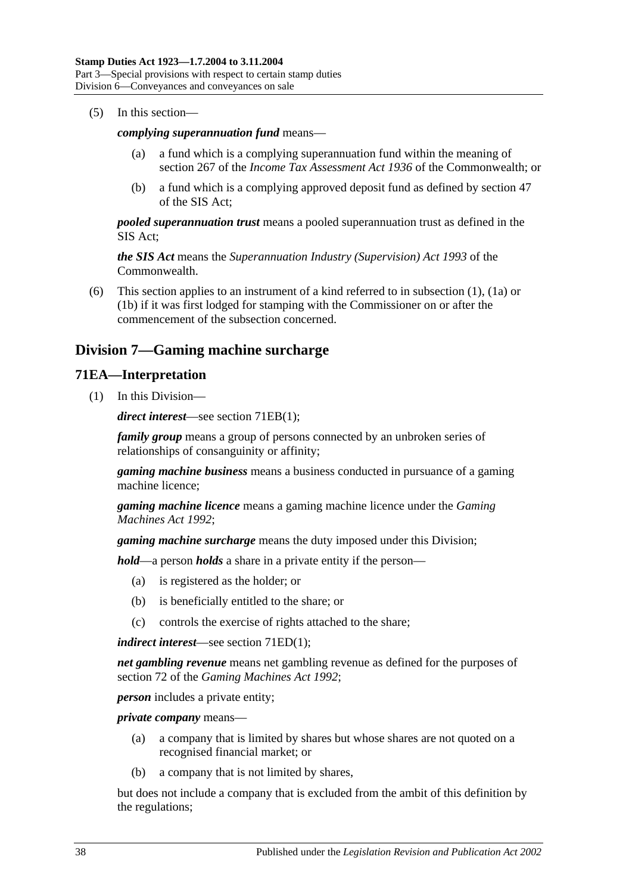(5) In this section—

***complying superannuation fund*** means—

(a) a fund which is a complying superannuation fund within the meaning of section 267 of the *Income Tax Assessment Act 1936* of the Commonwealth; or

(b) a fund which is a complying approved deposit fund as defined by section 47 of the SIS Act;

***pooled superannuation trust*** means a pooled superannuation trust as defined in the SIS Act;

***the SIS Act*** means the *Superannuation Industry (Supervision) Act 1993* of the Commonwealth.

(6) This section applies to an instrument of a kind referred to in subsection (1), (1a) or (1b) if it was first lodged for stamping with the Commissioner on or after the commencement of the subsection concerned.

## Division 7—Gaming machine surcharge

### 71EA—Interpretation

(1) In this Division—

***direct interest***—see section 71EB(1);

***family group*** means a group of persons connected by an unbroken series of relationships of consanguinity or affinity;

***gaming machine business*** means a business conducted in pursuance of a gaming machine licence;

***gaming machine licence*** means a gaming machine licence under the *Gaming Machines Act 1992*;

***gaming machine surcharge*** means the duty imposed under this Division;

***hold***—a person ***holds*** a share in a private entity if the person—

(a) is registered as the holder; or

(b) is beneficially entitled to the share; or

(c) controls the exercise of rights attached to the share;

***indirect interest***—see section 71ED(1);

***net gambling revenue*** means net gambling revenue as defined for the purposes of section 72 of the *Gaming Machines Act 1992*;

***person*** includes a private entity;

***private company*** means—

(a) a company that is limited by shares but whose shares are not quoted on a recognised financial market; or

(b) a company that is not limited by shares,

but does not include a company that is excluded from the ambit of this definition by the regulations;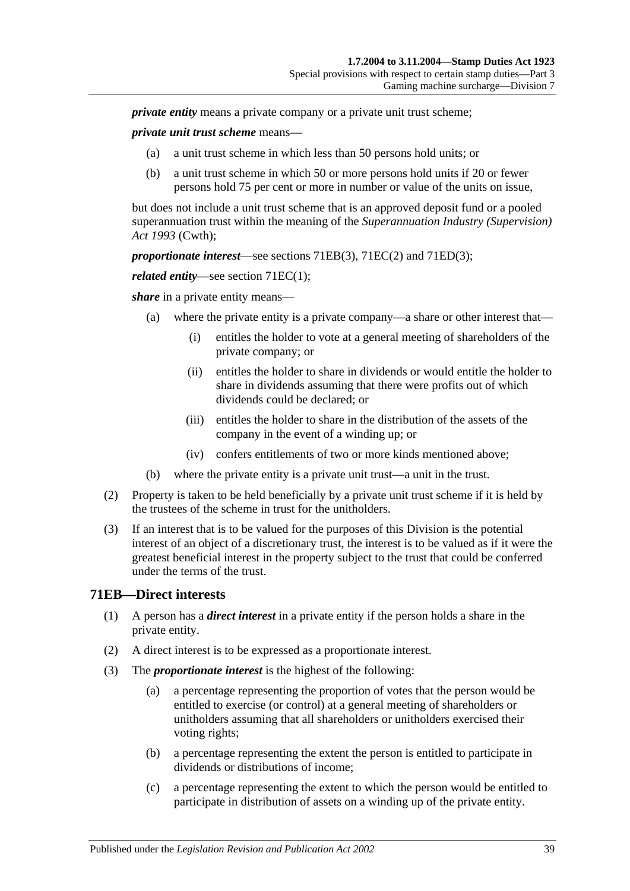***private entity*** means a private company or a private unit trust scheme;

***private unit trust scheme*** means—

- (a) a unit trust scheme in which less than 50 persons hold units; or
- (b) a unit trust scheme in which 50 or more persons hold units if 20 or fewer persons hold 75 per cent or more in number or value of the units on issue,

but does not include a unit trust scheme that is an approved deposit fund or a pooled superannuation trust within the meaning of the *Superannuation Industry (Supervision) Act 1993* (Cwth);

***proportionate interest***—see sections 71EB(3), 71EC(2) and 71ED(3);

***related entity***—see section 71EC(1);

***share*** in a private entity means—

- (a) where the private entity is a private company—a share or other interest that—
  - (i) entitles the holder to vote at a general meeting of shareholders of the private company; or
  - (ii) entitles the holder to share in dividends or would entitle the holder to share in dividends assuming that there were profits out of which dividends could be declared; or
  - (iii) entitles the holder to share in the distribution of the assets of the company in the event of a winding up; or
  - (iv) confers entitlements of two or more kinds mentioned above;
- (b) where the private entity is a private unit trust—a unit in the trust.

(2) Property is taken to be held beneficially by a private unit trust scheme if it is held by the trustees of the scheme in trust for the unitholders.

(3) If an interest that is to be valued for the purposes of this Division is the potential interest of an object of a discretionary trust, the interest is to be valued as if it were the greatest beneficial interest in the property subject to the trust that could be conferred under the terms of the trust.

## 71EB—Direct interests

(1) A person has a ***direct interest*** in a private entity if the person holds a share in the private entity.

(2) A direct interest is to be expressed as a proportionate interest.

(3) The ***proportionate interest*** is the highest of the following:

- (a) a percentage representing the proportion of votes that the person would be entitled to exercise (or control) at a general meeting of shareholders or unitholders assuming that all shareholders or unitholders exercised their voting rights;
- (b) a percentage representing the extent the person is entitled to participate in dividends or distributions of income;
- (c) a percentage representing the extent to which the person would be entitled to participate in distribution of assets on a winding up of the private entity.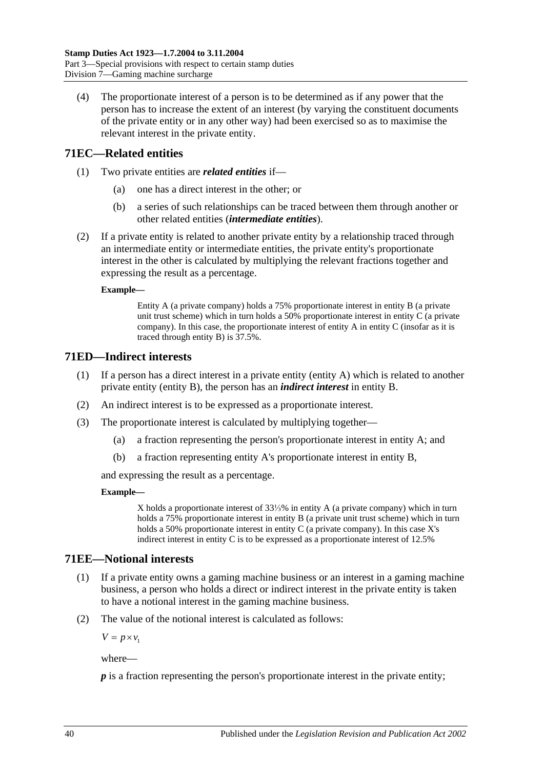(4) The proportionate interest of a person is to be determined as if any power that the person has to increase the extent of an interest (by varying the constituent documents of the private entity or in any other way) had been exercised so as to maximise the relevant interest in the private entity.

## 71EC—Related entities

(1) Two private entities are ***related entities*** if—

(a) one has a direct interest in the other; or

(b) a series of such relationships can be traced between them through another or other related entities (***intermediate entities***).

(2) If a private entity is related to another private entity by a relationship traced through an intermediate entity or intermediate entities, the private entity's proportionate interest in the other is calculated by multiplying the relevant fractions together and expressing the result as a percentage.

**Example—**

Entity A (a private company) holds a 75% proportionate interest in entity B (a private unit trust scheme) which in turn holds a 50% proportionate interest in entity C (a private company). In this case, the proportionate interest of entity A in entity C (insofar as it is traced through entity B) is 37.5%.

## 71ED—Indirect interests

(1) If a person has a direct interest in a private entity (entity A) which is related to another private entity (entity B), the person has an ***indirect interest*** in entity B.

(2) An indirect interest is to be expressed as a proportionate interest.

(3) The proportionate interest is calculated by multiplying together—

(a) a fraction representing the person's proportionate interest in entity A; and

(b) a fraction representing entity A's proportionate interest in entity B,

and expressing the result as a percentage.

**Example—**

X holds a proportionate interest of 33⅓% in entity A (a private company) which in turn holds a 75% proportionate interest in entity B (a private unit trust scheme) which in turn holds a 50% proportionate interest in entity C (a private company). In this case X's indirect interest in entity C is to be expressed as a proportionate interest of 12.5%

## 71EE—Notional interests

(1) If a private entity owns a gaming machine business or an interest in a gaming machine business, a person who holds a direct or indirect interest in the private entity is taken to have a notional interest in the gaming machine business.

(2) The value of the notional interest is calculated as follows:

$$V = p \times v_1$$

where—

***p*** is a fraction representing the person's proportionate interest in the private entity;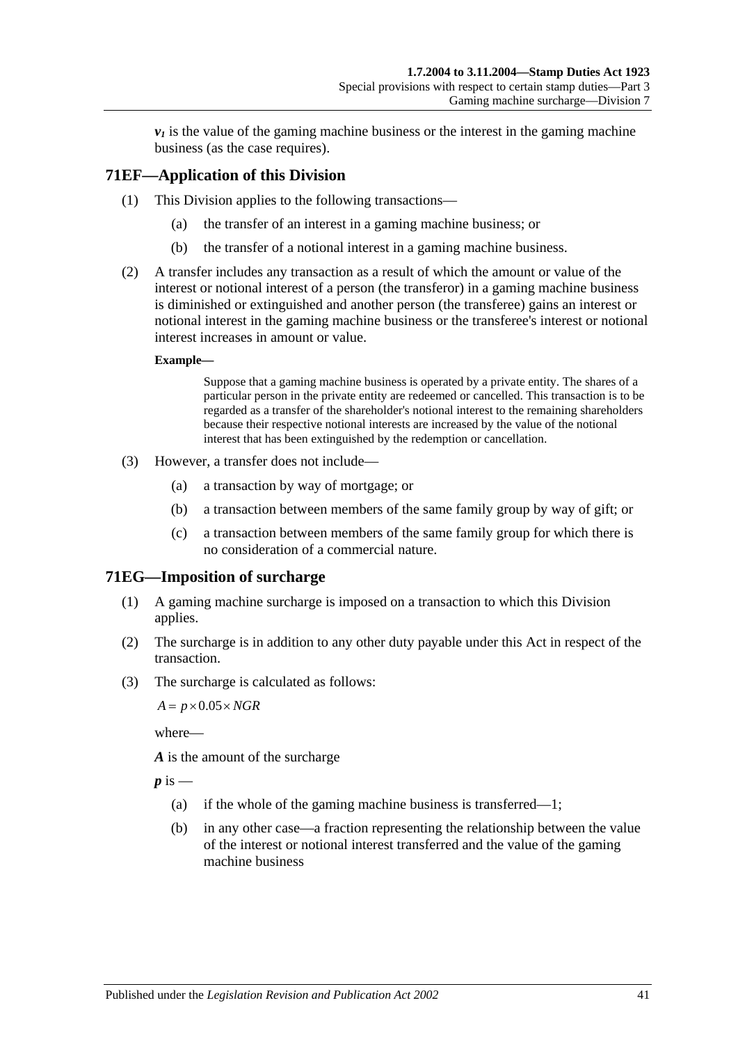$v_1$ is the value of the gaming machine business or the interest in the gaming machine business (as the case requires).

## 71EF—Application of this Division

(1) This Division applies to the following transactions—

(a) the transfer of an interest in a gaming machine business; or

(b) the transfer of a notional interest in a gaming machine business.

(2) A transfer includes any transaction as a result of which the amount or value of the interest or notional interest of a person (the transferor) in a gaming machine business is diminished or extinguished and another person (the transferee) gains an interest or notional interest in the gaming machine business or the transferee's interest or notional interest increases in amount or value.

**Example—**

Suppose that a gaming machine business is operated by a private entity. The shares of a particular person in the private entity are redeemed or cancelled. This transaction is to be regarded as a transfer of the shareholder's notional interest to the remaining shareholders because their respective notional interests are increased by the value of the notional interest that has been extinguished by the redemption or cancellation.

(3) However, a transfer does not include—

(a) a transaction by way of mortgage; or

(b) a transaction between members of the same family group by way of gift; or

(c) a transaction between members of the same family group for which there is no consideration of a commercial nature.

## 71EG—Imposition of surcharge

(1) A gaming machine surcharge is imposed on a transaction to which this Division applies.

(2) The surcharge is in addition to any other duty payable under this Act in respect of the transaction.

(3) The surcharge is calculated as follows:

$$A = p \times 0.05 \times NGR$$

where—

***A*** is the amount of the surcharge

***p*** is —

(a) if the whole of the gaming machine business is transferred—1;

(b) in any other case—a fraction representing the relationship between the value of the interest or notional interest transferred and the value of the gaming machine business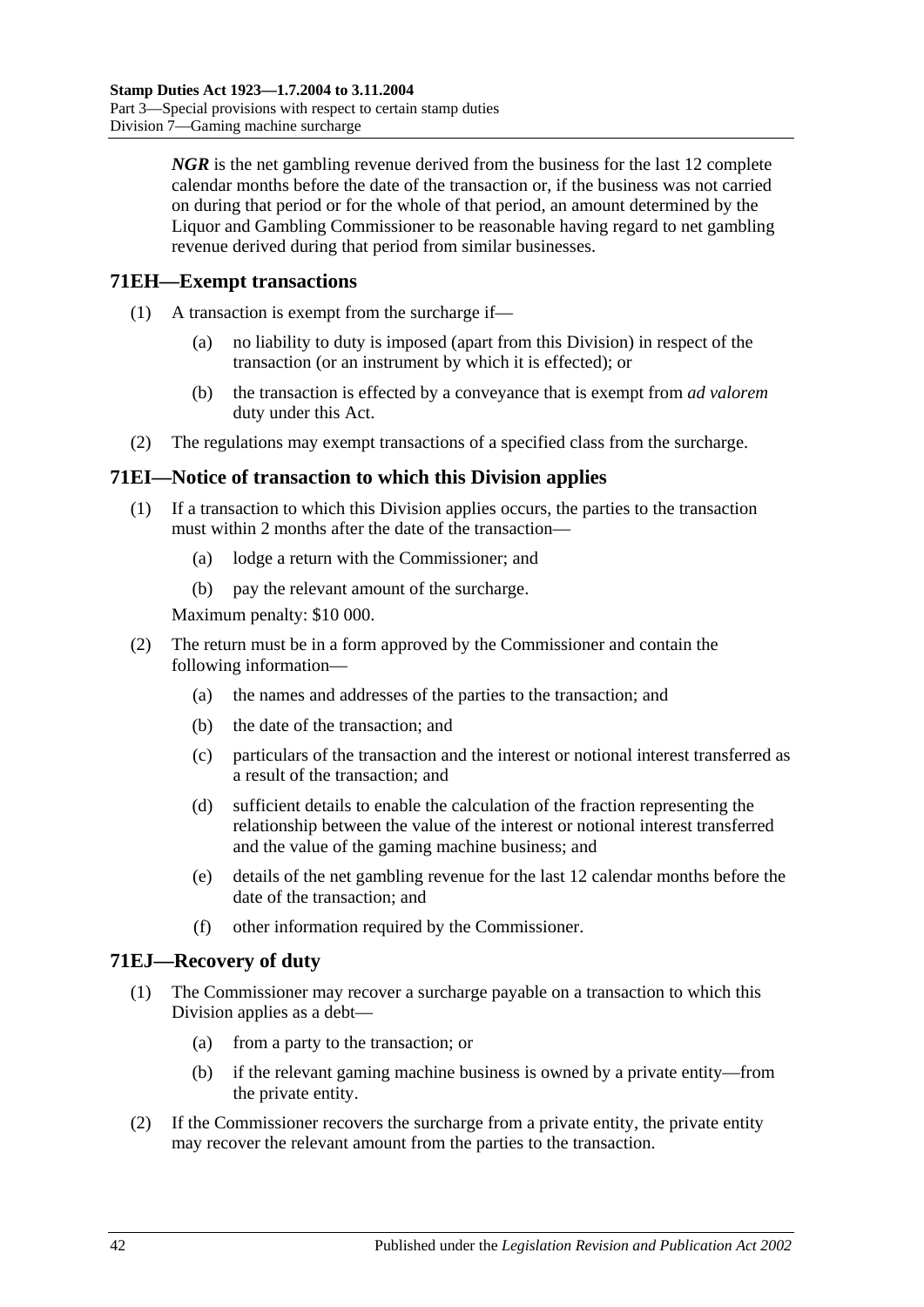***NGR*** is the net gambling revenue derived from the business for the last 12 complete calendar months before the date of the transaction or, if the business was not carried on during that period or for the whole of that period, an amount determined by the Liquor and Gambling Commissioner to be reasonable having regard to net gambling revenue derived during that period from similar businesses.

## 71EH—Exempt transactions

(1) A transaction is exempt from the surcharge if—

(a) no liability to duty is imposed (apart from this Division) in respect of the transaction (or an instrument by which it is effected); or

(b) the transaction is effected by a conveyance that is exempt from *ad valorem* duty under this Act.

(2) The regulations may exempt transactions of a specified class from the surcharge.

## 71EI—Notice of transaction to which this Division applies

(1) If a transaction to which this Division applies occurs, the parties to the transaction must within 2 months after the date of the transaction—

(a) lodge a return with the Commissioner; and

(b) pay the relevant amount of the surcharge.

Maximum penalty: $10 000.

(2) The return must be in a form approved by the Commissioner and contain the following information—

(a) the names and addresses of the parties to the transaction; and

(b) the date of the transaction; and

(c) particulars of the transaction and the interest or notional interest transferred as a result of the transaction; and

(d) sufficient details to enable the calculation of the fraction representing the relationship between the value of the interest or notional interest transferred and the value of the gaming machine business; and

(e) details of the net gambling revenue for the last 12 calendar months before the date of the transaction; and

(f) other information required by the Commissioner.

## 71EJ—Recovery of duty

(1) The Commissioner may recover a surcharge payable on a transaction to which this Division applies as a debt—

(a) from a party to the transaction; or

(b) if the relevant gaming machine business is owned by a private entity—from the private entity.

(2) If the Commissioner recovers the surcharge from a private entity, the private entity may recover the relevant amount from the parties to the transaction.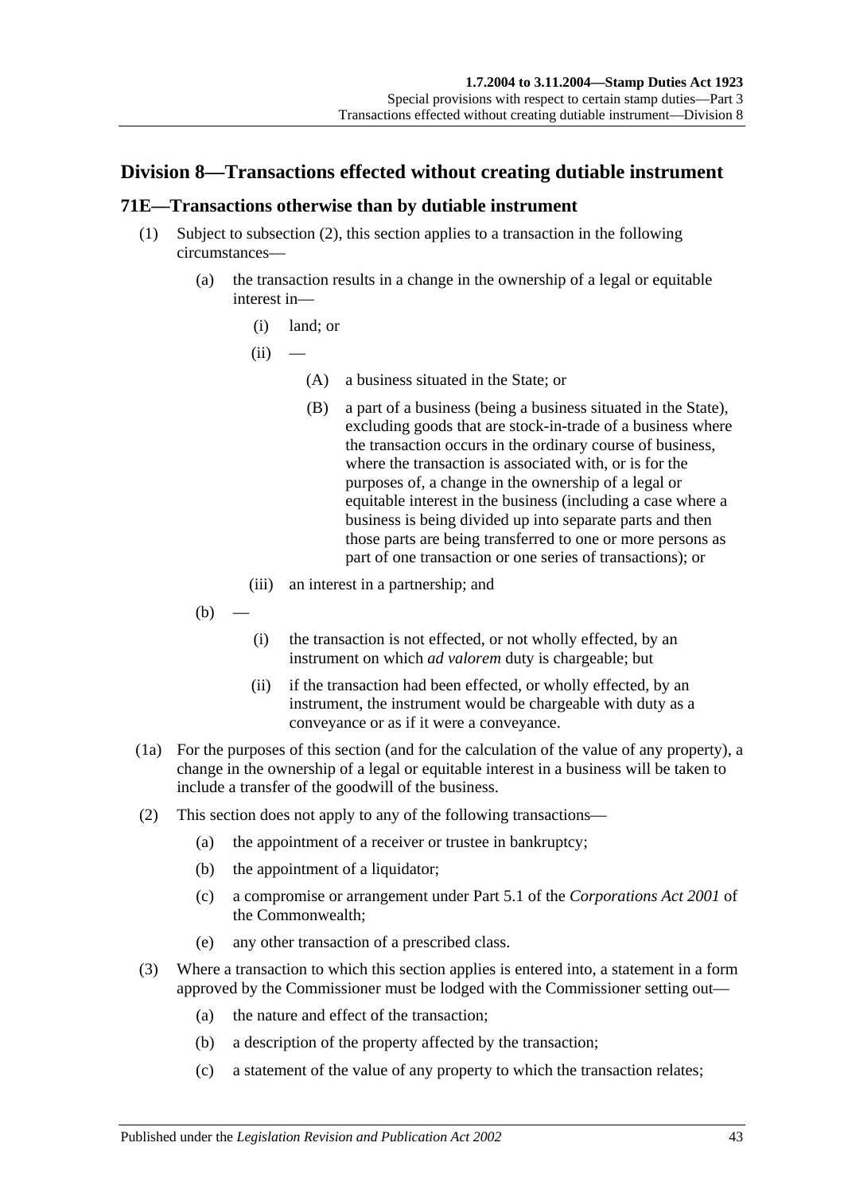## Division 8—Transactions effected without creating dutiable instrument

### 71E—Transactions otherwise than by dutiable instrument

(1) Subject to subsection (2), this section applies to a transaction in the following circumstances—

  (a) the transaction results in a change in the ownership of a legal or equitable interest in—

    (i) land; or

    (ii) —

      (A) a business situated in the State; or

      (B) a part of a business (being a business situated in the State), excluding goods that are stock-in-trade of a business where the transaction occurs in the ordinary course of business, where the transaction is associated with, or is for the purposes of, a change in the ownership of a legal or equitable interest in the business (including a case where a business is being divided up into separate parts and then those parts are being transferred to one or more persons as part of one transaction or one series of transactions); or

    (iii) an interest in a partnership; and

  (b) —

    (i) the transaction is not effected, or not wholly effected, by an instrument on which *ad valorem* duty is chargeable; but

    (ii) if the transaction had been effected, or wholly effected, by an instrument, the instrument would be chargeable with duty as a conveyance or as if it were a conveyance.

(1a) For the purposes of this section (and for the calculation of the value of any property), a change in the ownership of a legal or equitable interest in a business will be taken to include a transfer of the goodwill of the business.

(2) This section does not apply to any of the following transactions—

  (a) the appointment of a receiver or trustee in bankruptcy;

  (b) the appointment of a liquidator;

  (c) a compromise or arrangement under Part 5.1 of the *Corporations Act 2001* of the Commonwealth;

  (e) any other transaction of a prescribed class.

(3) Where a transaction to which this section applies is entered into, a statement in a form approved by the Commissioner must be lodged with the Commissioner setting out—

  (a) the nature and effect of the transaction;

  (b) a description of the property affected by the transaction;

  (c) a statement of the value of any property to which the transaction relates;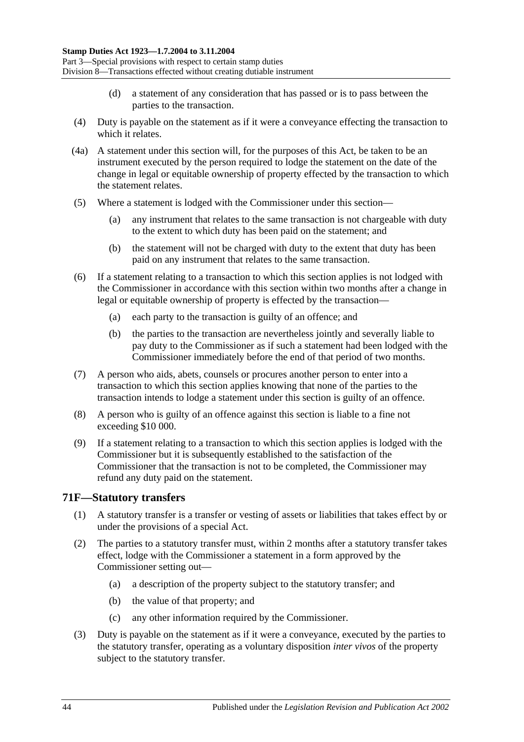(d) a statement of any consideration that has passed or is to pass between the parties to the transaction.

(4) Duty is payable on the statement as if it were a conveyance effecting the transaction to which it relates.

(4a) A statement under this section will, for the purposes of this Act, be taken to be an instrument executed by the person required to lodge the statement on the date of the change in legal or equitable ownership of property effected by the transaction to which the statement relates.

(5) Where a statement is lodged with the Commissioner under this section—

(a) any instrument that relates to the same transaction is not chargeable with duty to the extent to which duty has been paid on the statement; and

(b) the statement will not be charged with duty to the extent that duty has been paid on any instrument that relates to the same transaction.

(6) If a statement relating to a transaction to which this section applies is not lodged with the Commissioner in accordance with this section within two months after a change in legal or equitable ownership of property is effected by the transaction—

(a) each party to the transaction is guilty of an offence; and

(b) the parties to the transaction are nevertheless jointly and severally liable to pay duty to the Commissioner as if such a statement had been lodged with the Commissioner immediately before the end of that period of two months.

(7) A person who aids, abets, counsels or procures another person to enter into a transaction to which this section applies knowing that none of the parties to the transaction intends to lodge a statement under this section is guilty of an offence.

(8) A person who is guilty of an offence against this section is liable to a fine not exceeding $10 000.

(9) If a statement relating to a transaction to which this section applies is lodged with the Commissioner but it is subsequently established to the satisfaction of the Commissioner that the transaction is not to be completed, the Commissioner may refund any duty paid on the statement.

## 71F—Statutory transfers

(1) A statutory transfer is a transfer or vesting of assets or liabilities that takes effect by or under the provisions of a special Act.

(2) The parties to a statutory transfer must, within 2 months after a statutory transfer takes effect, lodge with the Commissioner a statement in a form approved by the Commissioner setting out—

(a) a description of the property subject to the statutory transfer; and

(b) the value of that property; and

(c) any other information required by the Commissioner.

(3) Duty is payable on the statement as if it were a conveyance, executed by the parties to the statutory transfer, operating as a voluntary disposition *inter vivos* of the property subject to the statutory transfer.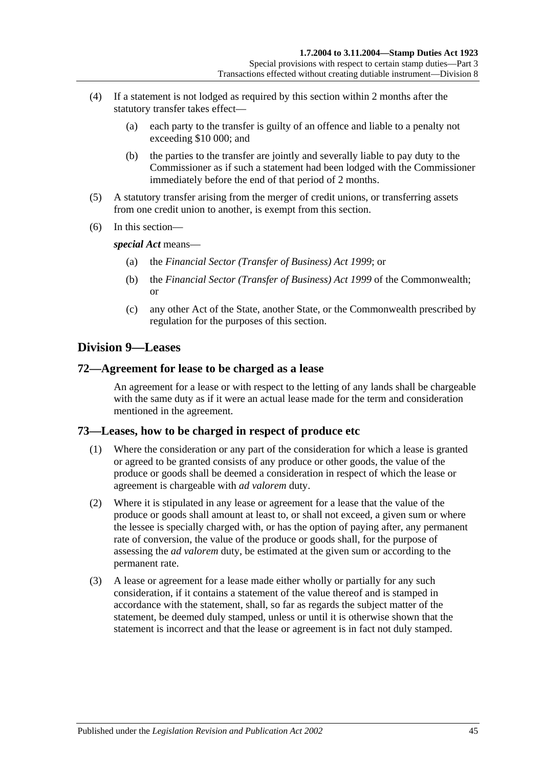(4) If a statement is not lodged as required by this section within 2 months after the statutory transfer takes effect—

(a) each party to the transfer is guilty of an offence and liable to a penalty not exceeding $10 000; and

(b) the parties to the transfer are jointly and severally liable to pay duty to the Commissioner as if such a statement had been lodged with the Commissioner immediately before the end of that period of 2 months.

(5) A statutory transfer arising from the merger of credit unions, or transferring assets from one credit union to another, is exempt from this section.

(6) In this section—

***special Act*** means—

(a) the *Financial Sector (Transfer of Business) Act 1999*; or

(b) the *Financial Sector (Transfer of Business) Act 1999* of the Commonwealth; or

(c) any other Act of the State, another State, or the Commonwealth prescribed by regulation for the purposes of this section.

## Division 9—Leases

### 72—Agreement for lease to be charged as a lease

An agreement for a lease or with respect to the letting of any lands shall be chargeable with the same duty as if it were an actual lease made for the term and consideration mentioned in the agreement.

### 73—Leases, how to be charged in respect of produce etc

(1) Where the consideration or any part of the consideration for which a lease is granted or agreed to be granted consists of any produce or other goods, the value of the produce or goods shall be deemed a consideration in respect of which the lease or agreement is chargeable with *ad valorem* duty.

(2) Where it is stipulated in any lease or agreement for a lease that the value of the produce or goods shall amount at least to, or shall not exceed, a given sum or where the lessee is specially charged with, or has the option of paying after, any permanent rate of conversion, the value of the produce or goods shall, for the purpose of assessing the *ad valorem* duty, be estimated at the given sum or according to the permanent rate.

(3) A lease or agreement for a lease made either wholly or partially for any such consideration, if it contains a statement of the value thereof and is stamped in accordance with the statement, shall, so far as regards the subject matter of the statement, be deemed duly stamped, unless or until it is otherwise shown that the statement is incorrect and that the lease or agreement is in fact not duly stamped.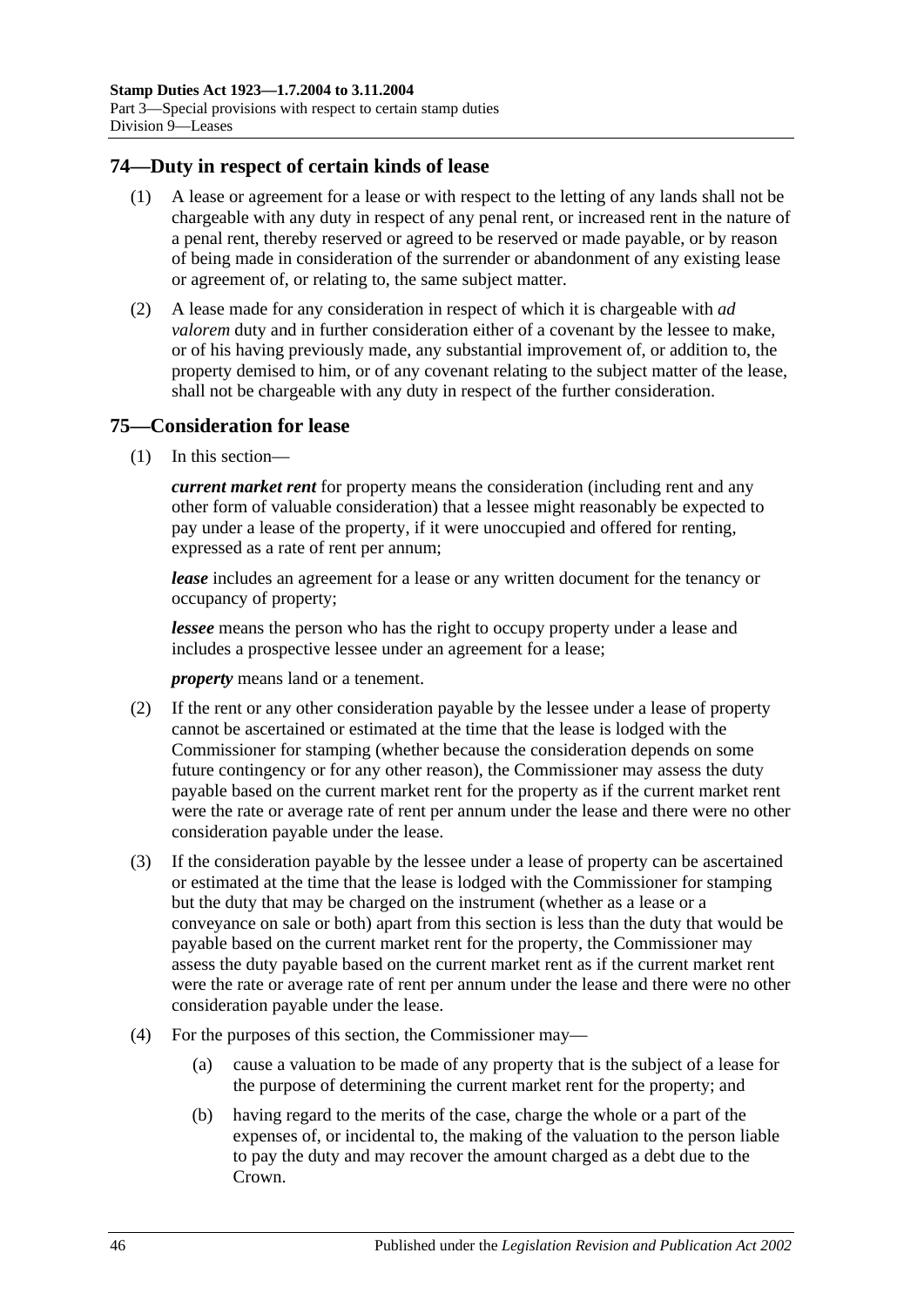## 74—Duty in respect of certain kinds of lease

(1) A lease or agreement for a lease or with respect to the letting of any lands shall not be chargeable with any duty in respect of any penal rent, or increased rent in the nature of a penal rent, thereby reserved or agreed to be reserved or made payable, or by reason of being made in consideration of the surrender or abandonment of any existing lease or agreement of, or relating to, the same subject matter.

(2) A lease made for any consideration in respect of which it is chargeable with *ad valorem* duty and in further consideration either of a covenant by the lessee to make, or of his having previously made, any substantial improvement of, or addition to, the property demised to him, or of any covenant relating to the subject matter of the lease, shall not be chargeable with any duty in respect of the further consideration.

## 75—Consideration for lease

(1) In this section—

***current market rent*** for property means the consideration (including rent and any other form of valuable consideration) that a lessee might reasonably be expected to pay under a lease of the property, if it were unoccupied and offered for renting, expressed as a rate of rent per annum;

***lease*** includes an agreement for a lease or any written document for the tenancy or occupancy of property;

***lessee*** means the person who has the right to occupy property under a lease and includes a prospective lessee under an agreement for a lease;

***property*** means land or a tenement.

(2) If the rent or any other consideration payable by the lessee under a lease of property cannot be ascertained or estimated at the time that the lease is lodged with the Commissioner for stamping (whether because the consideration depends on some future contingency or for any other reason), the Commissioner may assess the duty payable based on the current market rent for the property as if the current market rent were the rate or average rate of rent per annum under the lease and there were no other consideration payable under the lease.

(3) If the consideration payable by the lessee under a lease of property can be ascertained or estimated at the time that the lease is lodged with the Commissioner for stamping but the duty that may be charged on the instrument (whether as a lease or a conveyance on sale or both) apart from this section is less than the duty that would be payable based on the current market rent for the property, the Commissioner may assess the duty payable based on the current market rent as if the current market rent were the rate or average rate of rent per annum under the lease and there were no other consideration payable under the lease.

(4) For the purposes of this section, the Commissioner may—

(a) cause a valuation to be made of any property that is the subject of a lease for the purpose of determining the current market rent for the property; and

(b) having regard to the merits of the case, charge the whole or a part of the expenses of, or incidental to, the making of the valuation to the person liable to pay the duty and may recover the amount charged as a debt due to the Crown.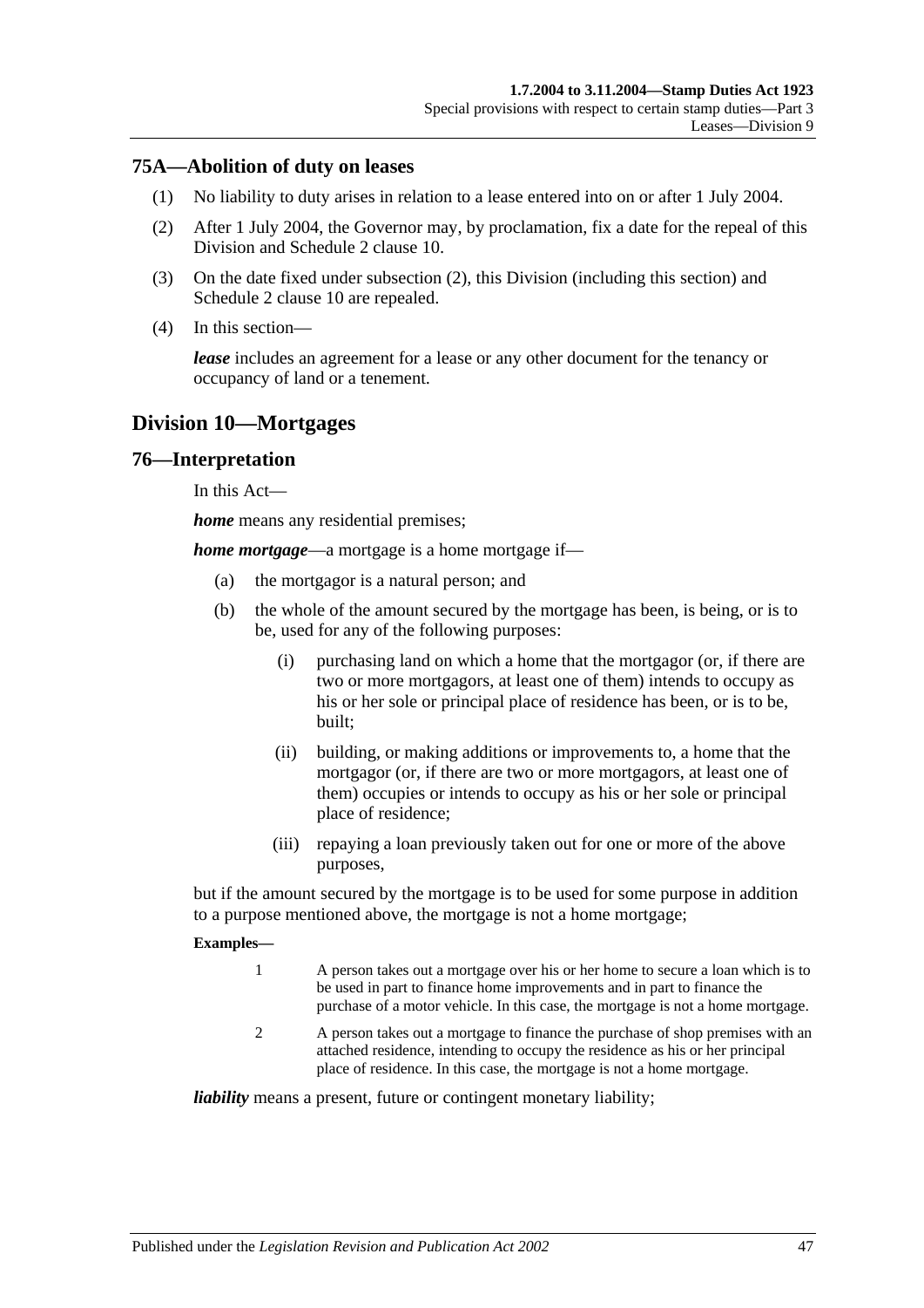## 75A—Abolition of duty on leases

(1) No liability to duty arises in relation to a lease entered into on or after 1 July 2004.

(2) After 1 July 2004, the Governor may, by proclamation, fix a date for the repeal of this Division and Schedule 2 clause 10.

(3) On the date fixed under subsection (2), this Division (including this section) and Schedule 2 clause 10 are repealed.

(4) In this section—

***lease*** includes an agreement for a lease or any other document for the tenancy or occupancy of land or a tenement.

# Division 10—Mortgages

## 76—Interpretation

In this Act—

***home*** means any residential premises;

***home mortgage***—a mortgage is a home mortgage if—

- (a) the mortgagor is a natural person; and
- (b) the whole of the amount secured by the mortgage has been, is being, or is to be, used for any of the following purposes:
  - (i) purchasing land on which a home that the mortgagor (or, if there are two or more mortgagors, at least one of them) intends to occupy as his or her sole or principal place of residence has been, or is to be, built;
  - (ii) building, or making additions or improvements to, a home that the mortgagor (or, if there are two or more mortgagors, at least one of them) occupies or intends to occupy as his or her sole or principal place of residence;
  - (iii) repaying a loan previously taken out for one or more of the above purposes,

but if the amount secured by the mortgage is to be used for some purpose in addition to a purpose mentioned above, the mortgage is not a home mortgage;

**Examples—**

1 A person takes out a mortgage over his or her home to secure a loan which is to be used in part to finance home improvements and in part to finance the purchase of a motor vehicle. In this case, the mortgage is not a home mortgage.

2 A person takes out a mortgage to finance the purchase of shop premises with an attached residence, intending to occupy the residence as his or her principal place of residence. In this case, the mortgage is not a home mortgage.

***liability*** means a present, future or contingent monetary liability;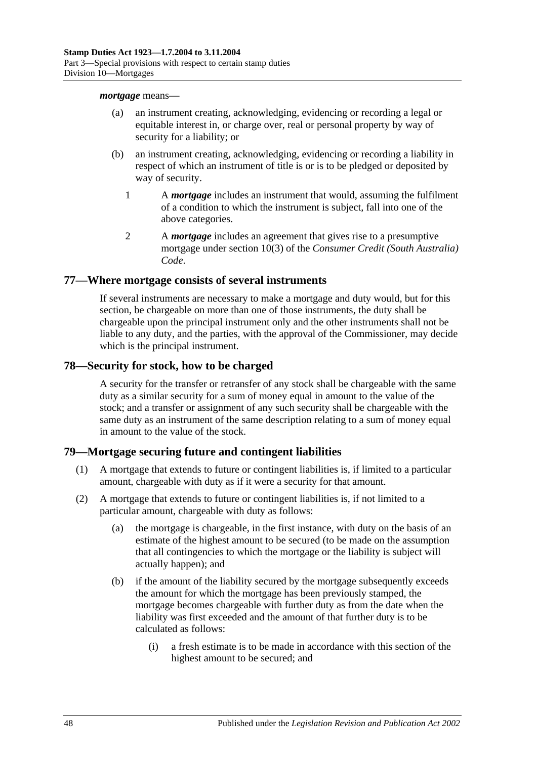***mortgage*** means—

(a) an instrument creating, acknowledging, evidencing or recording a legal or equitable interest in, or charge over, real or personal property by way of security for a liability; or

(b) an instrument creating, acknowledging, evidencing or recording a liability in respect of which an instrument of title is or is to be pledged or deposited by way of security.

1 A ***mortgage*** includes an instrument that would, assuming the fulfilment of a condition to which the instrument is subject, fall into one of the above categories.

2 A ***mortgage*** includes an agreement that gives rise to a presumptive mortgage under section 10(3) of the *Consumer Credit (South Australia) Code*.

## 77—Where mortgage consists of several instruments

If several instruments are necessary to make a mortgage and duty would, but for this section, be chargeable on more than one of those instruments, the duty shall be chargeable upon the principal instrument only and the other instruments shall not be liable to any duty, and the parties, with the approval of the Commissioner, may decide which is the principal instrument.

## 78—Security for stock, how to be charged

A security for the transfer or retransfer of any stock shall be chargeable with the same duty as a similar security for a sum of money equal in amount to the value of the stock; and a transfer or assignment of any such security shall be chargeable with the same duty as an instrument of the same description relating to a sum of money equal in amount to the value of the stock.

## 79—Mortgage securing future and contingent liabilities

(1) A mortgage that extends to future or contingent liabilities is, if limited to a particular amount, chargeable with duty as if it were a security for that amount.

(2) A mortgage that extends to future or contingent liabilities is, if not limited to a particular amount, chargeable with duty as follows:

(a) the mortgage is chargeable, in the first instance, with duty on the basis of an estimate of the highest amount to be secured (to be made on the assumption that all contingencies to which the mortgage or the liability is subject will actually happen); and

(b) if the amount of the liability secured by the mortgage subsequently exceeds the amount for which the mortgage has been previously stamped, the mortgage becomes chargeable with further duty as from the date when the liability was first exceeded and the amount of that further duty is to be calculated as follows:

(i) a fresh estimate is to be made in accordance with this section of the highest amount to be secured; and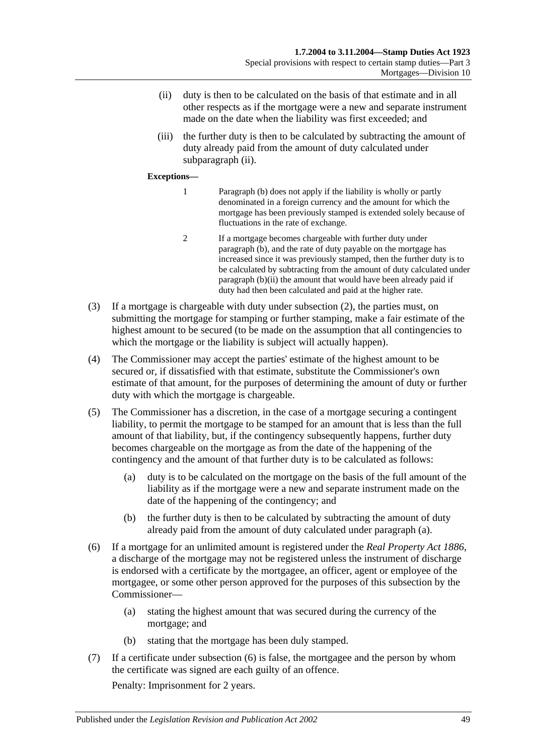(ii) duty is then to be calculated on the basis of that estimate and in all other respects as if the mortgage were a new and separate instrument made on the date when the liability was first exceeded; and

(iii) the further duty is then to be calculated by subtracting the amount of duty already paid from the amount of duty calculated under subparagraph (ii).

**Exceptions—**

1 Paragraph (b) does not apply if the liability is wholly or partly denominated in a foreign currency and the amount for which the mortgage has been previously stamped is extended solely because of fluctuations in the rate of exchange.

2 If a mortgage becomes chargeable with further duty under paragraph (b), and the rate of duty payable on the mortgage has increased since it was previously stamped, then the further duty is to be calculated by subtracting from the amount of duty calculated under paragraph (b)(ii) the amount that would have been already paid if duty had then been calculated and paid at the higher rate.

(3) If a mortgage is chargeable with duty under subsection (2), the parties must, on submitting the mortgage for stamping or further stamping, make a fair estimate of the highest amount to be secured (to be made on the assumption that all contingencies to which the mortgage or the liability is subject will actually happen).

(4) The Commissioner may accept the parties' estimate of the highest amount to be secured or, if dissatisfied with that estimate, substitute the Commissioner's own estimate of that amount, for the purposes of determining the amount of duty or further duty with which the mortgage is chargeable.

(5) The Commissioner has a discretion, in the case of a mortgage securing a contingent liability, to permit the mortgage to be stamped for an amount that is less than the full amount of that liability, but, if the contingency subsequently happens, further duty becomes chargeable on the mortgage as from the date of the happening of the contingency and the amount of that further duty is to be calculated as follows:

(a) duty is to be calculated on the mortgage on the basis of the full amount of the liability as if the mortgage were a new and separate instrument made on the date of the happening of the contingency; and

(b) the further duty is then to be calculated by subtracting the amount of duty already paid from the amount of duty calculated under paragraph (a).

(6) If a mortgage for an unlimited amount is registered under the *Real Property Act 1886*, a discharge of the mortgage may not be registered unless the instrument of discharge is endorsed with a certificate by the mortgagee, an officer, agent or employee of the mortgagee, or some other person approved for the purposes of this subsection by the Commissioner—

(a) stating the highest amount that was secured during the currency of the mortgage; and

(b) stating that the mortgage has been duly stamped.

(7) If a certificate under subsection (6) is false, the mortgagee and the person by whom the certificate was signed are each guilty of an offence.

Penalty: Imprisonment for 2 years.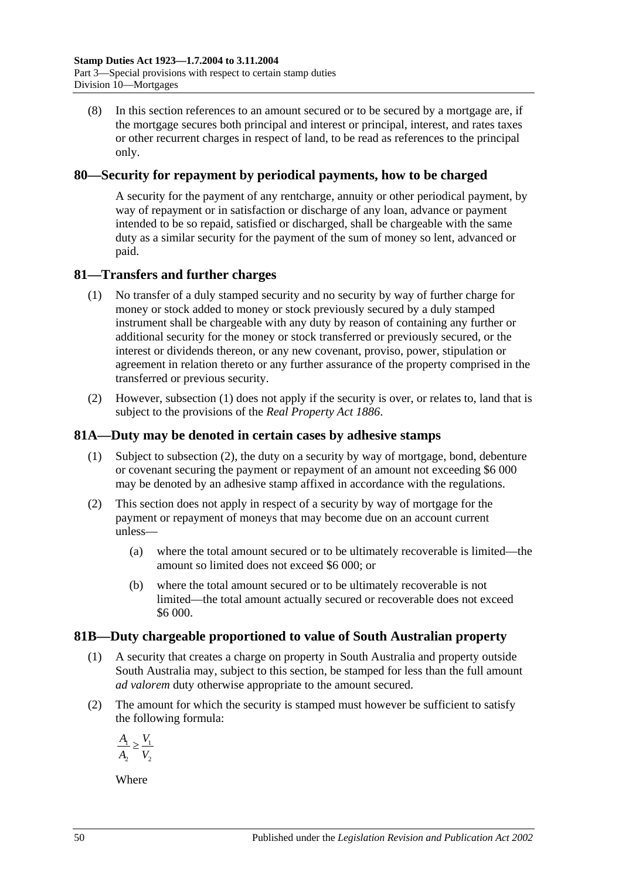(8) In this section references to an amount secured or to be secured by a mortgage are, if the mortgage secures both principal and interest or principal, interest, and rates taxes or other recurrent charges in respect of land, to be read as references to the principal only.

## 80—Security for repayment by periodical payments, how to be charged

A security for the payment of any rentcharge, annuity or other periodical payment, by way of repayment or in satisfaction or discharge of any loan, advance or payment intended to be so repaid, satisfied or discharged, shall be chargeable with the same duty as a similar security for the payment of the sum of money so lent, advanced or paid.

## 81—Transfers and further charges

(1) No transfer of a duly stamped security and no security by way of further charge for money or stock added to money or stock previously secured by a duly stamped instrument shall be chargeable with any duty by reason of containing any further or additional security for the money or stock transferred or previously secured, or the interest or dividends thereon, or any new covenant, proviso, power, stipulation or agreement in relation thereto or any further assurance of the property comprised in the transferred or previous security.

(2) However, subsection (1) does not apply if the security is over, or relates to, land that is subject to the provisions of the *Real Property Act 1886*.

## 81A—Duty may be denoted in certain cases by adhesive stamps

(1) Subject to subsection (2), the duty on a security by way of mortgage, bond, debenture or covenant securing the payment or repayment of an amount not exceeding \$6 000 may be denoted by an adhesive stamp affixed in accordance with the regulations.

(2) This section does not apply in respect of a security by way of mortgage for the payment or repayment of moneys that may become due on an account current unless—

(a) where the total amount secured or to be ultimately recoverable is limited—the amount so limited does not exceed \$6 000; or

(b) where the total amount secured or to be ultimately recoverable is not limited—the total amount actually secured or recoverable does not exceed \$6 000.

## 81B—Duty chargeable proportioned to value of South Australian property

(1) A security that creates a charge on property in South Australia and property outside South Australia may, subject to this section, be stamped for less than the full amount *ad valorem* duty otherwise appropriate to the amount secured.

(2) The amount for which the security is stamped must however be sufficient to satisfy the following formula:

$$\frac{A_1}{A_2} \geq \frac{V_1}{V_2}$$

Where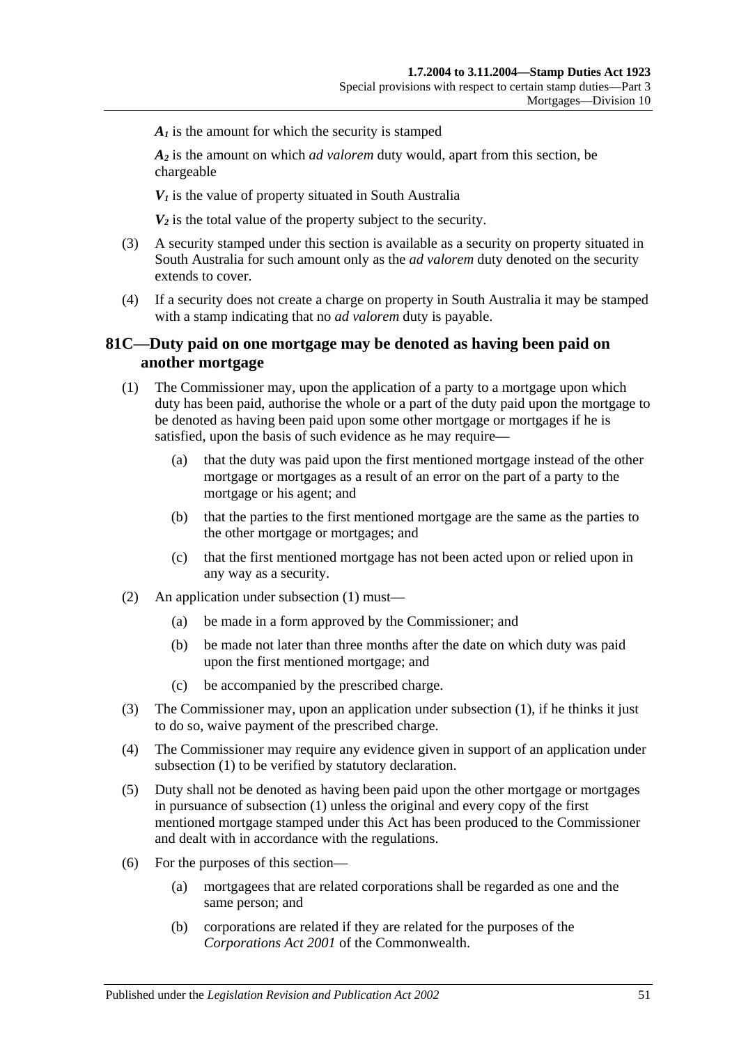$A_1$ is the amount for which the security is stamped

$A_2$ is the amount on which *ad valorem* duty would, apart from this section, be chargeable

$V_1$ is the value of property situated in South Australia

$V_2$ is the total value of the property subject to the security.

(3) A security stamped under this section is available as a security on property situated in South Australia for such amount only as the *ad valorem* duty denoted on the security extends to cover.

(4) If a security does not create a charge on property in South Australia it may be stamped with a stamp indicating that no *ad valorem* duty is payable.

## 81C—Duty paid on one mortgage may be denoted as having been paid on another mortgage

(1) The Commissioner may, upon the application of a party to a mortgage upon which duty has been paid, authorise the whole or a part of the duty paid upon the mortgage to be denoted as having been paid upon some other mortgage or mortgages if he is satisfied, upon the basis of such evidence as he may require—

(a) that the duty was paid upon the first mentioned mortgage instead of the other mortgage or mortgages as a result of an error on the part of a party to the mortgage or his agent; and

(b) that the parties to the first mentioned mortgage are the same as the parties to the other mortgage or mortgages; and

(c) that the first mentioned mortgage has not been acted upon or relied upon in any way as a security.

(2) An application under subsection (1) must—

(a) be made in a form approved by the Commissioner; and

(b) be made not later than three months after the date on which duty was paid upon the first mentioned mortgage; and

(c) be accompanied by the prescribed charge.

(3) The Commissioner may, upon an application under subsection (1), if he thinks it just to do so, waive payment of the prescribed charge.

(4) The Commissioner may require any evidence given in support of an application under subsection (1) to be verified by statutory declaration.

(5) Duty shall not be denoted as having been paid upon the other mortgage or mortgages in pursuance of subsection (1) unless the original and every copy of the first mentioned mortgage stamped under this Act has been produced to the Commissioner and dealt with in accordance with the regulations.

(6) For the purposes of this section—

(a) mortgagees that are related corporations shall be regarded as one and the same person; and

(b) corporations are related if they are related for the purposes of the *Corporations Act 2001* of the Commonwealth.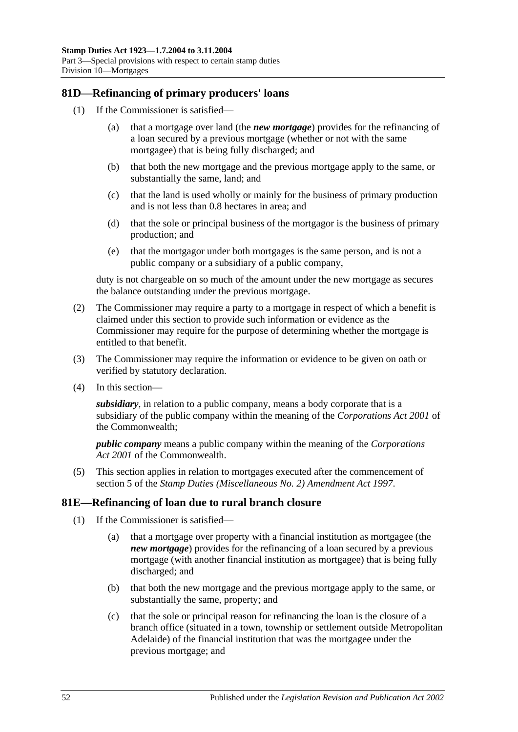## 81D—Refinancing of primary producers' loans

(1) If the Commissioner is satisfied—

  (a) that a mortgage over land (the ***new mortgage***) provides for the refinancing of a loan secured by a previous mortgage (whether or not with the same mortgagee) that is being fully discharged; and

  (b) that both the new mortgage and the previous mortgage apply to the same, or substantially the same, land; and

  (c) that the land is used wholly or mainly for the business of primary production and is not less than 0.8 hectares in area; and

  (d) that the sole or principal business of the mortgagor is the business of primary production; and

  (e) that the mortgagor under both mortgages is the same person, and is not a public company or a subsidiary of a public company,

duty is not chargeable on so much of the amount under the new mortgage as secures the balance outstanding under the previous mortgage.

(2) The Commissioner may require a party to a mortgage in respect of which a benefit is claimed under this section to provide such information or evidence as the Commissioner may require for the purpose of determining whether the mortgage is entitled to that benefit.

(3) The Commissioner may require the information or evidence to be given on oath or verified by statutory declaration.

(4) In this section—

***subsidiary***, in relation to a public company, means a body corporate that is a subsidiary of the public company within the meaning of the *Corporations Act 2001* of the Commonwealth;

***public company*** means a public company within the meaning of the *Corporations Act 2001* of the Commonwealth.

(5) This section applies in relation to mortgages executed after the commencement of section 5 of the *Stamp Duties (Miscellaneous No. 2) Amendment Act 1997*.

## 81E—Refinancing of loan due to rural branch closure

(1) If the Commissioner is satisfied—

  (a) that a mortgage over property with a financial institution as mortgagee (the ***new mortgage***) provides for the refinancing of a loan secured by a previous mortgage (with another financial institution as mortgagee) that is being fully discharged; and

  (b) that both the new mortgage and the previous mortgage apply to the same, or substantially the same, property; and

  (c) that the sole or principal reason for refinancing the loan is the closure of a branch office (situated in a town, township or settlement outside Metropolitan Adelaide) of the financial institution that was the mortgagee under the previous mortgage; and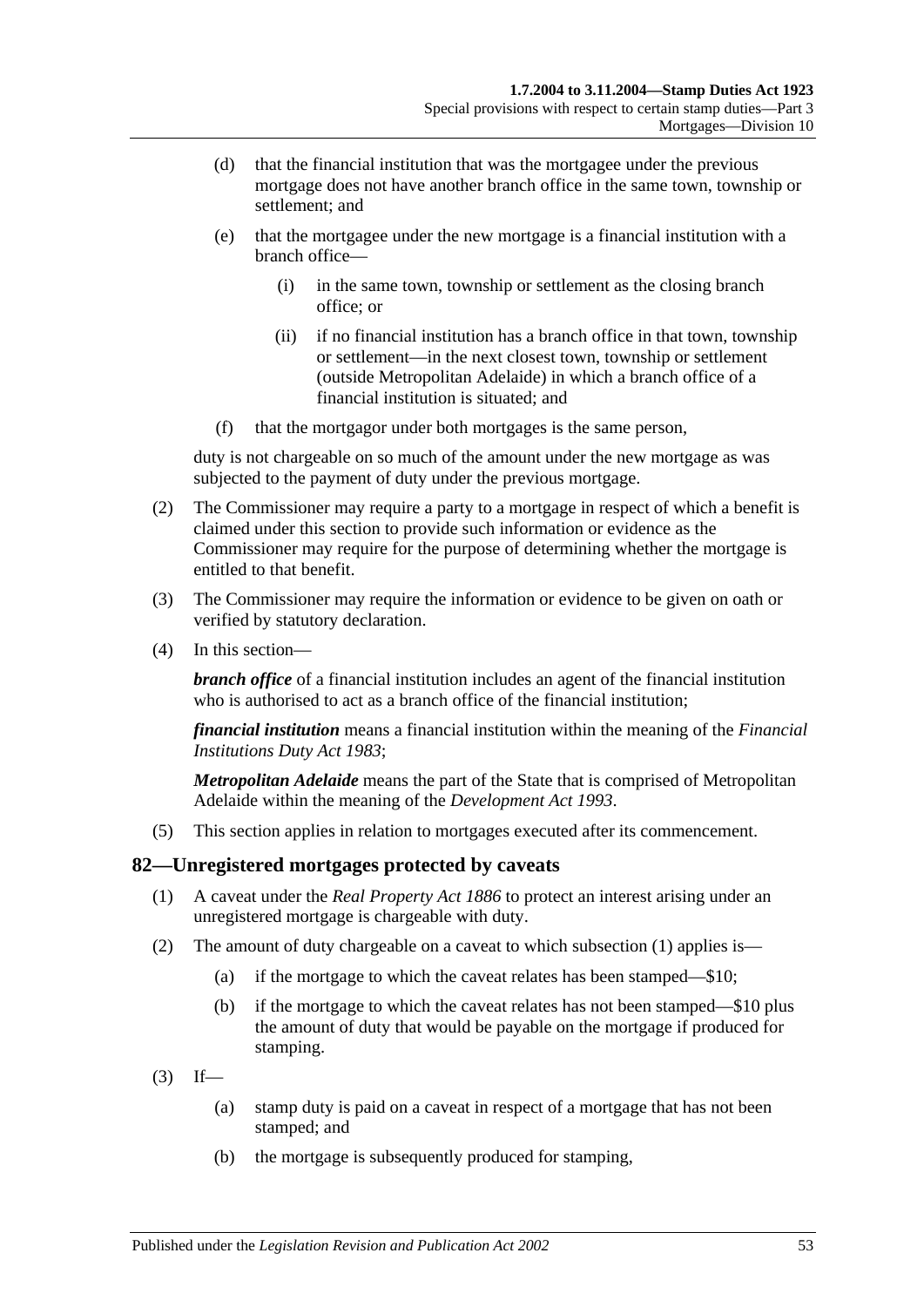(d) that the financial institution that was the mortgagee under the previous mortgage does not have another branch office in the same town, township or settlement; and

(e) that the mortgagee under the new mortgage is a financial institution with a branch office—

(i) in the same town, township or settlement as the closing branch office; or

(ii) if no financial institution has a branch office in that town, township or settlement—in the next closest town, township or settlement (outside Metropolitan Adelaide) in which a branch office of a financial institution is situated; and

(f) that the mortgagor under both mortgages is the same person,

duty is not chargeable on so much of the amount under the new mortgage as was subjected to the payment of duty under the previous mortgage.

(2) The Commissioner may require a party to a mortgage in respect of which a benefit is claimed under this section to provide such information or evidence as the Commissioner may require for the purpose of determining whether the mortgage is entitled to that benefit.

(3) The Commissioner may require the information or evidence to be given on oath or verified by statutory declaration.

(4) In this section—

***branch office*** of a financial institution includes an agent of the financial institution who is authorised to act as a branch office of the financial institution;

***financial institution*** means a financial institution within the meaning of the *Financial Institutions Duty Act 1983*;

***Metropolitan Adelaide*** means the part of the State that is comprised of Metropolitan Adelaide within the meaning of the *Development Act 1993*.

(5) This section applies in relation to mortgages executed after its commencement.

## 82—Unregistered mortgages protected by caveats

(1) A caveat under the *Real Property Act 1886* to protect an interest arising under an unregistered mortgage is chargeable with duty.

(2) The amount of duty chargeable on a caveat to which subsection (1) applies is—

(a) if the mortgage to which the caveat relates has been stamped—$10;

(b) if the mortgage to which the caveat relates has not been stamped—$10 plus the amount of duty that would be payable on the mortgage if produced for stamping.

(3) If—

(a) stamp duty is paid on a caveat in respect of a mortgage that has not been stamped; and

(b) the mortgage is subsequently produced for stamping,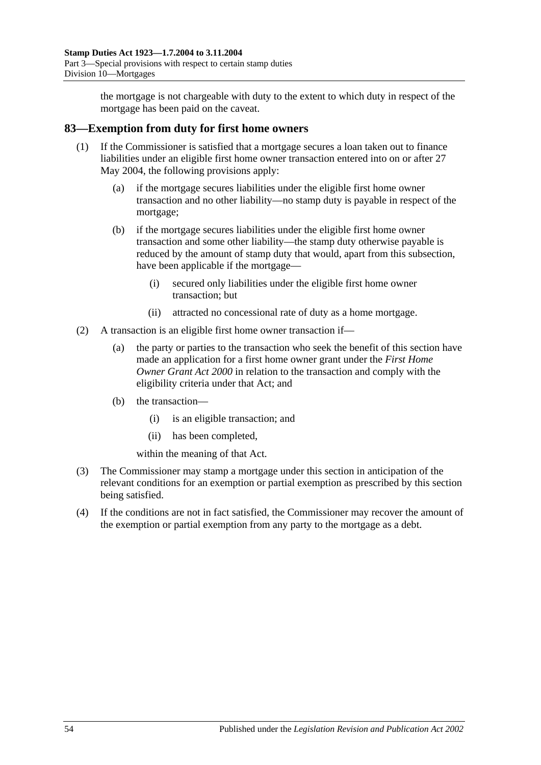the mortgage is not chargeable with duty to the extent to which duty in respect of the mortgage has been paid on the caveat.

## 83—Exemption from duty for first home owners

(1) If the Commissioner is satisfied that a mortgage secures a loan taken out to finance liabilities under an eligible first home owner transaction entered into on or after 27 May 2004, the following provisions apply:

- (a) if the mortgage secures liabilities under the eligible first home owner transaction and no other liability—no stamp duty is payable in respect of the mortgage;
- (b) if the mortgage secures liabilities under the eligible first home owner transaction and some other liability—the stamp duty otherwise payable is reduced by the amount of stamp duty that would, apart from this subsection, have been applicable if the mortgage—
  - (i) secured only liabilities under the eligible first home owner transaction; but
  - (ii) attracted no concessional rate of duty as a home mortgage.

(2) A transaction is an eligible first home owner transaction if—

- (a) the party or parties to the transaction who seek the benefit of this section have made an application for a first home owner grant under the *First Home Owner Grant Act 2000* in relation to the transaction and comply with the eligibility criteria under that Act; and
- (b) the transaction—
  - (i) is an eligible transaction; and
  - (ii) has been completed,

  within the meaning of that Act.

(3) The Commissioner may stamp a mortgage under this section in anticipation of the relevant conditions for an exemption or partial exemption as prescribed by this section being satisfied.

(4) If the conditions are not in fact satisfied, the Commissioner may recover the amount of the exemption or partial exemption from any party to the mortgage as a debt.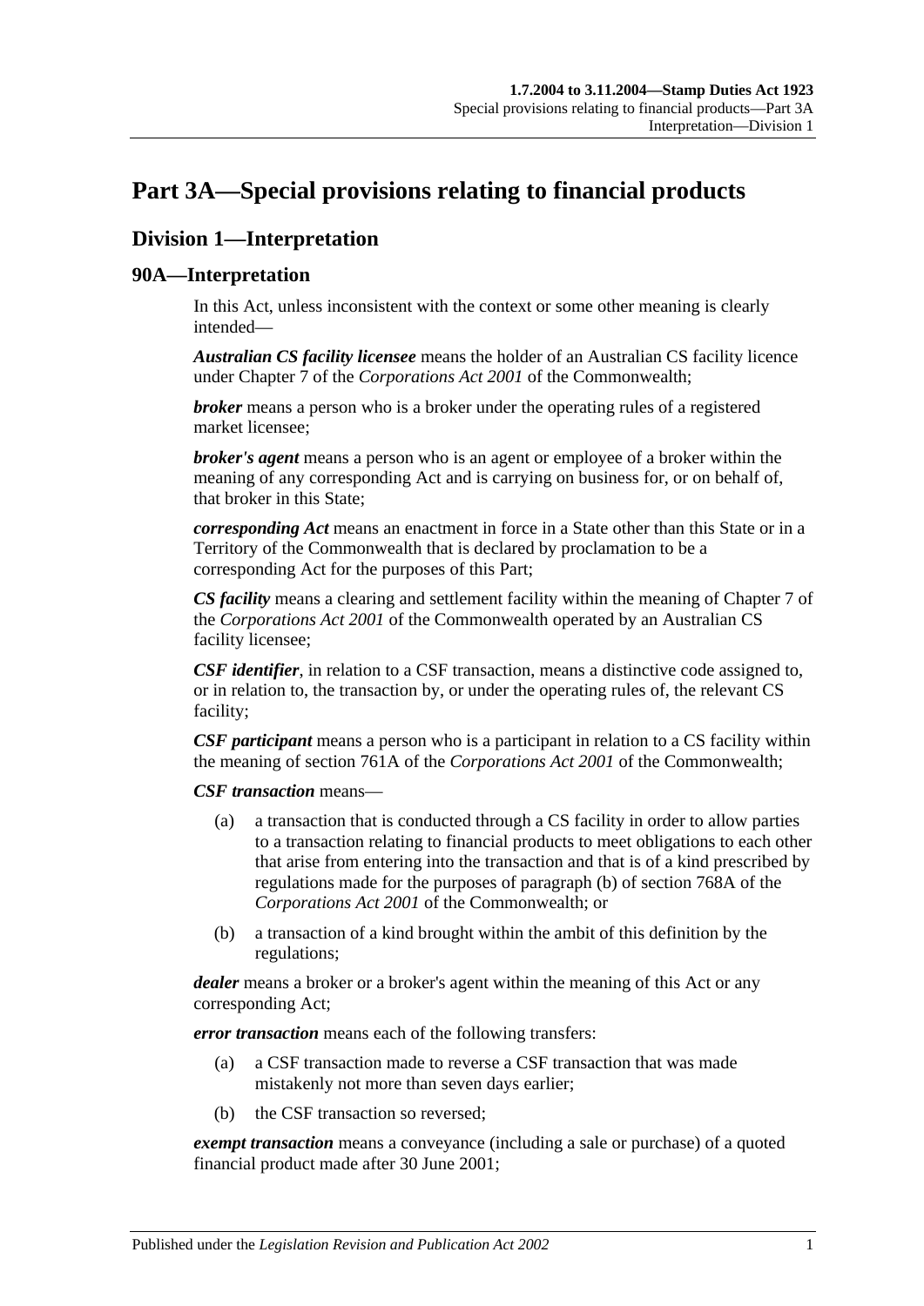# Part 3A—Special provisions relating to financial products

## Division 1—Interpretation

### 90A—Interpretation

In this Act, unless inconsistent with the context or some other meaning is clearly intended—

***Australian CS facility licensee*** means the holder of an Australian CS facility licence under Chapter 7 of the *Corporations Act 2001* of the Commonwealth;

***broker*** means a person who is a broker under the operating rules of a registered market licensee;

***broker's agent*** means a person who is an agent or employee of a broker within the meaning of any corresponding Act and is carrying on business for, or on behalf of, that broker in this State;

***corresponding Act*** means an enactment in force in a State other than this State or in a Territory of the Commonwealth that is declared by proclamation to be a corresponding Act for the purposes of this Part;

***CS facility*** means a clearing and settlement facility within the meaning of Chapter 7 of the *Corporations Act 2001* of the Commonwealth operated by an Australian CS facility licensee;

***CSF identifier***, in relation to a CSF transaction, means a distinctive code assigned to, or in relation to, the transaction by, or under the operating rules of, the relevant CS facility;

***CSF participant*** means a person who is a participant in relation to a CS facility within the meaning of section 761A of the *Corporations Act 2001* of the Commonwealth;

***CSF transaction*** means—

(a) a transaction that is conducted through a CS facility in order to allow parties to a transaction relating to financial products to meet obligations to each other that arise from entering into the transaction and that is of a kind prescribed by regulations made for the purposes of paragraph (b) of section 768A of the *Corporations Act 2001* of the Commonwealth; or

(b) a transaction of a kind brought within the ambit of this definition by the regulations;

***dealer*** means a broker or a broker's agent within the meaning of this Act or any corresponding Act;

***error transaction*** means each of the following transfers:

(a) a CSF transaction made to reverse a CSF transaction that was made mistakenly not more than seven days earlier;

(b) the CSF transaction so reversed;

***exempt transaction*** means a conveyance (including a sale or purchase) of a quoted financial product made after 30 June 2001;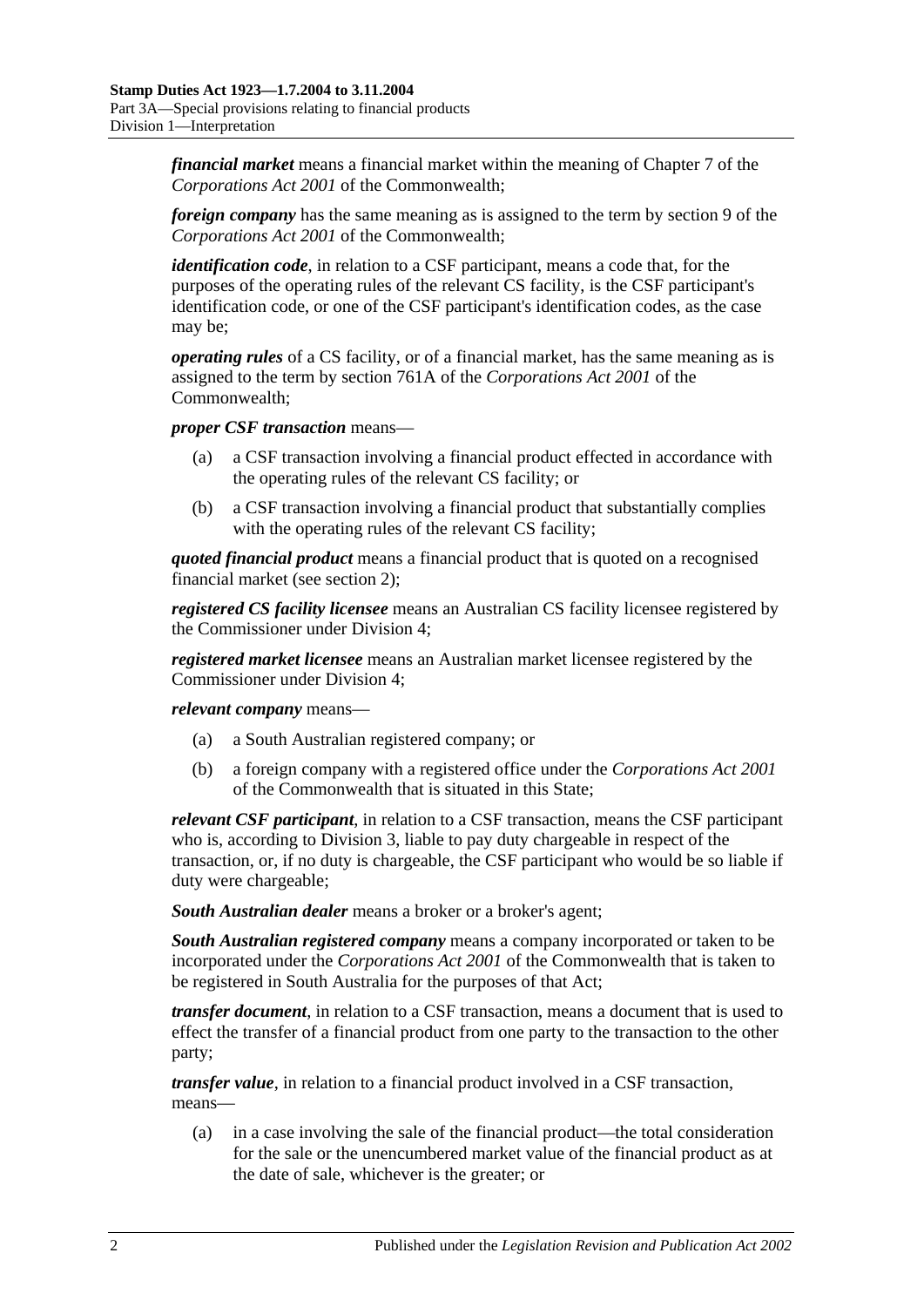***financial market*** means a financial market within the meaning of Chapter 7 of the *Corporations Act 2001* of the Commonwealth;

***foreign company*** has the same meaning as is assigned to the term by section 9 of the *Corporations Act 2001* of the Commonwealth;

***identification code***, in relation to a CSF participant, means a code that, for the purposes of the operating rules of the relevant CS facility, is the CSF participant's identification code, or one of the CSF participant's identification codes, as the case may be;

***operating rules*** of a CS facility, or of a financial market, has the same meaning as is assigned to the term by section 761A of the *Corporations Act 2001* of the Commonwealth;

***proper CSF transaction*** means—

(a) a CSF transaction involving a financial product effected in accordance with the operating rules of the relevant CS facility; or

(b) a CSF transaction involving a financial product that substantially complies with the operating rules of the relevant CS facility;

***quoted financial product*** means a financial product that is quoted on a recognised financial market (see section 2);

***registered CS facility licensee*** means an Australian CS facility licensee registered by the Commissioner under Division 4;

***registered market licensee*** means an Australian market licensee registered by the Commissioner under Division 4;

***relevant company*** means—

(a) a South Australian registered company; or

(b) a foreign company with a registered office under the *Corporations Act 2001* of the Commonwealth that is situated in this State;

***relevant CSF participant***, in relation to a CSF transaction, means the CSF participant who is, according to Division 3, liable to pay duty chargeable in respect of the transaction, or, if no duty is chargeable, the CSF participant who would be so liable if duty were chargeable;

***South Australian dealer*** means a broker or a broker's agent;

***South Australian registered company*** means a company incorporated or taken to be incorporated under the *Corporations Act 2001* of the Commonwealth that is taken to be registered in South Australia for the purposes of that Act;

***transfer document***, in relation to a CSF transaction, means a document that is used to effect the transfer of a financial product from one party to the transaction to the other party;

***transfer value***, in relation to a financial product involved in a CSF transaction, means—

(a) in a case involving the sale of the financial product—the total consideration for the sale or the unencumbered market value of the financial product as at the date of sale, whichever is the greater; or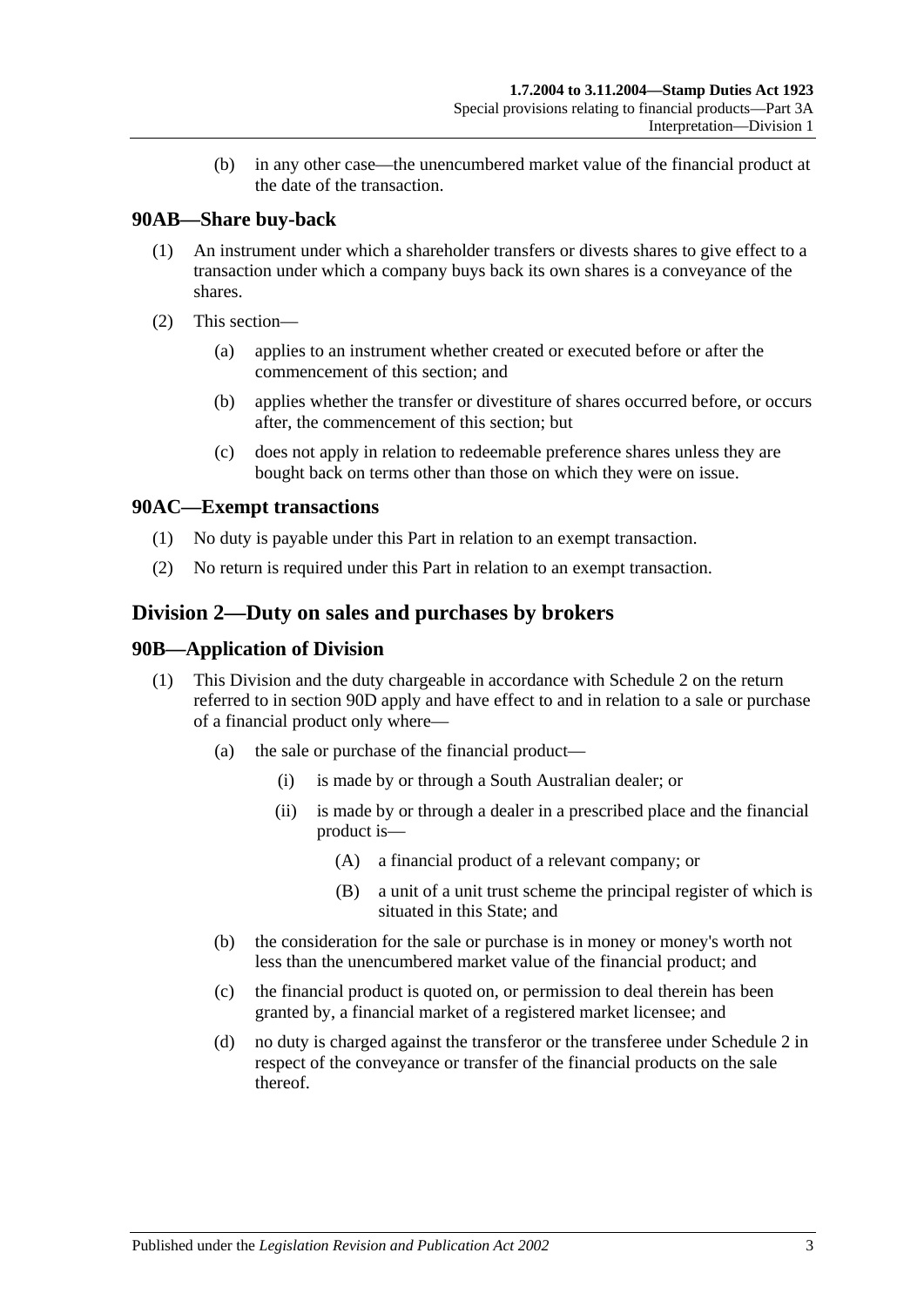(b) in any other case—the unencumbered market value of the financial product at the date of the transaction.

## 90AB—Share buy-back

(1) An instrument under which a shareholder transfers or divests shares to give effect to a transaction under which a company buys back its own shares is a conveyance of the shares.

(2) This section—

(a) applies to an instrument whether created or executed before or after the commencement of this section; and

(b) applies whether the transfer or divestiture of shares occurred before, or occurs after, the commencement of this section; but

(c) does not apply in relation to redeemable preference shares unless they are bought back on terms other than those on which they were on issue.

## 90AC—Exempt transactions

(1) No duty is payable under this Part in relation to an exempt transaction.

(2) No return is required under this Part in relation to an exempt transaction.

# Division 2—Duty on sales and purchases by brokers

## 90B—Application of Division

(1) This Division and the duty chargeable in accordance with Schedule 2 on the return referred to in section 90D apply and have effect to and in relation to a sale or purchase of a financial product only where—

(a) the sale or purchase of the financial product—

(i) is made by or through a South Australian dealer; or

(ii) is made by or through a dealer in a prescribed place and the financial product is—

(A) a financial product of a relevant company; or

(B) a unit of a unit trust scheme the principal register of which is situated in this State; and

(b) the consideration for the sale or purchase is in money or money's worth not less than the unencumbered market value of the financial product; and

(c) the financial product is quoted on, or permission to deal therein has been granted by, a financial market of a registered market licensee; and

(d) no duty is charged against the transferor or the transferee under Schedule 2 in respect of the conveyance or transfer of the financial products on the sale thereof.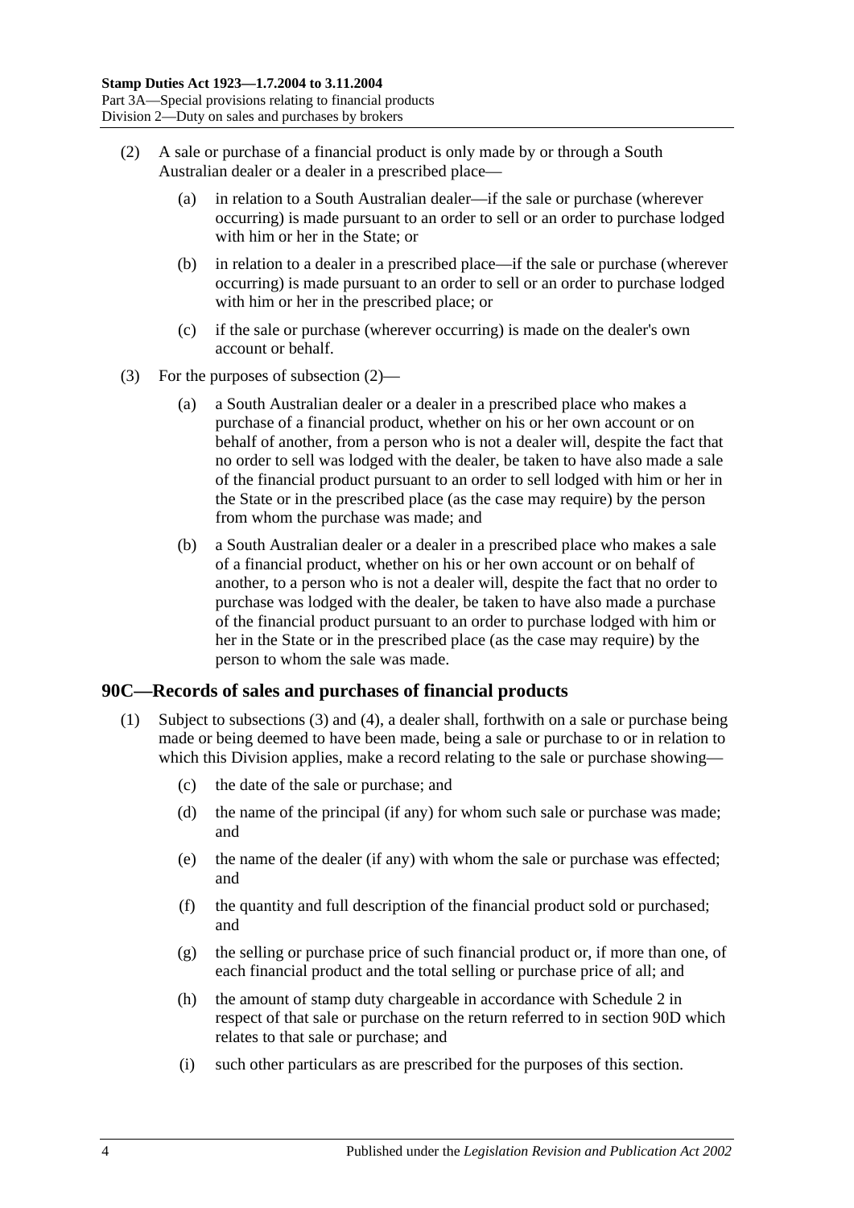(2) A sale or purchase of a financial product is only made by or through a South Australian dealer or a dealer in a prescribed place—

(a) in relation to a South Australian dealer—if the sale or purchase (wherever occurring) is made pursuant to an order to sell or an order to purchase lodged with him or her in the State; or

(b) in relation to a dealer in a prescribed place—if the sale or purchase (wherever occurring) is made pursuant to an order to sell or an order to purchase lodged with him or her in the prescribed place; or

(c) if the sale or purchase (wherever occurring) is made on the dealer's own account or behalf.

(3) For the purposes of subsection (2)—

(a) a South Australian dealer or a dealer in a prescribed place who makes a purchase of a financial product, whether on his or her own account or on behalf of another, from a person who is not a dealer will, despite the fact that no order to sell was lodged with the dealer, be taken to have also made a sale of the financial product pursuant to an order to sell lodged with him or her in the State or in the prescribed place (as the case may require) by the person from whom the purchase was made; and

(b) a South Australian dealer or a dealer in a prescribed place who makes a sale of a financial product, whether on his or her own account or on behalf of another, to a person who is not a dealer will, despite the fact that no order to purchase was lodged with the dealer, be taken to have also made a purchase of the financial product pursuant to an order to purchase lodged with him or her in the State or in the prescribed place (as the case may require) by the person to whom the sale was made.

## 90C—Records of sales and purchases of financial products

(1) Subject to subsections (3) and (4), a dealer shall, forthwith on a sale or purchase being made or being deemed to have been made, being a sale or purchase to or in relation to which this Division applies, make a record relating to the sale or purchase showing—

(c) the date of the sale or purchase; and

(d) the name of the principal (if any) for whom such sale or purchase was made; and

(e) the name of the dealer (if any) with whom the sale or purchase was effected; and

(f) the quantity and full description of the financial product sold or purchased; and

(g) the selling or purchase price of such financial product or, if more than one, of each financial product and the total selling or purchase price of all; and

(h) the amount of stamp duty chargeable in accordance with Schedule 2 in respect of that sale or purchase on the return referred to in section 90D which relates to that sale or purchase; and

(i) such other particulars as are prescribed for the purposes of this section.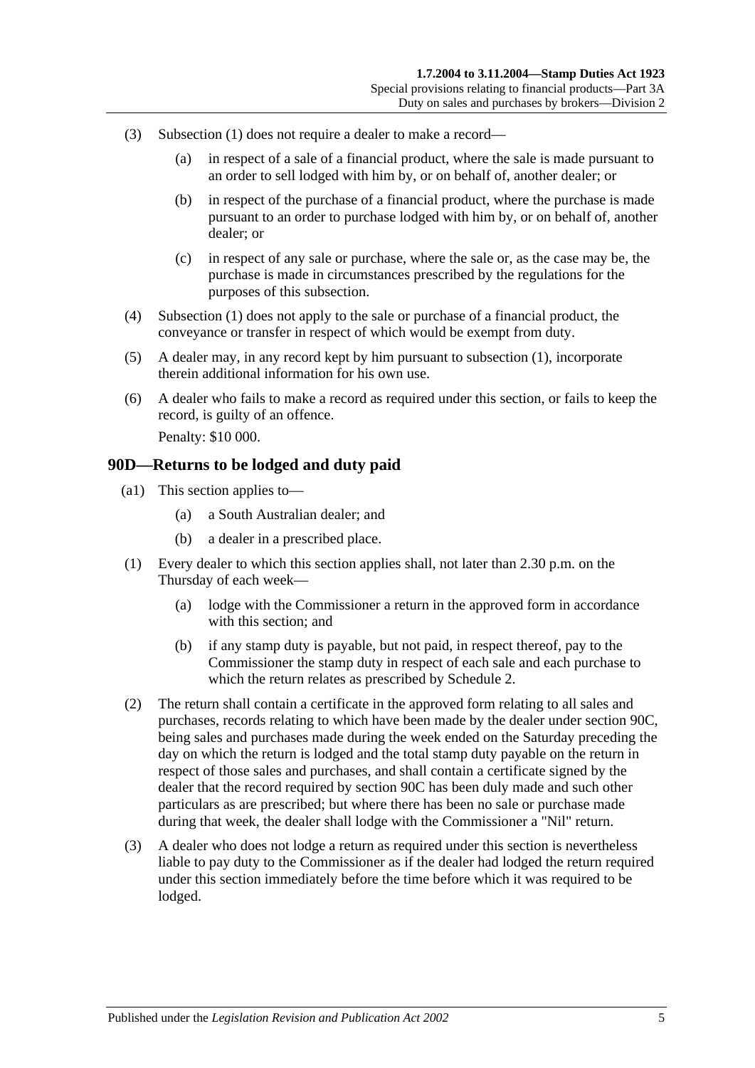(3) Subsection (1) does not require a dealer to make a record—

(a) in respect of a sale of a financial product, where the sale is made pursuant to an order to sell lodged with him by, or on behalf of, another dealer; or

(b) in respect of the purchase of a financial product, where the purchase is made pursuant to an order to purchase lodged with him by, or on behalf of, another dealer; or

(c) in respect of any sale or purchase, where the sale or, as the case may be, the purchase is made in circumstances prescribed by the regulations for the purposes of this subsection.

(4) Subsection (1) does not apply to the sale or purchase of a financial product, the conveyance or transfer in respect of which would be exempt from duty.

(5) A dealer may, in any record kept by him pursuant to subsection (1), incorporate therein additional information for his own use.

(6) A dealer who fails to make a record as required under this section, or fails to keep the record, is guilty of an offence.

Penalty: $10 000.

## 90D—Returns to be lodged and duty paid

(a1) This section applies to—

(a) a South Australian dealer; and

(b) a dealer in a prescribed place.

(1) Every dealer to which this section applies shall, not later than 2.30 p.m. on the Thursday of each week—

(a) lodge with the Commissioner a return in the approved form in accordance with this section; and

(b) if any stamp duty is payable, but not paid, in respect thereof, pay to the Commissioner the stamp duty in respect of each sale and each purchase to which the return relates as prescribed by Schedule 2.

(2) The return shall contain a certificate in the approved form relating to all sales and purchases, records relating to which have been made by the dealer under section 90C, being sales and purchases made during the week ended on the Saturday preceding the day on which the return is lodged and the total stamp duty payable on the return in respect of those sales and purchases, and shall contain a certificate signed by the dealer that the record required by section 90C has been duly made and such other particulars as are prescribed; but where there has been no sale or purchase made during that week, the dealer shall lodge with the Commissioner a "Nil" return.

(3) A dealer who does not lodge a return as required under this section is nevertheless liable to pay duty to the Commissioner as if the dealer had lodged the return required under this section immediately before the time before which it was required to be lodged.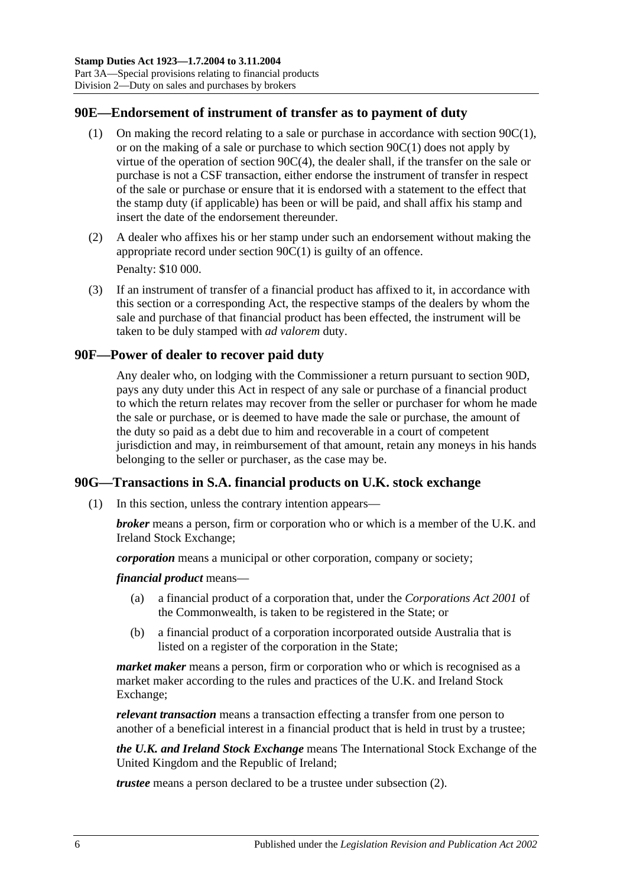## 90E—Endorsement of instrument of transfer as to payment of duty

(1) On making the record relating to a sale or purchase in accordance with section 90C(1), or on the making of a sale or purchase to which section 90C(1) does not apply by virtue of the operation of section 90C(4), the dealer shall, if the transfer on the sale or purchase is not a CSF transaction, either endorse the instrument of transfer in respect of the sale or purchase or ensure that it is endorsed with a statement to the effect that the stamp duty (if applicable) has been or will be paid, and shall affix his stamp and insert the date of the endorsement thereunder.

(2) A dealer who affixes his or her stamp under such an endorsement without making the appropriate record under section 90C(1) is guilty of an offence.

Penalty: $10 000.

(3) If an instrument of transfer of a financial product has affixed to it, in accordance with this section or a corresponding Act, the respective stamps of the dealers by whom the sale and purchase of that financial product has been effected, the instrument will be taken to be duly stamped with *ad valorem* duty.

## 90F—Power of dealer to recover paid duty

Any dealer who, on lodging with the Commissioner a return pursuant to section 90D, pays any duty under this Act in respect of any sale or purchase of a financial product to which the return relates may recover from the seller or purchaser for whom he made the sale or purchase, or is deemed to have made the sale or purchase, the amount of the duty so paid as a debt due to him and recoverable in a court of competent jurisdiction and may, in reimbursement of that amount, retain any moneys in his hands belonging to the seller or purchaser, as the case may be.

## 90G—Transactions in S.A. financial products on U.K. stock exchange

(1) In this section, unless the contrary intention appears—

***broker*** means a person, firm or corporation who or which is a member of the U.K. and Ireland Stock Exchange;

***corporation*** means a municipal or other corporation, company or society;

***financial product*** means—

(a) a financial product of a corporation that, under the *Corporations Act 2001* of the Commonwealth, is taken to be registered in the State; or

(b) a financial product of a corporation incorporated outside Australia that is listed on a register of the corporation in the State;

***market maker*** means a person, firm or corporation who or which is recognised as a market maker according to the rules and practices of the U.K. and Ireland Stock Exchange;

***relevant transaction*** means a transaction effecting a transfer from one person to another of a beneficial interest in a financial product that is held in trust by a trustee;

***the U.K. and Ireland Stock Exchange*** means The International Stock Exchange of the United Kingdom and the Republic of Ireland;

***trustee*** means a person declared to be a trustee under subsection (2).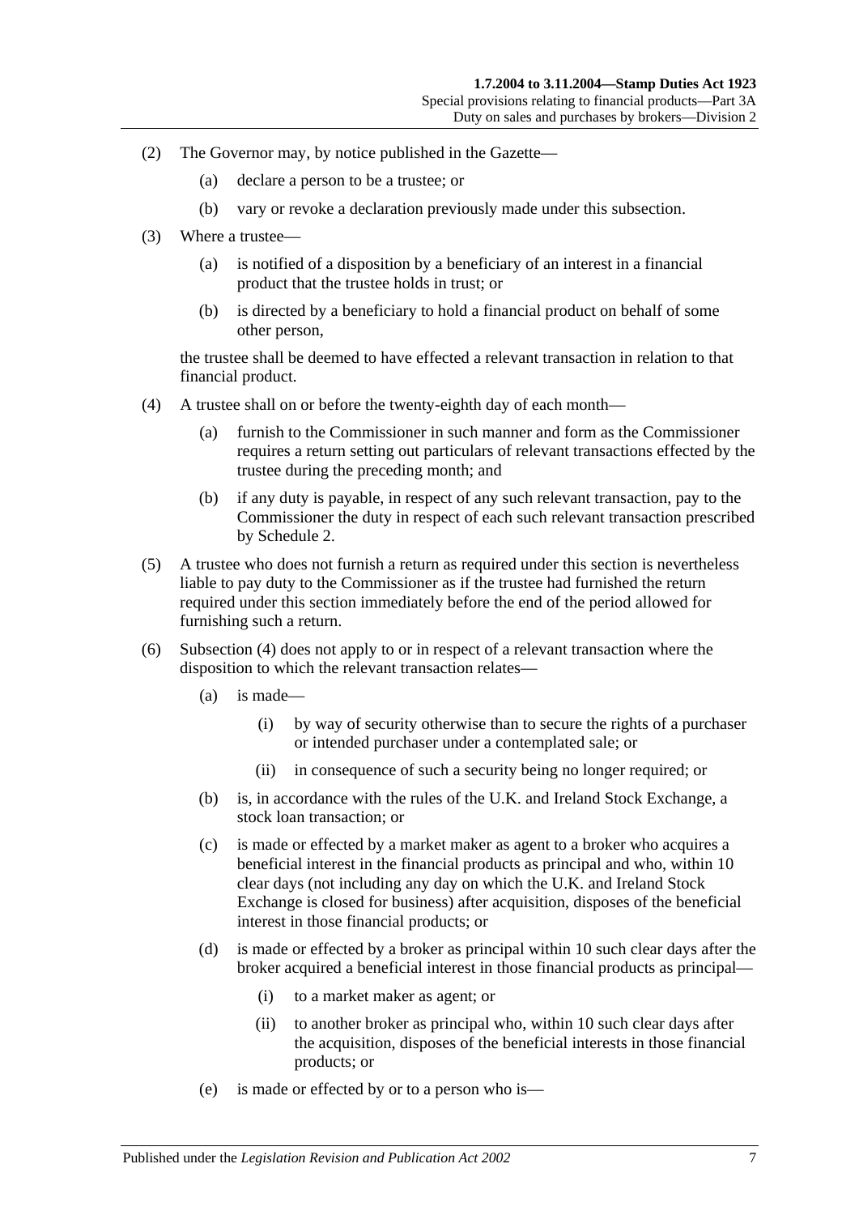(2) The Governor may, by notice published in the Gazette—

(a) declare a person to be a trustee; or

(b) vary or revoke a declaration previously made under this subsection.

(3) Where a trustee—

(a) is notified of a disposition by a beneficiary of an interest in a financial product that the trustee holds in trust; or

(b) is directed by a beneficiary to hold a financial product on behalf of some other person,

the trustee shall be deemed to have effected a relevant transaction in relation to that financial product.

(4) A trustee shall on or before the twenty-eighth day of each month—

(a) furnish to the Commissioner in such manner and form as the Commissioner requires a return setting out particulars of relevant transactions effected by the trustee during the preceding month; and

(b) if any duty is payable, in respect of any such relevant transaction, pay to the Commissioner the duty in respect of each such relevant transaction prescribed by Schedule 2.

(5) A trustee who does not furnish a return as required under this section is nevertheless liable to pay duty to the Commissioner as if the trustee had furnished the return required under this section immediately before the end of the period allowed for furnishing such a return.

(6) Subsection (4) does not apply to or in respect of a relevant transaction where the disposition to which the relevant transaction relates—

(a) is made—

(i) by way of security otherwise than to secure the rights of a purchaser or intended purchaser under a contemplated sale; or

(ii) in consequence of such a security being no longer required; or

(b) is, in accordance with the rules of the U.K. and Ireland Stock Exchange, a stock loan transaction; or

(c) is made or effected by a market maker as agent to a broker who acquires a beneficial interest in the financial products as principal and who, within 10 clear days (not including any day on which the U.K. and Ireland Stock Exchange is closed for business) after acquisition, disposes of the beneficial interest in those financial products; or

(d) is made or effected by a broker as principal within 10 such clear days after the broker acquired a beneficial interest in those financial products as principal—

(i) to a market maker as agent; or

(ii) to another broker as principal who, within 10 such clear days after the acquisition, disposes of the beneficial interests in those financial products; or

(e) is made or effected by or to a person who is—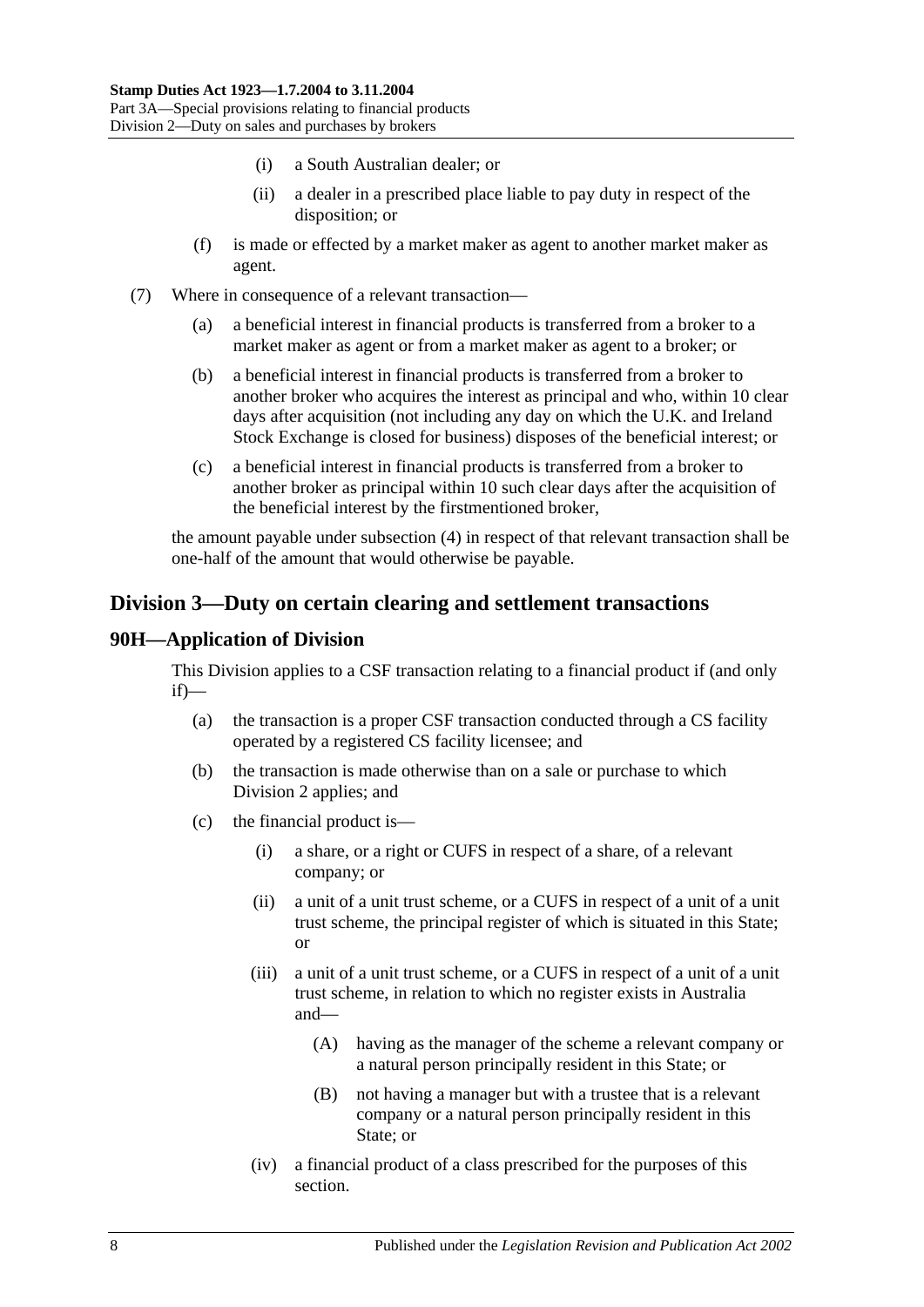(i) a South Australian dealer; or

(ii) a dealer in a prescribed place liable to pay duty in respect of the disposition; or

(f) is made or effected by a market maker as agent to another market maker as agent.

(7) Where in consequence of a relevant transaction—

(a) a beneficial interest in financial products is transferred from a broker to a market maker as agent or from a market maker as agent to a broker; or

(b) a beneficial interest in financial products is transferred from a broker to another broker who acquires the interest as principal and who, within 10 clear days after acquisition (not including any day on which the U.K. and Ireland Stock Exchange is closed for business) disposes of the beneficial interest; or

(c) a beneficial interest in financial products is transferred from a broker to another broker as principal within 10 such clear days after the acquisition of the beneficial interest by the firstmentioned broker,

the amount payable under subsection (4) in respect of that relevant transaction shall be one-half of the amount that would otherwise be payable.

## Division 3—Duty on certain clearing and settlement transactions

### 90H—Application of Division

This Division applies to a CSF transaction relating to a financial product if (and only if)—

(a) the transaction is a proper CSF transaction conducted through a CS facility operated by a registered CS facility licensee; and

(b) the transaction is made otherwise than on a sale or purchase to which Division 2 applies; and

(c) the financial product is—

(i) a share, or a right or CUFS in respect of a share, of a relevant company; or

(ii) a unit of a unit trust scheme, or a CUFS in respect of a unit of a unit trust scheme, the principal register of which is situated in this State; or

(iii) a unit of a unit trust scheme, or a CUFS in respect of a unit of a unit trust scheme, in relation to which no register exists in Australia and—

(A) having as the manager of the scheme a relevant company or a natural person principally resident in this State; or

(B) not having a manager but with a trustee that is a relevant company or a natural person principally resident in this State; or

(iv) a financial product of a class prescribed for the purposes of this section.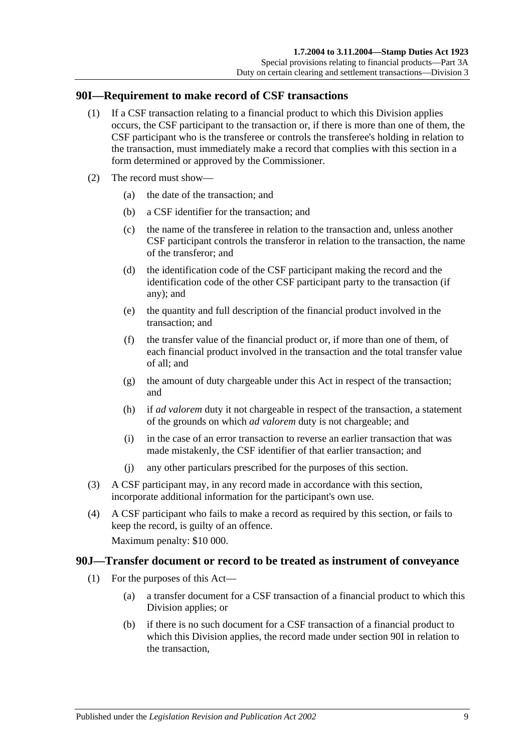## 90I—Requirement to make record of CSF transactions

(1) If a CSF transaction relating to a financial product to which this Division applies occurs, the CSF participant to the transaction or, if there is more than one of them, the CSF participant who is the transferee or controls the transferee's holding in relation to the transaction, must immediately make a record that complies with this section in a form determined or approved by the Commissioner.

(2) The record must show—

- (a) the date of the transaction; and
- (b) a CSF identifier for the transaction; and
- (c) the name of the transferee in relation to the transaction and, unless another CSF participant controls the transferor in relation to the transaction, the name of the transferor; and
- (d) the identification code of the CSF participant making the record and the identification code of the other CSF participant party to the transaction (if any); and
- (e) the quantity and full description of the financial product involved in the transaction; and
- (f) the transfer value of the financial product or, if more than one of them, of each financial product involved in the transaction and the total transfer value of all; and
- (g) the amount of duty chargeable under this Act in respect of the transaction; and
- (h) if *ad valorem* duty it not chargeable in respect of the transaction, a statement of the grounds on which *ad valorem* duty is not chargeable; and
- (i) in the case of an error transaction to reverse an earlier transaction that was made mistakenly, the CSF identifier of that earlier transaction; and
- (j) any other particulars prescribed for the purposes of this section.

(3) A CSF participant may, in any record made in accordance with this section, incorporate additional information for the participant's own use.

(4) A CSF participant who fails to make a record as required by this section, or fails to keep the record, is guilty of an offence.

Maximum penalty: $10 000.

## 90J—Transfer document or record to be treated as instrument of conveyance

(1) For the purposes of this Act—

- (a) a transfer document for a CSF transaction of a financial product to which this Division applies; or
- (b) if there is no such document for a CSF transaction of a financial product to which this Division applies, the record made under section 90I in relation to the transaction,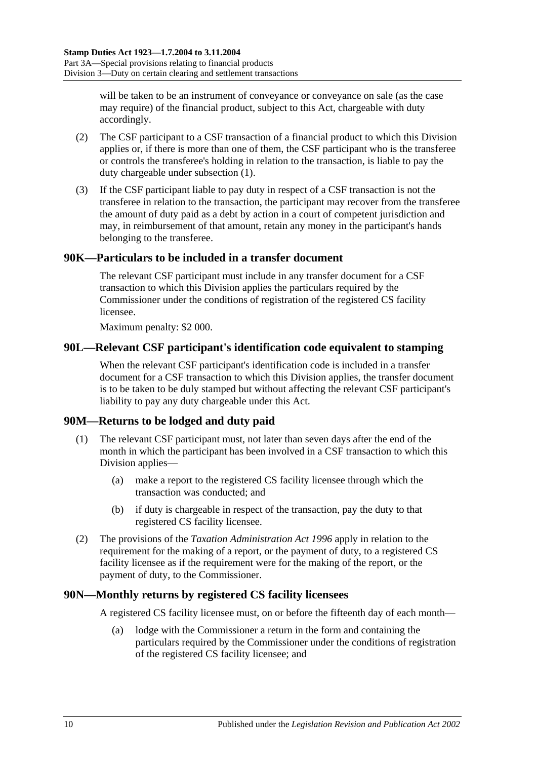will be taken to be an instrument of conveyance or conveyance on sale (as the case may require) of the financial product, subject to this Act, chargeable with duty accordingly.

(2) The CSF participant to a CSF transaction of a financial product to which this Division applies or, if there is more than one of them, the CSF participant who is the transferee or controls the transferee's holding in relation to the transaction, is liable to pay the duty chargeable under subsection (1).

(3) If the CSF participant liable to pay duty in respect of a CSF transaction is not the transferee in relation to the transaction, the participant may recover from the transferee the amount of duty paid as a debt by action in a court of competent jurisdiction and may, in reimbursement of that amount, retain any money in the participant's hands belonging to the transferee.

## 90K—Particulars to be included in a transfer document

The relevant CSF participant must include in any transfer document for a CSF transaction to which this Division applies the particulars required by the Commissioner under the conditions of registration of the registered CS facility licensee.

Maximum penalty: $2 000.

## 90L—Relevant CSF participant's identification code equivalent to stamping

When the relevant CSF participant's identification code is included in a transfer document for a CSF transaction to which this Division applies, the transfer document is to be taken to be duly stamped but without affecting the relevant CSF participant's liability to pay any duty chargeable under this Act.

## 90M—Returns to be lodged and duty paid

(1) The relevant CSF participant must, not later than seven days after the end of the month in which the participant has been involved in a CSF transaction to which this Division applies—

(a) make a report to the registered CS facility licensee through which the transaction was conducted; and

(b) if duty is chargeable in respect of the transaction, pay the duty to that registered CS facility licensee.

(2) The provisions of the *Taxation Administration Act 1996* apply in relation to the requirement for the making of a report, or the payment of duty, to a registered CS facility licensee as if the requirement were for the making of the report, or the payment of duty, to the Commissioner.

## 90N—Monthly returns by registered CS facility licensees

A registered CS facility licensee must, on or before the fifteenth day of each month—

(a) lodge with the Commissioner a return in the form and containing the particulars required by the Commissioner under the conditions of registration of the registered CS facility licensee; and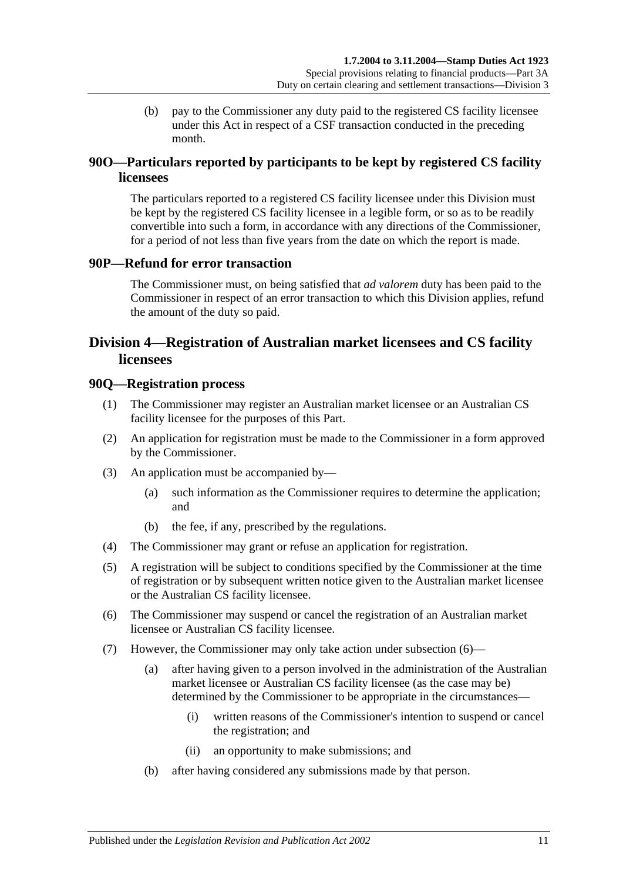(b) pay to the Commissioner any duty paid to the registered CS facility licensee under this Act in respect of a CSF transaction conducted in the preceding month.

## 90O—Particulars reported by participants to be kept by registered CS facility licensees

The particulars reported to a registered CS facility licensee under this Division must be kept by the registered CS facility licensee in a legible form, or so as to be readily convertible into such a form, in accordance with any directions of the Commissioner, for a period of not less than five years from the date on which the report is made.

## 90P—Refund for error transaction

The Commissioner must, on being satisfied that *ad valorem* duty has been paid to the Commissioner in respect of an error transaction to which this Division applies, refund the amount of the duty so paid.

# Division 4—Registration of Australian market licensees and CS facility licensees

## 90Q—Registration process

(1) The Commissioner may register an Australian market licensee or an Australian CS facility licensee for the purposes of this Part.

(2) An application for registration must be made to the Commissioner in a form approved by the Commissioner.

(3) An application must be accompanied by—

(a) such information as the Commissioner requires to determine the application; and

(b) the fee, if any, prescribed by the regulations.

(4) The Commissioner may grant or refuse an application for registration.

(5) A registration will be subject to conditions specified by the Commissioner at the time of registration or by subsequent written notice given to the Australian market licensee or the Australian CS facility licensee.

(6) The Commissioner may suspend or cancel the registration of an Australian market licensee or Australian CS facility licensee.

(7) However, the Commissioner may only take action under subsection (6)—

(a) after having given to a person involved in the administration of the Australian market licensee or Australian CS facility licensee (as the case may be) determined by the Commissioner to be appropriate in the circumstances—

(i) written reasons of the Commissioner's intention to suspend or cancel the registration; and

(ii) an opportunity to make submissions; and

(b) after having considered any submissions made by that person.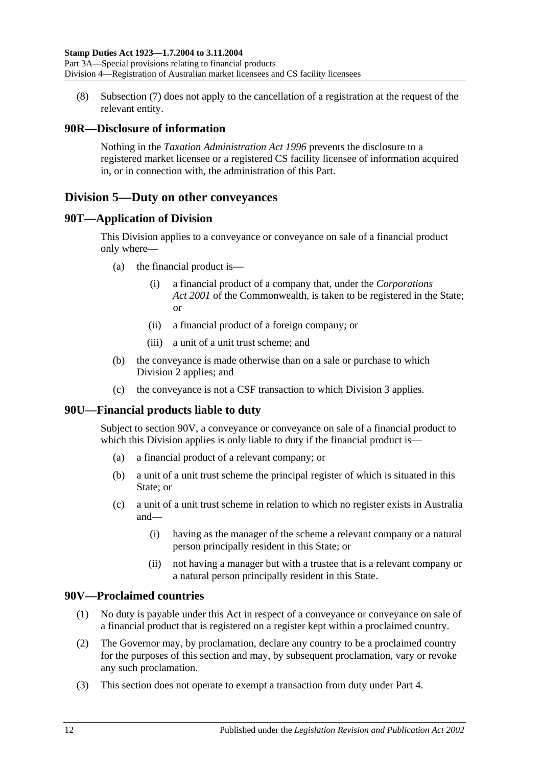(8) Subsection (7) does not apply to the cancellation of a registration at the request of the relevant entity.

## 90R—Disclosure of information

Nothing in the *Taxation Administration Act 1996* prevents the disclosure to a registered market licensee or a registered CS facility licensee of information acquired in, or in connection with, the administration of this Part.

# Division 5—Duty on other conveyances

## 90T—Application of Division

This Division applies to a conveyance or conveyance on sale of a financial product only where—

(a) the financial product is—

(i) a financial product of a company that, under the *Corporations Act 2001* of the Commonwealth, is taken to be registered in the State; or

(ii) a financial product of a foreign company; or

(iii) a unit of a unit trust scheme; and

(b) the conveyance is made otherwise than on a sale or purchase to which Division 2 applies; and

(c) the conveyance is not a CSF transaction to which Division 3 applies.

## 90U—Financial products liable to duty

Subject to section 90V, a conveyance or conveyance on sale of a financial product to which this Division applies is only liable to duty if the financial product is—

(a) a financial product of a relevant company; or

(b) a unit of a unit trust scheme the principal register of which is situated in this State; or

(c) a unit of a unit trust scheme in relation to which no register exists in Australia and—

(i) having as the manager of the scheme a relevant company or a natural person principally resident in this State; or

(ii) not having a manager but with a trustee that is a relevant company or a natural person principally resident in this State.

## 90V—Proclaimed countries

(1) No duty is payable under this Act in respect of a conveyance or conveyance on sale of a financial product that is registered on a register kept within a proclaimed country.

(2) The Governor may, by proclamation, declare any country to be a proclaimed country for the purposes of this section and may, by subsequent proclamation, vary or revoke any such proclamation.

(3) This section does not operate to exempt a transaction from duty under Part 4.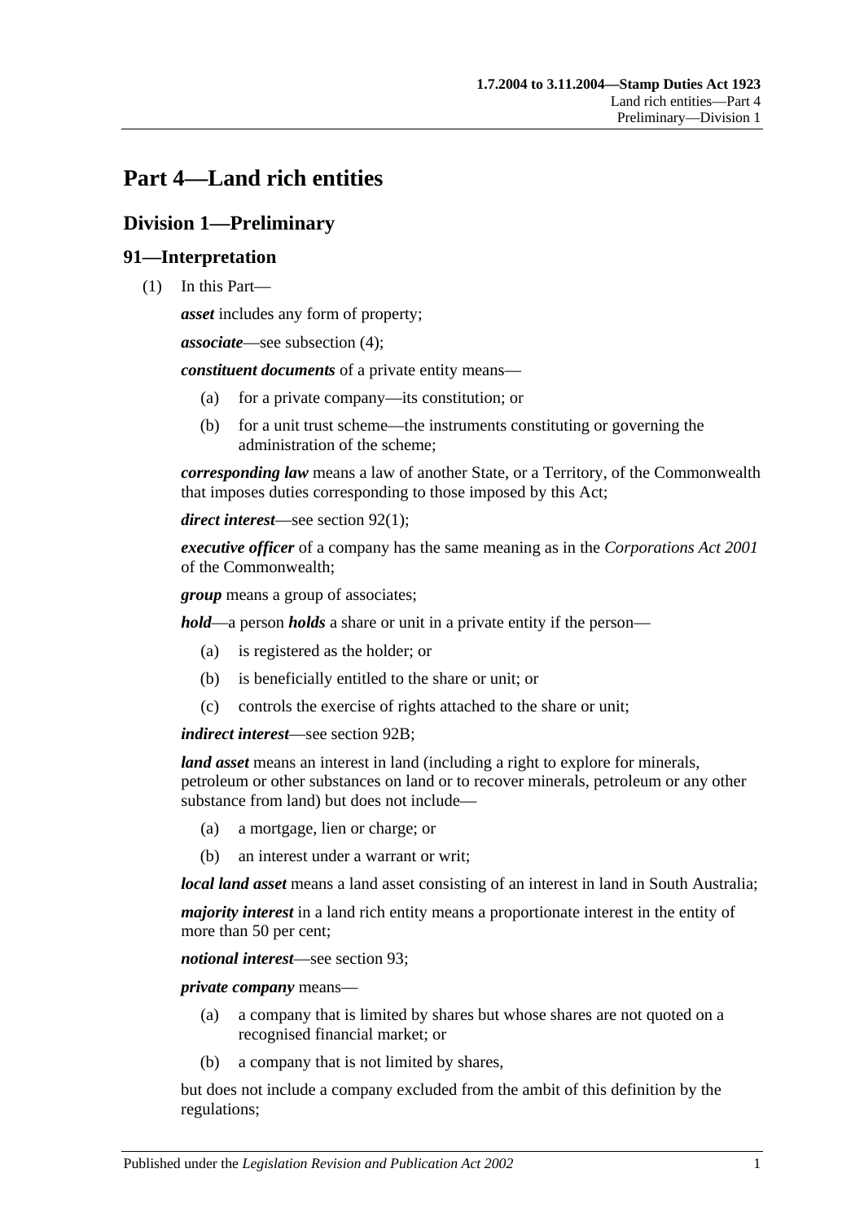# Part 4—Land rich entities

## Division 1—Preliminary

### 91—Interpretation

(1) In this Part—

***asset*** includes any form of property;

***associate***—see subsection (4);

***constituent documents*** of a private entity means—

- (a) for a private company—its constitution; or
- (b) for a unit trust scheme—the instruments constituting or governing the administration of the scheme;

***corresponding law*** means a law of another State, or a Territory, of the Commonwealth that imposes duties corresponding to those imposed by this Act;

***direct interest***—see section 92(1);

***executive officer*** of a company has the same meaning as in the *Corporations Act 2001* of the Commonwealth;

***group*** means a group of associates;

***hold***—a person ***holds*** a share or unit in a private entity if the person—

- (a) is registered as the holder; or
- (b) is beneficially entitled to the share or unit; or
- (c) controls the exercise of rights attached to the share or unit;

***indirect interest***—see section 92B;

***land asset*** means an interest in land (including a right to explore for minerals, petroleum or other substances on land or to recover minerals, petroleum or any other substance from land) but does not include—

- (a) a mortgage, lien or charge; or
- (b) an interest under a warrant or writ;

***local land asset*** means a land asset consisting of an interest in land in South Australia;

***majority interest*** in a land rich entity means a proportionate interest in the entity of more than 50 per cent;

***notional interest***—see section 93;

***private company*** means—

- (a) a company that is limited by shares but whose shares are not quoted on a recognised financial market; or
- (b) a company that is not limited by shares,

but does not include a company excluded from the ambit of this definition by the regulations;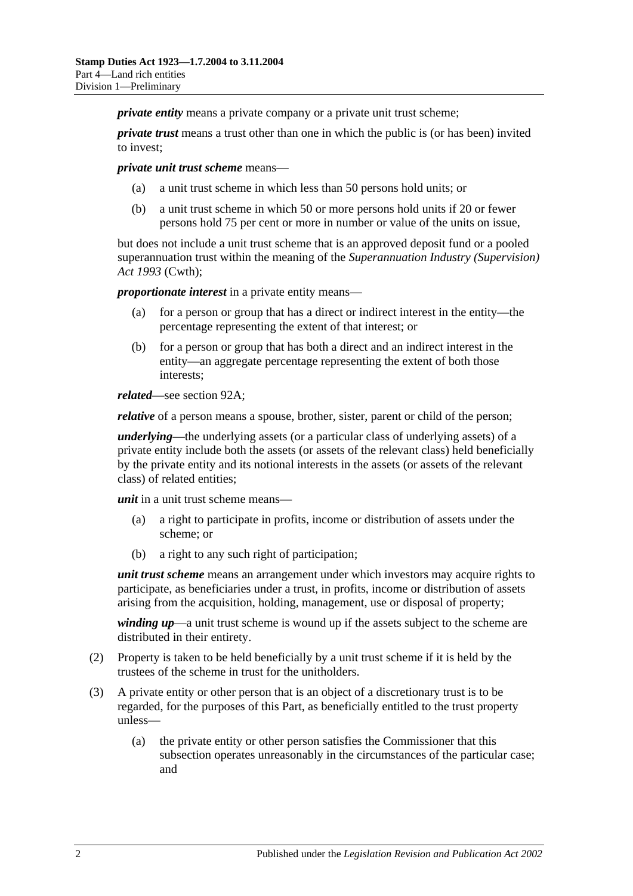***private entity*** means a private company or a private unit trust scheme;

***private trust*** means a trust other than one in which the public is (or has been) invited to invest;

***private unit trust scheme*** means—

- (a) a unit trust scheme in which less than 50 persons hold units; or
- (b) a unit trust scheme in which 50 or more persons hold units if 20 or fewer persons hold 75 per cent or more in number or value of the units on issue,

but does not include a unit trust scheme that is an approved deposit fund or a pooled superannuation trust within the meaning of the *Superannuation Industry (Supervision) Act 1993* (Cwth);

***proportionate interest*** in a private entity means—

- (a) for a person or group that has a direct or indirect interest in the entity—the percentage representing the extent of that interest; or
- (b) for a person or group that has both a direct and an indirect interest in the entity—an aggregate percentage representing the extent of both those interests;

***related***—see section 92A;

***relative*** of a person means a spouse, brother, sister, parent or child of the person;

***underlying***—the underlying assets (or a particular class of underlying assets) of a private entity include both the assets (or assets of the relevant class) held beneficially by the private entity and its notional interests in the assets (or assets of the relevant class) of related entities;

***unit*** in a unit trust scheme means—

- (a) a right to participate in profits, income or distribution of assets under the scheme; or
- (b) a right to any such right of participation;

***unit trust scheme*** means an arrangement under which investors may acquire rights to participate, as beneficiaries under a trust, in profits, income or distribution of assets arising from the acquisition, holding, management, use or disposal of property;

***winding up***—a unit trust scheme is wound up if the assets subject to the scheme are distributed in their entirety.

(2) Property is taken to be held beneficially by a unit trust scheme if it is held by the trustees of the scheme in trust for the unitholders.

(3) A private entity or other person that is an object of a discretionary trust is to be regarded, for the purposes of this Part, as beneficially entitled to the trust property unless—

- (a) the private entity or other person satisfies the Commissioner that this subsection operates unreasonably in the circumstances of the particular case; and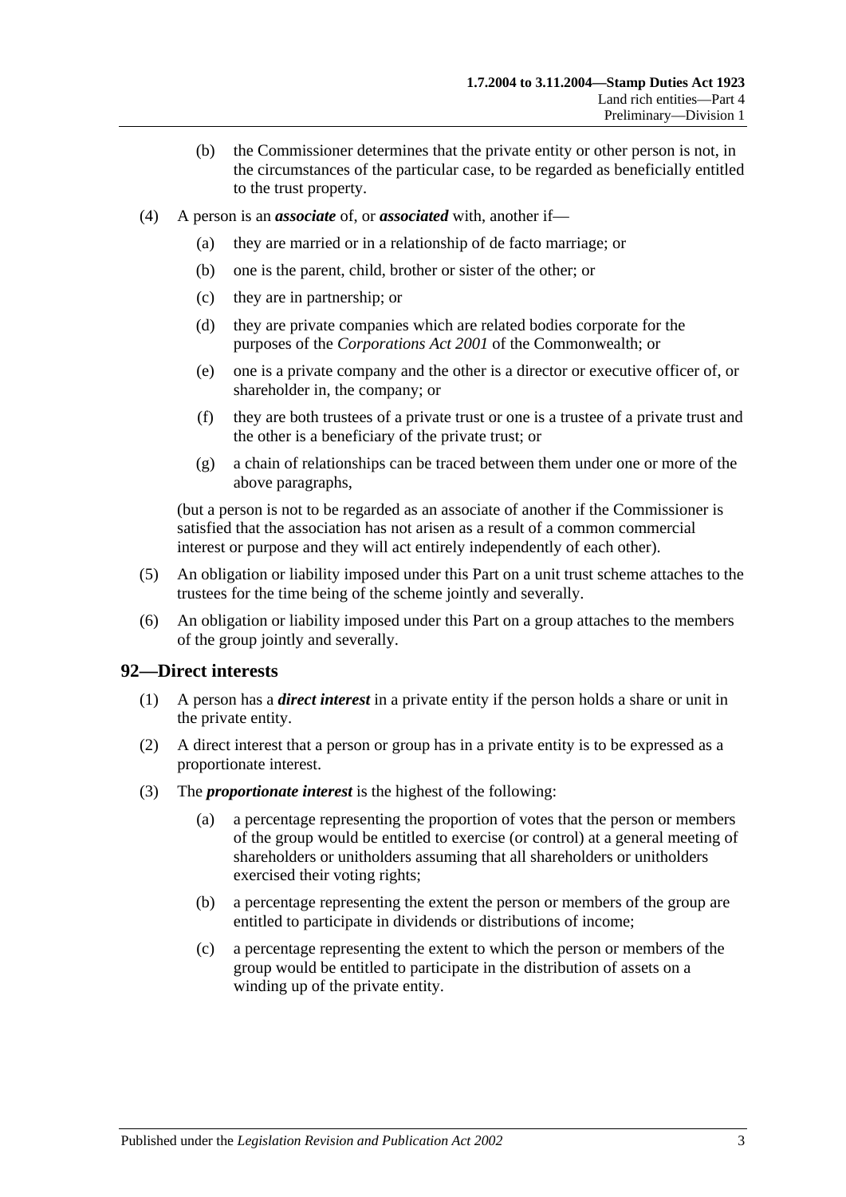(b) the Commissioner determines that the private entity or other person is not, in the circumstances of the particular case, to be regarded as beneficially entitled to the trust property.

(4) A person is an ***associate*** of, or ***associated*** with, another if—

(a) they are married or in a relationship of de facto marriage; or

(b) one is the parent, child, brother or sister of the other; or

(c) they are in partnership; or

(d) they are private companies which are related bodies corporate for the purposes of the *Corporations Act 2001* of the Commonwealth; or

(e) one is a private company and the other is a director or executive officer of, or shareholder in, the company; or

(f) they are both trustees of a private trust or one is a trustee of a private trust and the other is a beneficiary of the private trust; or

(g) a chain of relationships can be traced between them under one or more of the above paragraphs,

(but a person is not to be regarded as an associate of another if the Commissioner is satisfied that the association has not arisen as a result of a common commercial interest or purpose and they will act entirely independently of each other).

(5) An obligation or liability imposed under this Part on a unit trust scheme attaches to the trustees for the time being of the scheme jointly and severally.

(6) An obligation or liability imposed under this Part on a group attaches to the members of the group jointly and severally.

## 92—Direct interests

(1) A person has a ***direct interest*** in a private entity if the person holds a share or unit in the private entity.

(2) A direct interest that a person or group has in a private entity is to be expressed as a proportionate interest.

(3) The ***proportionate interest*** is the highest of the following:

(a) a percentage representing the proportion of votes that the person or members of the group would be entitled to exercise (or control) at a general meeting of shareholders or unitholders assuming that all shareholders or unitholders exercised their voting rights;

(b) a percentage representing the extent the person or members of the group are entitled to participate in dividends or distributions of income;

(c) a percentage representing the extent to which the person or members of the group would be entitled to participate in the distribution of assets on a winding up of the private entity.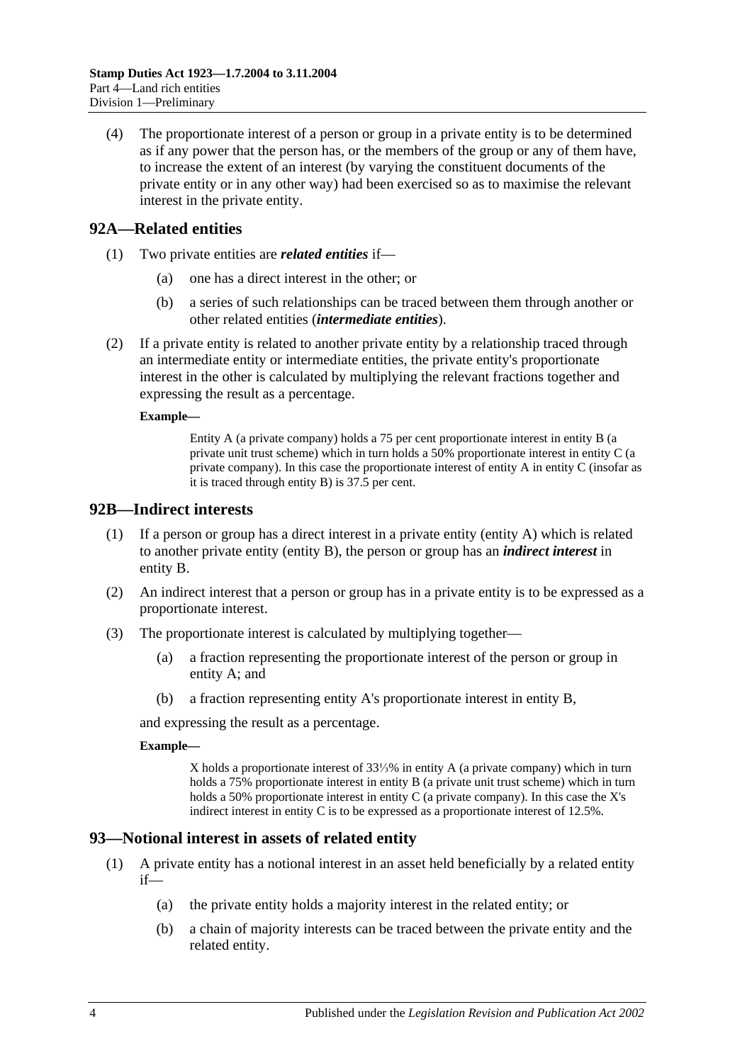(4) The proportionate interest of a person or group in a private entity is to be determined as if any power that the person has, or the members of the group or any of them have, to increase the extent of an interest (by varying the constituent documents of the private entity or in any other way) had been exercised so as to maximise the relevant interest in the private entity.

## 92A—Related entities

(1) Two private entities are ***related entities*** if—

(a) one has a direct interest in the other; or

(b) a series of such relationships can be traced between them through another or other related entities (***intermediate entities***).

(2) If a private entity is related to another private entity by a relationship traced through an intermediate entity or intermediate entities, the private entity's proportionate interest in the other is calculated by multiplying the relevant fractions together and expressing the result as a percentage.

**Example—**

> Entity A (a private company) holds a 75 per cent proportionate interest in entity B (a private unit trust scheme) which in turn holds a 50% proportionate interest in entity C (a private company). In this case the proportionate interest of entity A in entity C (insofar as it is traced through entity B) is 37.5 per cent.

## 92B—Indirect interests

(1) If a person or group has a direct interest in a private entity (entity A) which is related to another private entity (entity B), the person or group has an ***indirect interest*** in entity B.

(2) An indirect interest that a person or group has in a private entity is to be expressed as a proportionate interest.

(3) The proportionate interest is calculated by multiplying together—

(a) a fraction representing the proportionate interest of the person or group in entity A; and

(b) a fraction representing entity A's proportionate interest in entity B,

and expressing the result as a percentage.

**Example—**

> X holds a proportionate interest of 33⅓% in entity A (a private company) which in turn holds a 75% proportionate interest in entity B (a private unit trust scheme) which in turn holds a 50% proportionate interest in entity C (a private company). In this case the X's indirect interest in entity C is to be expressed as a proportionate interest of 12.5%.

## 93—Notional interest in assets of related entity

(1) A private entity has a notional interest in an asset held beneficially by a related entity if—

(a) the private entity holds a majority interest in the related entity; or

(b) a chain of majority interests can be traced between the private entity and the related entity.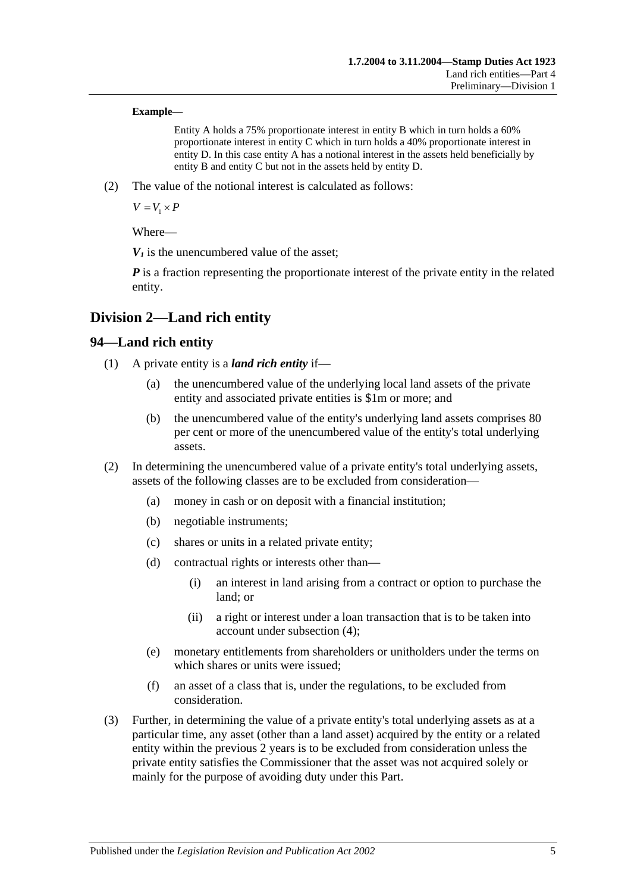**Example—**

> Entity A holds a 75% proportionate interest in entity B which in turn holds a 60% proportionate interest in entity C which in turn holds a 40% proportionate interest in entity D. In this case entity A has a notional interest in the assets held beneficially by entity B and entity C but not in the assets held by entity D.

(2) The value of the notional interest is calculated as follows:

$$V = V_1 \times P$$

Where—

***$V_1$*** is the unencumbered value of the asset;

***P*** is a fraction representing the proportionate interest of the private entity in the related entity.

## Division 2—Land rich entity

### 94—Land rich entity

(1) A private entity is a ***land rich entity*** if—

(a) the unencumbered value of the underlying local land assets of the private entity and associated private entities is $1m or more; and

(b) the unencumbered value of the entity's underlying land assets comprises 80 per cent or more of the unencumbered value of the entity's total underlying assets.

(2) In determining the unencumbered value of a private entity's total underlying assets, assets of the following classes are to be excluded from consideration—

(a) money in cash or on deposit with a financial institution;

(b) negotiable instruments;

(c) shares or units in a related private entity;

(d) contractual rights or interests other than—

(i) an interest in land arising from a contract or option to purchase the land; or

(ii) a right or interest under a loan transaction that is to be taken into account under subsection (4);

(e) monetary entitlements from shareholders or unitholders under the terms on which shares or units were issued;

(f) an asset of a class that is, under the regulations, to be excluded from consideration.

(3) Further, in determining the value of a private entity's total underlying assets as at a particular time, any asset (other than a land asset) acquired by the entity or a related entity within the previous 2 years is to be excluded from consideration unless the private entity satisfies the Commissioner that the asset was not acquired solely or mainly for the purpose of avoiding duty under this Part.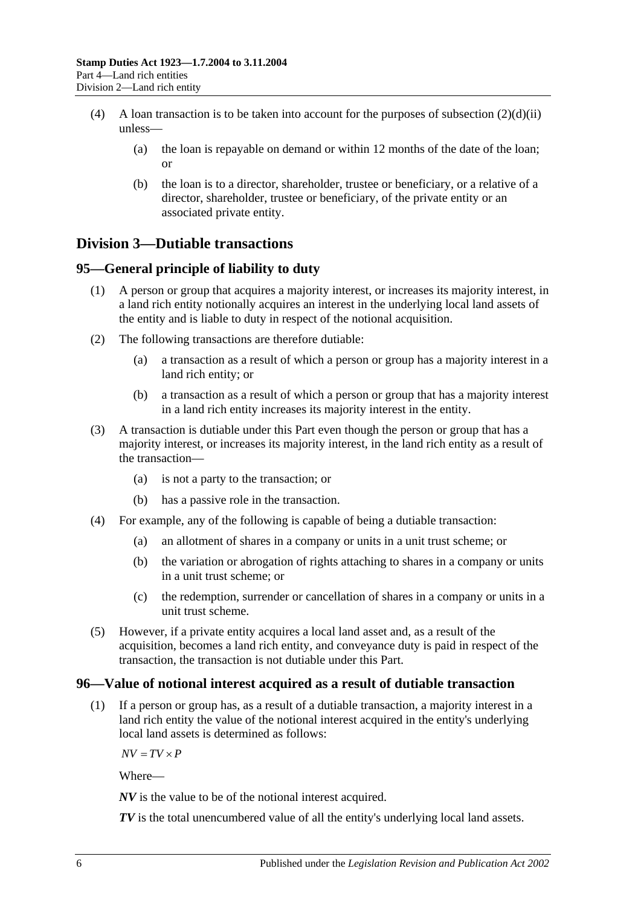(4) A loan transaction is to be taken into account for the purposes of subsection (2)(d)(ii) unless—

(a) the loan is repayable on demand or within 12 months of the date of the loan; or

(b) the loan is to a director, shareholder, trustee or beneficiary, or a relative of a director, shareholder, trustee or beneficiary, of the private entity or an associated private entity.

## Division 3—Dutiable transactions

### 95—General principle of liability to duty

(1) A person or group that acquires a majority interest, or increases its majority interest, in a land rich entity notionally acquires an interest in the underlying local land assets of the entity and is liable to duty in respect of the notional acquisition.

(2) The following transactions are therefore dutiable:

(a) a transaction as a result of which a person or group has a majority interest in a land rich entity; or

(b) a transaction as a result of which a person or group that has a majority interest in a land rich entity increases its majority interest in the entity.

(3) A transaction is dutiable under this Part even though the person or group that has a majority interest, or increases its majority interest, in the land rich entity as a result of the transaction—

(a) is not a party to the transaction; or

(b) has a passive role in the transaction.

(4) For example, any of the following is capable of being a dutiable transaction:

(a) an allotment of shares in a company or units in a unit trust scheme; or

(b) the variation or abrogation of rights attaching to shares in a company or units in a unit trust scheme; or

(c) the redemption, surrender or cancellation of shares in a company or units in a unit trust scheme.

(5) However, if a private entity acquires a local land asset and, as a result of the acquisition, becomes a land rich entity, and conveyance duty is paid in respect of the transaction, the transaction is not dutiable under this Part.

### 96—Value of notional interest acquired as a result of dutiable transaction

(1) If a person or group has, as a result of a dutiable transaction, a majority interest in a land rich entity the value of the notional interest acquired in the entity's underlying local land assets is determined as follows:

$$NV = TV \times P$$

Where—

***NV*** is the value to be of the notional interest acquired.

***TV*** is the total unencumbered value of all the entity's underlying local land assets.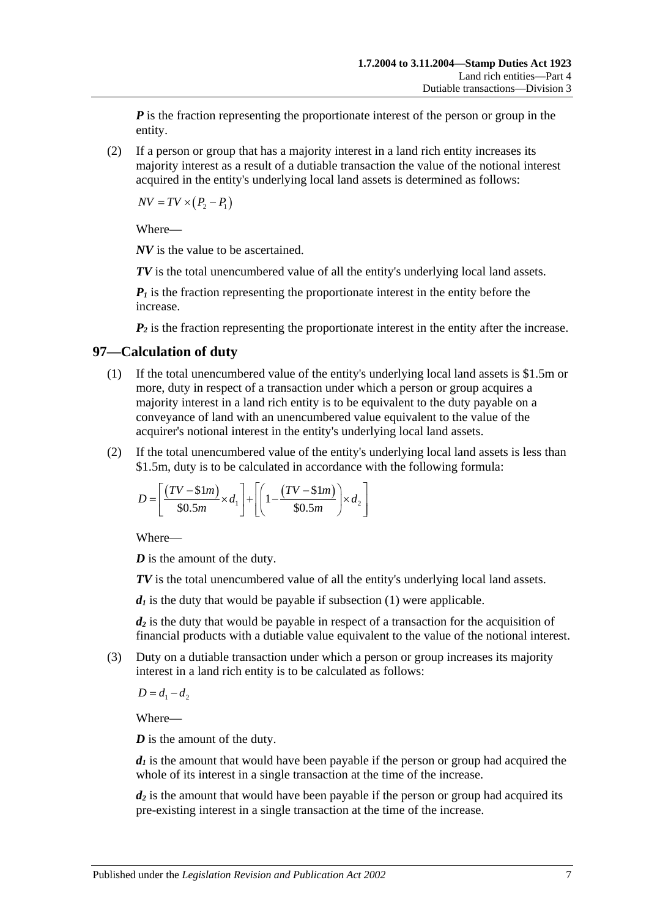***P*** is the fraction representing the proportionate interest of the person or group in the entity.

(2) If a person or group that has a majority interest in a land rich entity increases its majority interest as a result of a dutiable transaction the value of the notional interest acquired in the entity's underlying local land assets is determined as follows:

$$NV = TV \times \left(P_2 - P_1\right)$$

Where—

***NV*** is the value to be ascertained.

***TV*** is the total unencumbered value of all the entity's underlying local land assets.

$P_1$ is the fraction representing the proportionate interest in the entity before the increase.

$P_2$ is the fraction representing the proportionate interest in the entity after the increase.

## 97—Calculation of duty

(1) If the total unencumbered value of the entity's underlying local land assets is $1.5m or more, duty in respect of a transaction under which a person or group acquires a majority interest in a land rich entity is to be equivalent to the duty payable on a conveyance of land with an unencumbered value equivalent to the value of the acquirer's notional interest in the entity's underlying local land assets.

(2) If the total unencumbered value of the entity's underlying local land assets is less than $1.5m, duty is to be calculated in accordance with the following formula:

$$D = \left[\frac{\left(TV - \$1m\right)}{\$0.5m} \times d_1\right] + \left[\left(1 - \frac{\left(TV - \$1m\right)}{\$0.5m}\right) \times d_2\right]$$

Where—

***D*** is the amount of the duty.

***TV*** is the total unencumbered value of all the entity's underlying local land assets.

$d_1$ is the duty that would be payable if subsection (1) were applicable.

$d_2$ is the duty that would be payable in respect of a transaction for the acquisition of financial products with a dutiable value equivalent to the value of the notional interest.

(3) Duty on a dutiable transaction under which a person or group increases its majority interest in a land rich entity is to be calculated as follows:

$$D = d_1 - d_2$$

Where—

***D*** is the amount of the duty.

$d_1$ is the amount that would have been payable if the person or group had acquired the whole of its interest in a single transaction at the time of the increase.

$d_2$ is the amount that would have been payable if the person or group had acquired its pre-existing interest in a single transaction at the time of the increase.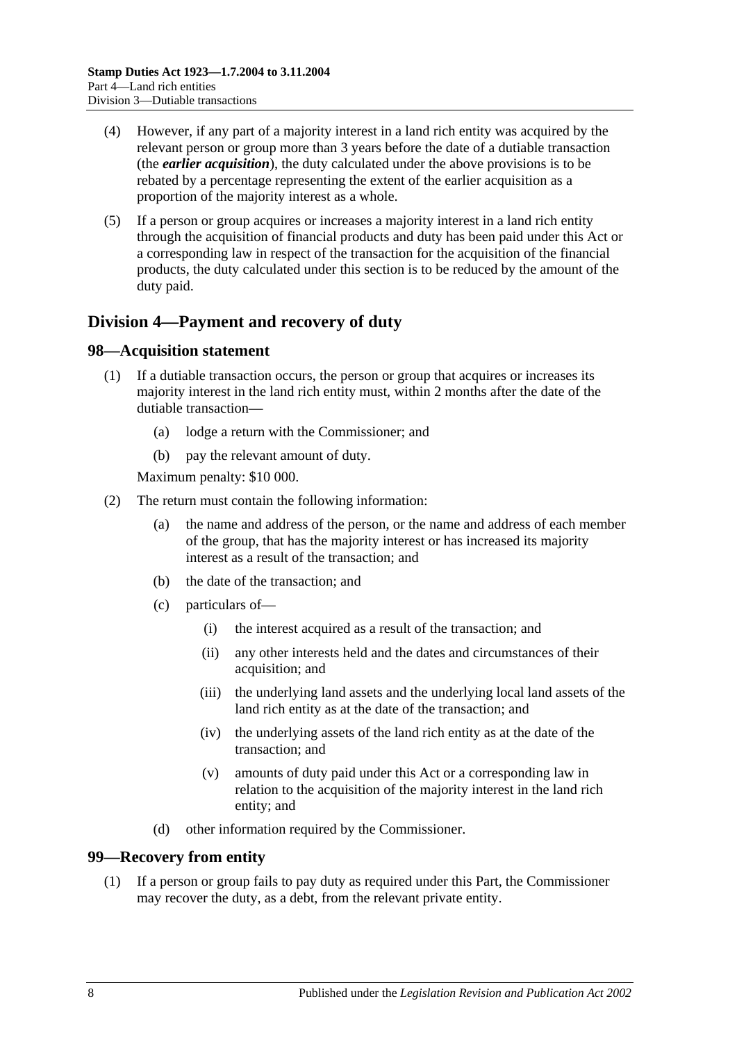(4) However, if any part of a majority interest in a land rich entity was acquired by the relevant person or group more than 3 years before the date of a dutiable transaction (the ***earlier acquisition***), the duty calculated under the above provisions is to be rebated by a percentage representing the extent of the earlier acquisition as a proportion of the majority interest as a whole.

(5) If a person or group acquires or increases a majority interest in a land rich entity through the acquisition of financial products and duty has been paid under this Act or a corresponding law in respect of the transaction for the acquisition of the financial products, the duty calculated under this section is to be reduced by the amount of the duty paid.

## Division 4—Payment and recovery of duty

### 98—Acquisition statement

(1) If a dutiable transaction occurs, the person or group that acquires or increases its majority interest in the land rich entity must, within 2 months after the date of the dutiable transaction—

(a) lodge a return with the Commissioner; and

(b) pay the relevant amount of duty.

Maximum penalty: $10 000.

(2) The return must contain the following information:

(a) the name and address of the person, or the name and address of each member of the group, that has the majority interest or has increased its majority interest as a result of the transaction; and

(b) the date of the transaction; and

(c) particulars of—

(i) the interest acquired as a result of the transaction; and

(ii) any other interests held and the dates and circumstances of their acquisition; and

(iii) the underlying land assets and the underlying local land assets of the land rich entity as at the date of the transaction; and

(iv) the underlying assets of the land rich entity as at the date of the transaction; and

(v) amounts of duty paid under this Act or a corresponding law in relation to the acquisition of the majority interest in the land rich entity; and

(d) other information required by the Commissioner.

### 99—Recovery from entity

(1) If a person or group fails to pay duty as required under this Part, the Commissioner may recover the duty, as a debt, from the relevant private entity.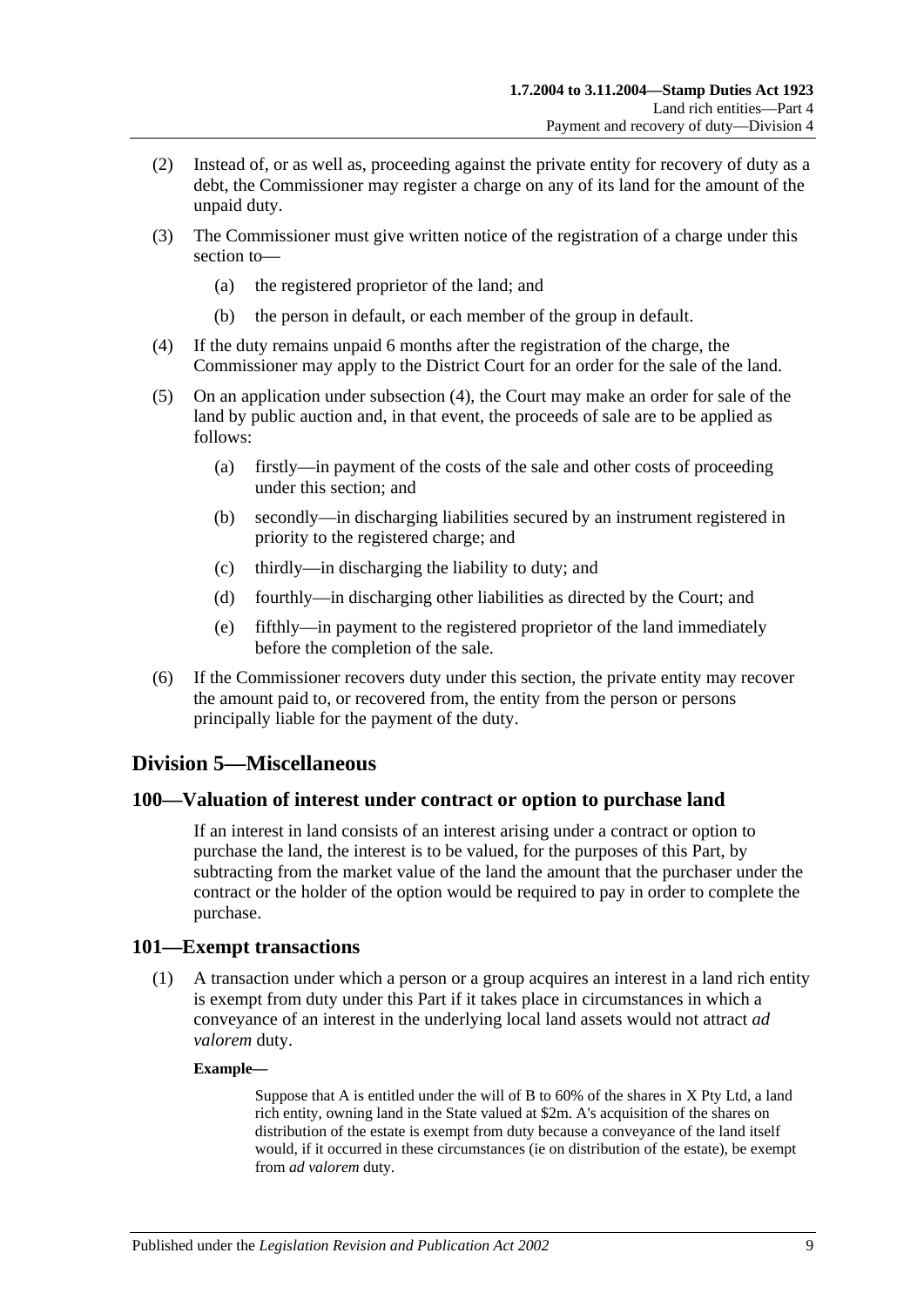(2) Instead of, or as well as, proceeding against the private entity for recovery of duty as a debt, the Commissioner may register a charge on any of its land for the amount of the unpaid duty.

(3) The Commissioner must give written notice of the registration of a charge under this section to—

(a) the registered proprietor of the land; and

(b) the person in default, or each member of the group in default.

(4) If the duty remains unpaid 6 months after the registration of the charge, the Commissioner may apply to the District Court for an order for the sale of the land.

(5) On an application under subsection (4), the Court may make an order for sale of the land by public auction and, in that event, the proceeds of sale are to be applied as follows:

(a) firstly—in payment of the costs of the sale and other costs of proceeding under this section; and

(b) secondly—in discharging liabilities secured by an instrument registered in priority to the registered charge; and

(c) thirdly—in discharging the liability to duty; and

(d) fourthly—in discharging other liabilities as directed by the Court; and

(e) fifthly—in payment to the registered proprietor of the land immediately before the completion of the sale.

(6) If the Commissioner recovers duty under this section, the private entity may recover the amount paid to, or recovered from, the entity from the person or persons principally liable for the payment of the duty.

## Division 5—Miscellaneous

### 100—Valuation of interest under contract or option to purchase land

If an interest in land consists of an interest arising under a contract or option to purchase the land, the interest is to be valued, for the purposes of this Part, by subtracting from the market value of the land the amount that the purchaser under the contract or the holder of the option would be required to pay in order to complete the purchase.

### 101—Exempt transactions

(1) A transaction under which a person or a group acquires an interest in a land rich entity is exempt from duty under this Part if it takes place in circumstances in which a conveyance of an interest in the underlying local land assets would not attract *ad valorem* duty.

**Example—**

Suppose that A is entitled under the will of B to 60% of the shares in X Pty Ltd, a land rich entity, owning land in the State valued at $2m. A's acquisition of the shares on distribution of the estate is exempt from duty because a conveyance of the land itself would, if it occurred in these circumstances (ie on distribution of the estate), be exempt from *ad valorem* duty.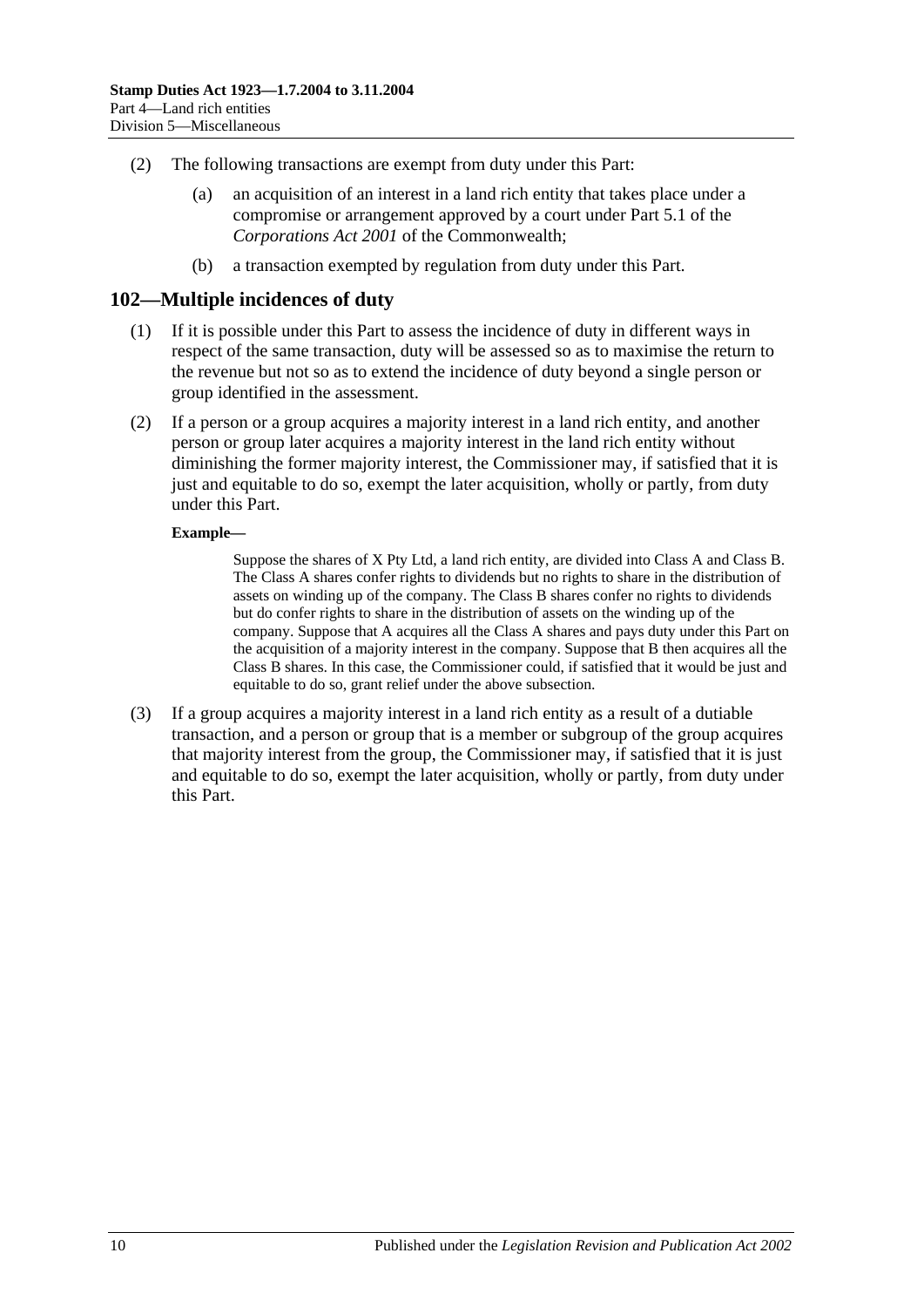(2) The following transactions are exempt from duty under this Part:

(a) an acquisition of an interest in a land rich entity that takes place under a compromise or arrangement approved by a court under Part 5.1 of the *Corporations Act 2001* of the Commonwealth;

(b) a transaction exempted by regulation from duty under this Part.

## 102—Multiple incidences of duty

(1) If it is possible under this Part to assess the incidence of duty in different ways in respect of the same transaction, duty will be assessed so as to maximise the return to the revenue but not so as to extend the incidence of duty beyond a single person or group identified in the assessment.

(2) If a person or a group acquires a majority interest in a land rich entity, and another person or group later acquires a majority interest in the land rich entity without diminishing the former majority interest, the Commissioner may, if satisfied that it is just and equitable to do so, exempt the later acquisition, wholly or partly, from duty under this Part.

**Example—**

Suppose the shares of X Pty Ltd, a land rich entity, are divided into Class A and Class B. The Class A shares confer rights to dividends but no rights to share in the distribution of assets on winding up of the company. The Class B shares confer no rights to dividends but do confer rights to share in the distribution of assets on the winding up of the company. Suppose that A acquires all the Class A shares and pays duty under this Part on the acquisition of a majority interest in the company. Suppose that B then acquires all the Class B shares. In this case, the Commissioner could, if satisfied that it would be just and equitable to do so, grant relief under the above subsection.

(3) If a group acquires a majority interest in a land rich entity as a result of a dutiable transaction, and a person or group that is a member or subgroup of the group acquires that majority interest from the group, the Commissioner may, if satisfied that it is just and equitable to do so, exempt the later acquisition, wholly or partly, from duty under this Part.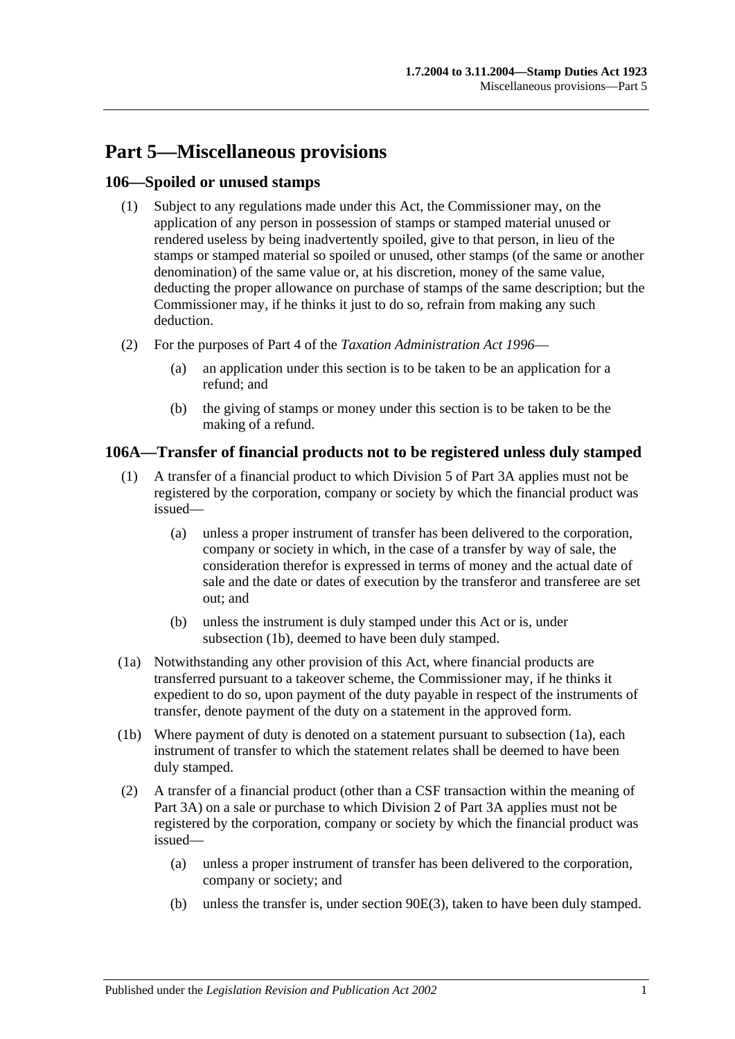# Part 5—Miscellaneous provisions

## 106—Spoiled or unused stamps

(1) Subject to any regulations made under this Act, the Commissioner may, on the application of any person in possession of stamps or stamped material unused or rendered useless by being inadvertently spoiled, give to that person, in lieu of the stamps or stamped material so spoiled or unused, other stamps (of the same or another denomination) of the same value or, at his discretion, money of the same value, deducting the proper allowance on purchase of stamps of the same description; but the Commissioner may, if he thinks it just to do so, refrain from making any such deduction.

(2) For the purposes of Part 4 of the *Taxation Administration Act 1996*—

- (a) an application under this section is to be taken to be an application for a refund; and
- (b) the giving of stamps or money under this section is to be taken to be the making of a refund.

## 106A—Transfer of financial products not to be registered unless duly stamped

(1) A transfer of a financial product to which Division 5 of Part 3A applies must not be registered by the corporation, company or society by which the financial product was issued—

- (a) unless a proper instrument of transfer has been delivered to the corporation, company or society in which, in the case of a transfer by way of sale, the consideration therefor is expressed in terms of money and the actual date of sale and the date or dates of execution by the transferor and transferee are set out; and
- (b) unless the instrument is duly stamped under this Act or is, under subsection (1b), deemed to have been duly stamped.

(1a) Notwithstanding any other provision of this Act, where financial products are transferred pursuant to a takeover scheme, the Commissioner may, if he thinks it expedient to do so, upon payment of the duty payable in respect of the instruments of transfer, denote payment of the duty on a statement in the approved form.

(1b) Where payment of duty is denoted on a statement pursuant to subsection (1a), each instrument of transfer to which the statement relates shall be deemed to have been duly stamped.

(2) A transfer of a financial product (other than a CSF transaction within the meaning of Part 3A) on a sale or purchase to which Division 2 of Part 3A applies must not be registered by the corporation, company or society by which the financial product was issued—

- (a) unless a proper instrument of transfer has been delivered to the corporation, company or society; and
- (b) unless the transfer is, under section 90E(3), taken to have been duly stamped.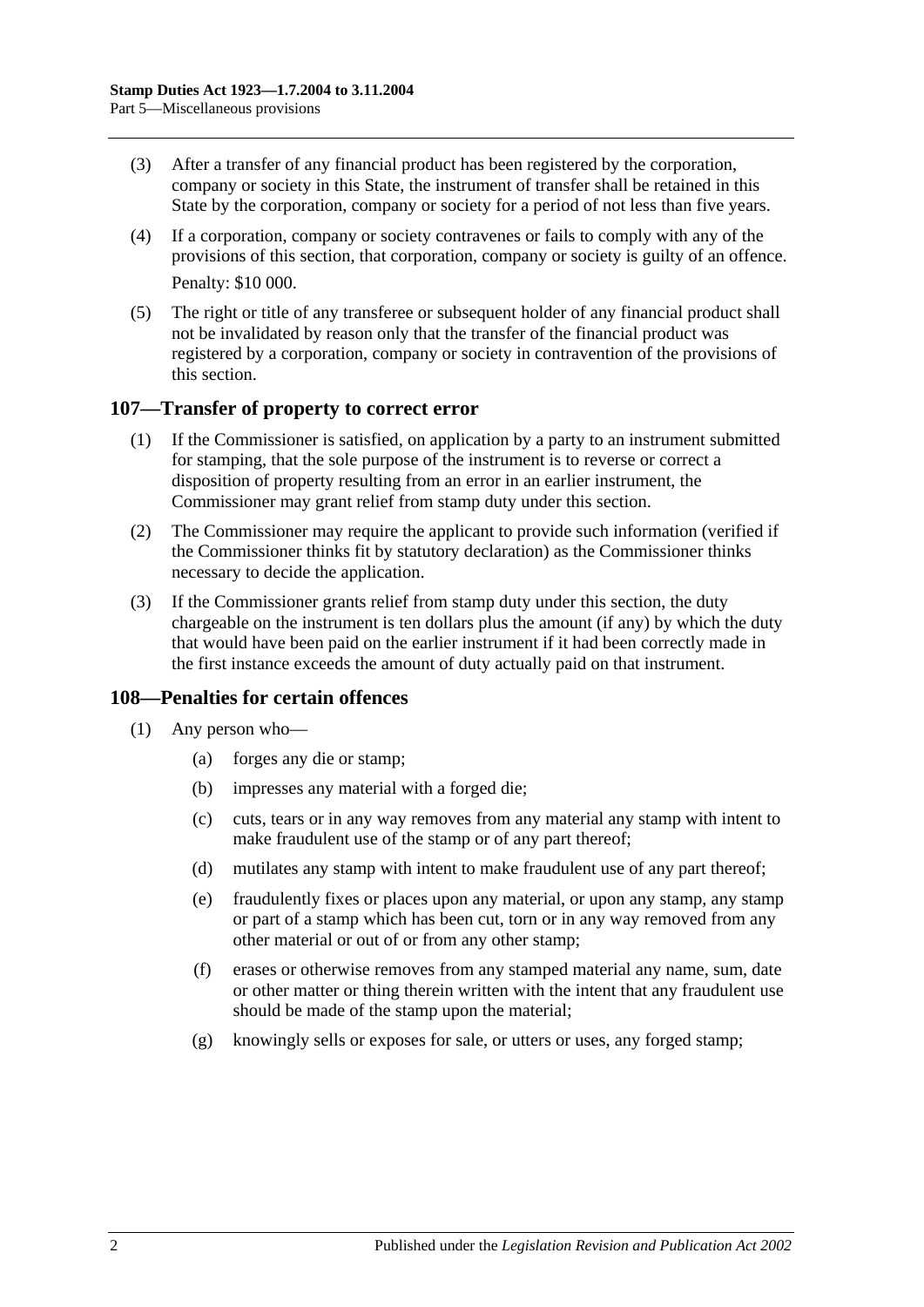(3) After a transfer of any financial product has been registered by the corporation, company or society in this State, the instrument of transfer shall be retained in this State by the corporation, company or society for a period of not less than five years.

(4) If a corporation, company or society contravenes or fails to comply with any of the provisions of this section, that corporation, company or society is guilty of an offence.

Penalty: $10 000.

(5) The right or title of any transferee or subsequent holder of any financial product shall not be invalidated by reason only that the transfer of the financial product was registered by a corporation, company or society in contravention of the provisions of this section.

## 107—Transfer of property to correct error

(1) If the Commissioner is satisfied, on application by a party to an instrument submitted for stamping, that the sole purpose of the instrument is to reverse or correct a disposition of property resulting from an error in an earlier instrument, the Commissioner may grant relief from stamp duty under this section.

(2) The Commissioner may require the applicant to provide such information (verified if the Commissioner thinks fit by statutory declaration) as the Commissioner thinks necessary to decide the application.

(3) If the Commissioner grants relief from stamp duty under this section, the duty chargeable on the instrument is ten dollars plus the amount (if any) by which the duty that would have been paid on the earlier instrument if it had been correctly made in the first instance exceeds the amount of duty actually paid on that instrument.

## 108—Penalties for certain offences

(1) Any person who—

(a) forges any die or stamp;

(b) impresses any material with a forged die;

(c) cuts, tears or in any way removes from any material any stamp with intent to make fraudulent use of the stamp or of any part thereof;

(d) mutilates any stamp with intent to make fraudulent use of any part thereof;

(e) fraudulently fixes or places upon any material, or upon any stamp, any stamp or part of a stamp which has been cut, torn or in any way removed from any other material or out of or from any other stamp;

(f) erases or otherwise removes from any stamped material any name, sum, date or other matter or thing therein written with the intent that any fraudulent use should be made of the stamp upon the material;

(g) knowingly sells or exposes for sale, or utters or uses, any forged stamp;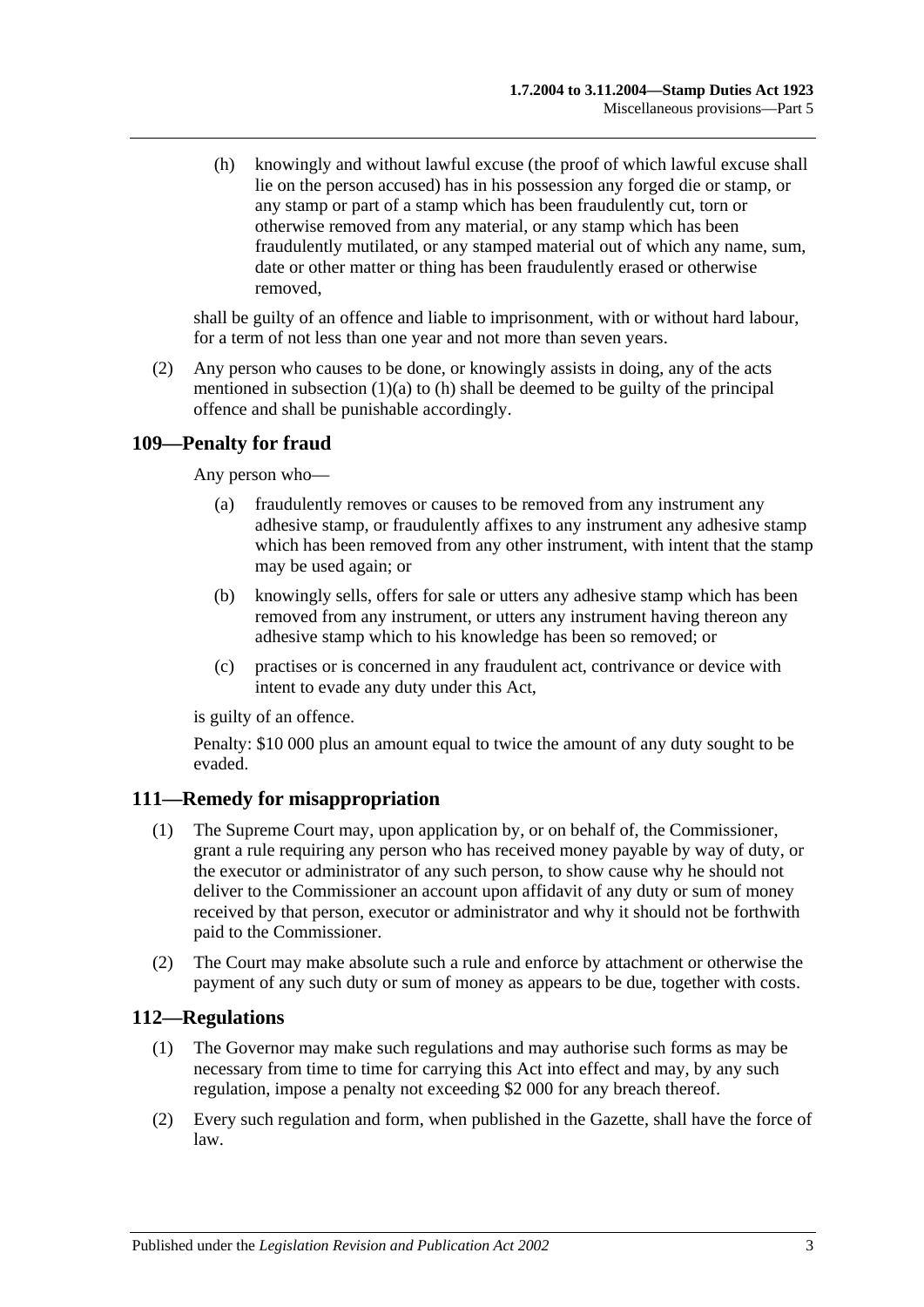(h) knowingly and without lawful excuse (the proof of which lawful excuse shall lie on the person accused) has in his possession any forged die or stamp, or any stamp or part of a stamp which has been fraudulently cut, torn or otherwise removed from any material, or any stamp which has been fraudulently mutilated, or any stamped material out of which any name, sum, date or other matter or thing has been fraudulently erased or otherwise removed,

shall be guilty of an offence and liable to imprisonment, with or without hard labour, for a term of not less than one year and not more than seven years.

(2) Any person who causes to be done, or knowingly assists in doing, any of the acts mentioned in subsection (1)(a) to (h) shall be deemed to be guilty of the principal offence and shall be punishable accordingly.

## 109—Penalty for fraud

Any person who—

(a) fraudulently removes or causes to be removed from any instrument any adhesive stamp, or fraudulently affixes to any instrument any adhesive stamp which has been removed from any other instrument, with intent that the stamp may be used again; or

(b) knowingly sells, offers for sale or utters any adhesive stamp which has been removed from any instrument, or utters any instrument having thereon any adhesive stamp which to his knowledge has been so removed; or

(c) practises or is concerned in any fraudulent act, contrivance or device with intent to evade any duty under this Act,

is guilty of an offence.

Penalty: $10 000 plus an amount equal to twice the amount of any duty sought to be evaded.

## 111—Remedy for misappropriation

(1) The Supreme Court may, upon application by, or on behalf of, the Commissioner, grant a rule requiring any person who has received money payable by way of duty, or the executor or administrator of any such person, to show cause why he should not deliver to the Commissioner an account upon affidavit of any duty or sum of money received by that person, executor or administrator and why it should not be forthwith paid to the Commissioner.

(2) The Court may make absolute such a rule and enforce by attachment or otherwise the payment of any such duty or sum of money as appears to be due, together with costs.

## 112—Regulations

(1) The Governor may make such regulations and may authorise such forms as may be necessary from time to time for carrying this Act into effect and may, by any such regulation, impose a penalty not exceeding $2 000 for any breach thereof.

(2) Every such regulation and form, when published in the Gazette, shall have the force of law.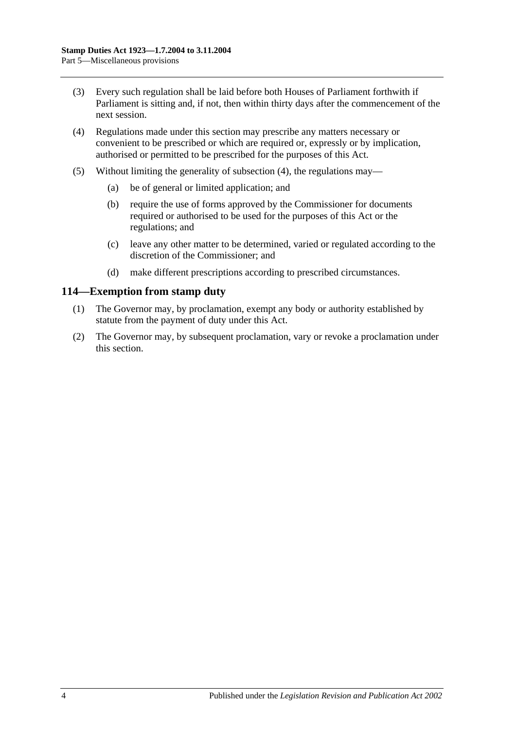(3) Every such regulation shall be laid before both Houses of Parliament forthwith if Parliament is sitting and, if not, then within thirty days after the commencement of the next session.

(4) Regulations made under this section may prescribe any matters necessary or convenient to be prescribed or which are required or, expressly or by implication, authorised or permitted to be prescribed for the purposes of this Act.

(5) Without limiting the generality of subsection (4), the regulations may—

(a) be of general or limited application; and

(b) require the use of forms approved by the Commissioner for documents required or authorised to be used for the purposes of this Act or the regulations; and

(c) leave any other matter to be determined, varied or regulated according to the discretion of the Commissioner; and

(d) make different prescriptions according to prescribed circumstances.

## 114—Exemption from stamp duty

(1) The Governor may, by proclamation, exempt any body or authority established by statute from the payment of duty under this Act.

(2) The Governor may, by subsequent proclamation, vary or revoke a proclamation under this section.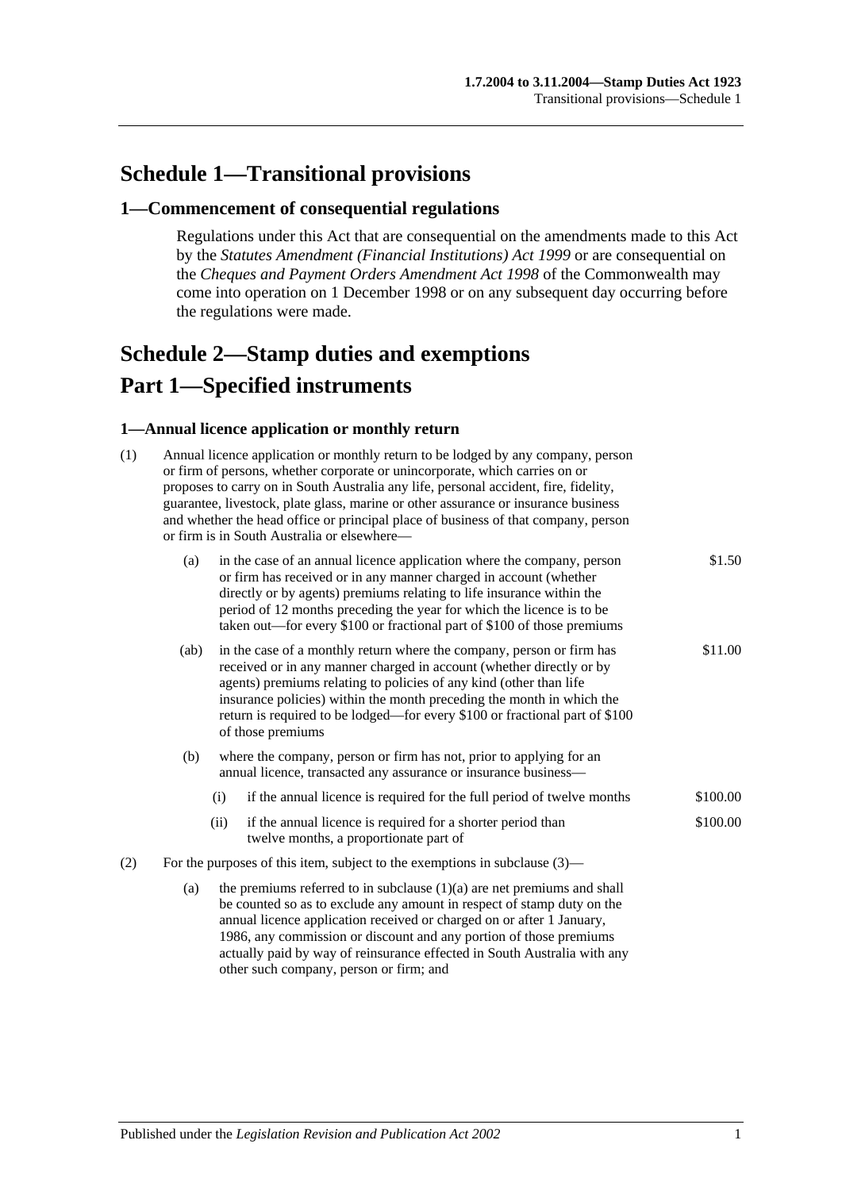# Schedule 1—Transitional provisions

## 1—Commencement of consequential regulations

Regulations under this Act that are consequential on the amendments made to this Act by the *Statutes Amendment (Financial Institutions) Act 1999* or are consequential on the *Cheques and Payment Orders Amendment Act 1998* of the Commonwealth may come into operation on 1 December 1998 or on any subsequent day occurring before the regulations were made.

# Schedule 2—Stamp duties and exemptions

# Part 1—Specified instruments

### 1—Annual licence application or monthly return

(1) Annual licence application or monthly return to be lodged by any company, person or firm of persons, whether corporate or unincorporate, which carries on or proposes to carry on in South Australia any life, personal accident, fire, fidelity, guarantee, livestock, plate glass, marine or other assurance or insurance business and whether the head office or principal place of business of that company, person or firm is in South Australia or elsewhere—

| | |
|---|---|
| (a) in the case of an annual licence application where the company, person or firm has received or in any manner charged in account (whether directly or by agents) premiums relating to life insurance within the period of 12 months preceding the year for which the licence is to be taken out—for every $100 or fractional part of $100 of those premiums | $1.50 |
| (ab) in the case of a monthly return where the company, person or firm has received or in any manner charged in account (whether directly or by agents) premiums relating to policies of any kind (other than life insurance policies) within the month preceding the month in which the return is required to be lodged—for every $100 or fractional part of $100 of those premiums | $11.00 |
| (b) where the company, person or firm has not, prior to applying for an annual licence, transacted any assurance or insurance business— | |
| (i) if the annual licence is required for the full period of twelve months | $100.00 |
| (ii) if the annual licence is required for a shorter period than twelve months, a proportionate part of | $100.00 |

(2) For the purposes of this item, subject to the exemptions in subclause (3)—

(a) the premiums referred to in subclause (1)(a) are net premiums and shall be counted so as to exclude any amount in respect of stamp duty on the annual licence application received or charged on or after 1 January, 1986, any commission or discount and any portion of those premiums actually paid by way of reinsurance effected in South Australia with any other such company, person or firm; and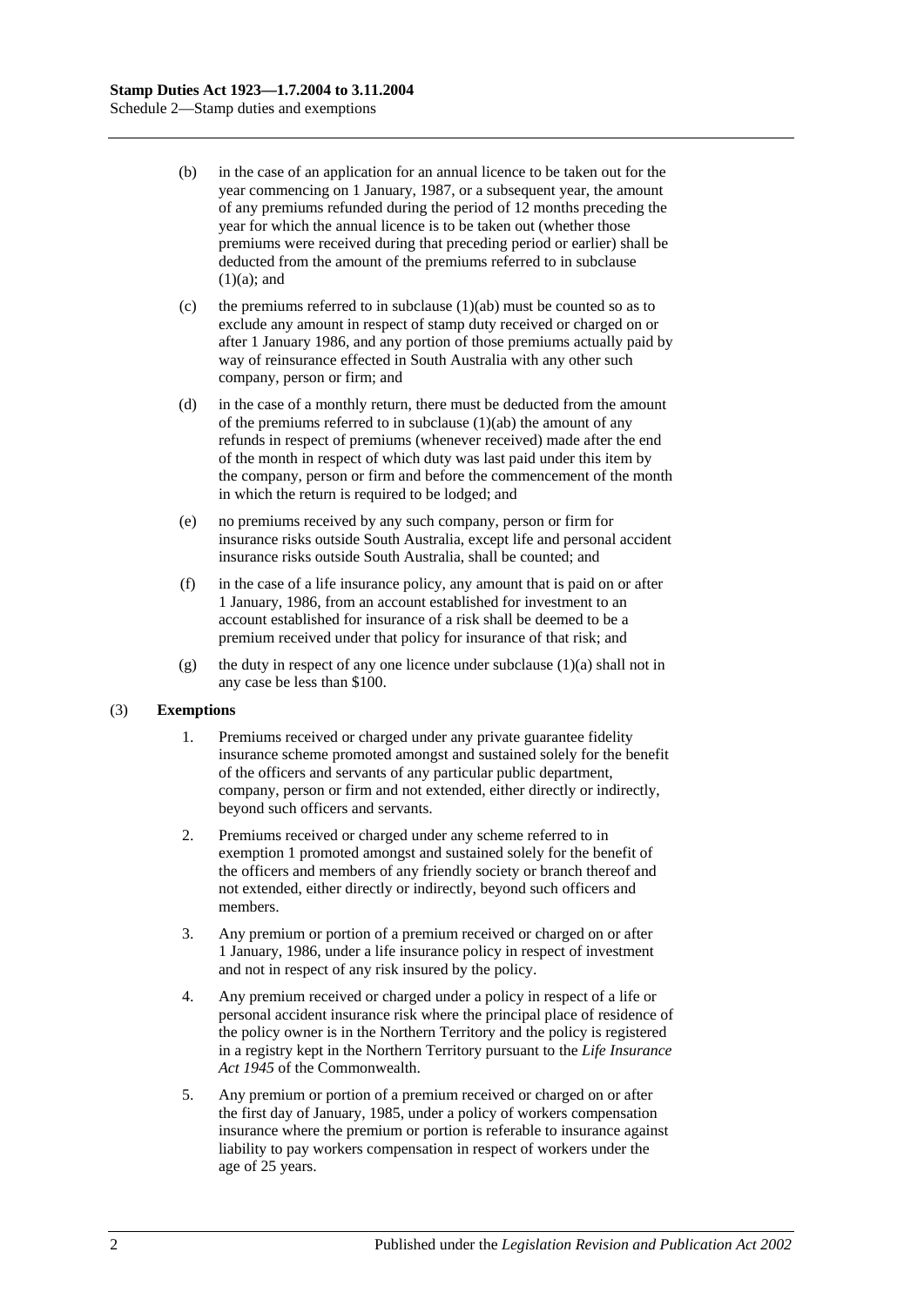(b) in the case of an application for an annual licence to be taken out for the year commencing on 1 January, 1987, or a subsequent year, the amount of any premiums refunded during the period of 12 months preceding the year for which the annual licence is to be taken out (whether those premiums were received during that preceding period or earlier) shall be deducted from the amount of the premiums referred to in subclause (1)(a); and

(c) the premiums referred to in subclause (1)(ab) must be counted so as to exclude any amount in respect of stamp duty received or charged on or after 1 January 1986, and any portion of those premiums actually paid by way of reinsurance effected in South Australia with any other such company, person or firm; and

(d) in the case of a monthly return, there must be deducted from the amount of the premiums referred to in subclause (1)(ab) the amount of any refunds in respect of premiums (whenever received) made after the end of the month in respect of which duty was last paid under this item by the company, person or firm and before the commencement of the month in which the return is required to be lodged; and

(e) no premiums received by any such company, person or firm for insurance risks outside South Australia, except life and personal accident insurance risks outside South Australia, shall be counted; and

(f) in the case of a life insurance policy, any amount that is paid on or after 1 January, 1986, from an account established for investment to an account established for insurance of a risk shall be deemed to be a premium received under that policy for insurance of that risk; and

(g) the duty in respect of any one licence under subclause (1)(a) shall not in any case be less than $100.

(3) **Exemptions**

1. Premiums received or charged under any private guarantee fidelity insurance scheme promoted amongst and sustained solely for the benefit of the officers and servants of any particular public department, company, person or firm and not extended, either directly or indirectly, beyond such officers and servants.

2. Premiums received or charged under any scheme referred to in exemption 1 promoted amongst and sustained solely for the benefit of the officers and members of any friendly society or branch thereof and not extended, either directly or indirectly, beyond such officers and members.

3. Any premium or portion of a premium received or charged on or after 1 January, 1986, under a life insurance policy in respect of investment and not in respect of any risk insured by the policy.

4. Any premium received or charged under a policy in respect of a life or personal accident insurance risk where the principal place of residence of the policy owner is in the Northern Territory and the policy is registered in a registry kept in the Northern Territory pursuant to the *Life Insurance Act 1945* of the Commonwealth.

5. Any premium or portion of a premium received or charged on or after the first day of January, 1985, under a policy of workers compensation insurance where the premium or portion is referable to insurance against liability to pay workers compensation in respect of workers under the age of 25 years.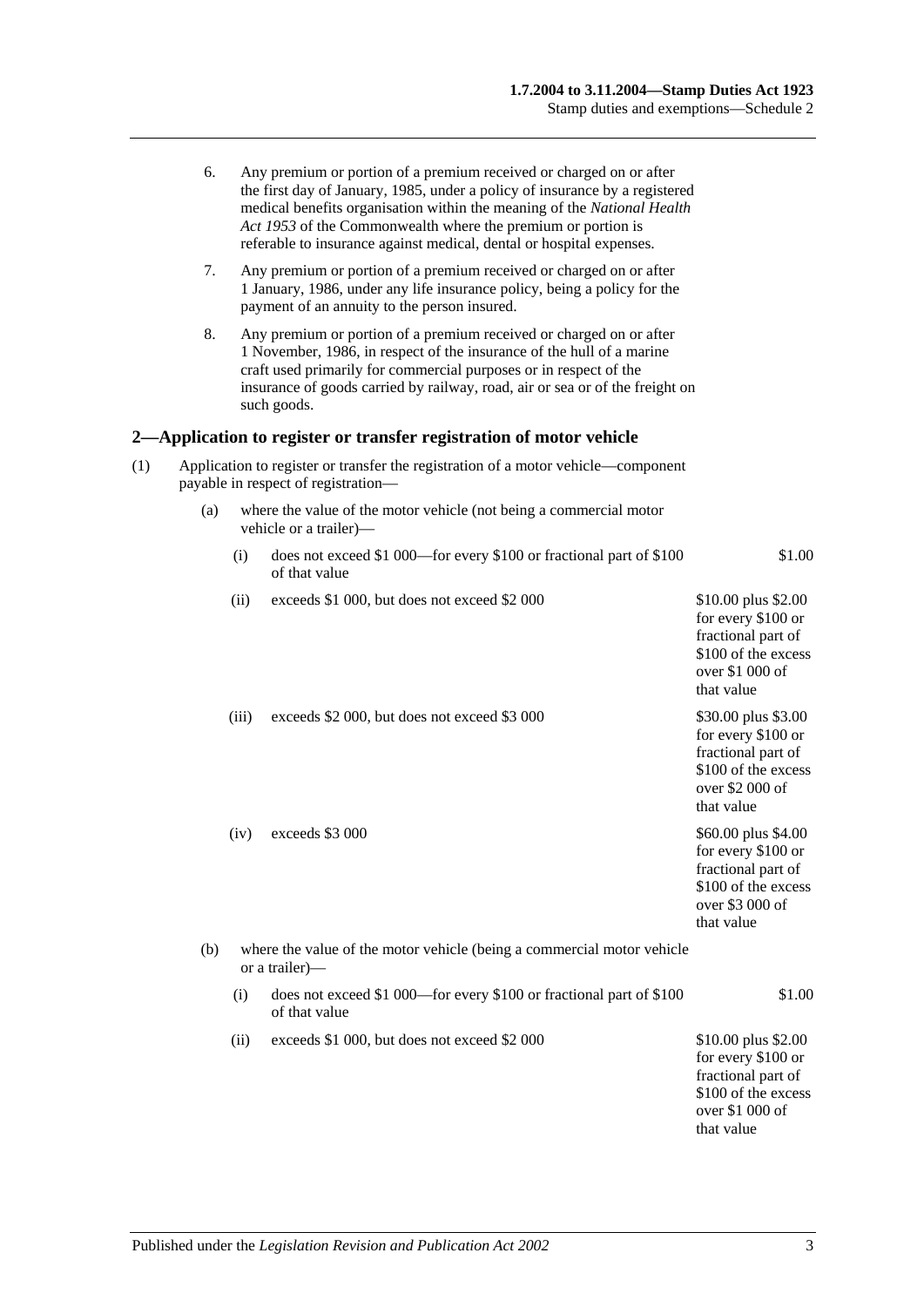6. Any premium or portion of a premium received or charged on or after the first day of January, 1985, under a policy of insurance by a registered medical benefits organisation within the meaning of the *National Health Act 1953* of the Commonwealth where the premium or portion is referable to insurance against medical, dental or hospital expenses.

7. Any premium or portion of a premium received or charged on or after 1 January, 1986, under any life insurance policy, being a policy for the payment of an annuity to the person insured.

8. Any premium or portion of a premium received or charged on or after 1 November, 1986, in respect of the insurance of the hull of a marine craft used primarily for commercial purposes or in respect of the insurance of goods carried by railway, road, air or sea or of the freight on such goods.

## 2—Application to register or transfer registration of motor vehicle

(1) Application to register or transfer the registration of a motor vehicle—component payable in respect of registration—

(a) where the value of the motor vehicle (not being a commercial motor vehicle or a trailer)—

| | | |
|---|---|---|
| (i) | does not exceed \$1 000—for every \$100 or fractional part of \$100 of that value | \$1.00 |
| (ii) | exceeds \$1 000, but does not exceed \$2 000 | \$10.00 plus \$2.00 for every \$100 or fractional part of \$100 of the excess over \$1 000 of that value |
| (iii) | exceeds \$2 000, but does not exceed \$3 000 | \$30.00 plus \$3.00 for every \$100 or fractional part of \$100 of the excess over \$2 000 of that value |
| (iv) | exceeds \$3 000 | \$60.00 plus \$4.00 for every \$100 or fractional part of \$100 of the excess over \$3 000 of that value |

(b) where the value of the motor vehicle (being a commercial motor vehicle or a trailer)—

| | | |
|---|---|---|
| (i) | does not exceed \$1 000—for every \$100 or fractional part of \$100 of that value | \$1.00 |
| (ii) | exceeds \$1 000, but does not exceed \$2 000 | \$10.00 plus \$2.00 for every \$100 or fractional part of \$100 of the excess over \$1 000 of that value |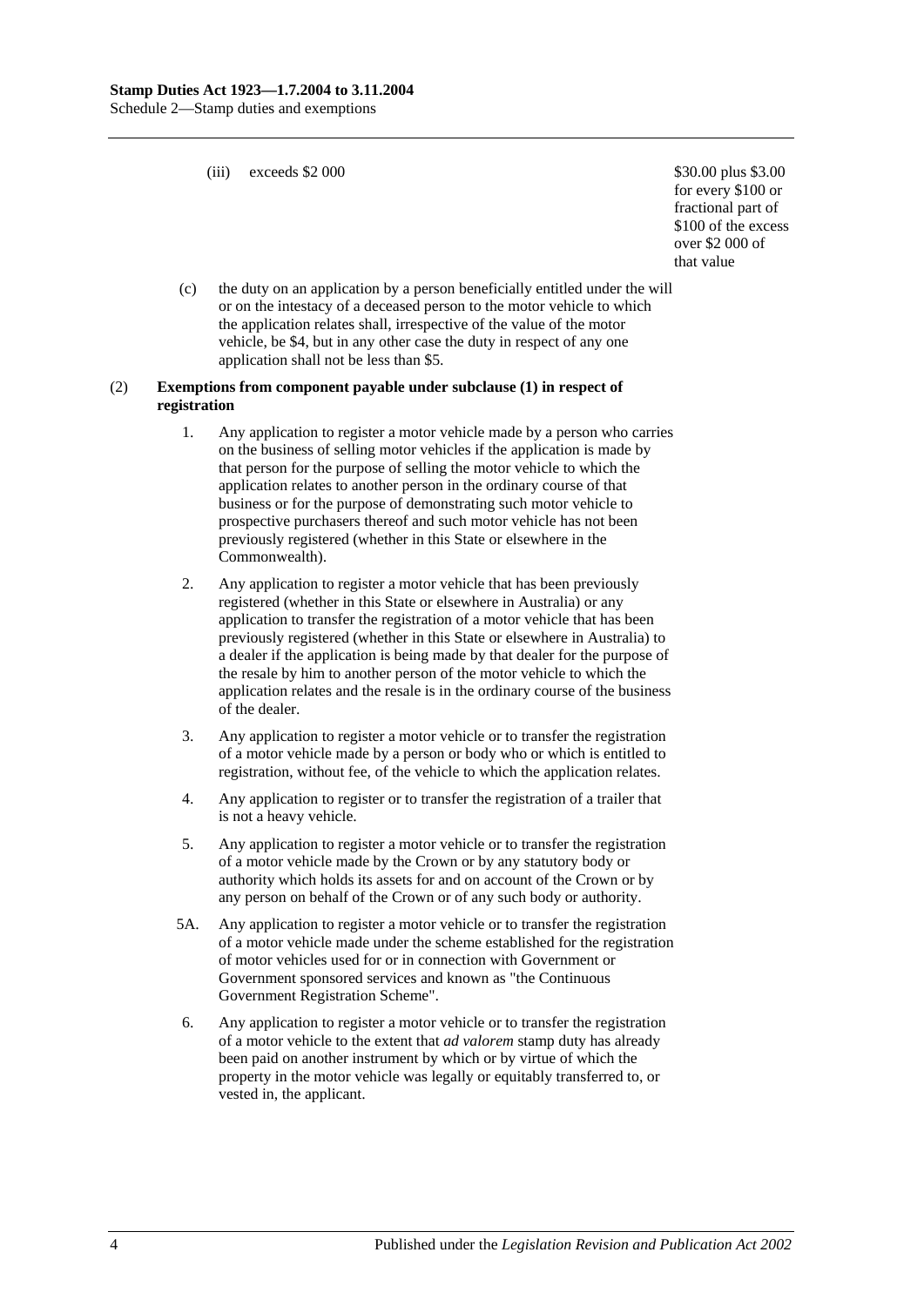(iii) exceeds $2 000 — $30.00 plus $3.00 for every $100 or fractional part of $100 of the excess over $2 000 of that value

(c) the duty on an application by a person beneficially entitled under the will or on the intestacy of a deceased person to the motor vehicle to which the application relates shall, irrespective of the value of the motor vehicle, be $4, but in any other case the duty in respect of any one application shall not be less than $5.

(2) **Exemptions from component payable under subclause (1) in respect of registration**

1. Any application to register a motor vehicle made by a person who carries on the business of selling motor vehicles if the application is made by that person for the purpose of selling the motor vehicle to which the application relates to another person in the ordinary course of that business or for the purpose of demonstrating such motor vehicle to prospective purchasers thereof and such motor vehicle has not been previously registered (whether in this State or elsewhere in the Commonwealth).

2. Any application to register a motor vehicle that has been previously registered (whether in this State or elsewhere in Australia) or any application to transfer the registration of a motor vehicle that has been previously registered (whether in this State or elsewhere in Australia) to a dealer if the application is being made by that dealer for the purpose of the resale by him to another person of the motor vehicle to which the application relates and the resale is in the ordinary course of the business of the dealer.

3. Any application to register a motor vehicle or to transfer the registration of a motor vehicle made by a person or body who or which is entitled to registration, without fee, of the vehicle to which the application relates.

4. Any application to register or to transfer the registration of a trailer that is not a heavy vehicle.

5. Any application to register a motor vehicle or to transfer the registration of a motor vehicle made by the Crown or by any statutory body or authority which holds its assets for and on account of the Crown or by any person on behalf of the Crown or of any such body or authority.

5A. Any application to register a motor vehicle or to transfer the registration of a motor vehicle made under the scheme established for the registration of motor vehicles used for or in connection with Government or Government sponsored services and known as "the Continuous Government Registration Scheme".

6. Any application to register a motor vehicle or to transfer the registration of a motor vehicle to the extent that *ad valorem* stamp duty has already been paid on another instrument by which or by virtue of which the property in the motor vehicle was legally or equitably transferred to, or vested in, the applicant.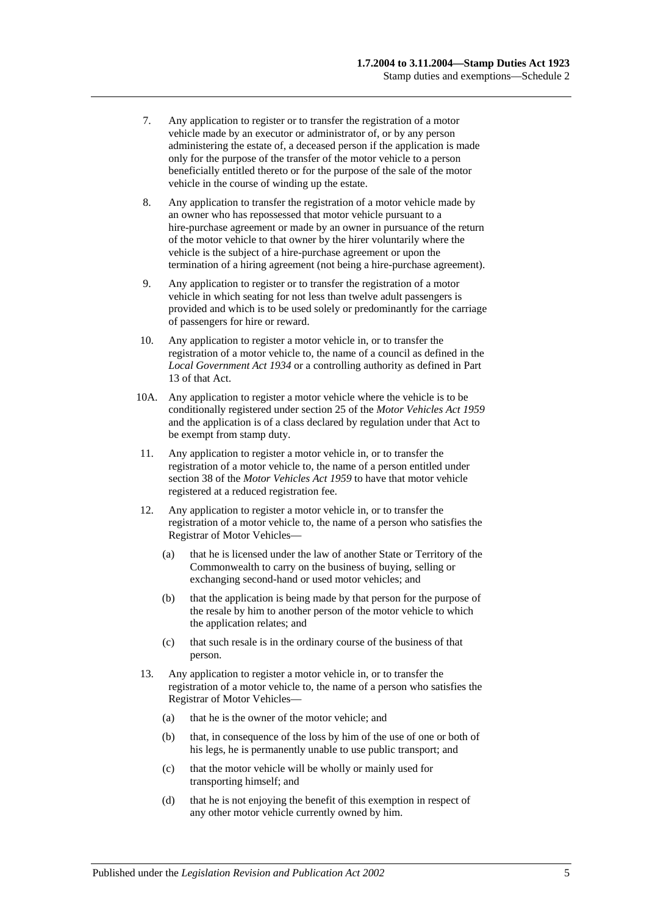7. Any application to register or to transfer the registration of a motor vehicle made by an executor or administrator of, or by any person administering the estate of, a deceased person if the application is made only for the purpose of the transfer of the motor vehicle to a person beneficially entitled thereto or for the purpose of the sale of the motor vehicle in the course of winding up the estate.

8. Any application to transfer the registration of a motor vehicle made by an owner who has repossessed that motor vehicle pursuant to a hire-purchase agreement or made by an owner in pursuance of the return of the motor vehicle to that owner by the hirer voluntarily where the vehicle is the subject of a hire-purchase agreement or upon the termination of a hiring agreement (not being a hire-purchase agreement).

9. Any application to register or to transfer the registration of a motor vehicle in which seating for not less than twelve adult passengers is provided and which is to be used solely or predominantly for the carriage of passengers for hire or reward.

10. Any application to register a motor vehicle in, or to transfer the registration of a motor vehicle to, the name of a council as defined in the *Local Government Act 1934* or a controlling authority as defined in Part 13 of that Act.

10A. Any application to register a motor vehicle where the vehicle is to be conditionally registered under section 25 of the *Motor Vehicles Act 1959* and the application is of a class declared by regulation under that Act to be exempt from stamp duty.

11. Any application to register a motor vehicle in, or to transfer the registration of a motor vehicle to, the name of a person entitled under section 38 of the *Motor Vehicles Act 1959* to have that motor vehicle registered at a reduced registration fee.

12. Any application to register a motor vehicle in, or to transfer the registration of a motor vehicle to, the name of a person who satisfies the Registrar of Motor Vehicles—

    (a) that he is licensed under the law of another State or Territory of the Commonwealth to carry on the business of buying, selling or exchanging second-hand or used motor vehicles; and

    (b) that the application is being made by that person for the purpose of the resale by him to another person of the motor vehicle to which the application relates; and

    (c) that such resale is in the ordinary course of the business of that person.

13. Any application to register a motor vehicle in, or to transfer the registration of a motor vehicle to, the name of a person who satisfies the Registrar of Motor Vehicles—

    (a) that he is the owner of the motor vehicle; and

    (b) that, in consequence of the loss by him of the use of one or both of his legs, he is permanently unable to use public transport; and

    (c) that the motor vehicle will be wholly or mainly used for transporting himself; and

    (d) that he is not enjoying the benefit of this exemption in respect of any other motor vehicle currently owned by him.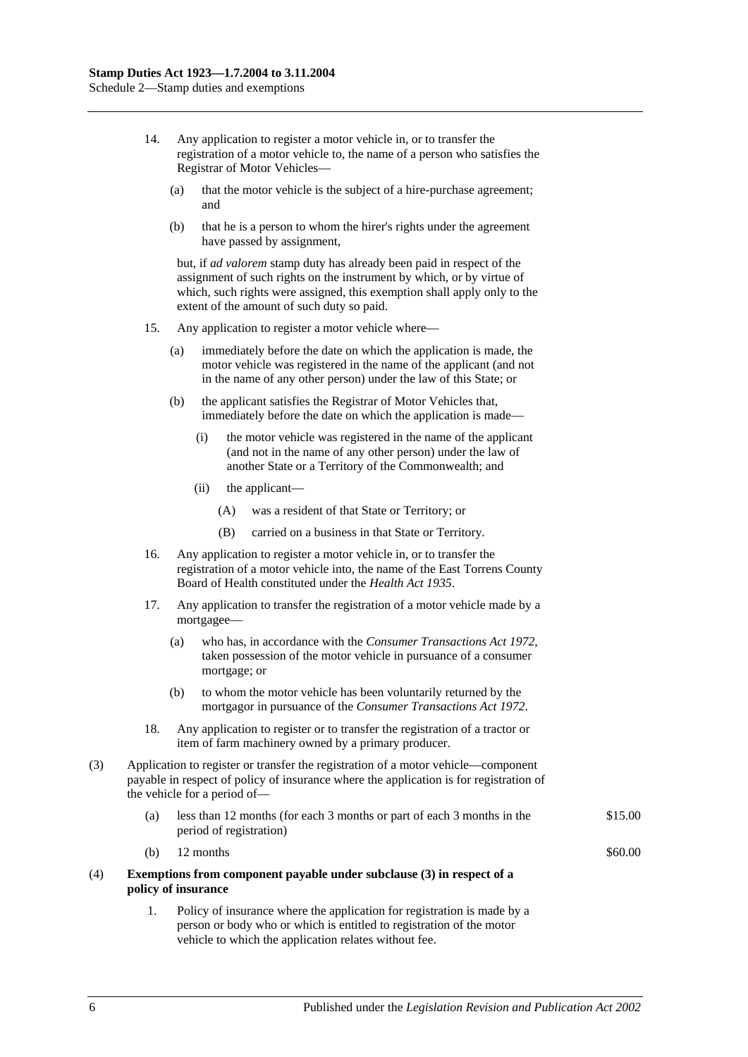14. Any application to register a motor vehicle in, or to transfer the registration of a motor vehicle to, the name of a person who satisfies the Registrar of Motor Vehicles—

    (a) that the motor vehicle is the subject of a hire-purchase agreement; and

    (b) that he is a person to whom the hirer's rights under the agreement have passed by assignment,

    but, if *ad valorem* stamp duty has already been paid in respect of the assignment of such rights on the instrument by which, or by virtue of which, such rights were assigned, this exemption shall apply only to the extent of the amount of such duty so paid.

15. Any application to register a motor vehicle where—

    (a) immediately before the date on which the application is made, the motor vehicle was registered in the name of the applicant (and not in the name of any other person) under the law of this State; or

    (b) the applicant satisfies the Registrar of Motor Vehicles that, immediately before the date on which the application is made—

        (i) the motor vehicle was registered in the name of the applicant (and not in the name of any other person) under the law of another State or a Territory of the Commonwealth; and

        (ii) the applicant—

            (A) was a resident of that State or Territory; or

            (B) carried on a business in that State or Territory.

16. Any application to register a motor vehicle in, or to transfer the registration of a motor vehicle into, the name of the East Torrens County Board of Health constituted under the *Health Act 1935*.

17. Any application to transfer the registration of a motor vehicle made by a mortgagee—

    (a) who has, in accordance with the *Consumer Transactions Act 1972*, taken possession of the motor vehicle in pursuance of a consumer mortgage; or

    (b) to whom the motor vehicle has been voluntarily returned by the mortgagor in pursuance of the *Consumer Transactions Act 1972*.

18. Any application to register or to transfer the registration of a tractor or item of farm machinery owned by a primary producer.

(3) Application to register or transfer the registration of a motor vehicle—component payable in respect of policy of insurance where the application is for registration of the vehicle for a period of—

| | | |
|---|---|---|
| (a) | less than 12 months (for each 3 months or part of each 3 months in the period of registration) | \$15.00 |
| (b) | 12 months | \$60.00 |

(4) **Exemptions from component payable under subclause (3) in respect of a policy of insurance**

1. Policy of insurance where the application for registration is made by a person or body who or which is entitled to registration of the motor vehicle to which the application relates without fee.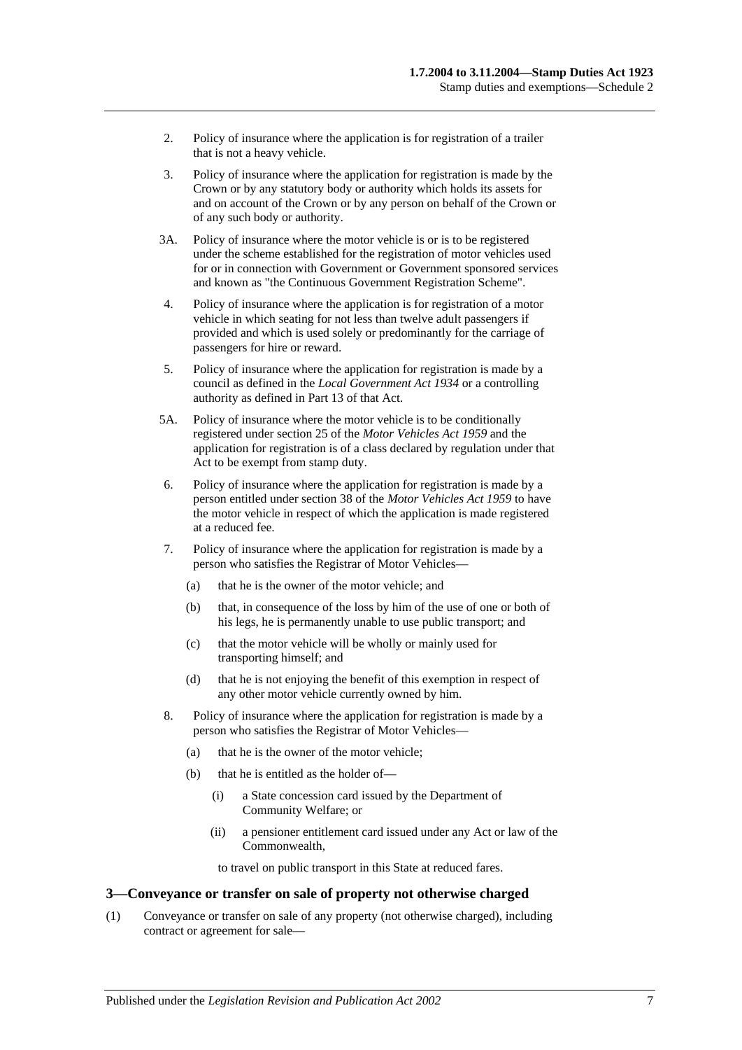2. Policy of insurance where the application is for registration of a trailer that is not a heavy vehicle.

3. Policy of insurance where the application for registration is made by the Crown or by any statutory body or authority which holds its assets for and on account of the Crown or by any person on behalf of the Crown or of any such body or authority.

3A. Policy of insurance where the motor vehicle is or is to be registered under the scheme established for the registration of motor vehicles used for or in connection with Government or Government sponsored services and known as "the Continuous Government Registration Scheme".

4. Policy of insurance where the application is for registration of a motor vehicle in which seating for not less than twelve adult passengers if provided and which is used solely or predominantly for the carriage of passengers for hire or reward.

5. Policy of insurance where the application for registration is made by a council as defined in the *Local Government Act 1934* or a controlling authority as defined in Part 13 of that Act.

5A. Policy of insurance where the motor vehicle is to be conditionally registered under section 25 of the *Motor Vehicles Act 1959* and the application for registration is of a class declared by regulation under that Act to be exempt from stamp duty.

6. Policy of insurance where the application for registration is made by a person entitled under section 38 of the *Motor Vehicles Act 1959* to have the motor vehicle in respect of which the application is made registered at a reduced fee.

7. Policy of insurance where the application for registration is made by a person who satisfies the Registrar of Motor Vehicles—

   (a) that he is the owner of the motor vehicle; and

   (b) that, in consequence of the loss by him of the use of one or both of his legs, he is permanently unable to use public transport; and

   (c) that the motor vehicle will be wholly or mainly used for transporting himself; and

   (d) that he is not enjoying the benefit of this exemption in respect of any other motor vehicle currently owned by him.

8. Policy of insurance where the application for registration is made by a person who satisfies the Registrar of Motor Vehicles—

   (a) that he is the owner of the motor vehicle;

   (b) that he is entitled as the holder of—

      (i) a State concession card issued by the Department of Community Welfare; or

      (ii) a pensioner entitlement card issued under any Act or law of the Commonwealth,

      to travel on public transport in this State at reduced fares.

### 3—Conveyance or transfer on sale of property not otherwise charged

(1) Conveyance or transfer on sale of any property (not otherwise charged), including contract or agreement for sale—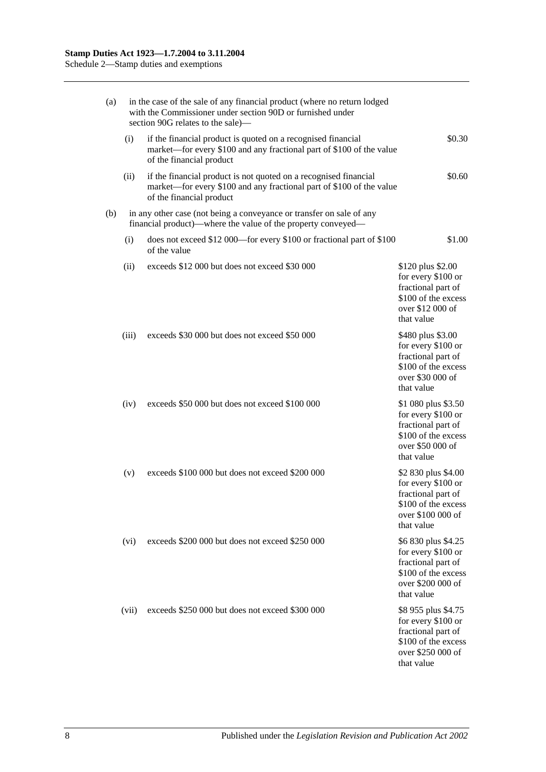| | | | |
|---|---|---|---|
| (a) | | in the case of the sale of any financial product (where no return lodged with the Commissioner under section 90D or furnished under section 90G relates to the sale)— | |
| | (i) | if the financial product is quoted on a recognised financial market—for every $100 and any fractional part of $100 of the value of the financial product | $0.30 |
| | (ii) | if the financial product is not quoted on a recognised financial market—for every $100 and any fractional part of $100 of the value of the financial product | $0.60 |
| (b) | | in any other case (not being a conveyance or transfer on sale of any financial product)—where the value of the property conveyed— | |
| | (i) | does not exceed $12 000—for every $100 or fractional part of $100 of the value | $1.00 |
| | (ii) | exceeds $12 000 but does not exceed $30 000 | $120 plus $2.00 for every $100 or fractional part of $100 of the excess over $12 000 of that value |
| | (iii) | exceeds $30 000 but does not exceed $50 000 | $480 plus $3.00 for every $100 or fractional part of $100 of the excess over $30 000 of that value |
| | (iv) | exceeds $50 000 but does not exceed $100 000 | $1 080 plus $3.50 for every $100 or fractional part of $100 of the excess over $50 000 of that value |
| | (v) | exceeds $100 000 but does not exceed $200 000 | $2 830 plus $4.00 for every $100 or fractional part of $100 of the excess over $100 000 of that value |
| | (vi) | exceeds $200 000 but does not exceed $250 000 | $6 830 plus $4.25 for every $100 or fractional part of $100 of the excess over $200 000 of that value |
| | (vii) | exceeds $250 000 but does not exceed $300 000 | $8 955 plus $4.75 for every $100 or fractional part of $100 of the excess over $250 000 of that value |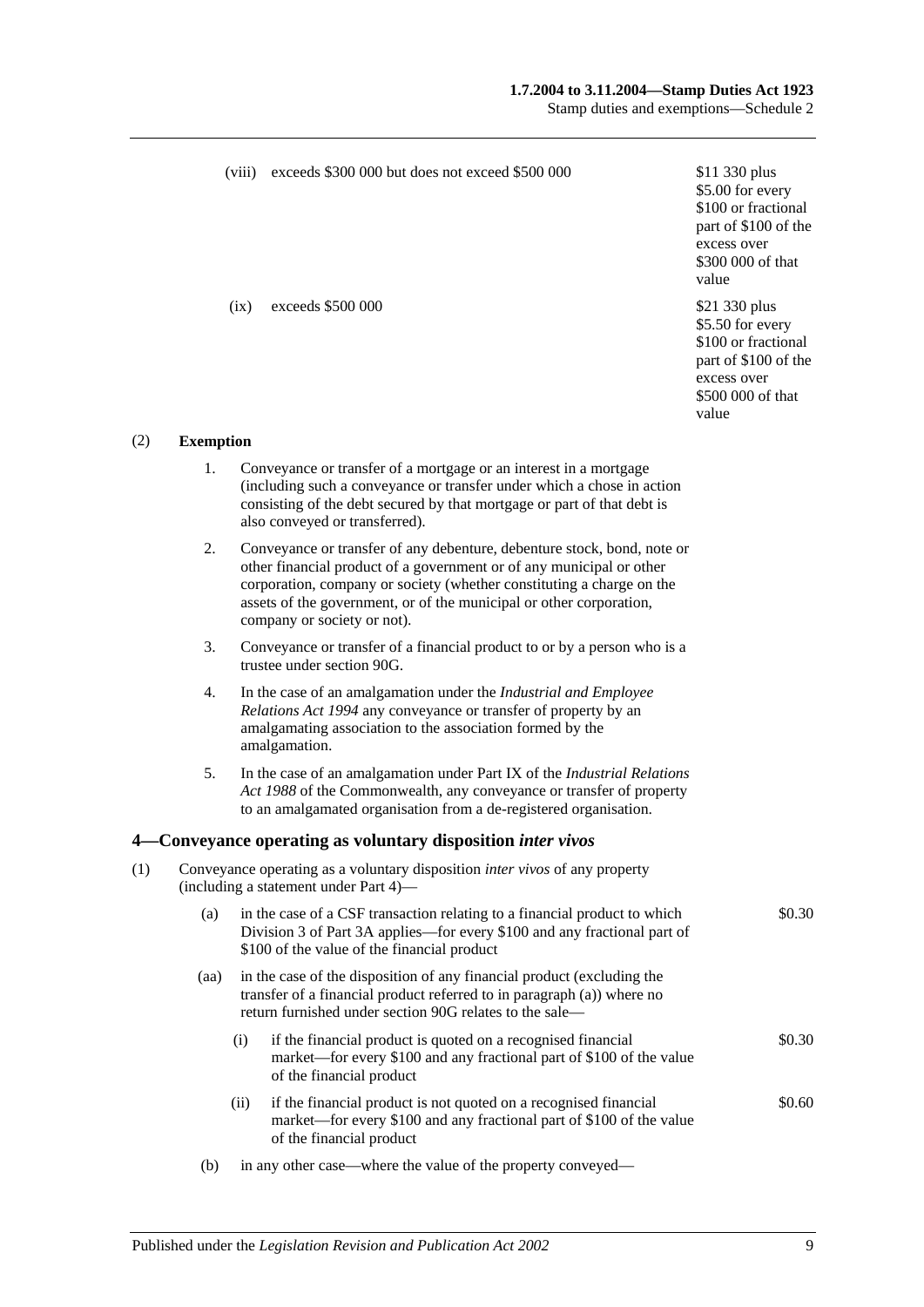| | | |
|---|---|---|
| (viii) | exceeds \$300 000 but does not exceed \$500 000 | \$11 330 plus \$5.00 for every \$100 or fractional part of \$100 of the excess over \$300 000 of that value |
| (ix) | exceeds \$500 000 | \$21 330 plus \$5.50 for every \$100 or fractional part of \$100 of the excess over \$500 000 of that value |

(2) **Exemption**

1. Conveyance or transfer of a mortgage or an interest in a mortgage (including such a conveyance or transfer under which a chose in action consisting of the debt secured by that mortgage or part of that debt is also conveyed or transferred).

2. Conveyance or transfer of any debenture, debenture stock, bond, note or other financial product of a government or of any municipal or other corporation, company or society (whether constituting a charge on the assets of the government, or of the municipal or other corporation, company or society or not).

3. Conveyance or transfer of a financial product to or by a person who is a trustee under section 90G.

4. In the case of an amalgamation under the *Industrial and Employee Relations Act 1994* any conveyance or transfer of property by an amalgamating association to the association formed by the amalgamation.

5. In the case of an amalgamation under Part IX of the *Industrial Relations Act 1988* of the Commonwealth, any conveyance or transfer of property to an amalgamated organisation from a de-registered organisation.

## 4—Conveyance operating as voluntary disposition *inter vivos*

(1) Conveyance operating as a voluntary disposition *inter vivos* of any property (including a statement under Part 4)—

(a) in the case of a CSF transaction relating to a financial product to which Division 3 of Part 3A applies—for every \$100 and any fractional part of \$100 of the value of the financial product — \$0.30

(aa) in the case of the disposition of any financial product (excluding the transfer of a financial product referred to in paragraph (a)) where no return furnished under section 90G relates to the sale—

(i) if the financial product is quoted on a recognised financial market—for every \$100 and any fractional part of \$100 of the value of the financial product — \$0.30

(ii) if the financial product is not quoted on a recognised financial market—for every \$100 and any fractional part of \$100 of the value of the financial product — \$0.60

(b) in any other case—where the value of the property conveyed—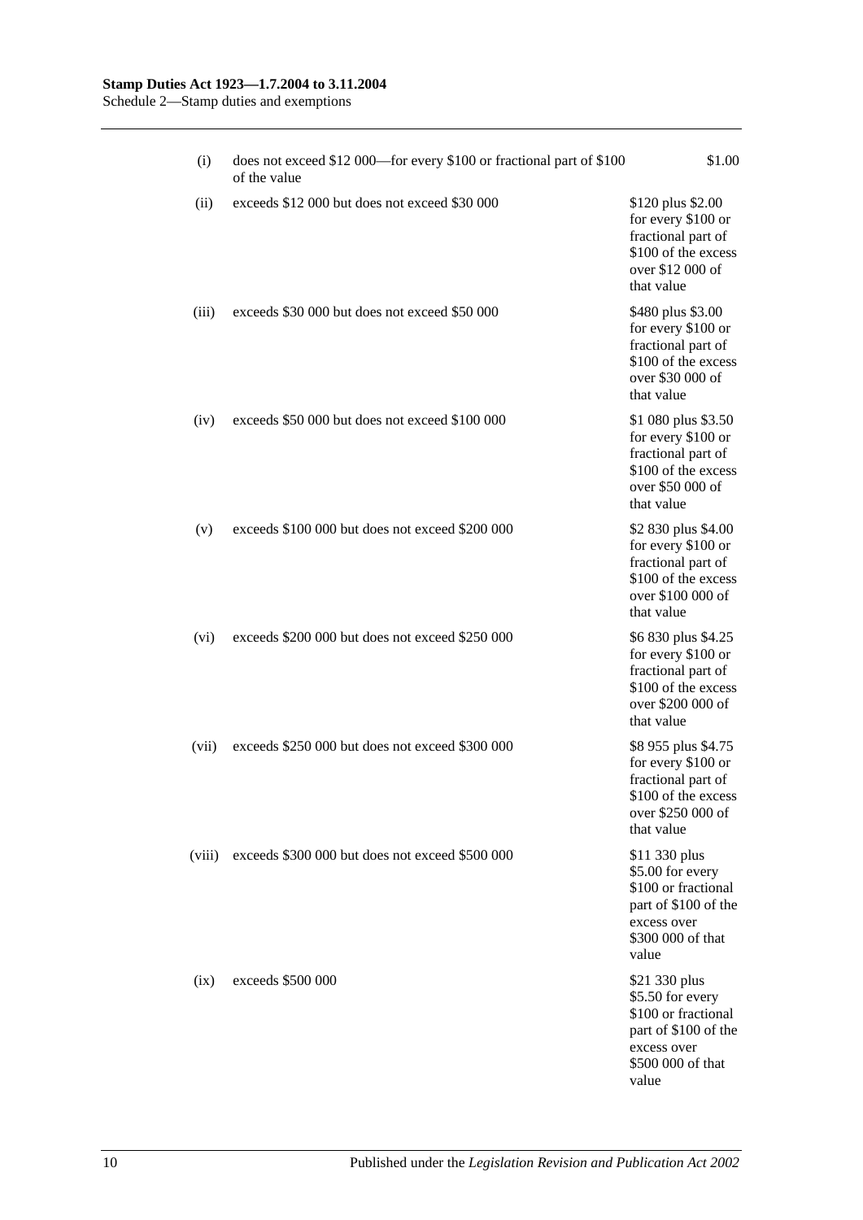| | | |
|---|---|---|
| (i) | does not exceed $12 000—for every $100 or fractional part of $100 of the value | $1.00 |
| (ii) | exceeds $12 000 but does not exceed $30 000 | $120 plus $2.00 for every $100 or fractional part of $100 of the excess over $12 000 of that value |
| (iii) | exceeds $30 000 but does not exceed $50 000 | $480 plus $3.00 for every $100 or fractional part of $100 of the excess over $30 000 of that value |
| (iv) | exceeds $50 000 but does not exceed $100 000 | $1 080 plus $3.50 for every $100 or fractional part of $100 of the excess over $50 000 of that value |
| (v) | exceeds $100 000 but does not exceed $200 000 | $2 830 plus $4.00 for every $100 or fractional part of $100 of the excess over $100 000 of that value |
| (vi) | exceeds $200 000 but does not exceed $250 000 | $6 830 plus $4.25 for every $100 or fractional part of $100 of the excess over $200 000 of that value |
| (vii) | exceeds $250 000 but does not exceed $300 000 | $8 955 plus $4.75 for every $100 or fractional part of $100 of the excess over $250 000 of that value |
| (viii) | exceeds $300 000 but does not exceed $500 000 | $11 330 plus $5.00 for every $100 or fractional part of $100 of the excess over $300 000 of that value |
| (ix) | exceeds $500 000 | $21 330 plus $5.50 for every $100 or fractional part of $100 of the excess over $500 000 of that value |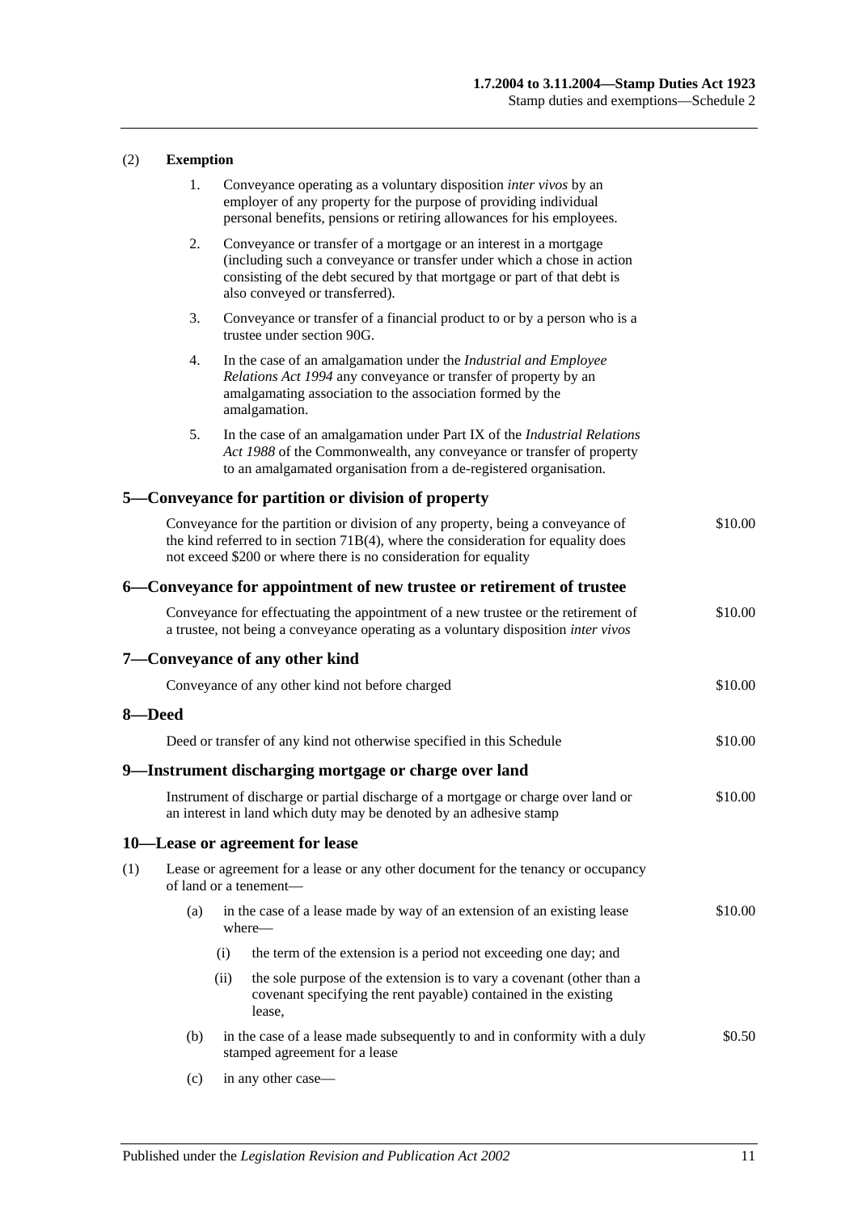(2) **Exemption**

1. Conveyance operating as a voluntary disposition *inter vivos* by an employer of any property for the purpose of providing individual personal benefits, pensions or retiring allowances for his employees.

2. Conveyance or transfer of a mortgage or an interest in a mortgage (including such a conveyance or transfer under which a chose in action consisting of the debt secured by that mortgage or part of that debt is also conveyed or transferred).

3. Conveyance or transfer of a financial product to or by a person who is a trustee under section 90G.

4. In the case of an amalgamation under the *Industrial and Employee Relations Act 1994* any conveyance or transfer of property by an amalgamating association to the association formed by the amalgamation.

5. In the case of an amalgamation under Part IX of the *Industrial Relations Act 1988* of the Commonwealth, any conveyance or transfer of property to an amalgamated organisation from a de-registered organisation.

## 5—Conveyance for partition or division of property

Conveyance for the partition or division of any property, being a conveyance of the kind referred to in section 71B(4), where the consideration for equality does not exceed $200 or where there is no consideration for equality — $10.00

## 6—Conveyance for appointment of new trustee or retirement of trustee

Conveyance for effectuating the appointment of a new trustee or the retirement of a trustee, not being a conveyance operating as a voluntary disposition *inter vivos* — $10.00

## 7—Conveyance of any other kind

Conveyance of any other kind not before charged — $10.00

## 8—Deed

Deed or transfer of any kind not otherwise specified in this Schedule — $10.00

## 9—Instrument discharging mortgage or charge over land

Instrument of discharge or partial discharge of a mortgage or charge over land or an interest in land which duty may be denoted by an adhesive stamp — $10.00

## 10—Lease or agreement for lease

(1) Lease or agreement for a lease or any other document for the tenancy or occupancy of land or a tenement—

(a) in the case of a lease made by way of an extension of an existing lease where— — $10.00

(i) the term of the extension is a period not exceeding one day; and

(ii) the sole purpose of the extension is to vary a covenant (other than a covenant specifying the rent payable) contained in the existing lease,

(b) in the case of a lease made subsequently to and in conformity with a duly stamped agreement for a lease — $0.50

(c) in any other case—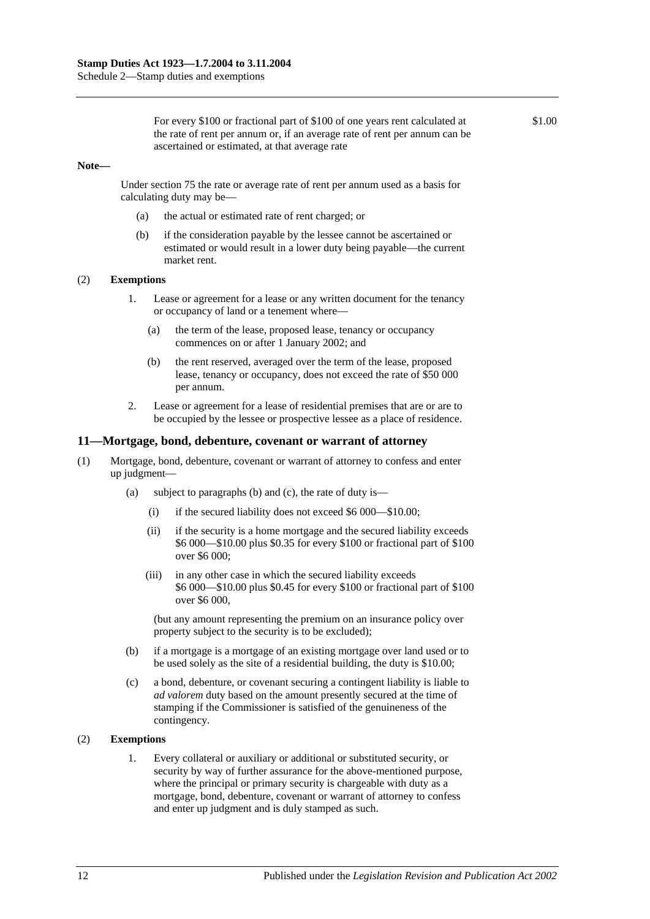For every $100 or fractional part of $100 of one years rent calculated at the rate of rent per annum or, if an average rate of rent per annum can be ascertained or estimated, at that average rate — $1.00

**Note—**

Under section 75 the rate or average rate of rent per annum used as a basis for calculating duty may be—

(a) the actual or estimated rate of rent charged; or

(b) if the consideration payable by the lessee cannot be ascertained or estimated or would result in a lower duty being payable—the current market rent.

(2) **Exemptions**

1. Lease or agreement for a lease or any written document for the tenancy or occupancy of land or a tenement where—

   (a) the term of the lease, proposed lease, tenancy or occupancy commences on or after 1 January 2002; and

   (b) the rent reserved, averaged over the term of the lease, proposed lease, tenancy or occupancy, does not exceed the rate of $50 000 per annum.

2. Lease or agreement for a lease of residential premises that are or are to be occupied by the lessee or prospective lessee as a place of residence.

## 11—Mortgage, bond, debenture, covenant or warrant of attorney

(1) Mortgage, bond, debenture, covenant or warrant of attorney to confess and enter up judgment—

(a) subject to paragraphs (b) and (c), the rate of duty is—

   (i) if the secured liability does not exceed $6 000—$10.00;

   (ii) if the security is a home mortgage and the secured liability exceeds $6 000—$10.00 plus $0.35 for every $100 or fractional part of $100 over $6 000;

   (iii) in any other case in which the secured liability exceeds $6 000—$10.00 plus $0.45 for every $100 or fractional part of $100 over $6 000,

   (but any amount representing the premium on an insurance policy over property subject to the security is to be excluded);

(b) if a mortgage is a mortgage of an existing mortgage over land used or to be used solely as the site of a residential building, the duty is $10.00;

(c) a bond, debenture, or covenant securing a contingent liability is liable to *ad valorem* duty based on the amount presently secured at the time of stamping if the Commissioner is satisfied of the genuineness of the contingency.

(2) **Exemptions**

1. Every collateral or auxiliary or additional or substituted security, or security by way of further assurance for the above-mentioned purpose, where the principal or primary security is chargeable with duty as a mortgage, bond, debenture, covenant or warrant of attorney to confess and enter up judgment and is duly stamped as such.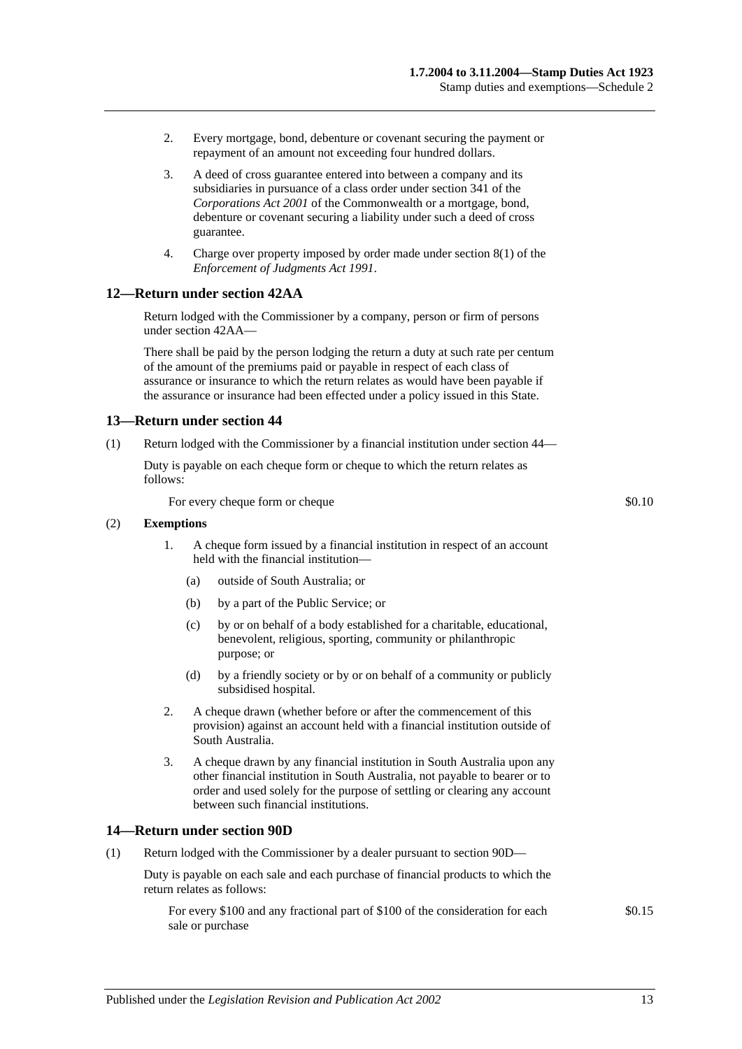2. Every mortgage, bond, debenture or covenant securing the payment or repayment of an amount not exceeding four hundred dollars.

3. A deed of cross guarantee entered into between a company and its subsidiaries in pursuance of a class order under section 341 of the *Corporations Act 2001* of the Commonwealth or a mortgage, bond, debenture or covenant securing a liability under such a deed of cross guarantee.

4. Charge over property imposed by order made under section 8(1) of the *Enforcement of Judgments Act 1991*.

## 12—Return under section 42AA

Return lodged with the Commissioner by a company, person or firm of persons under section 42AA—

There shall be paid by the person lodging the return a duty at such rate per centum of the amount of the premiums paid or payable in respect of each class of assurance or insurance to which the return relates as would have been payable if the assurance or insurance had been effected under a policy issued in this State.

## 13—Return under section 44

(1) Return lodged with the Commissioner by a financial institution under section 44—

Duty is payable on each cheque form or cheque to which the return relates as follows:

| | |
|---|---|
| For every cheque form or cheque | $0.10 |

(2) **Exemptions**

1. A cheque form issued by a financial institution in respect of an account held with the financial institution—

   (a) outside of South Australia; or

   (b) by a part of the Public Service; or

   (c) by or on behalf of a body established for a charitable, educational, benevolent, religious, sporting, community or philanthropic purpose; or

   (d) by a friendly society or by or on behalf of a community or publicly subsidised hospital.

2. A cheque drawn (whether before or after the commencement of this provision) against an account held with a financial institution outside of South Australia.

3. A cheque drawn by any financial institution in South Australia upon any other financial institution in South Australia, not payable to bearer or to order and used solely for the purpose of settling or clearing any account between such financial institutions.

## 14—Return under section 90D

(1) Return lodged with the Commissioner by a dealer pursuant to section 90D—

Duty is payable on each sale and each purchase of financial products to which the return relates as follows:

| | |
|---|---|
| For every $100 and any fractional part of $100 of the consideration for each sale or purchase | $0.15 |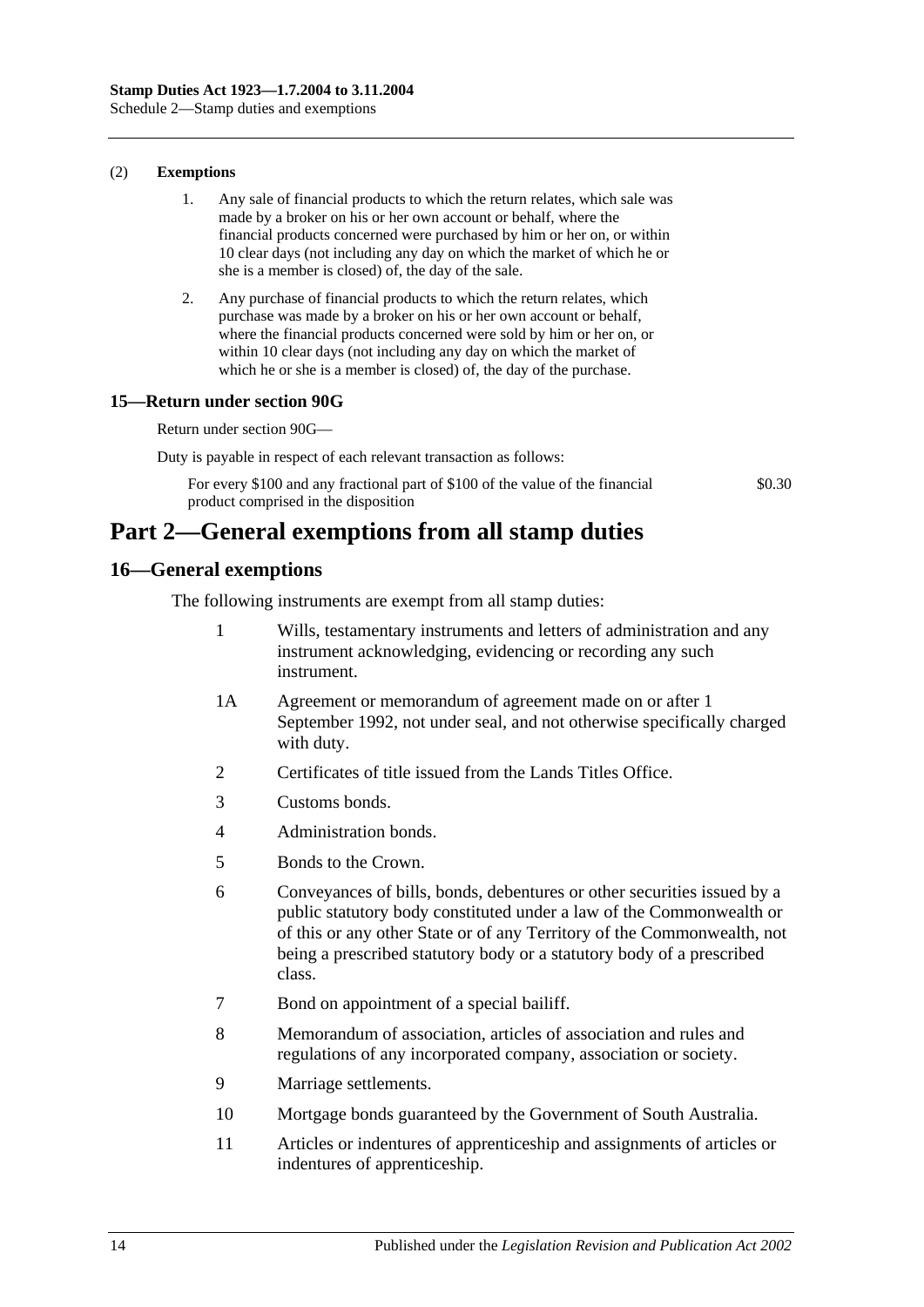(2) **Exemptions**

1. Any sale of financial products to which the return relates, which sale was made by a broker on his or her own account or behalf, where the financial products concerned were purchased by him or her on, or within 10 clear days (not including any day on which the market of which he or she is a member is closed) of, the day of the sale.

2. Any purchase of financial products to which the return relates, which purchase was made by a broker on his or her own account or behalf, where the financial products concerned were sold by him or her on, or within 10 clear days (not including any day on which the market of which he or she is a member is closed) of, the day of the purchase.

### 15—Return under section 90G

Return under section 90G—

Duty is payable in respect of each relevant transaction as follows:

| | |
|---|---|
| For every $100 and any fractional part of $100 of the value of the financial product comprised in the disposition | $0.30 |

## Part 2—General exemptions from all stamp duties

### 16—General exemptions

The following instruments are exempt from all stamp duties:

| | |
|---|---|
| 1 | Wills, testamentary instruments and letters of administration and any instrument acknowledging, evidencing or recording any such instrument. |
| 1A | Agreement or memorandum of agreement made on or after 1 September 1992, not under seal, and not otherwise specifically charged with duty. |
| 2 | Certificates of title issued from the Lands Titles Office. |
| 3 | Customs bonds. |
| 4 | Administration bonds. |
| 5 | Bonds to the Crown. |
| 6 | Conveyances of bills, bonds, debentures or other securities issued by a public statutory body constituted under a law of the Commonwealth or of this or any other State or of any Territory of the Commonwealth, not being a prescribed statutory body or a statutory body of a prescribed class. |
| 7 | Bond on appointment of a special bailiff. |
| 8 | Memorandum of association, articles of association and rules and regulations of any incorporated company, association or society. |
| 9 | Marriage settlements. |
| 10 | Mortgage bonds guaranteed by the Government of South Australia. |
| 11 | Articles or indentures of apprenticeship and assignments of articles or indentures of apprenticeship. |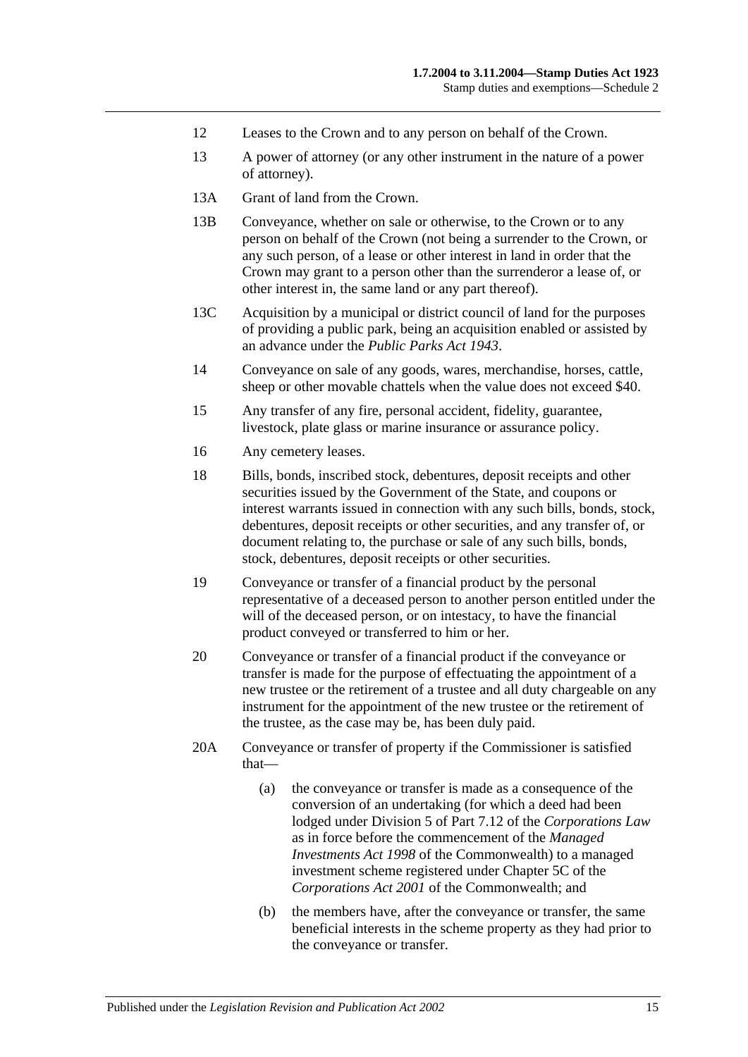12 Leases to the Crown and to any person on behalf of the Crown.

13 A power of attorney (or any other instrument in the nature of a power of attorney).

13A Grant of land from the Crown.

13B Conveyance, whether on sale or otherwise, to the Crown or to any person on behalf of the Crown (not being a surrender to the Crown, or any such person, of a lease or other interest in land in order that the Crown may grant to a person other than the surrenderor a lease of, or other interest in, the same land or any part thereof).

13C Acquisition by a municipal or district council of land for the purposes of providing a public park, being an acquisition enabled or assisted by an advance under the *Public Parks Act 1943*.

14 Conveyance on sale of any goods, wares, merchandise, horses, cattle, sheep or other movable chattels when the value does not exceed $40.

15 Any transfer of any fire, personal accident, fidelity, guarantee, livestock, plate glass or marine insurance or assurance policy.

16 Any cemetery leases.

18 Bills, bonds, inscribed stock, debentures, deposit receipts and other securities issued by the Government of the State, and coupons or interest warrants issued in connection with any such bills, bonds, stock, debentures, deposit receipts or other securities, and any transfer of, or document relating to, the purchase or sale of any such bills, bonds, stock, debentures, deposit receipts or other securities.

19 Conveyance or transfer of a financial product by the personal representative of a deceased person to another person entitled under the will of the deceased person, or on intestacy, to have the financial product conveyed or transferred to him or her.

20 Conveyance or transfer of a financial product if the conveyance or transfer is made for the purpose of effectuating the appointment of a new trustee or the retirement of a trustee and all duty chargeable on any instrument for the appointment of the new trustee or the retirement of the trustee, as the case may be, has been duly paid.

20A Conveyance or transfer of property if the Commissioner is satisfied that—

(a) the conveyance or transfer is made as a consequence of the conversion of an undertaking (for which a deed had been lodged under Division 5 of Part 7.12 of the *Corporations Law* as in force before the commencement of the *Managed Investments Act 1998* of the Commonwealth) to a managed investment scheme registered under Chapter 5C of the *Corporations Act 2001* of the Commonwealth; and

(b) the members have, after the conveyance or transfer, the same beneficial interests in the scheme property as they had prior to the conveyance or transfer.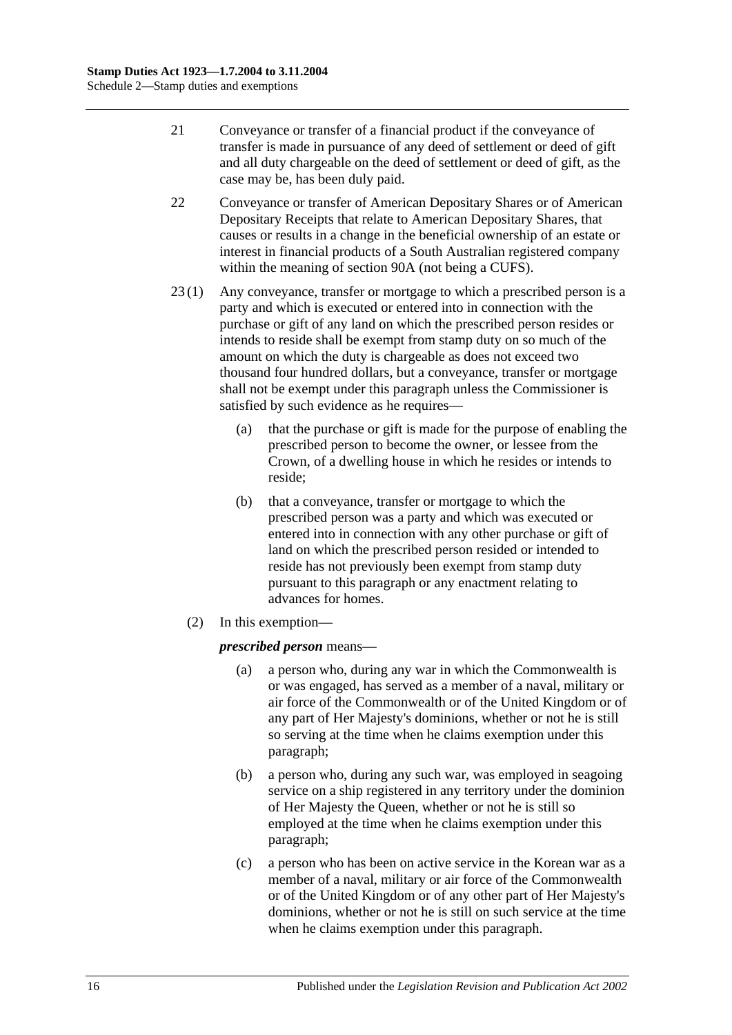21 Conveyance or transfer of a financial product if the conveyance of transfer is made in pursuance of any deed of settlement or deed of gift and all duty chargeable on the deed of settlement or deed of gift, as the case may be, has been duly paid.

22 Conveyance or transfer of American Depositary Shares or of American Depositary Receipts that relate to American Depositary Shares, that causes or results in a change in the beneficial ownership of an estate or interest in financial products of a South Australian registered company within the meaning of section 90A (not being a CUFS).

23 (1) Any conveyance, transfer or mortgage to which a prescribed person is a party and which is executed or entered into in connection with the purchase or gift of any land on which the prescribed person resides or intends to reside shall be exempt from stamp duty on so much of the amount on which the duty is chargeable as does not exceed two thousand four hundred dollars, but a conveyance, transfer or mortgage shall not be exempt under this paragraph unless the Commissioner is satisfied by such evidence as he requires—

(a) that the purchase or gift is made for the purpose of enabling the prescribed person to become the owner, or lessee from the Crown, of a dwelling house in which he resides or intends to reside;

(b) that a conveyance, transfer or mortgage to which the prescribed person was a party and which was executed or entered into in connection with any other purchase or gift of land on which the prescribed person resided or intended to reside has not previously been exempt from stamp duty pursuant to this paragraph or any enactment relating to advances for homes.

(2) In this exemption—

***prescribed person*** means—

(a) a person who, during any war in which the Commonwealth is or was engaged, has served as a member of a naval, military or air force of the Commonwealth or of the United Kingdom or of any part of Her Majesty's dominions, whether or not he is still so serving at the time when he claims exemption under this paragraph;

(b) a person who, during any such war, was employed in seagoing service on a ship registered in any territory under the dominion of Her Majesty the Queen, whether or not he is still so employed at the time when he claims exemption under this paragraph;

(c) a person who has been on active service in the Korean war as a member of a naval, military or air force of the Commonwealth or of the United Kingdom or of any other part of Her Majesty's dominions, whether or not he is still on such service at the time when he claims exemption under this paragraph.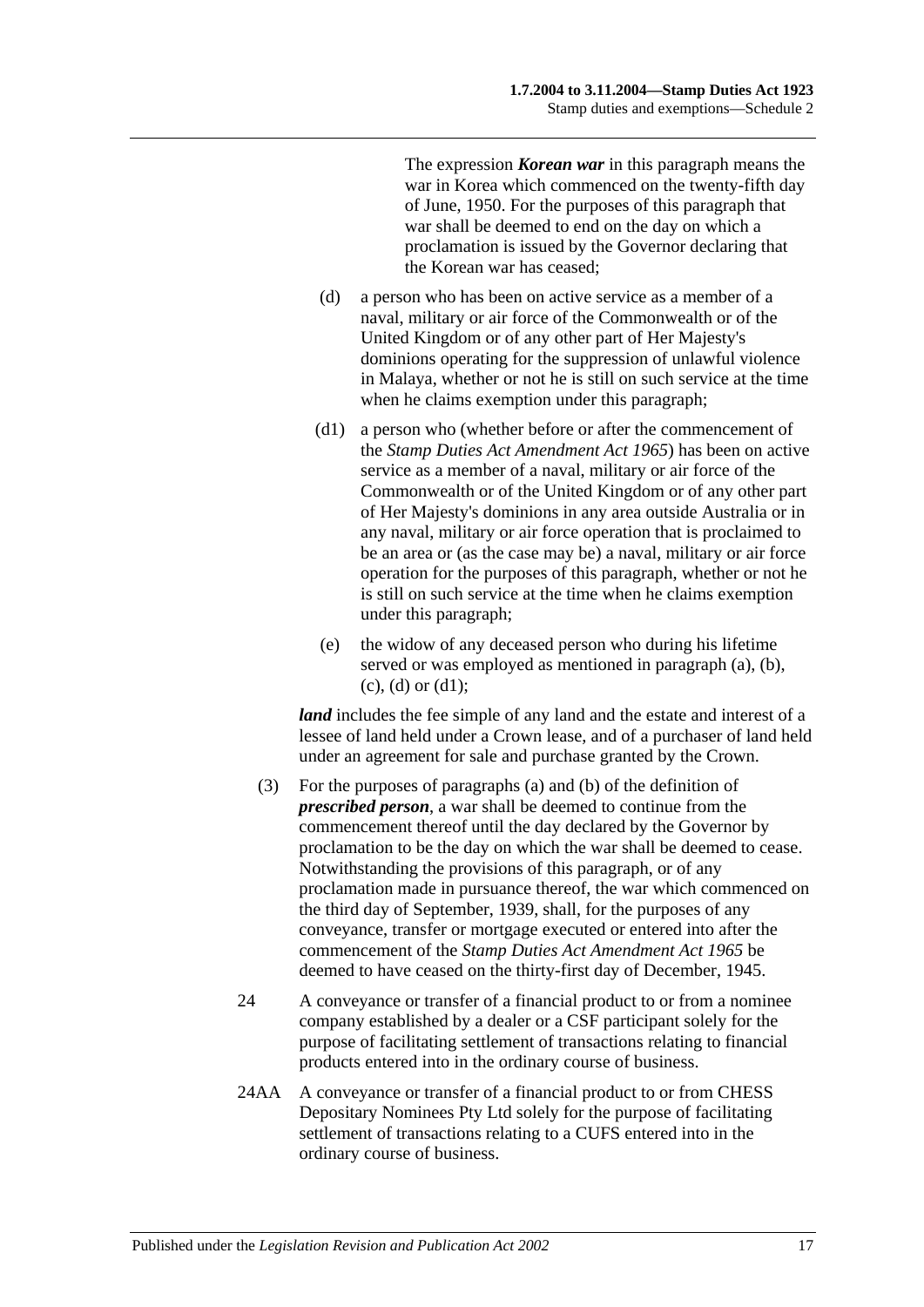The expression ***Korean war*** in this paragraph means the war in Korea which commenced on the twenty-fifth day of June, 1950. For the purposes of this paragraph that war shall be deemed to end on the day on which a proclamation is issued by the Governor declaring that the Korean war has ceased;

(d) a person who has been on active service as a member of a naval, military or air force of the Commonwealth or of the United Kingdom or of any other part of Her Majesty's dominions operating for the suppression of unlawful violence in Malaya, whether or not he is still on such service at the time when he claims exemption under this paragraph;

(d1) a person who (whether before or after the commencement of the *Stamp Duties Act Amendment Act 1965*) has been on active service as a member of a naval, military or air force of the Commonwealth or of the United Kingdom or of any other part of Her Majesty's dominions in any area outside Australia or in any naval, military or air force operation that is proclaimed to be an area or (as the case may be) a naval, military or air force operation for the purposes of this paragraph, whether or not he is still on such service at the time when he claims exemption under this paragraph;

(e) the widow of any deceased person who during his lifetime served or was employed as mentioned in paragraph (a), (b), (c), (d) or (d1);

***land*** includes the fee simple of any land and the estate and interest of a lessee of land held under a Crown lease, and of a purchaser of land held under an agreement for sale and purchase granted by the Crown.

(3) For the purposes of paragraphs (a) and (b) of the definition of ***prescribed person***, a war shall be deemed to continue from the commencement thereof until the day declared by the Governor by proclamation to be the day on which the war shall be deemed to cease. Notwithstanding the provisions of this paragraph, or of any proclamation made in pursuance thereof, the war which commenced on the third day of September, 1939, shall, for the purposes of any conveyance, transfer or mortgage executed or entered into after the commencement of the *Stamp Duties Act Amendment Act 1965* be deemed to have ceased on the thirty-first day of December, 1945.

24 A conveyance or transfer of a financial product to or from a nominee company established by a dealer or a CSF participant solely for the purpose of facilitating settlement of transactions relating to financial products entered into in the ordinary course of business.

24AA A conveyance or transfer of a financial product to or from CHESS Depositary Nominees Pty Ltd solely for the purpose of facilitating settlement of transactions relating to a CUFS entered into in the ordinary course of business.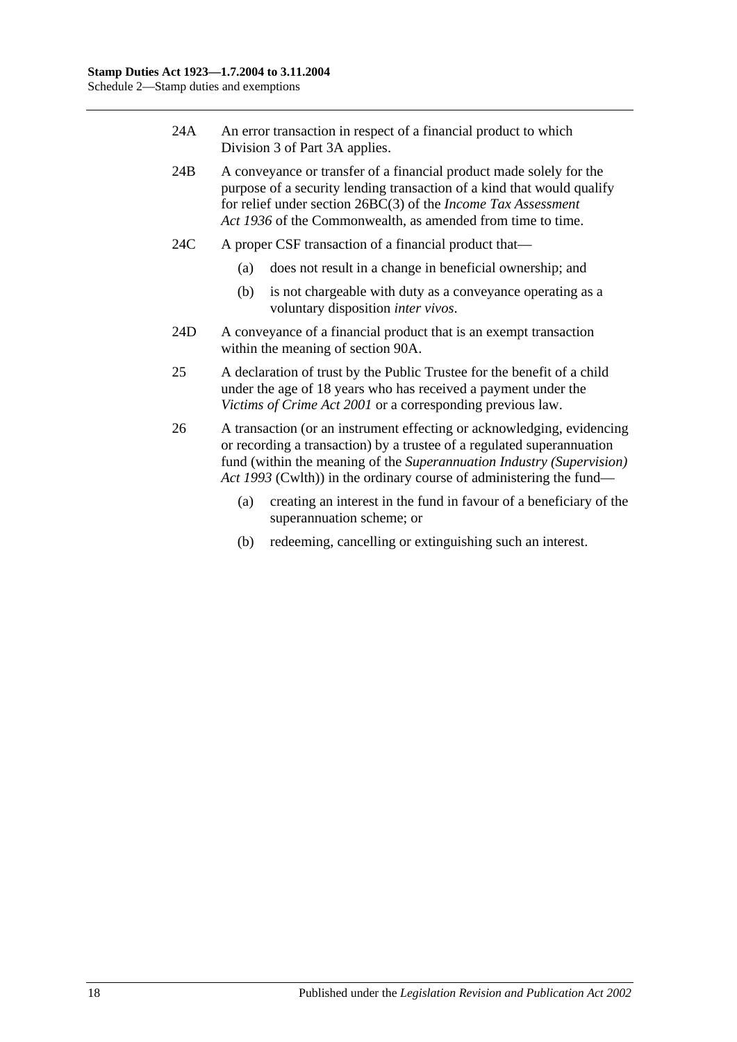24A An error transaction in respect of a financial product to which Division 3 of Part 3A applies.

24B A conveyance or transfer of a financial product made solely for the purpose of a security lending transaction of a kind that would qualify for relief under section 26BC(3) of the *Income Tax Assessment Act 1936* of the Commonwealth, as amended from time to time.

24C A proper CSF transaction of a financial product that—

- (a) does not result in a change in beneficial ownership; and
- (b) is not chargeable with duty as a conveyance operating as a voluntary disposition *inter vivos*.

24D A conveyance of a financial product that is an exempt transaction within the meaning of section 90A.

25 A declaration of trust by the Public Trustee for the benefit of a child under the age of 18 years who has received a payment under the *Victims of Crime Act 2001* or a corresponding previous law.

26 A transaction (or an instrument effecting or acknowledging, evidencing or recording a transaction) by a trustee of a regulated superannuation fund (within the meaning of the *Superannuation Industry (Supervision) Act 1993* (Cwlth)) in the ordinary course of administering the fund—

- (a) creating an interest in the fund in favour of a beneficiary of the superannuation scheme; or
- (b) redeeming, cancelling or extinguishing such an interest.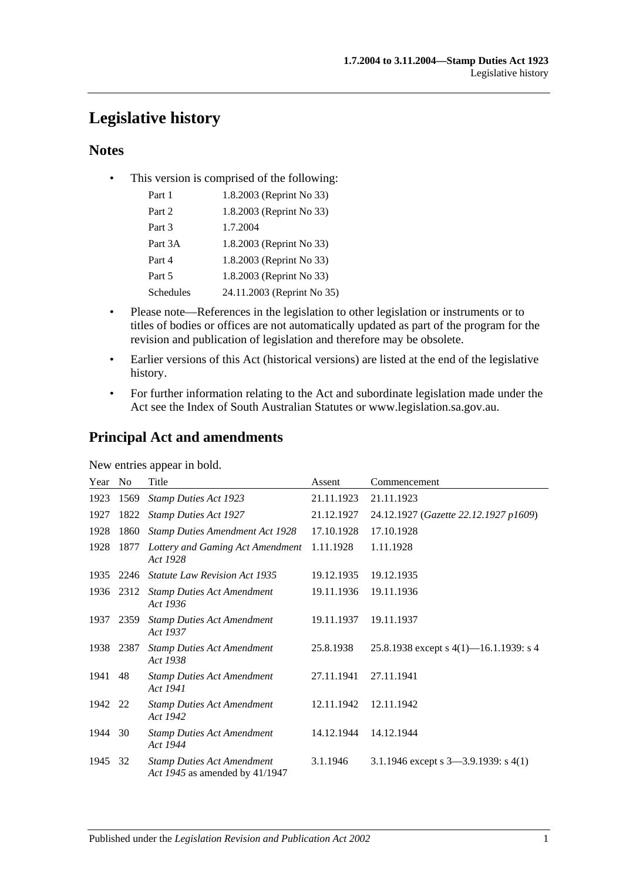# Legislative history

## Notes

- This version is comprised of the following:

| | |
|---|---|
| Part 1 | 1.8.2003 (Reprint No 33) |
| Part 2 | 1.8.2003 (Reprint No 33) |
| Part 3 | 1.7.2004 |
| Part 3A | 1.8.2003 (Reprint No 33) |
| Part 4 | 1.8.2003 (Reprint No 33) |
| Part 5 | 1.8.2003 (Reprint No 33) |
| Schedules | 24.11.2003 (Reprint No 35) |

- Please note—References in the legislation to other legislation or instruments or to titles of bodies or offices are not automatically updated as part of the program for the revision and publication of legislation and therefore may be obsolete.
- Earlier versions of this Act (historical versions) are listed at the end of the legislative history.
- For further information relating to the Act and subordinate legislation made under the Act see the Index of South Australian Statutes or www.legislation.sa.gov.au.

## Principal Act and amendments

New entries appear in bold.

| Year | No | Title | Assent | Commencement |
|---|---|---|---|---|
| 1923 | 1569 | *Stamp Duties Act 1923* | 21.11.1923 | 21.11.1923 |
| 1927 | 1822 | *Stamp Duties Act 1927* | 21.12.1927 | 24.12.1927 (*Gazette 22.12.1927 p1609*) |
| 1928 | 1860 | *Stamp Duties Amendment Act 1928* | 17.10.1928 | 17.10.1928 |
| 1928 | 1877 | *Lottery and Gaming Act Amendment Act 1928* | 1.11.1928 | 1.11.1928 |
| 1935 | 2246 | *Statute Law Revision Act 1935* | 19.12.1935 | 19.12.1935 |
| 1936 | 2312 | *Stamp Duties Act Amendment Act 1936* | 19.11.1936 | 19.11.1936 |
| 1937 | 2359 | *Stamp Duties Act Amendment Act 1937* | 19.11.1937 | 19.11.1937 |
| 1938 | 2387 | *Stamp Duties Act Amendment Act 1938* | 25.8.1938 | 25.8.1938 except s 4(1)—16.1.1939: s 4 |
| 1941 | 48 | *Stamp Duties Act Amendment Act 1941* | 27.11.1941 | 27.11.1941 |
| 1942 | 22 | *Stamp Duties Act Amendment Act 1942* | 12.11.1942 | 12.11.1942 |
| 1944 | 30 | *Stamp Duties Act Amendment Act 1944* | 14.12.1944 | 14.12.1944 |
| 1945 | 32 | *Stamp Duties Act Amendment Act 1945* as amended by 41/1947 | 3.1.1946 | 3.1.1946 except s 3—3.9.1939: s 4(1) |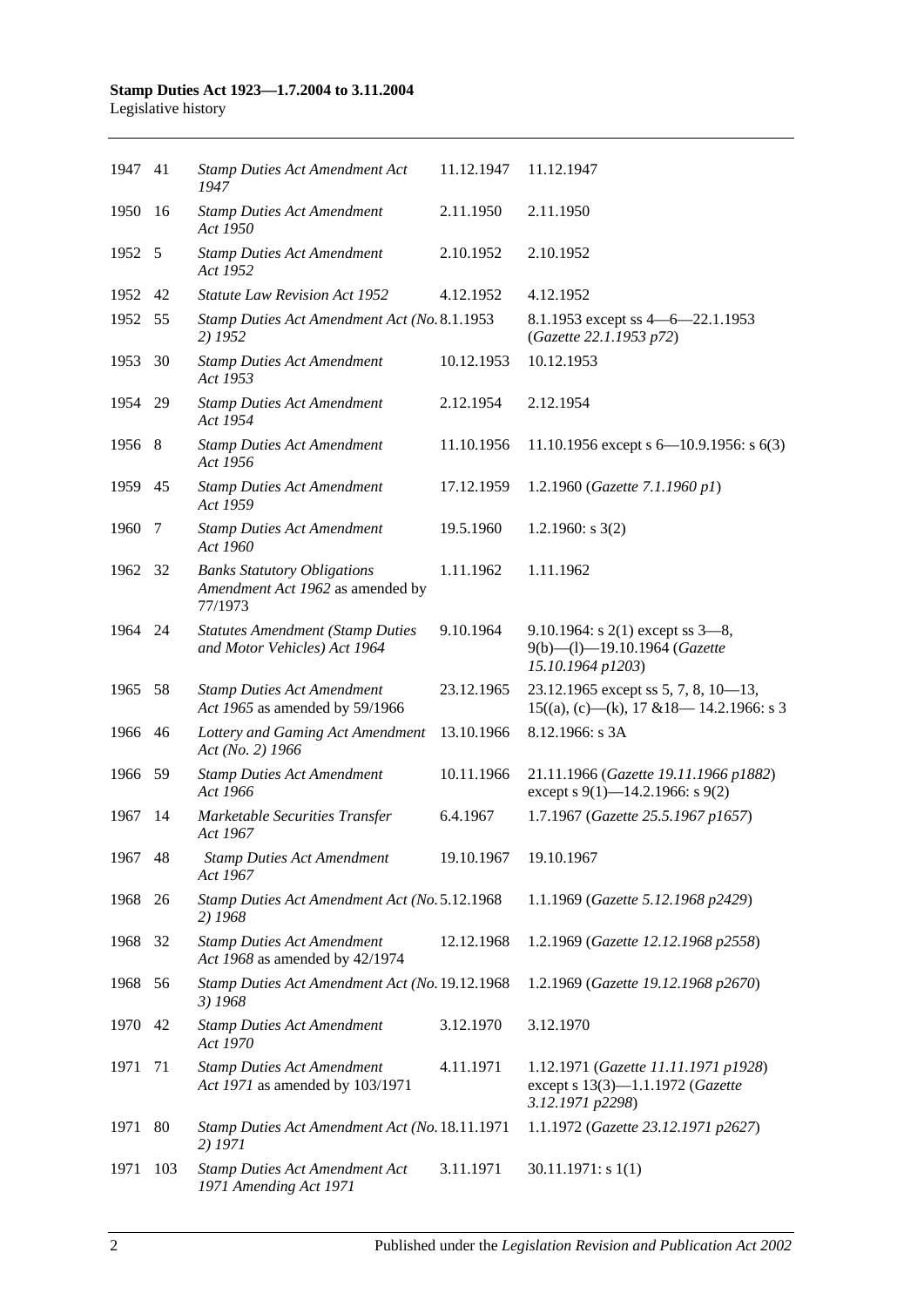| | | | | |
|---|---|---|---|---|
| 1947 | 41 | *Stamp Duties Act Amendment Act 1947* | 11.12.1947 | 11.12.1947 |
| 1950 | 16 | *Stamp Duties Act Amendment Act 1950* | 2.11.1950 | 2.11.1950 |
| 1952 | 5 | *Stamp Duties Act Amendment Act 1952* | 2.10.1952 | 2.10.1952 |
| 1952 | 42 | *Statute Law Revision Act 1952* | 4.12.1952 | 4.12.1952 |
| 1952 | 55 | *Stamp Duties Act Amendment Act (No. 2) 1952* | 8.1.1953 | 8.1.1953 except ss 4—6—22.1.1953 (*Gazette 22.1.1953 p72*) |
| 1953 | 30 | *Stamp Duties Act Amendment Act 1953* | 10.12.1953 | 10.12.1953 |
| 1954 | 29 | *Stamp Duties Act Amendment Act 1954* | 2.12.1954 | 2.12.1954 |
| 1956 | 8 | *Stamp Duties Act Amendment Act 1956* | 11.10.1956 | 11.10.1956 except s 6—10.9.1956: s 6(3) |
| 1959 | 45 | *Stamp Duties Act Amendment Act 1959* | 17.12.1959 | 1.2.1960 (*Gazette 7.1.1960 p1*) |
| 1960 | 7 | *Stamp Duties Act Amendment Act 1960* | 19.5.1960 | 1.2.1960: s 3(2) |
| 1962 | 32 | *Banks Statutory Obligations Amendment Act 1962* as amended by 77/1973 | 1.11.1962 | 1.11.1962 |
| 1964 | 24 | *Statutes Amendment (Stamp Duties and Motor Vehicles) Act 1964* | 9.10.1964 | 9.10.1964: s 2(1) except ss 3—8, 9(b)—(l)—19.10.1964 (*Gazette 15.10.1964 p1203*) |
| 1965 | 58 | *Stamp Duties Act Amendment Act 1965* as amended by 59/1966 | 23.12.1965 | 23.12.1965 except ss 5, 7, 8, 10—13, 15((a), (c)—(k), 17 &18— 14.2.1966: s 3 |
| 1966 | 46 | *Lottery and Gaming Act Amendment Act (No. 2) 1966* | 13.10.1966 | 8.12.1966: s 3A |
| 1966 | 59 | *Stamp Duties Act Amendment Act 1966* | 10.11.1966 | 21.11.1966 (*Gazette 19.11.1966 p1882*) except s 9(1)—14.2.1966: s 9(2) |
| 1967 | 14 | *Marketable Securities Transfer Act 1967* | 6.4.1967 | 1.7.1967 (*Gazette 25.5.1967 p1657*) |
| 1967 | 48 | *Stamp Duties Act Amendment Act 1967* | 19.10.1967 | 19.10.1967 |
| 1968 | 26 | *Stamp Duties Act Amendment Act (No. 2) 1968* | 5.12.1968 | 1.1.1969 (*Gazette 5.12.1968 p2429*) |
| 1968 | 32 | *Stamp Duties Act Amendment Act 1968* as amended by 42/1974 | 12.12.1968 | 1.2.1969 (*Gazette 12.12.1968 p2558*) |
| 1968 | 56 | *Stamp Duties Act Amendment Act (No. 3) 1968* | 19.12.1968 | 1.2.1969 (*Gazette 19.12.1968 p2670*) |
| 1970 | 42 | *Stamp Duties Act Amendment Act 1970* | 3.12.1970 | 3.12.1970 |
| 1971 | 71 | *Stamp Duties Act Amendment Act 1971* as amended by 103/1971 | 4.11.1971 | 1.12.1971 (*Gazette 11.11.1971 p1928*) except s 13(3)—1.1.1972 (*Gazette 3.12.1971 p2298*) |
| 1971 | 80 | *Stamp Duties Act Amendment Act (No. 2) 1971* | 18.11.1971 | 1.1.1972 (*Gazette 23.12.1971 p2627*) |
| 1971 | 103 | *Stamp Duties Act Amendment Act 1971 Amending Act 1971* | 3.11.1971 | 30.11.1971: s 1(1) |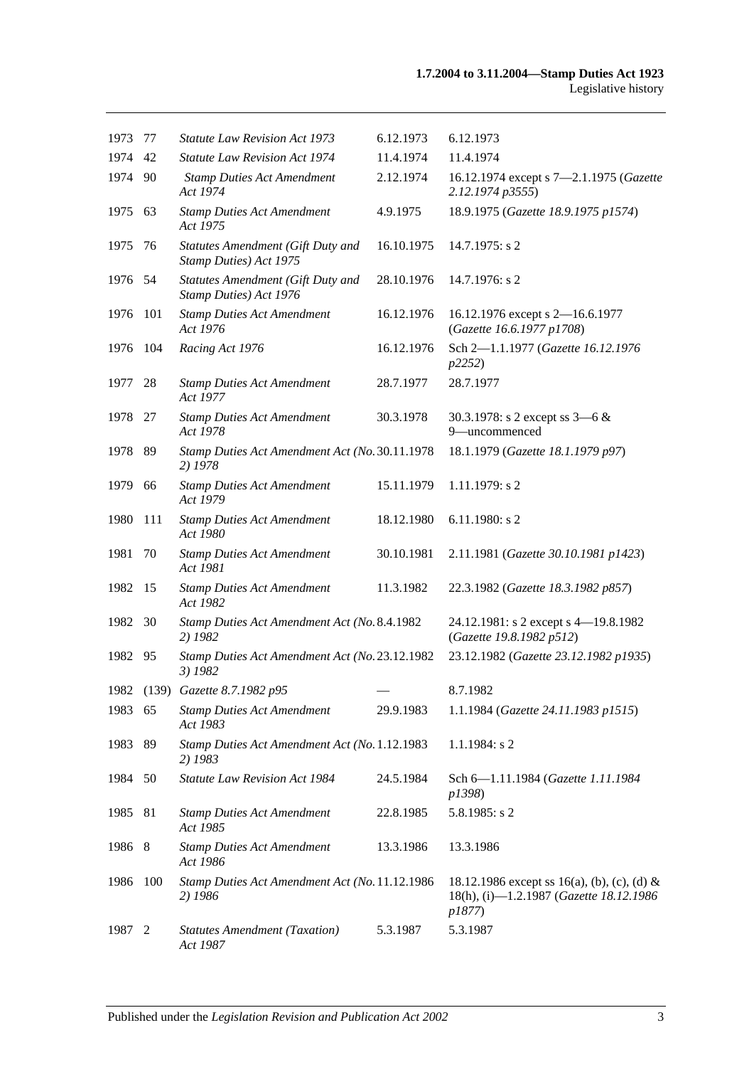| | | | | |
|---|---|---|---|---|
| 1973 | 77 | *Statute Law Revision Act 1973* | 6.12.1973 | 6.12.1973 |
| 1974 | 42 | *Statute Law Revision Act 1974* | 11.4.1974 | 11.4.1974 |
| 1974 | 90 | *Stamp Duties Act Amendment Act 1974* | 2.12.1974 | 16.12.1974 except s 7—2.1.1975 (*Gazette 2.12.1974 p3555*) |
| 1975 | 63 | *Stamp Duties Act Amendment Act 1975* | 4.9.1975 | 18.9.1975 (*Gazette 18.9.1975 p1574*) |
| 1975 | 76 | *Statutes Amendment (Gift Duty and Stamp Duties) Act 1975* | 16.10.1975 | 14.7.1975: s 2 |
| 1976 | 54 | *Statutes Amendment (Gift Duty and Stamp Duties) Act 1976* | 28.10.1976 | 14.7.1976: s 2 |
| 1976 | 101 | *Stamp Duties Act Amendment Act 1976* | 16.12.1976 | 16.12.1976 except s 2—16.6.1977 (*Gazette 16.6.1977 p1708*) |
| 1976 | 104 | *Racing Act 1976* | 16.12.1976 | Sch 2—1.1.1977 (*Gazette 16.12.1976 p2252*) |
| 1977 | 28 | *Stamp Duties Act Amendment Act 1977* | 28.7.1977 | 28.7.1977 |
| 1978 | 27 | *Stamp Duties Act Amendment Act 1978* | 30.3.1978 | 30.3.1978: s 2 except ss 3—6 & 9—uncommenced |
| 1978 | 89 | *Stamp Duties Act Amendment Act (No. 2) 1978* | 30.11.1978 | 18.1.1979 (*Gazette 18.1.1979 p97*) |
| 1979 | 66 | *Stamp Duties Act Amendment Act 1979* | 15.11.1979 | 1.11.1979: s 2 |
| 1980 | 111 | *Stamp Duties Act Amendment Act 1980* | 18.12.1980 | 6.11.1980: s 2 |
| 1981 | 70 | *Stamp Duties Act Amendment Act 1981* | 30.10.1981 | 2.11.1981 (*Gazette 30.10.1981 p1423*) |
| 1982 | 15 | *Stamp Duties Act Amendment Act 1982* | 11.3.1982 | 22.3.1982 (*Gazette 18.3.1982 p857*) |
| 1982 | 30 | *Stamp Duties Act Amendment Act (No. 2) 1982* | 8.4.1982 | 24.12.1981: s 2 except s 4—19.8.1982 (*Gazette 19.8.1982 p512*) |
| 1982 | 95 | *Stamp Duties Act Amendment Act (No. 3) 1982* | 23.12.1982 | 23.12.1982 (*Gazette 23.12.1982 p1935*) |
| 1982 | (139) | *Gazette 8.7.1982 p95* | — | 8.7.1982 |
| 1983 | 65 | *Stamp Duties Act Amendment Act 1983* | 29.9.1983 | 1.1.1984 (*Gazette 24.11.1983 p1515*) |
| 1983 | 89 | *Stamp Duties Act Amendment Act (No. 2) 1983* | 1.12.1983 | 1.1.1984: s 2 |
| 1984 | 50 | *Statute Law Revision Act 1984* | 24.5.1984 | Sch 6—1.11.1984 (*Gazette 1.11.1984 p1398*) |
| 1985 | 81 | *Stamp Duties Act Amendment Act 1985* | 22.8.1985 | 5.8.1985: s 2 |
| 1986 | 8 | *Stamp Duties Act Amendment Act 1986* | 13.3.1986 | 13.3.1986 |
| 1986 | 100 | *Stamp Duties Act Amendment Act (No. 2) 1986* | 11.12.1986 | 18.12.1986 except ss 16(a), (b), (c), (d) & 18(h), (i)—1.2.1987 (*Gazette 18.12.1986 p1877*) |
| 1987 | 2 | *Statutes Amendment (Taxation) Act 1987* | 5.3.1987 | 5.3.1987 |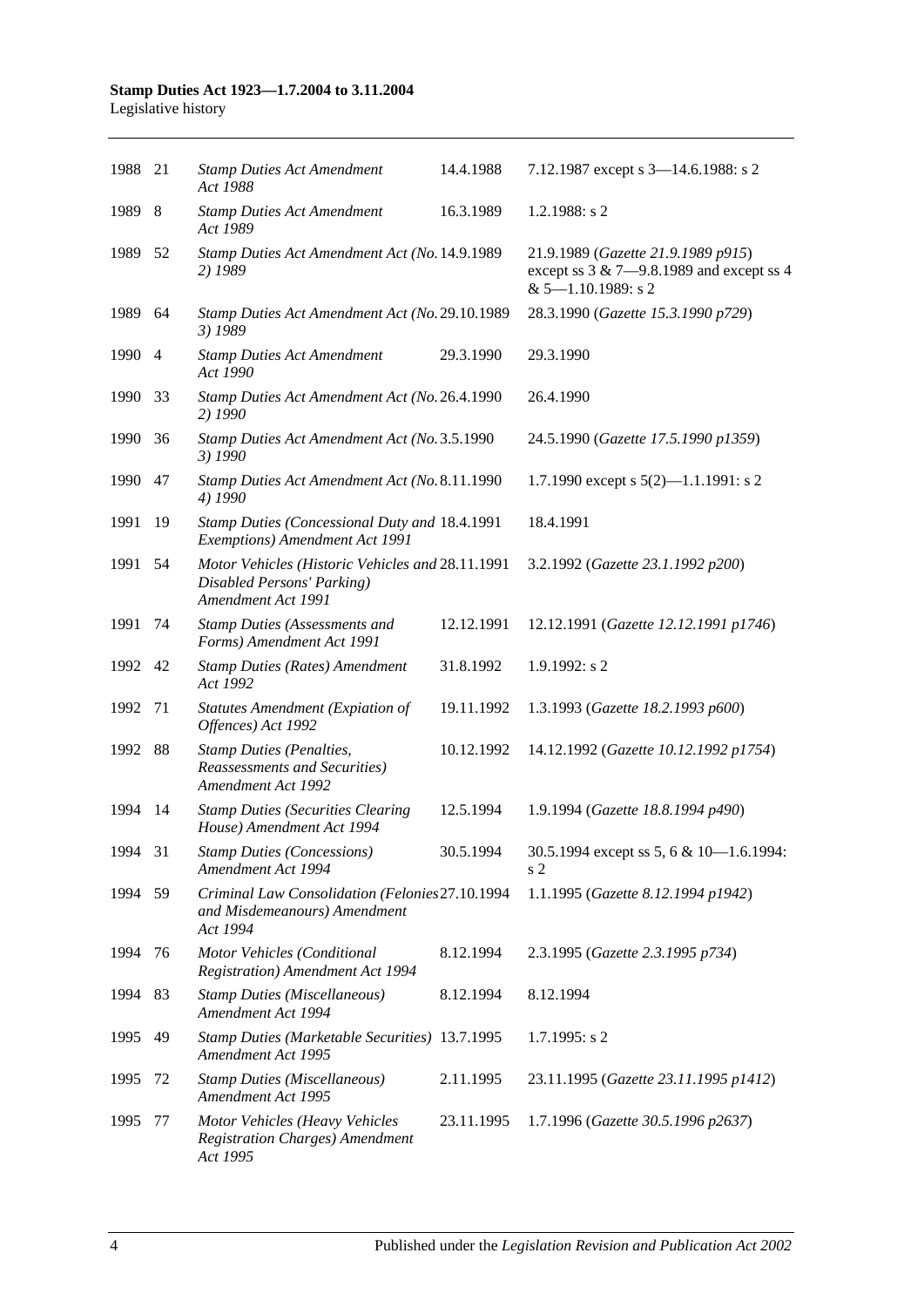| | | | | |
|---|---|---|---|---|
| 1988 | 21 | *Stamp Duties Act Amendment Act 1988* | 14.4.1988 | 7.12.1987 except s 3—14.6.1988: s 2 |
| 1989 | 8 | *Stamp Duties Act Amendment Act 1989* | 16.3.1989 | 1.2.1988: s 2 |
| 1989 | 52 | *Stamp Duties Act Amendment Act (No. 2) 1989* | 14.9.1989 | 21.9.1989 (*Gazette 21.9.1989 p915*) except ss 3 & 7—9.8.1989 and except ss 4 & 5—1.10.1989: s 2 |
| 1989 | 64 | *Stamp Duties Act Amendment Act (No. 3) 1989* | 29.10.1989 | 28.3.1990 (*Gazette 15.3.1990 p729*) |
| 1990 | 4 | *Stamp Duties Act Amendment Act 1990* | 29.3.1990 | 29.3.1990 |
| 1990 | 33 | *Stamp Duties Act Amendment Act (No. 2) 1990* | 26.4.1990 | 26.4.1990 |
| 1990 | 36 | *Stamp Duties Act Amendment Act (No. 3) 1990* | 3.5.1990 | 24.5.1990 (*Gazette 17.5.1990 p1359*) |
| 1990 | 47 | *Stamp Duties Act Amendment Act (No. 4) 1990* | 8.11.1990 | 1.7.1990 except s 5(2)—1.1.1991: s 2 |
| 1991 | 19 | *Stamp Duties (Concessional Duty and Exemptions) Amendment Act 1991* | 18.4.1991 | 18.4.1991 |
| 1991 | 54 | *Motor Vehicles (Historic Vehicles and Disabled Persons' Parking) Amendment Act 1991* | 28.11.1991 | 3.2.1992 (*Gazette 23.1.1992 p200*) |
| 1991 | 74 | *Stamp Duties (Assessments and Forms) Amendment Act 1991* | 12.12.1991 | 12.12.1991 (*Gazette 12.12.1991 p1746*) |
| 1992 | 42 | *Stamp Duties (Rates) Amendment Act 1992* | 31.8.1992 | 1.9.1992: s 2 |
| 1992 | 71 | *Statutes Amendment (Expiation of Offences) Act 1992* | 19.11.1992 | 1.3.1993 (*Gazette 18.2.1993 p600*) |
| 1992 | 88 | *Stamp Duties (Penalties, Reassessments and Securities) Amendment Act 1992* | 10.12.1992 | 14.12.1992 (*Gazette 10.12.1992 p1754*) |
| 1994 | 14 | *Stamp Duties (Securities Clearing House) Amendment Act 1994* | 12.5.1994 | 1.9.1994 (*Gazette 18.8.1994 p490*) |
| 1994 | 31 | *Stamp Duties (Concessions) Amendment Act 1994* | 30.5.1994 | 30.5.1994 except ss 5, 6 & 10—1.6.1994: s 2 |
| 1994 | 59 | *Criminal Law Consolidation (Felonies and Misdemeanours) Amendment Act 1994* | 27.10.1994 | 1.1.1995 (*Gazette 8.12.1994 p1942*) |
| 1994 | 76 | *Motor Vehicles (Conditional Registration) Amendment Act 1994* | 8.12.1994 | 2.3.1995 (*Gazette 2.3.1995 p734*) |
| 1994 | 83 | *Stamp Duties (Miscellaneous) Amendment Act 1994* | 8.12.1994 | 8.12.1994 |
| 1995 | 49 | *Stamp Duties (Marketable Securities) Amendment Act 1995* | 13.7.1995 | 1.7.1995: s 2 |
| 1995 | 72 | *Stamp Duties (Miscellaneous) Amendment Act 1995* | 2.11.1995 | 23.11.1995 (*Gazette 23.11.1995 p1412*) |
| 1995 | 77 | *Motor Vehicles (Heavy Vehicles Registration Charges) Amendment Act 1995* | 23.11.1995 | 1.7.1996 (*Gazette 30.5.1996 p2637*) |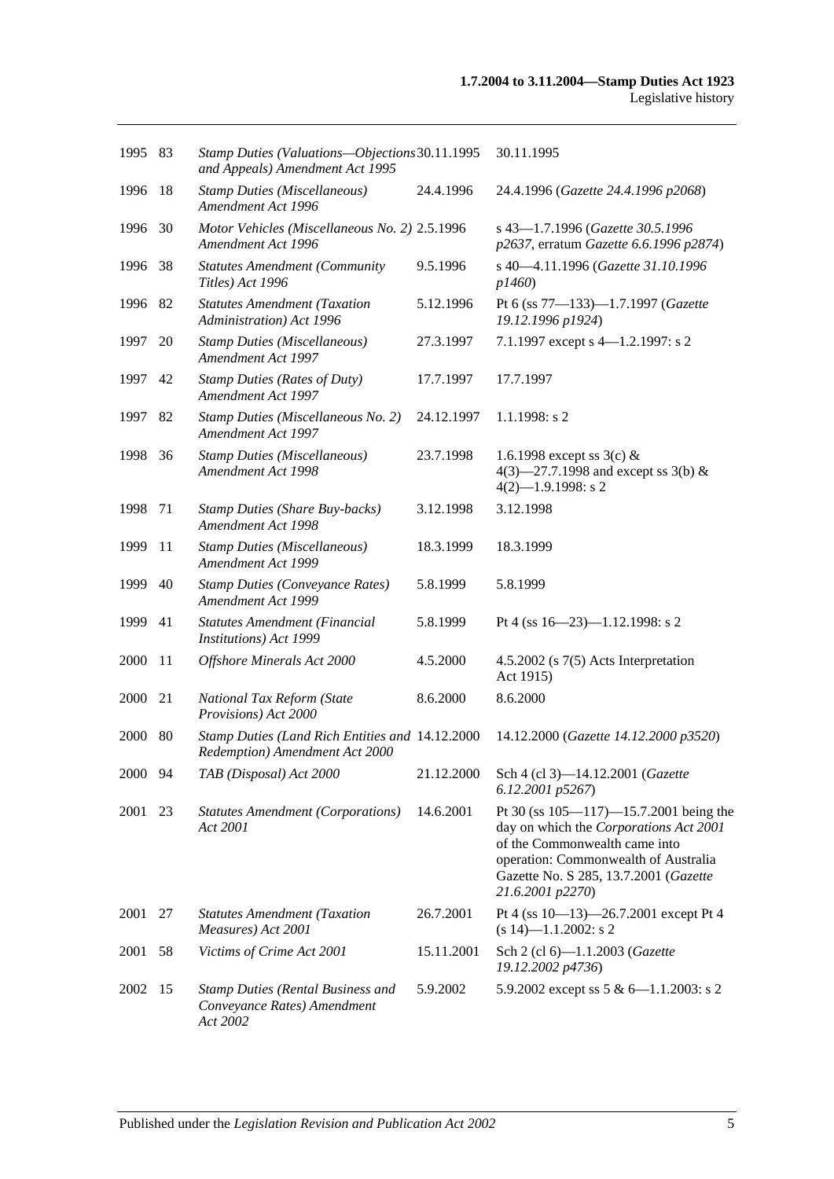| | | | | |
|---|---|---|---|---|
| 1995 | 83 | *Stamp Duties (Valuations—Objections and Appeals) Amendment Act 1995* | 30.11.1995 | 30.11.1995 |
| 1996 | 18 | *Stamp Duties (Miscellaneous) Amendment Act 1996* | 24.4.1996 | 24.4.1996 (*Gazette 24.4.1996 p2068*) |
| 1996 | 30 | *Motor Vehicles (Miscellaneous No. 2) Amendment Act 1996* | 2.5.1996 | s 43—1.7.1996 (*Gazette 30.5.1996 p2637*, erratum *Gazette 6.6.1996 p2874*) |
| 1996 | 38 | *Statutes Amendment (Community Titles) Act 1996* | 9.5.1996 | s 40—4.11.1996 (*Gazette 31.10.1996 p1460*) |
| 1996 | 82 | *Statutes Amendment (Taxation Administration) Act 1996* | 5.12.1996 | Pt 6 (ss 77—133)—1.7.1997 (*Gazette 19.12.1996 p1924*) |
| 1997 | 20 | *Stamp Duties (Miscellaneous) Amendment Act 1997* | 27.3.1997 | 7.1.1997 except s 4—1.2.1997: s 2 |
| 1997 | 42 | *Stamp Duties (Rates of Duty) Amendment Act 1997* | 17.7.1997 | 17.7.1997 |
| 1997 | 82 | *Stamp Duties (Miscellaneous No. 2) Amendment Act 1997* | 24.12.1997 | 1.1.1998: s 2 |
| 1998 | 36 | *Stamp Duties (Miscellaneous) Amendment Act 1998* | 23.7.1998 | 1.6.1998 except ss 3(c) & 4(3)—27.7.1998 and except ss 3(b) & 4(2)—1.9.1998: s 2 |
| 1998 | 71 | *Stamp Duties (Share Buy-backs) Amendment Act 1998* | 3.12.1998 | 3.12.1998 |
| 1999 | 11 | *Stamp Duties (Miscellaneous) Amendment Act 1999* | 18.3.1999 | 18.3.1999 |
| 1999 | 40 | *Stamp Duties (Conveyance Rates) Amendment Act 1999* | 5.8.1999 | 5.8.1999 |
| 1999 | 41 | *Statutes Amendment (Financial Institutions) Act 1999* | 5.8.1999 | Pt 4 (ss 16—23)—1.12.1998: s 2 |
| 2000 | 11 | *Offshore Minerals Act 2000* | 4.5.2000 | 4.5.2002 (s 7(5) Acts Interpretation Act 1915) |
| 2000 | 21 | *National Tax Reform (State Provisions) Act 2000* | 8.6.2000 | 8.6.2000 |
| 2000 | 80 | *Stamp Duties (Land Rich Entities and Redemption) Amendment Act 2000* | 14.12.2000 | 14.12.2000 (*Gazette 14.12.2000 p3520*) |
| 2000 | 94 | *TAB (Disposal) Act 2000* | 21.12.2000 | Sch 4 (cl 3)—14.12.2001 (*Gazette 6.12.2001 p5267*) |
| 2001 | 23 | *Statutes Amendment (Corporations) Act 2001* | 14.6.2001 | Pt 30 (ss 105—117)—15.7.2001 being the day on which the *Corporations Act 2001* of the Commonwealth came into operation: Commonwealth of Australia Gazette No. S 285, 13.7.2001 (*Gazette 21.6.2001 p2270*) |
| 2001 | 27 | *Statutes Amendment (Taxation Measures) Act 2001* | 26.7.2001 | Pt 4 (ss 10—13)—26.7.2001 except Pt 4 (s 14)—1.1.2002: s 2 |
| 2001 | 58 | *Victims of Crime Act 2001* | 15.11.2001 | Sch 2 (cl 6)—1.1.2003 (*Gazette 19.12.2002 p4736*) |
| 2002 | 15 | *Stamp Duties (Rental Business and Conveyance Rates) Amendment Act 2002* | 5.9.2002 | 5.9.2002 except ss 5 & 6—1.1.2003: s 2 |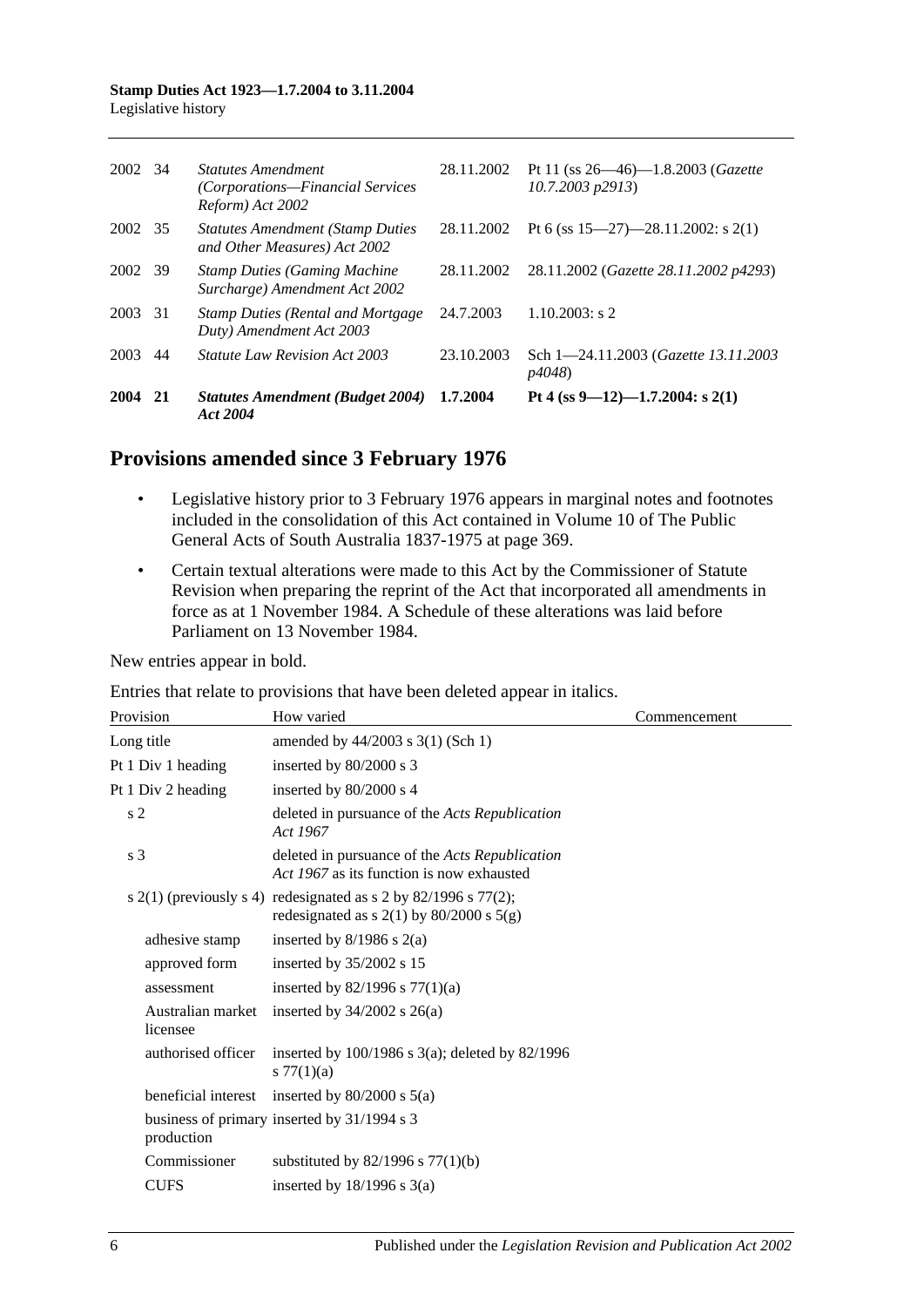| | | | | |
|---|---|---|---|---|
| 2002 | 34 | *Statutes Amendment (Corporations—Financial Services Reform) Act 2002* | 28.11.2002 | Pt 11 (ss 26—46)—1.8.2003 (*Gazette 10.7.2003 p2913*) |
| 2002 | 35 | *Statutes Amendment (Stamp Duties and Other Measures) Act 2002* | 28.11.2002 | Pt 6 (ss 15—27)—28.11.2002: s 2(1) |
| 2002 | 39 | *Stamp Duties (Gaming Machine Surcharge) Amendment Act 2002* | 28.11.2002 | 28.11.2002 (*Gazette 28.11.2002 p4293*) |
| 2003 | 31 | *Stamp Duties (Rental and Mortgage Duty) Amendment Act 2003* | 24.7.2003 | 1.10.2003: s 2 |
| 2003 | 44 | *Statute Law Revision Act 2003* | 23.10.2003 | Sch 1—24.11.2003 (*Gazette 13.11.2003 p4048*) |
| **2004** | **21** | ***Statutes Amendment (Budget 2004) Act 2004*** | **1.7.2004** | **Pt 4 (ss 9—12)—1.7.2004: s 2(1)** |

## Provisions amended since 3 February 1976

- Legislative history prior to 3 February 1976 appears in marginal notes and footnotes included in the consolidation of this Act contained in Volume 10 of The Public General Acts of South Australia 1837-1975 at page 369.
- Certain textual alterations were made to this Act by the Commissioner of Statute Revision when preparing the reprint of the Act that incorporated all amendments in force as at 1 November 1984. A Schedule of these alterations was laid before Parliament on 13 November 1984.

New entries appear in bold.

Entries that relate to provisions that have been deleted appear in italics.

| Provision | How varied | Commencement |
|---|---|---|
| Long title | amended by 44/2003 s 3(1) (Sch 1) | |
| Pt 1 Div 1 heading | inserted by 80/2000 s 3 | |
| Pt 1 Div 2 heading | inserted by 80/2000 s 4 | |
| s 2 | deleted in pursuance of the *Acts Republication Act 1967* | |
| s 3 | deleted in pursuance of the *Acts Republication Act 1967* as its function is now exhausted | |
| s 2(1) (previously s 4) | redesignated as s 2 by 82/1996 s 77(2); redesignated as s 2(1) by 80/2000 s 5(g) | |
| adhesive stamp | inserted by 8/1986 s 2(a) | |
| approved form | inserted by 35/2002 s 15 | |
| assessment | inserted by 82/1996 s 77(1)(a) | |
| Australian market licensee | inserted by 34/2002 s 26(a) | |
| authorised officer | inserted by 100/1986 s 3(a); deleted by 82/1996 s 77(1)(a) | |
| beneficial interest | inserted by 80/2000 s 5(a) | |
| business of primary production | inserted by 31/1994 s 3 | |
| Commissioner | substituted by 82/1996 s 77(1)(b) | |
| CUFS | inserted by 18/1996 s 3(a) | |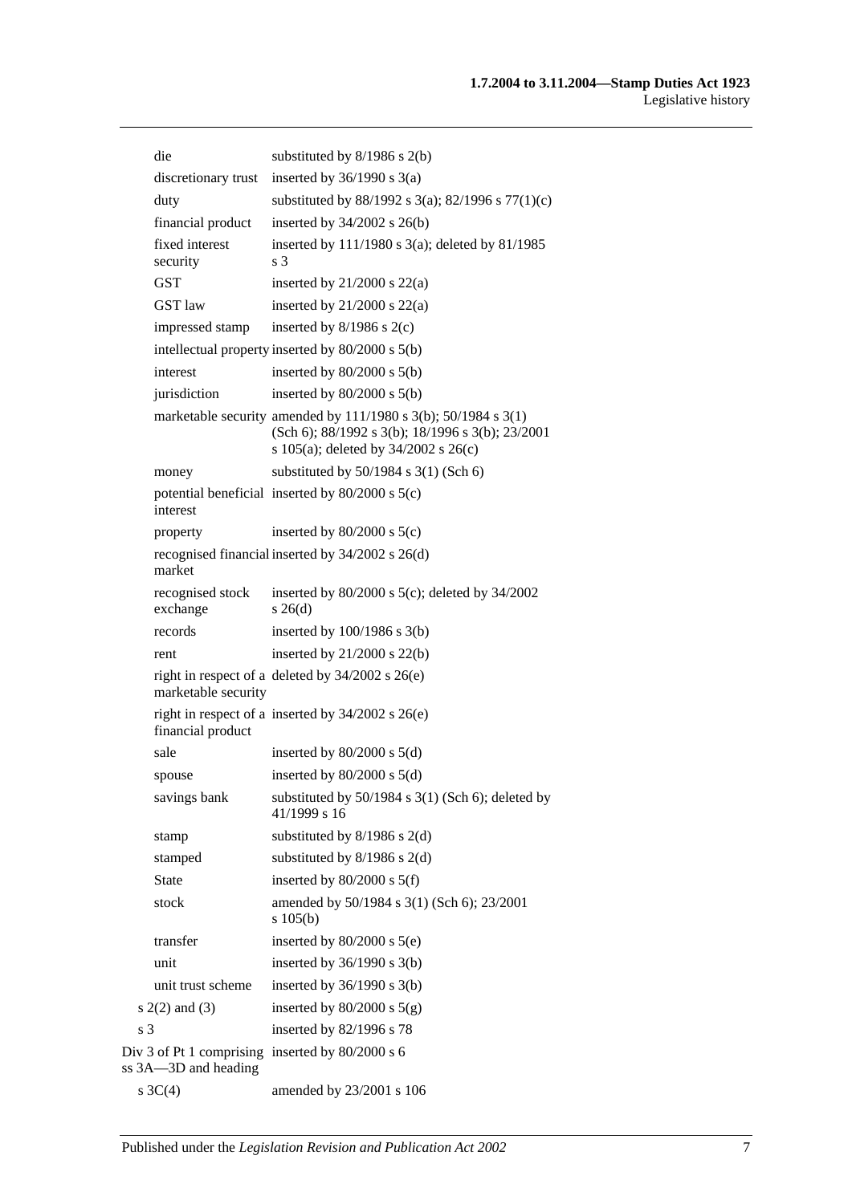| | |
|---|---|
| die | substituted by 8/1986 s 2(b) |
| discretionary trust | inserted by 36/1990 s 3(a) |
| duty | substituted by 88/1992 s 3(a); 82/1996 s 77(1)(c) |
| financial product | inserted by 34/2002 s 26(b) |
| fixed interest security | inserted by 111/1980 s 3(a); deleted by 81/1985 s 3 |
| GST | inserted by 21/2000 s 22(a) |
| GST law | inserted by 21/2000 s 22(a) |
| impressed stamp | inserted by 8/1986 s 2(c) |
| intellectual property | inserted by 80/2000 s 5(b) |
| interest | inserted by 80/2000 s 5(b) |
| jurisdiction | inserted by 80/2000 s 5(b) |
| marketable security | amended by 111/1980 s 3(b); 50/1984 s 3(1) (Sch 6); 88/1992 s 3(b); 18/1996 s 3(b); 23/2001 s 105(a); deleted by 34/2002 s 26(c) |
| money | substituted by 50/1984 s 3(1) (Sch 6) |
| potential beneficial interest | inserted by 80/2000 s 5(c) |
| property | inserted by 80/2000 s 5(c) |
| recognised financial market | inserted by 34/2002 s 26(d) |
| recognised stock exchange | inserted by 80/2000 s 5(c); deleted by 34/2002 s 26(d) |
| records | inserted by 100/1986 s 3(b) |
| rent | inserted by 21/2000 s 22(b) |
| right in respect of a marketable security | deleted by 34/2002 s 26(e) |
| right in respect of a financial product | inserted by 34/2002 s 26(e) |
| sale | inserted by 80/2000 s 5(d) |
| spouse | inserted by 80/2000 s 5(d) |
| savings bank | substituted by 50/1984 s 3(1) (Sch 6); deleted by 41/1999 s 16 |
| stamp | substituted by 8/1986 s 2(d) |
| stamped | substituted by 8/1986 s 2(d) |
| State | inserted by 80/2000 s 5(f) |
| stock | amended by 50/1984 s 3(1) (Sch 6); 23/2001 s 105(b) |
| transfer | inserted by 80/2000 s 5(e) |
| unit | inserted by 36/1990 s 3(b) |
| unit trust scheme | inserted by 36/1990 s 3(b) |
| s 2(2) and (3) | inserted by 80/2000 s 5(g) |
| s 3 | inserted by 82/1996 s 78 |
| Div 3 of Pt 1 comprising ss 3A—3D and heading | inserted by 80/2000 s 6 |
| s 3C(4) | amended by 23/2001 s 106 |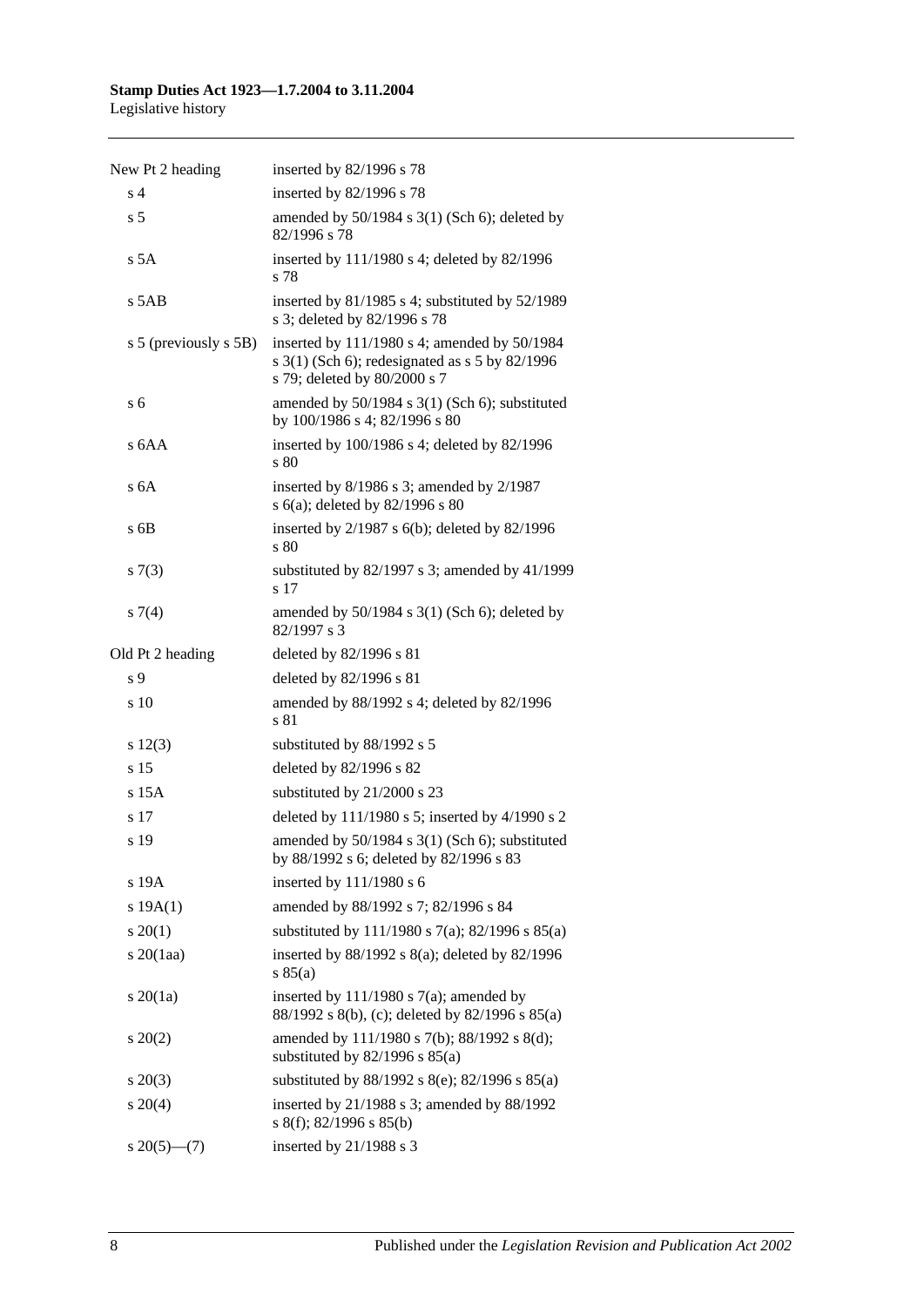| | |
|---|---|
| New Pt 2 heading | inserted by 82/1996 s 78 |
| s 4 | inserted by 82/1996 s 78 |
| s 5 | amended by 50/1984 s 3(1) (Sch 6); deleted by 82/1996 s 78 |
| s 5A | inserted by 111/1980 s 4; deleted by 82/1996 s 78 |
| s 5AB | inserted by 81/1985 s 4; substituted by 52/1989 s 3; deleted by 82/1996 s 78 |
| s 5 (previously s 5B) | inserted by 111/1980 s 4; amended by 50/1984 s 3(1) (Sch 6); redesignated as s 5 by 82/1996 s 79; deleted by 80/2000 s 7 |
| s 6 | amended by 50/1984 s 3(1) (Sch 6); substituted by 100/1986 s 4; 82/1996 s 80 |
| s 6AA | inserted by 100/1986 s 4; deleted by 82/1996 s 80 |
| s 6A | inserted by 8/1986 s 3; amended by 2/1987 s 6(a); deleted by 82/1996 s 80 |
| s 6B | inserted by 2/1987 s 6(b); deleted by 82/1996 s 80 |
| s 7(3) | substituted by 82/1997 s 3; amended by 41/1999 s 17 |
| s 7(4) | amended by 50/1984 s 3(1) (Sch 6); deleted by 82/1997 s 3 |
| Old Pt 2 heading | deleted by 82/1996 s 81 |
| s 9 | deleted by 82/1996 s 81 |
| s 10 | amended by 88/1992 s 4; deleted by 82/1996 s 81 |
| s 12(3) | substituted by 88/1992 s 5 |
| s 15 | deleted by 82/1996 s 82 |
| s 15A | substituted by 21/2000 s 23 |
| s 17 | deleted by 111/1980 s 5; inserted by 4/1990 s 2 |
| s 19 | amended by 50/1984 s 3(1) (Sch 6); substituted by 88/1992 s 6; deleted by 82/1996 s 83 |
| s 19A | inserted by 111/1980 s 6 |
| s 19A(1) | amended by 88/1992 s 7; 82/1996 s 84 |
| s 20(1) | substituted by 111/1980 s 7(a); 82/1996 s 85(a) |
| s 20(1aa) | inserted by 88/1992 s 8(a); deleted by 82/1996 s 85(a) |
| s 20(1a) | inserted by 111/1980 s 7(a); amended by 88/1992 s 8(b), (c); deleted by 82/1996 s 85(a) |
| s 20(2) | amended by 111/1980 s 7(b); 88/1992 s 8(d); substituted by 82/1996 s 85(a) |
| s 20(3) | substituted by 88/1992 s 8(e); 82/1996 s 85(a) |
| s 20(4) | inserted by 21/1988 s 3; amended by 88/1992 s 8(f); 82/1996 s 85(b) |
| s 20(5)—(7) | inserted by 21/1988 s 3 |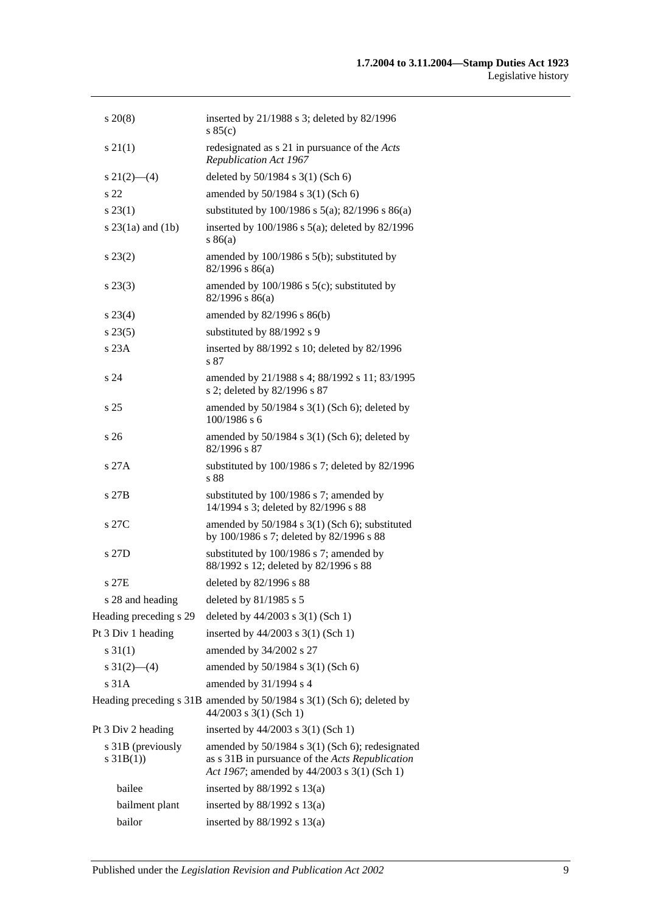| | |
|---|---|
| s 20(8) | inserted by 21/1988 s 3; deleted by 82/1996 s 85(c) |
| s 21(1) | redesignated as s 21 in pursuance of the *Acts Republication Act 1967* |
| s 21(2)—(4) | deleted by 50/1984 s 3(1) (Sch 6) |
| s 22 | amended by 50/1984 s 3(1) (Sch 6) |
| s 23(1) | substituted by 100/1986 s 5(a); 82/1996 s 86(a) |
| s 23(1a) and (1b) | inserted by 100/1986 s 5(a); deleted by 82/1996 s 86(a) |
| s 23(2) | amended by 100/1986 s 5(b); substituted by 82/1996 s 86(a) |
| s 23(3) | amended by 100/1986 s 5(c); substituted by 82/1996 s 86(a) |
| s 23(4) | amended by 82/1996 s 86(b) |
| s 23(5) | substituted by 88/1992 s 9 |
| s 23A | inserted by 88/1992 s 10; deleted by 82/1996 s 87 |
| s 24 | amended by 21/1988 s 4; 88/1992 s 11; 83/1995 s 2; deleted by 82/1996 s 87 |
| s 25 | amended by 50/1984 s 3(1) (Sch 6); deleted by 100/1986 s 6 |
| s 26 | amended by 50/1984 s 3(1) (Sch 6); deleted by 82/1996 s 87 |
| s 27A | substituted by 100/1986 s 7; deleted by 82/1996 s 88 |
| s 27B | substituted by 100/1986 s 7; amended by 14/1994 s 3; deleted by 82/1996 s 88 |
| s 27C | amended by 50/1984 s 3(1) (Sch 6); substituted by 100/1986 s 7; deleted by 82/1996 s 88 |
| s 27D | substituted by 100/1986 s 7; amended by 88/1992 s 12; deleted by 82/1996 s 88 |
| s 27E | deleted by 82/1996 s 88 |
| s 28 and heading | deleted by 81/1985 s 5 |
| Heading preceding s 29 | deleted by 44/2003 s 3(1) (Sch 1) |
| Pt 3 Div 1 heading | inserted by 44/2003 s 3(1) (Sch 1) |
| s 31(1) | amended by 34/2002 s 27 |
| s 31(2)—(4) | amended by 50/1984 s 3(1) (Sch 6) |
| s 31A | amended by 31/1994 s 4 |
| Heading preceding s 31B | amended by 50/1984 s 3(1) (Sch 6); deleted by 44/2003 s 3(1) (Sch 1) |
| Pt 3 Div 2 heading | inserted by 44/2003 s 3(1) (Sch 1) |
| s 31B (previously s 31B(1)) | amended by 50/1984 s 3(1) (Sch 6); redesignated as s 31B in pursuance of the *Acts Republication Act 1967*; amended by 44/2003 s 3(1) (Sch 1) |
| bailee | inserted by 88/1992 s 13(a) |
| bailment plant | inserted by 88/1992 s 13(a) |
| bailor | inserted by 88/1992 s 13(a) |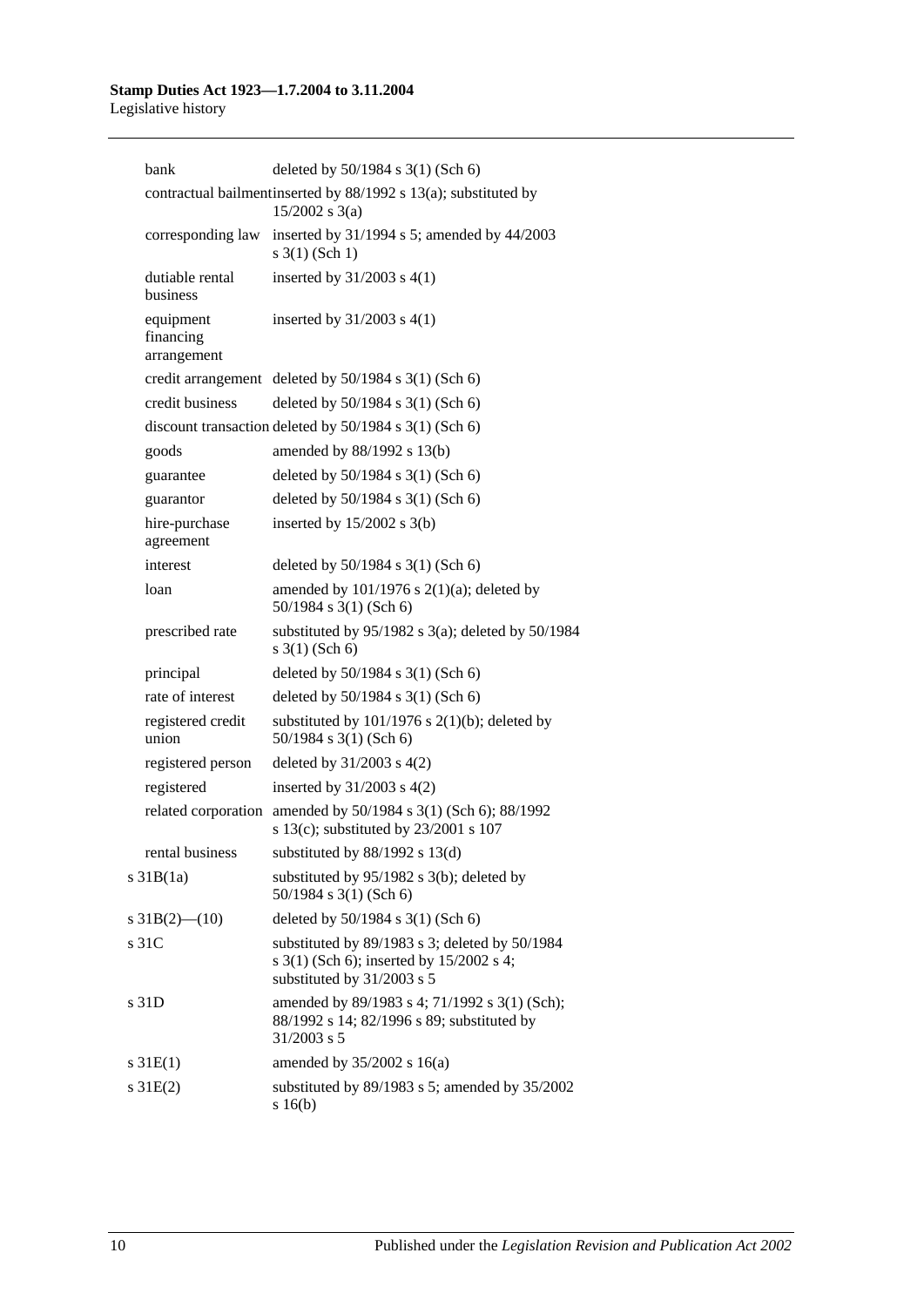| | |
|---|---|
| bank | deleted by 50/1984 s 3(1) (Sch 6) |
| contractual bailment | inserted by 88/1992 s 13(a); substituted by 15/2002 s 3(a) |
| corresponding law | inserted by 31/1994 s 5; amended by 44/2003 s 3(1) (Sch 1) |
| dutiable rental business | inserted by 31/2003 s 4(1) |
| equipment financing arrangement | inserted by 31/2003 s 4(1) |
| credit arrangement | deleted by 50/1984 s 3(1) (Sch 6) |
| credit business | deleted by 50/1984 s 3(1) (Sch 6) |
| discount transaction | deleted by 50/1984 s 3(1) (Sch 6) |
| goods | amended by 88/1992 s 13(b) |
| guarantee | deleted by 50/1984 s 3(1) (Sch 6) |
| guarantor | deleted by 50/1984 s 3(1) (Sch 6) |
| hire-purchase agreement | inserted by 15/2002 s 3(b) |
| interest | deleted by 50/1984 s 3(1) (Sch 6) |
| loan | amended by 101/1976 s 2(1)(a); deleted by 50/1984 s 3(1) (Sch 6) |
| prescribed rate | substituted by 95/1982 s 3(a); deleted by 50/1984 s 3(1) (Sch 6) |
| principal | deleted by 50/1984 s 3(1) (Sch 6) |
| rate of interest | deleted by 50/1984 s 3(1) (Sch 6) |
| registered credit union | substituted by 101/1976 s 2(1)(b); deleted by 50/1984 s 3(1) (Sch 6) |
| registered person | deleted by 31/2003 s 4(2) |
| registered | inserted by 31/2003 s 4(2) |
| related corporation | amended by 50/1984 s 3(1) (Sch 6); 88/1992 s 13(c); substituted by 23/2001 s 107 |
| rental business | substituted by 88/1992 s 13(d) |
| s 31B(1a) | substituted by 95/1982 s 3(b); deleted by 50/1984 s 3(1) (Sch 6) |
| s 31B(2)—(10) | deleted by 50/1984 s 3(1) (Sch 6) |
| s 31C | substituted by 89/1983 s 3; deleted by 50/1984 s 3(1) (Sch 6); inserted by 15/2002 s 4; substituted by 31/2003 s 5 |
| s 31D | amended by 89/1983 s 4; 71/1992 s 3(1) (Sch); 88/1992 s 14; 82/1996 s 89; substituted by 31/2003 s 5 |
| s 31E(1) | amended by 35/2002 s 16(a) |
| s 31E(2) | substituted by 89/1983 s 5; amended by 35/2002 s 16(b) |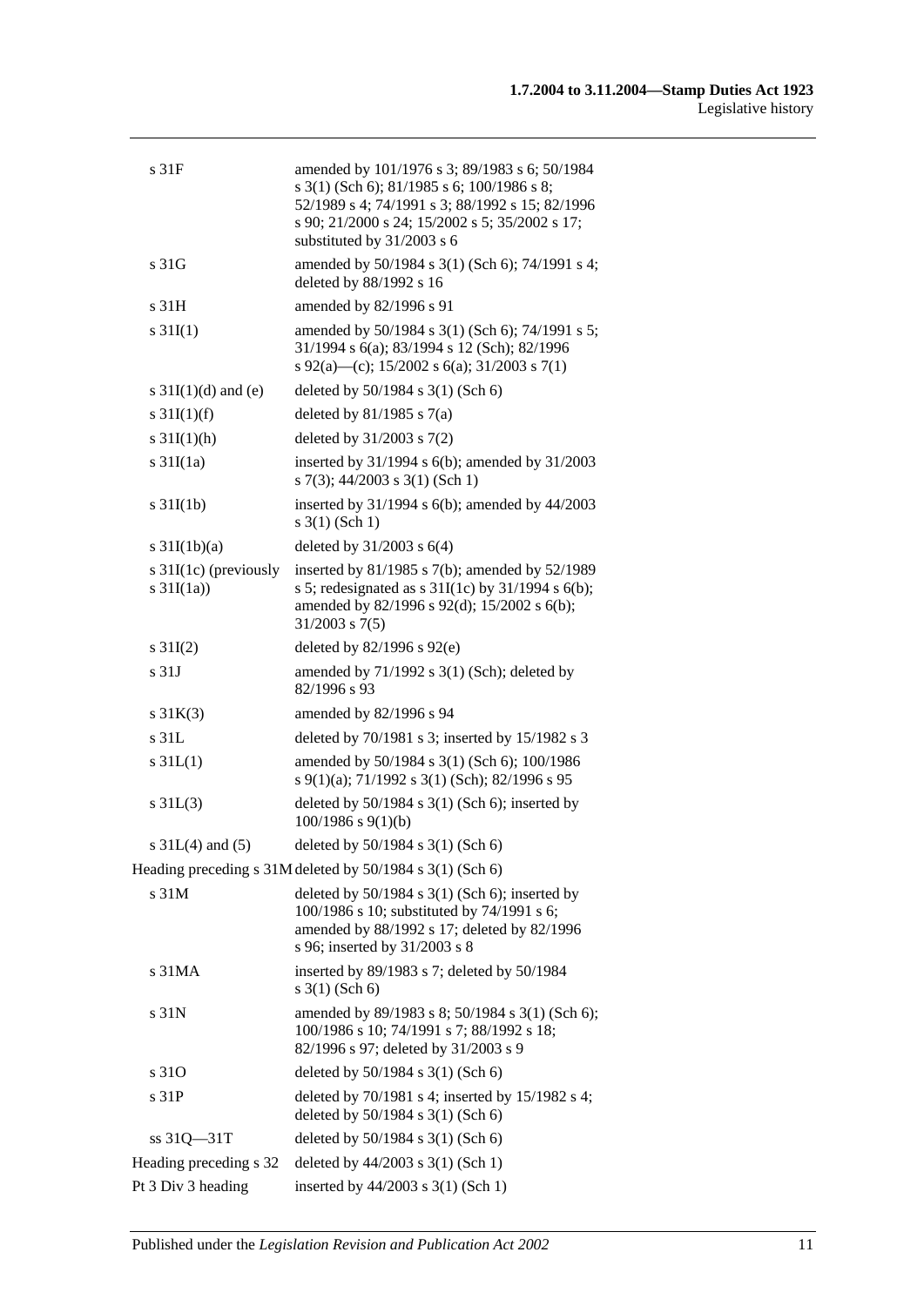| | |
|---|---|
| s 31F | amended by 101/1976 s 3; 89/1983 s 6; 50/1984 s 3(1) (Sch 6); 81/1985 s 6; 100/1986 s 8; 52/1989 s 4; 74/1991 s 3; 88/1992 s 15; 82/1996 s 90; 21/2000 s 24; 15/2002 s 5; 35/2002 s 17; substituted by 31/2003 s 6 |
| s 31G | amended by 50/1984 s 3(1) (Sch 6); 74/1991 s 4; deleted by 88/1992 s 16 |
| s 31H | amended by 82/1996 s 91 |
| s 31I(1) | amended by 50/1984 s 3(1) (Sch 6); 74/1991 s 5; 31/1994 s 6(a); 83/1994 s 12 (Sch); 82/1996 s 92(a)—(c); 15/2002 s 6(a); 31/2003 s 7(1) |
| s 31I(1)(d) and (e) | deleted by 50/1984 s 3(1) (Sch 6) |
| s 31I(1)(f) | deleted by 81/1985 s 7(a) |
| s 31I(1)(h) | deleted by 31/2003 s 7(2) |
| s 31I(1a) | inserted by 31/1994 s 6(b); amended by 31/2003 s 7(3); 44/2003 s 3(1) (Sch 1) |
| s 31I(1b) | inserted by 31/1994 s 6(b); amended by 44/2003 s 3(1) (Sch 1) |
| s 31I(1b)(a) | deleted by 31/2003 s 6(4) |
| s 31I(1c) (previously s 31I(1a)) | inserted by 81/1985 s 7(b); amended by 52/1989 s 5; redesignated as s 31I(1c) by 31/1994 s 6(b); amended by 82/1996 s 92(d); 15/2002 s 6(b); 31/2003 s 7(5) |
| s 31I(2) | deleted by 82/1996 s 92(e) |
| s 31J | amended by 71/1992 s 3(1) (Sch); deleted by 82/1996 s 93 |
| s 31K(3) | amended by 82/1996 s 94 |
| s 31L | deleted by 70/1981 s 3; inserted by 15/1982 s 3 |
| s 31L(1) | amended by 50/1984 s 3(1) (Sch 6); 100/1986 s 9(1)(a); 71/1992 s 3(1) (Sch); 82/1996 s 95 |
| s 31L(3) | deleted by 50/1984 s 3(1) (Sch 6); inserted by 100/1986 s 9(1)(b) |
| s 31L(4) and (5) | deleted by 50/1984 s 3(1) (Sch 6) |
| Heading preceding s 31M | deleted by 50/1984 s 3(1) (Sch 6) |
| s 31M | deleted by 50/1984 s 3(1) (Sch 6); inserted by 100/1986 s 10; substituted by 74/1991 s 6; amended by 88/1992 s 17; deleted by 82/1996 s 96; inserted by 31/2003 s 8 |
| s 31MA | inserted by 89/1983 s 7; deleted by 50/1984 s 3(1) (Sch 6) |
| s 31N | amended by 89/1983 s 8; 50/1984 s 3(1) (Sch 6); 100/1986 s 10; 74/1991 s 7; 88/1992 s 18; 82/1996 s 97; deleted by 31/2003 s 9 |
| s 31O | deleted by 50/1984 s 3(1) (Sch 6) |
| s 31P | deleted by 70/1981 s 4; inserted by 15/1982 s 4; deleted by 50/1984 s 3(1) (Sch 6) |
| ss 31Q—31T | deleted by 50/1984 s 3(1) (Sch 6) |
| Heading preceding s 32 | deleted by 44/2003 s 3(1) (Sch 1) |
| Pt 3 Div 3 heading | inserted by 44/2003 s 3(1) (Sch 1) |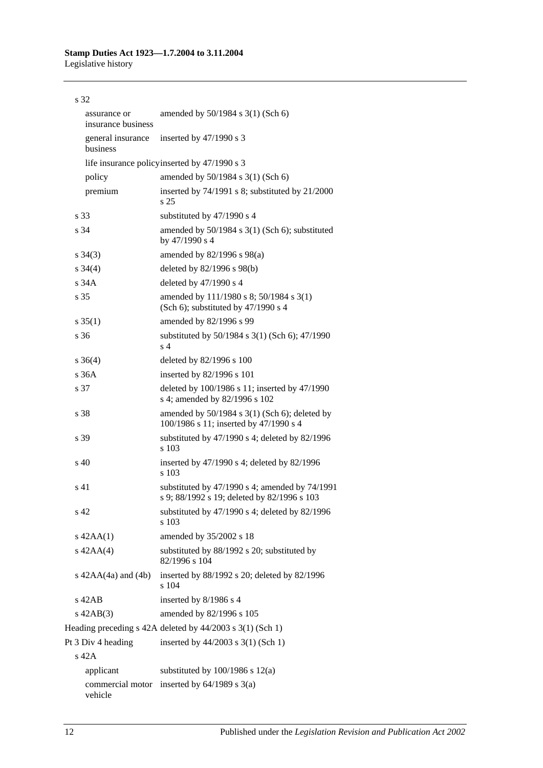| | |
|---|---|
| s 32 | |
| assurance or insurance business | amended by 50/1984 s 3(1) (Sch 6) |
| general insurance business | inserted by 47/1990 s 3 |
| life insurance policy | inserted by 47/1990 s 3 |
| policy | amended by 50/1984 s 3(1) (Sch 6) |
| premium | inserted by 74/1991 s 8; substituted by 21/2000 s 25 |
| s 33 | substituted by 47/1990 s 4 |
| s 34 | amended by 50/1984 s 3(1) (Sch 6); substituted by 47/1990 s 4 |
| s 34(3) | amended by 82/1996 s 98(a) |
| s 34(4) | deleted by 82/1996 s 98(b) |
| s 34A | deleted by 47/1990 s 4 |
| s 35 | amended by 111/1980 s 8; 50/1984 s 3(1) (Sch 6); substituted by 47/1990 s 4 |
| s 35(1) | amended by 82/1996 s 99 |
| s 36 | substituted by 50/1984 s 3(1) (Sch 6); 47/1990 s 4 |
| s 36(4) | deleted by 82/1996 s 100 |
| s 36A | inserted by 82/1996 s 101 |
| s 37 | deleted by 100/1986 s 11; inserted by 47/1990 s 4; amended by 82/1996 s 102 |
| s 38 | amended by 50/1984 s 3(1) (Sch 6); deleted by 100/1986 s 11; inserted by 47/1990 s 4 |
| s 39 | substituted by 47/1990 s 4; deleted by 82/1996 s 103 |
| s 40 | inserted by 47/1990 s 4; deleted by 82/1996 s 103 |
| s 41 | substituted by 47/1990 s 4; amended by 74/1991 s 9; 88/1992 s 19; deleted by 82/1996 s 103 |
| s 42 | substituted by 47/1990 s 4; deleted by 82/1996 s 103 |
| s 42AA(1) | amended by 35/2002 s 18 |
| s 42AA(4) | substituted by 88/1992 s 20; substituted by 82/1996 s 104 |
| s 42AA(4a) and (4b) | inserted by 88/1992 s 20; deleted by 82/1996 s 104 |
| s 42AB | inserted by 8/1986 s 4 |
| s 42AB(3) | amended by 82/1996 s 105 |
| Heading preceding s 42A | deleted by 44/2003 s 3(1) (Sch 1) |
| Pt 3 Div 4 heading | inserted by 44/2003 s 3(1) (Sch 1) |
| s 42A | |
| applicant | substituted by 100/1986 s 12(a) |
| commercial motor vehicle | inserted by 64/1989 s 3(a) |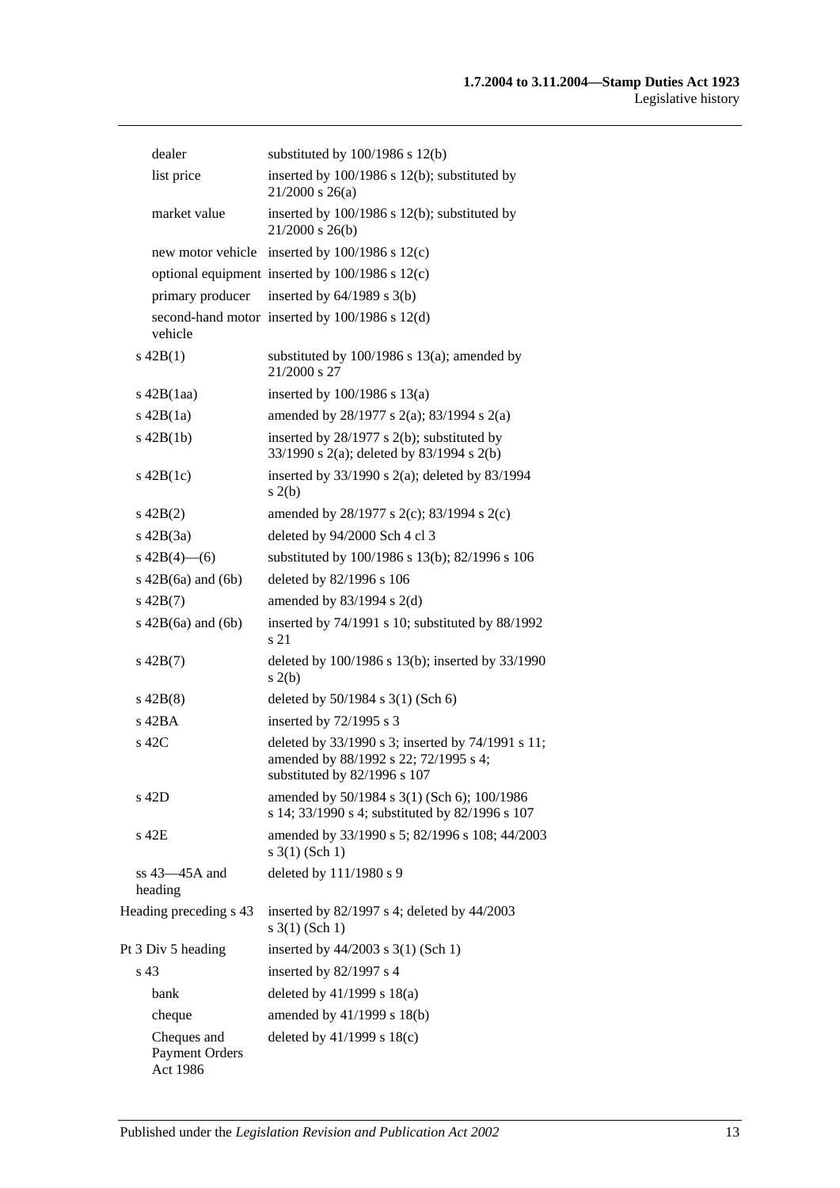| | |
|---|---|
| dealer | substituted by 100/1986 s 12(b) |
| list price | inserted by 100/1986 s 12(b); substituted by 21/2000 s 26(a) |
| market value | inserted by 100/1986 s 12(b); substituted by 21/2000 s 26(b) |
| new motor vehicle | inserted by 100/1986 s 12(c) |
| optional equipment | inserted by 100/1986 s 12(c) |
| primary producer | inserted by 64/1989 s 3(b) |
| second-hand motor vehicle | inserted by 100/1986 s 12(d) |
| s 42B(1) | substituted by 100/1986 s 13(a); amended by 21/2000 s 27 |
| s 42B(1aa) | inserted by 100/1986 s 13(a) |
| s 42B(1a) | amended by 28/1977 s 2(a); 83/1994 s 2(a) |
| s 42B(1b) | inserted by 28/1977 s 2(b); substituted by 33/1990 s 2(a); deleted by 83/1994 s 2(b) |
| s 42B(1c) | inserted by 33/1990 s 2(a); deleted by 83/1994 s 2(b) |
| s 42B(2) | amended by 28/1977 s 2(c); 83/1994 s 2(c) |
| s 42B(3a) | deleted by 94/2000 Sch 4 cl 3 |
| s 42B(4)—(6) | substituted by 100/1986 s 13(b); 82/1996 s 106 |
| s 42B(6a) and (6b) | deleted by 82/1996 s 106 |
| s 42B(7) | amended by 83/1994 s 2(d) |
| s 42B(6a) and (6b) | inserted by 74/1991 s 10; substituted by 88/1992 s 21 |
| s 42B(7) | deleted by 100/1986 s 13(b); inserted by 33/1990 s 2(b) |
| s 42B(8) | deleted by 50/1984 s 3(1) (Sch 6) |
| s 42BA | inserted by 72/1995 s 3 |
| s 42C | deleted by 33/1990 s 3; inserted by 74/1991 s 11; amended by 88/1992 s 22; 72/1995 s 4; substituted by 82/1996 s 107 |
| s 42D | amended by 50/1984 s 3(1) (Sch 6); 100/1986 s 14; 33/1990 s 4; substituted by 82/1996 s 107 |
| s 42E | amended by 33/1990 s 5; 82/1996 s 108; 44/2003 s 3(1) (Sch 1) |
| ss 43—45A and heading | deleted by 111/1980 s 9 |
| Heading preceding s 43 | inserted by 82/1997 s 4; deleted by 44/2003 s 3(1) (Sch 1) |
| Pt 3 Div 5 heading | inserted by 44/2003 s 3(1) (Sch 1) |
| s 43 | inserted by 82/1997 s 4 |
| bank | deleted by 41/1999 s 18(a) |
| cheque | amended by 41/1999 s 18(b) |
| Cheques and Payment Orders Act 1986 | deleted by 41/1999 s 18(c) |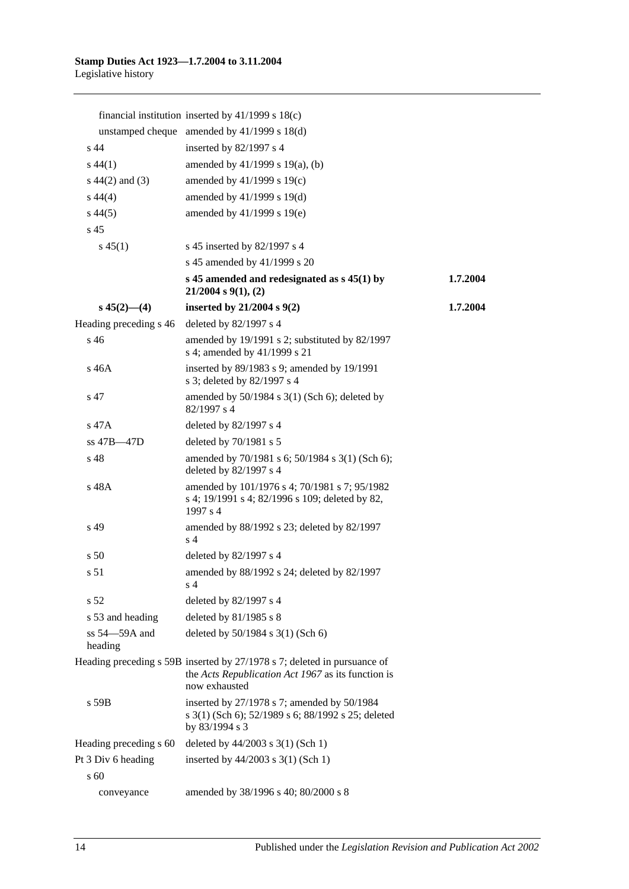| | | |
|---|---|---|
| financial institution | inserted by 41/1999 s 18(c) | |
| unstamped cheque | amended by 41/1999 s 18(d) | |
| s 44 | inserted by 82/1997 s 4 | |
| s 44(1) | amended by 41/1999 s 19(a), (b) | |
| s 44(2) and (3) | amended by 41/1999 s 19(c) | |
| s 44(4) | amended by 41/1999 s 19(d) | |
| s 44(5) | amended by 41/1999 s 19(e) | |
| s 45 | | |
| s 45(1) | s 45 inserted by 82/1997 s 4 | |
| | s 45 amended by 41/1999 s 20 | |
| | **s 45 amended and redesignated as s 45(1) by 21/2004 s 9(1), (2)** | **1.7.2004** |
| **s 45(2)—(4)** | **inserted by 21/2004 s 9(2)** | **1.7.2004** |
| Heading preceding s 46 | deleted by 82/1997 s 4 | |
| s 46 | amended by 19/1991 s 2; substituted by 82/1997 s 4; amended by 41/1999 s 21 | |
| s 46A | inserted by 89/1983 s 9; amended by 19/1991 s 3; deleted by 82/1997 s 4 | |
| s 47 | amended by 50/1984 s 3(1) (Sch 6); deleted by 82/1997 s 4 | |
| s 47A | deleted by 82/1997 s 4 | |
| ss 47B—47D | deleted by 70/1981 s 5 | |
| s 48 | amended by 70/1981 s 6; 50/1984 s 3(1) (Sch 6); deleted by 82/1997 s 4 | |
| s 48A | amended by 101/1976 s 4; 70/1981 s 7; 95/1982 s 4; 19/1991 s 4; 82/1996 s 109; deleted by 82, 1997 s 4 | |
| s 49 | amended by 88/1992 s 23; deleted by 82/1997 s 4 | |
| s 50 | deleted by 82/1997 s 4 | |
| s 51 | amended by 88/1992 s 24; deleted by 82/1997 s 4 | |
| s 52 | deleted by 82/1997 s 4 | |
| s 53 and heading | deleted by 81/1985 s 8 | |
| ss 54—59A and heading | deleted by 50/1984 s 3(1) (Sch 6) | |
| Heading preceding s 59B | inserted by 27/1978 s 7; deleted in pursuance of the *Acts Republication Act 1967* as its function is now exhausted | |
| s 59B | inserted by 27/1978 s 7; amended by 50/1984 s 3(1) (Sch 6); 52/1989 s 6; 88/1992 s 25; deleted by 83/1994 s 3 | |
| Heading preceding s 60 | deleted by 44/2003 s 3(1) (Sch 1) | |
| Pt 3 Div 6 heading | inserted by 44/2003 s 3(1) (Sch 1) | |
| s 60 | | |
| conveyance | amended by 38/1996 s 40; 80/2000 s 8 | |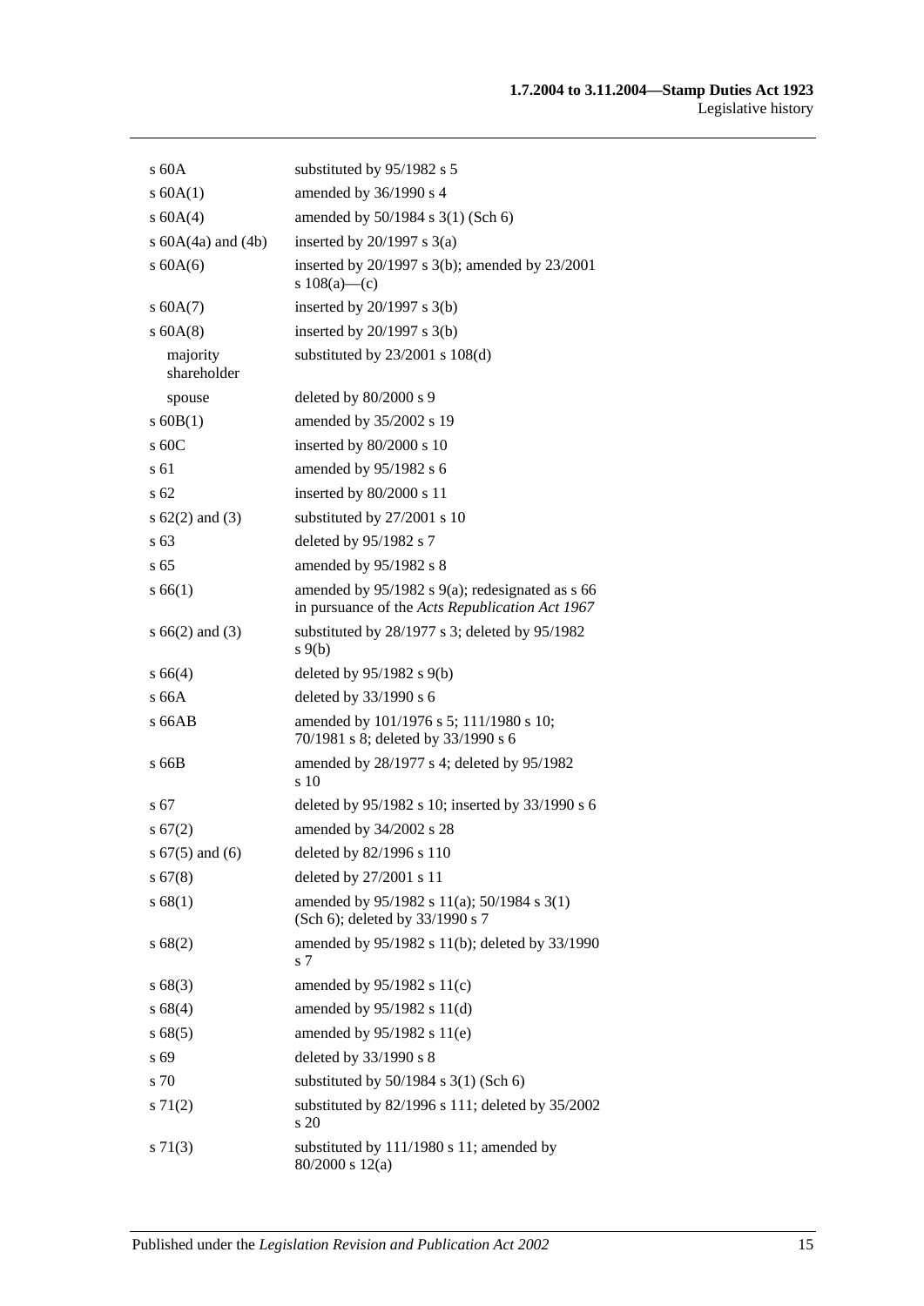| | |
|---|---|
| s 60A | substituted by 95/1982 s 5 |
| s 60A(1) | amended by 36/1990 s 4 |
| s 60A(4) | amended by 50/1984 s 3(1) (Sch 6) |
| s 60A(4a) and (4b) | inserted by 20/1997 s 3(a) |
| s 60A(6) | inserted by 20/1997 s 3(b); amended by 23/2001 s 108(a)—(c) |
| s 60A(7) | inserted by 20/1997 s 3(b) |
| s 60A(8) | inserted by 20/1997 s 3(b) |
| majority shareholder | substituted by 23/2001 s 108(d) |
| spouse | deleted by 80/2000 s 9 |
| s 60B(1) | amended by 35/2002 s 19 |
| s 60C | inserted by 80/2000 s 10 |
| s 61 | amended by 95/1982 s 6 |
| s 62 | inserted by 80/2000 s 11 |
| s 62(2) and (3) | substituted by 27/2001 s 10 |
| s 63 | deleted by 95/1982 s 7 |
| s 65 | amended by 95/1982 s 8 |
| s 66(1) | amended by 95/1982 s 9(a); redesignated as s 66 in pursuance of the *Acts Republication Act 1967* |
| s 66(2) and (3) | substituted by 28/1977 s 3; deleted by 95/1982 s 9(b) |
| s 66(4) | deleted by 95/1982 s 9(b) |
| s 66A | deleted by 33/1990 s 6 |
| s 66AB | amended by 101/1976 s 5; 111/1980 s 10; 70/1981 s 8; deleted by 33/1990 s 6 |
| s 66B | amended by 28/1977 s 4; deleted by 95/1982 s 10 |
| s 67 | deleted by 95/1982 s 10; inserted by 33/1990 s 6 |
| s 67(2) | amended by 34/2002 s 28 |
| s 67(5) and (6) | deleted by 82/1996 s 110 |
| s 67(8) | deleted by 27/2001 s 11 |
| s 68(1) | amended by 95/1982 s 11(a); 50/1984 s 3(1) (Sch 6); deleted by 33/1990 s 7 |
| s 68(2) | amended by 95/1982 s 11(b); deleted by 33/1990 s 7 |
| s 68(3) | amended by 95/1982 s 11(c) |
| s 68(4) | amended by 95/1982 s 11(d) |
| s 68(5) | amended by 95/1982 s 11(e) |
| s 69 | deleted by 33/1990 s 8 |
| s 70 | substituted by 50/1984 s 3(1) (Sch 6) |
| s 71(2) | substituted by 82/1996 s 111; deleted by 35/2002 s 20 |
| s 71(3) | substituted by 111/1980 s 11; amended by 80/2000 s 12(a) |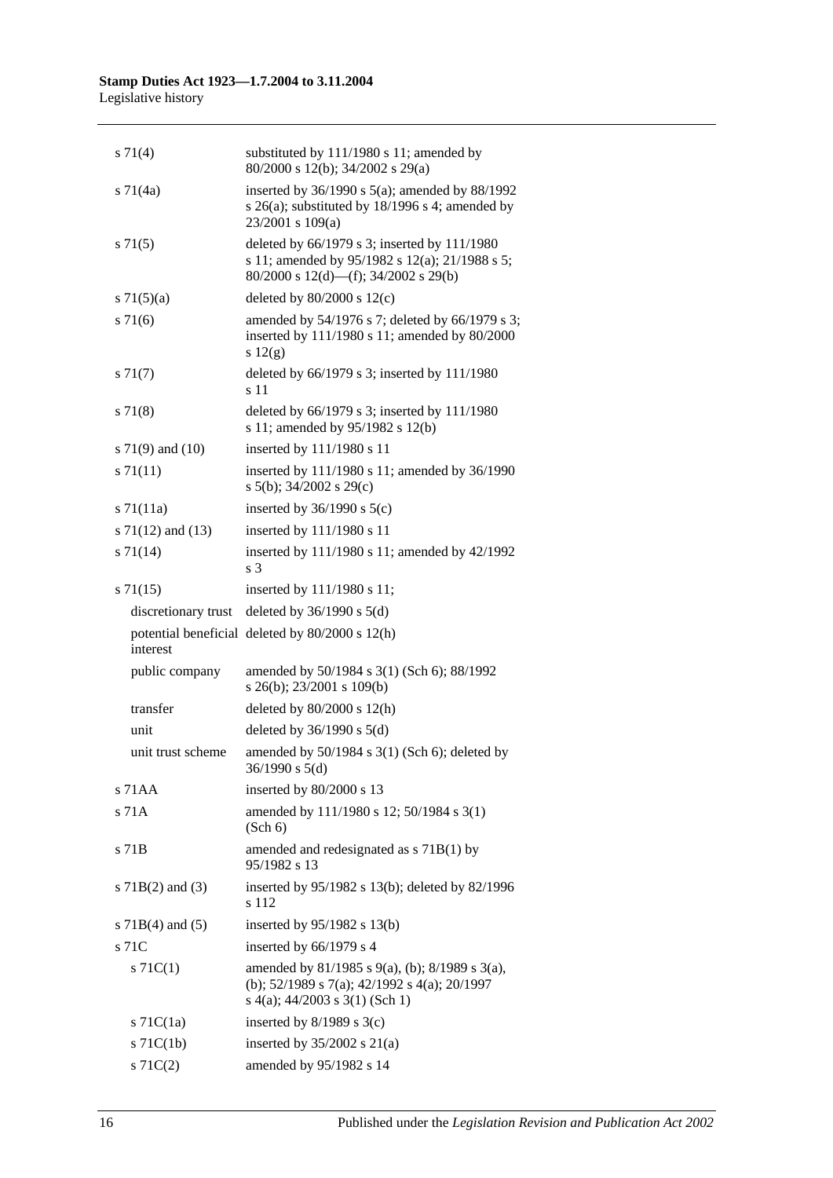| | |
|---|---|
| s 71(4) | substituted by 111/1980 s 11; amended by 80/2000 s 12(b); 34/2002 s 29(a) |
| s 71(4a) | inserted by 36/1990 s 5(a); amended by 88/1992 s 26(a); substituted by 18/1996 s 4; amended by 23/2001 s 109(a) |
| s 71(5) | deleted by 66/1979 s 3; inserted by 111/1980 s 11; amended by 95/1982 s 12(a); 21/1988 s 5; 80/2000 s 12(d)—(f); 34/2002 s 29(b) |
| s 71(5)(a) | deleted by 80/2000 s 12(c) |
| s 71(6) | amended by 54/1976 s 7; deleted by 66/1979 s 3; inserted by 111/1980 s 11; amended by 80/2000 s 12(g) |
| s 71(7) | deleted by 66/1979 s 3; inserted by 111/1980 s 11 |
| s 71(8) | deleted by 66/1979 s 3; inserted by 111/1980 s 11; amended by 95/1982 s 12(b) |
| s 71(9) and (10) | inserted by 111/1980 s 11 |
| s 71(11) | inserted by 111/1980 s 11; amended by 36/1990 s 5(b); 34/2002 s 29(c) |
| s 71(11a) | inserted by 36/1990 s 5(c) |
| s 71(12) and (13) | inserted by 111/1980 s 11 |
| s 71(14) | inserted by 111/1980 s 11; amended by 42/1992 s 3 |
| s 71(15) | inserted by 111/1980 s 11; |
| discretionary trust | deleted by 36/1990 s 5(d) |
| potential beneficial interest | deleted by 80/2000 s 12(h) |
| public company | amended by 50/1984 s 3(1) (Sch 6); 88/1992 s 26(b); 23/2001 s 109(b) |
| transfer | deleted by 80/2000 s 12(h) |
| unit | deleted by 36/1990 s 5(d) |
| unit trust scheme | amended by 50/1984 s 3(1) (Sch 6); deleted by 36/1990 s 5(d) |
| s 71AA | inserted by 80/2000 s 13 |
| s 71A | amended by 111/1980 s 12; 50/1984 s 3(1) (Sch 6) |
| s 71B | amended and redesignated as s 71B(1) by 95/1982 s 13 |
| s 71B(2) and (3) | inserted by 95/1982 s 13(b); deleted by 82/1996 s 112 |
| s 71B(4) and (5) | inserted by 95/1982 s 13(b) |
| s 71C | inserted by 66/1979 s 4 |
| s 71C(1) | amended by 81/1985 s 9(a), (b); 8/1989 s 3(a), (b); 52/1989 s 7(a); 42/1992 s 4(a); 20/1997 s 4(a); 44/2003 s 3(1) (Sch 1) |
| s 71C(1a) | inserted by 8/1989 s 3(c) |
| s 71C(1b) | inserted by 35/2002 s 21(a) |
| s 71C(2) | amended by 95/1982 s 14 |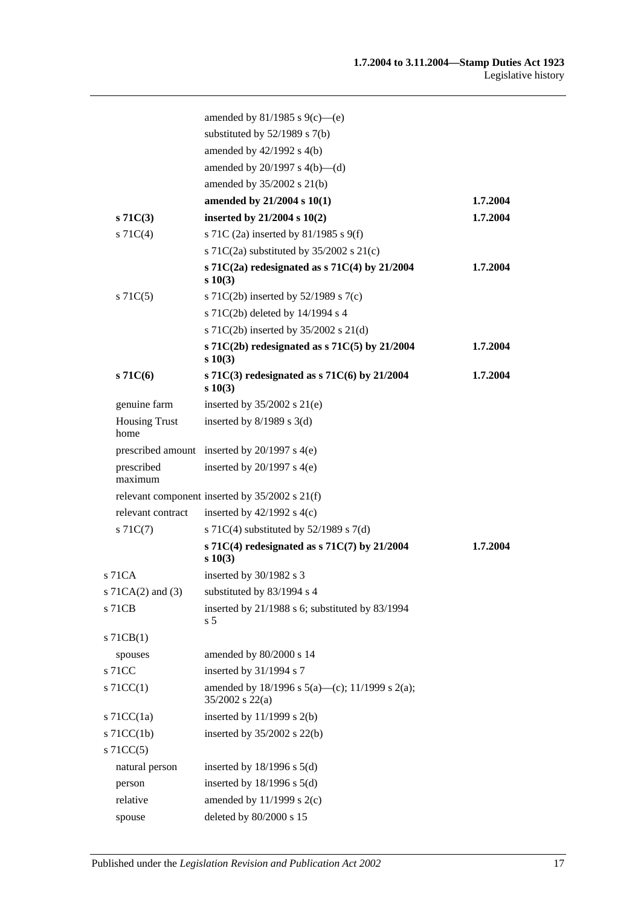| | | |
|---|---|---|
| | amended by 81/1985 s 9(c)—(e) | |
| | substituted by 52/1989 s 7(b) | |
| | amended by 42/1992 s 4(b) | |
| | amended by 20/1997 s 4(b)—(d) | |
| | amended by 35/2002 s 21(b) | |
| | **amended by 21/2004 s 10(1)** | **1.7.2004** |
| **s 71C(3)** | **inserted by 21/2004 s 10(2)** | **1.7.2004** |
| s 71C(4) | s 71C (2a) inserted by 81/1985 s 9(f) | |
| | s 71C(2a) substituted by 35/2002 s 21(c) | |
| | **s 71C(2a) redesignated as s 71C(4) by 21/2004 s 10(3)** | **1.7.2004** |
| s 71C(5) | s 71C(2b) inserted by 52/1989 s 7(c) | |
| | s 71C(2b) deleted by 14/1994 s 4 | |
| | s 71C(2b) inserted by 35/2002 s 21(d) | |
| | **s 71C(2b) redesignated as s 71C(5) by 21/2004 s 10(3)** | **1.7.2004** |
| **s 71C(6)** | **s 71C(3) redesignated as s 71C(6) by 21/2004 s 10(3)** | **1.7.2004** |
| genuine farm | inserted by 35/2002 s 21(e) | |
| Housing Trust home | inserted by 8/1989 s 3(d) | |
| prescribed amount | inserted by 20/1997 s 4(e) | |
| prescribed maximum | inserted by 20/1997 s 4(e) | |
| relevant component | inserted by 35/2002 s 21(f) | |
| relevant contract | inserted by 42/1992 s 4(c) | |
| s 71C(7) | s 71C(4) substituted by 52/1989 s 7(d) | |
| | **s 71C(4) redesignated as s 71C(7) by 21/2004 s 10(3)** | **1.7.2004** |
| s 71CA | inserted by 30/1982 s 3 | |
| s 71CA(2) and (3) | substituted by 83/1994 s 4 | |
| s 71CB | inserted by 21/1988 s 6; substituted by 83/1994 s 5 | |
| s 71CB(1) | | |
| spouses | amended by 80/2000 s 14 | |
| s 71CC | inserted by 31/1994 s 7 | |
| s 71CC(1) | amended by 18/1996 s 5(a)—(c); 11/1999 s 2(a); 35/2002 s 22(a) | |
| s 71CC(1a) | inserted by 11/1999 s 2(b) | |
| s 71CC(1b) | inserted by 35/2002 s 22(b) | |
| s 71CC(5) | | |
| natural person | inserted by 18/1996 s 5(d) | |
| person | inserted by 18/1996 s 5(d) | |
| relative | amended by 11/1999 s 2(c) | |
| spouse | deleted by 80/2000 s 15 | |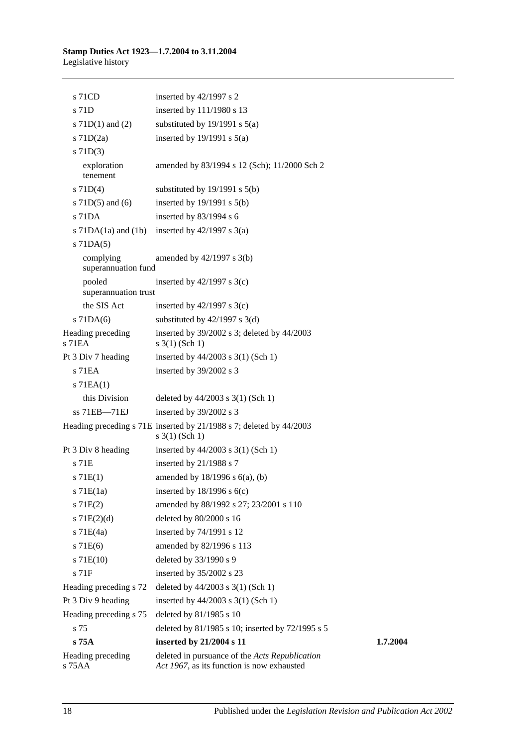| | | |
|---|---|---|
| s 71CD | inserted by 42/1997 s 2 | |
| s 71D | inserted by 111/1980 s 13 | |
| s 71D(1) and (2) | substituted by 19/1991 s 5(a) | |
| s 71D(2a) | inserted by 19/1991 s 5(a) | |
| s 71D(3) | | |
| exploration tenement | amended by 83/1994 s 12 (Sch); 11/2000 Sch 2 | |
| s 71D(4) | substituted by 19/1991 s 5(b) | |
| s 71D(5) and (6) | inserted by 19/1991 s 5(b) | |
| s 71DA | inserted by 83/1994 s 6 | |
| s 71DA(1a) and (1b) | inserted by 42/1997 s 3(a) | |
| s 71DA(5) | | |
| complying superannuation fund | amended by 42/1997 s 3(b) | |
| pooled superannuation trust | inserted by 42/1997 s 3(c) | |
| the SIS Act | inserted by 42/1997 s 3(c) | |
| s 71DA(6) | substituted by 42/1997 s 3(d) | |
| Heading preceding s 71EA | inserted by 39/2002 s 3; deleted by 44/2003 s 3(1) (Sch 1) | |
| Pt 3 Div 7 heading | inserted by 44/2003 s 3(1) (Sch 1) | |
| s 71EA | inserted by 39/2002 s 3 | |
| s 71EA(1) | | |
| this Division | deleted by 44/2003 s 3(1) (Sch 1) | |
| ss 71EB—71EJ | inserted by 39/2002 s 3 | |
| Heading preceding s 71E | inserted by 21/1988 s 7; deleted by 44/2003 s 3(1) (Sch 1) | |
| Pt 3 Div 8 heading | inserted by 44/2003 s 3(1) (Sch 1) | |
| s 71E | inserted by 21/1988 s 7 | |
| s 71E(1) | amended by 18/1996 s 6(a), (b) | |
| s 71E(1a) | inserted by 18/1996 s 6(c) | |
| s 71E(2) | amended by 88/1992 s 27; 23/2001 s 110 | |
| s 71E(2)(d) | deleted by 80/2000 s 16 | |
| s 71E(4a) | inserted by 74/1991 s 12 | |
| s 71E(6) | amended by 82/1996 s 113 | |
| s 71E(10) | deleted by 33/1990 s 9 | |
| s 71F | inserted by 35/2002 s 23 | |
| Heading preceding s 72 | deleted by 44/2003 s 3(1) (Sch 1) | |
| Pt 3 Div 9 heading | inserted by 44/2003 s 3(1) (Sch 1) | |
| Heading preceding s 75 | deleted by 81/1985 s 10 | |
| s 75 | deleted by 81/1985 s 10; inserted by 72/1995 s 5 | |
| **s 75A** | **inserted by 21/2004 s 11** | **1.7.2004** |
| Heading preceding s 75AA | deleted in pursuance of the *Acts Republication Act 1967*, as its function is now exhausted | |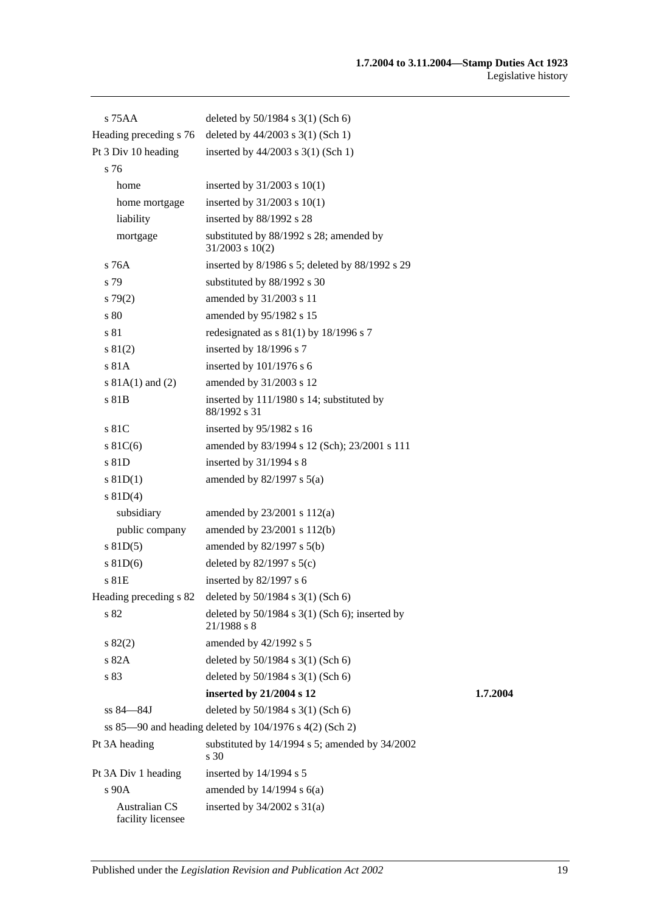| | | |
|---|---|---|
| s 75AA | deleted by 50/1984 s 3(1) (Sch 6) | |
| Heading preceding s 76 | deleted by 44/2003 s 3(1) (Sch 1) | |
| Pt 3 Div 10 heading | inserted by 44/2003 s 3(1) (Sch 1) | |
| s 76 | | |
| home | inserted by 31/2003 s 10(1) | |
| home mortgage | inserted by 31/2003 s 10(1) | |
| liability | inserted by 88/1992 s 28 | |
| mortgage | substituted by 88/1992 s 28; amended by 31/2003 s 10(2) | |
| s 76A | inserted by 8/1986 s 5; deleted by 88/1992 s 29 | |
| s 79 | substituted by 88/1992 s 30 | |
| s 79(2) | amended by 31/2003 s 11 | |
| s 80 | amended by 95/1982 s 15 | |
| s 81 | redesignated as s 81(1) by 18/1996 s 7 | |
| s 81(2) | inserted by 18/1996 s 7 | |
| s 81A | inserted by 101/1976 s 6 | |
| s 81A(1) and (2) | amended by 31/2003 s 12 | |
| s 81B | inserted by 111/1980 s 14; substituted by 88/1992 s 31 | |
| s 81C | inserted by 95/1982 s 16 | |
| s 81C(6) | amended by 83/1994 s 12 (Sch); 23/2001 s 111 | |
| s 81D | inserted by 31/1994 s 8 | |
| s 81D(1) | amended by 82/1997 s 5(a) | |
| s 81D(4) | | |
| subsidiary | amended by 23/2001 s 112(a) | |
| public company | amended by 23/2001 s 112(b) | |
| s 81D(5) | amended by 82/1997 s 5(b) | |
| s 81D(6) | deleted by 82/1997 s 5(c) | |
| s 81E | inserted by 82/1997 s 6 | |
| Heading preceding s 82 | deleted by 50/1984 s 3(1) (Sch 6) | |
| s 82 | deleted by 50/1984 s 3(1) (Sch 6); inserted by 21/1988 s 8 | |
| s 82(2) | amended by 42/1992 s 5 | |
| s 82A | deleted by 50/1984 s 3(1) (Sch 6) | |
| s 83 | deleted by 50/1984 s 3(1) (Sch 6) | |
| | **inserted by 21/2004 s 12** | **1.7.2004** |
| ss 84—84J | deleted by 50/1984 s 3(1) (Sch 6) | |
| ss 85—90 and heading | deleted by 104/1976 s 4(2) (Sch 2) | |
| Pt 3A heading | substituted by 14/1994 s 5; amended by 34/2002 s 30 | |
| Pt 3A Div 1 heading | inserted by 14/1994 s 5 | |
| s 90A | amended by 14/1994 s 6(a) | |
| Australian CS facility licensee | inserted by 34/2002 s 31(a) | |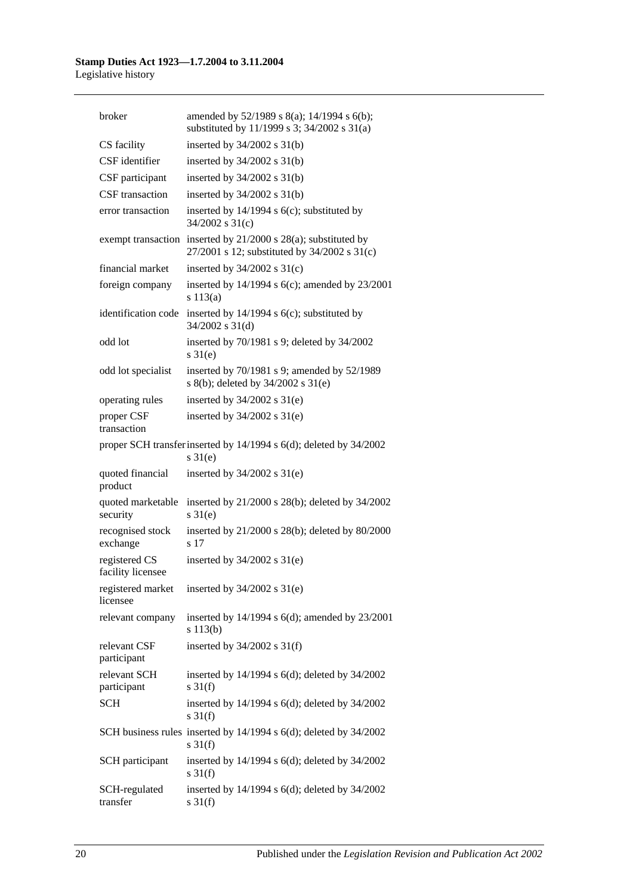| | |
|---|---|
| broker | amended by 52/1989 s 8(a); 14/1994 s 6(b); substituted by 11/1999 s 3; 34/2002 s 31(a) |
| CS facility | inserted by 34/2002 s 31(b) |
| CSF identifier | inserted by 34/2002 s 31(b) |
| CSF participant | inserted by 34/2002 s 31(b) |
| CSF transaction | inserted by 34/2002 s 31(b) |
| error transaction | inserted by 14/1994 s 6(c); substituted by 34/2002 s 31(c) |
| exempt transaction | inserted by 21/2000 s 28(a); substituted by 27/2001 s 12; substituted by 34/2002 s 31(c) |
| financial market | inserted by 34/2002 s 31(c) |
| foreign company | inserted by 14/1994 s 6(c); amended by 23/2001 s 113(a) |
| identification code | inserted by 14/1994 s 6(c); substituted by 34/2002 s 31(d) |
| odd lot | inserted by 70/1981 s 9; deleted by 34/2002 s 31(e) |
| odd lot specialist | inserted by 70/1981 s 9; amended by 52/1989 s 8(b); deleted by 34/2002 s 31(e) |
| operating rules | inserted by 34/2002 s 31(e) |
| proper CSF transaction | inserted by 34/2002 s 31(e) |
| proper SCH transfer | inserted by 14/1994 s 6(d); deleted by 34/2002 s 31(e) |
| quoted financial product | inserted by 34/2002 s 31(e) |
| quoted marketable security | inserted by 21/2000 s 28(b); deleted by 34/2002 s 31(e) |
| recognised stock exchange | inserted by 21/2000 s 28(b); deleted by 80/2000 s 17 |
| registered CS facility licensee | inserted by 34/2002 s 31(e) |
| registered market licensee | inserted by 34/2002 s 31(e) |
| relevant company | inserted by 14/1994 s 6(d); amended by 23/2001 s 113(b) |
| relevant CSF participant | inserted by 34/2002 s 31(f) |
| relevant SCH participant | inserted by 14/1994 s 6(d); deleted by 34/2002 s 31(f) |
| SCH | inserted by 14/1994 s 6(d); deleted by 34/2002 s 31(f) |
| SCH business rules | inserted by 14/1994 s 6(d); deleted by 34/2002 s 31(f) |
| SCH participant | inserted by 14/1994 s 6(d); deleted by 34/2002 s 31(f) |
| SCH-regulated transfer | inserted by 14/1994 s 6(d); deleted by 34/2002 s 31(f) |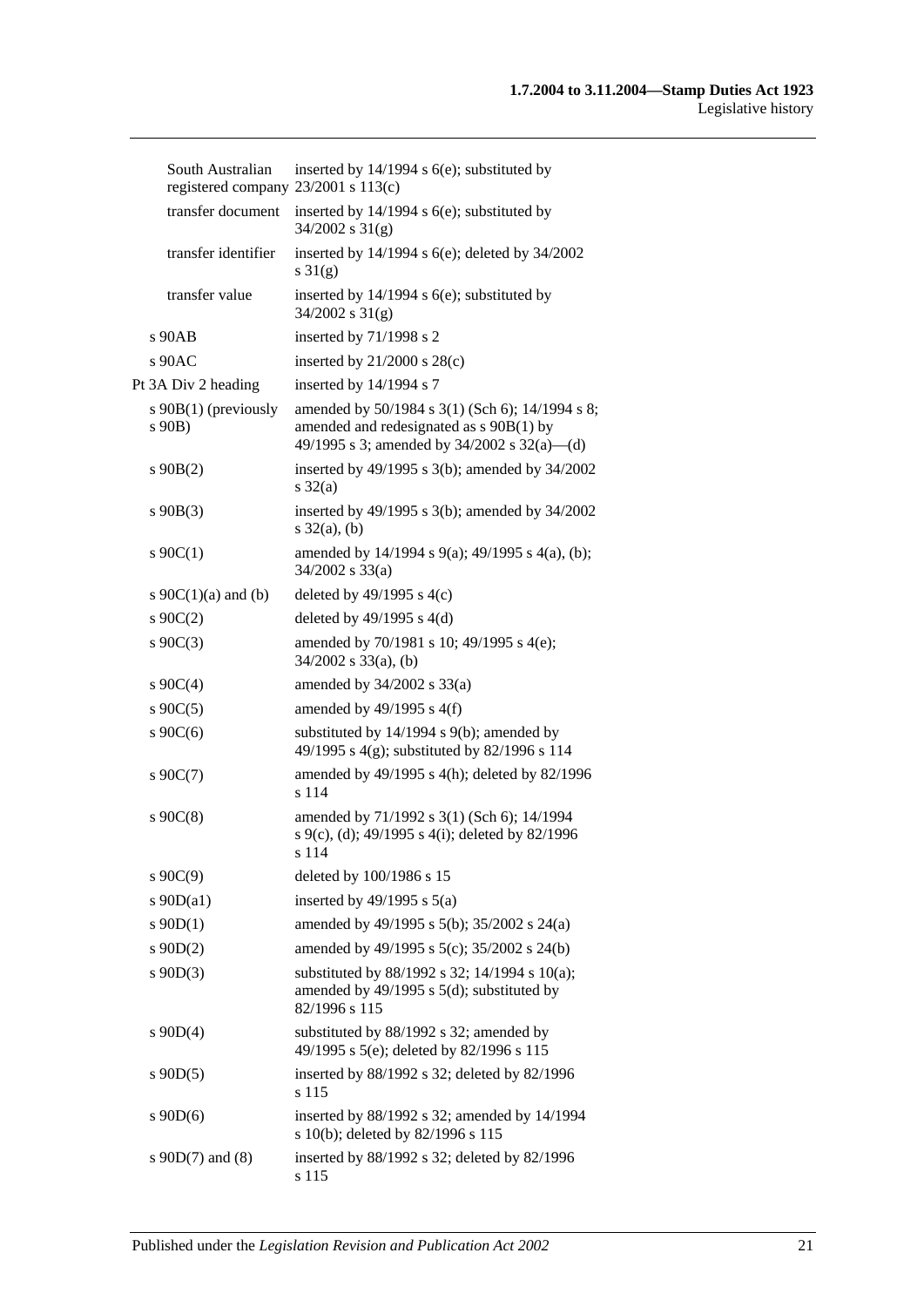| | |
|---|---|
| South Australian registered company | inserted by 14/1994 s 6(e); substituted by 23/2001 s 113(c) |
| transfer document | inserted by 14/1994 s 6(e); substituted by 34/2002 s 31(g) |
| transfer identifier | inserted by 14/1994 s 6(e); deleted by 34/2002 s 31(g) |
| transfer value | inserted by 14/1994 s 6(e); substituted by 34/2002 s 31(g) |
| s 90AB | inserted by 71/1998 s 2 |
| s 90AC | inserted by 21/2000 s 28(c) |
| Pt 3A Div 2 heading | inserted by 14/1994 s 7 |
| s 90B(1) (previously s 90B) | amended by 50/1984 s 3(1) (Sch 6); 14/1994 s 8; amended and redesignated as s 90B(1) by 49/1995 s 3; amended by 34/2002 s 32(a)—(d) |
| s 90B(2) | inserted by 49/1995 s 3(b); amended by 34/2002 s 32(a) |
| s 90B(3) | inserted by 49/1995 s 3(b); amended by 34/2002 s 32(a), (b) |
| s 90C(1) | amended by 14/1994 s 9(a); 49/1995 s 4(a), (b); 34/2002 s 33(a) |
| s 90C(1)(a) and (b) | deleted by 49/1995 s 4(c) |
| s 90C(2) | deleted by 49/1995 s 4(d) |
| s 90C(3) | amended by 70/1981 s 10; 49/1995 s 4(e); 34/2002 s 33(a), (b) |
| s 90C(4) | amended by 34/2002 s 33(a) |
| s 90C(5) | amended by 49/1995 s 4(f) |
| s 90C(6) | substituted by 14/1994 s 9(b); amended by 49/1995 s 4(g); substituted by 82/1996 s 114 |
| s 90C(7) | amended by 49/1995 s 4(h); deleted by 82/1996 s 114 |
| s 90C(8) | amended by 71/1992 s 3(1) (Sch 6); 14/1994 s 9(c), (d); 49/1995 s 4(i); deleted by 82/1996 s 114 |
| s 90C(9) | deleted by 100/1986 s 15 |
| s 90D(a1) | inserted by 49/1995 s 5(a) |
| s 90D(1) | amended by 49/1995 s 5(b); 35/2002 s 24(a) |
| s 90D(2) | amended by 49/1995 s 5(c); 35/2002 s 24(b) |
| s 90D(3) | substituted by 88/1992 s 32; 14/1994 s 10(a); amended by 49/1995 s 5(d); substituted by 82/1996 s 115 |
| s 90D(4) | substituted by 88/1992 s 32; amended by 49/1995 s 5(e); deleted by 82/1996 s 115 |
| s 90D(5) | inserted by 88/1992 s 32; deleted by 82/1996 s 115 |
| s 90D(6) | inserted by 88/1992 s 32; amended by 14/1994 s 10(b); deleted by 82/1996 s 115 |
| s 90D(7) and (8) | inserted by 88/1992 s 32; deleted by 82/1996 s 115 |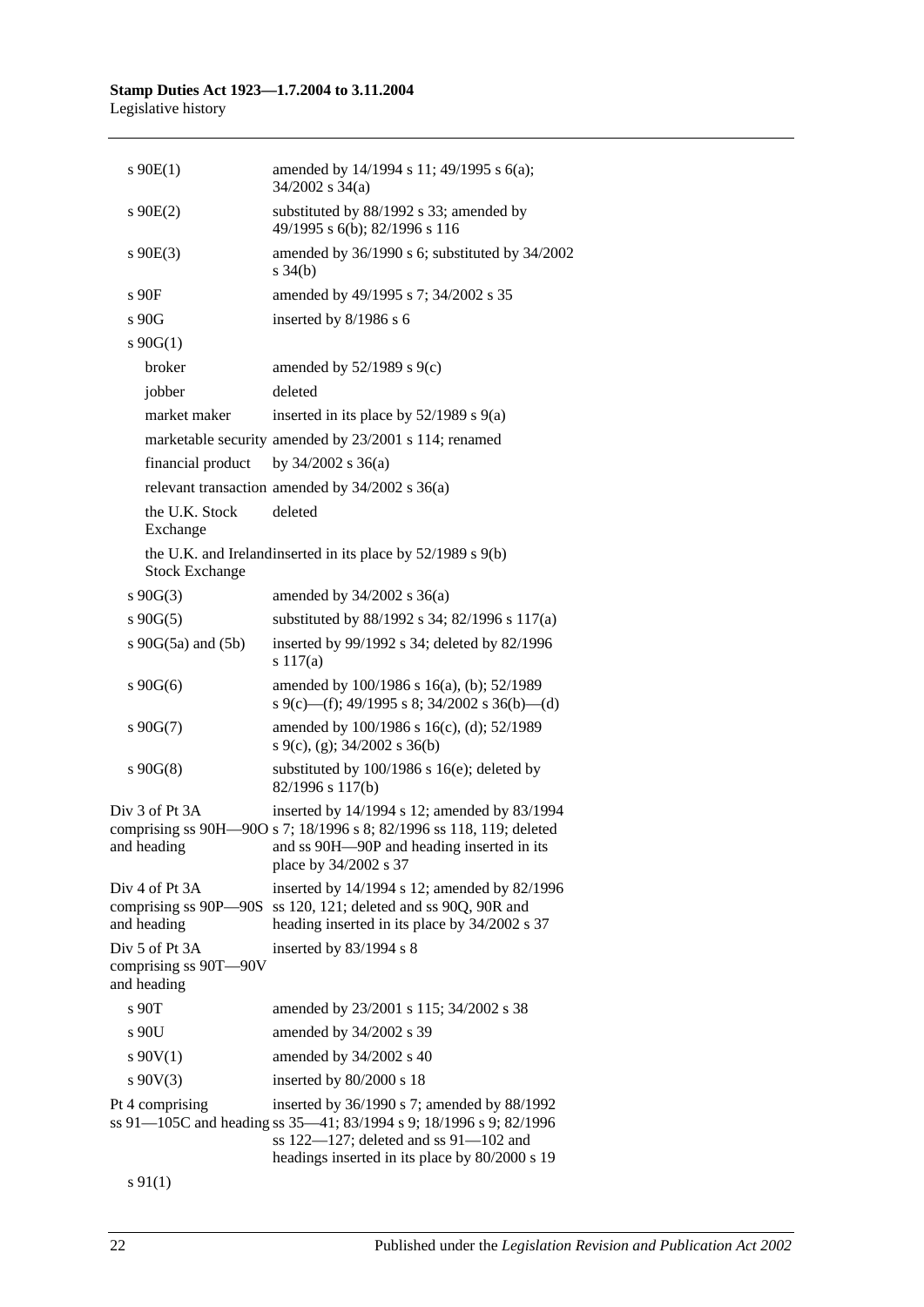| Provision | How varied |
|---|---|
| s 90E(1) | amended by 14/1994 s 11; 49/1995 s 6(a); 34/2002 s 34(a) |
| s 90E(2) | substituted by 88/1992 s 33; amended by 49/1995 s 6(b); 82/1996 s 116 |
| s 90E(3) | amended by 36/1990 s 6; substituted by 34/2002 s 34(b) |
| s 90F | amended by 49/1995 s 7; 34/2002 s 35 |
| s 90G | inserted by 8/1986 s 6 |
| s 90G(1) | |
| broker | amended by 52/1989 s 9(c) |
| jobber | deleted |
| market maker | inserted in its place by 52/1989 s 9(a) |
| marketable security | amended by 23/2001 s 114; renamed |
| financial product | by 34/2002 s 36(a) |
| relevant transaction | amended by 34/2002 s 36(a) |
| the U.K. Stock Exchange | deleted |
| the U.K. and Ireland Stock Exchange | inserted in its place by 52/1989 s 9(b) |
| s 90G(3) | amended by 34/2002 s 36(a) |
| s 90G(5) | substituted by 88/1992 s 34; 82/1996 s 117(a) |
| s 90G(5a) and (5b) | inserted by 99/1992 s 34; deleted by 82/1996 s 117(a) |
| s 90G(6) | amended by 100/1986 s 16(a), (b); 52/1989 s 9(c)—(f); 49/1995 s 8; 34/2002 s 36(b)—(d) |
| s 90G(7) | amended by 100/1986 s 16(c), (d); 52/1989 s 9(c), (g); 34/2002 s 36(b) |
| s 90G(8) | substituted by 100/1986 s 16(e); deleted by 82/1996 s 117(b) |
| Div 3 of Pt 3A comprising ss 90H—90O and heading | inserted by 14/1994 s 12; amended by 83/1994 s 7; 18/1996 s 8; 82/1996 ss 118, 119; deleted and ss 90H—90P and heading inserted in its place by 34/2002 s 37 |
| Div 4 of Pt 3A comprising ss 90P—90S and heading | inserted by 14/1994 s 12; amended by 82/1996 ss 120, 121; deleted and ss 90Q, 90R and heading inserted in its place by 34/2002 s 37 |
| Div 5 of Pt 3A comprising ss 90T—90V and heading | inserted by 83/1994 s 8 |
| s 90T | amended by 23/2001 s 115; 34/2002 s 38 |
| s 90U | amended by 34/2002 s 39 |
| s 90V(1) | amended by 34/2002 s 40 |
| s 90V(3) | inserted by 80/2000 s 18 |
| Pt 4 comprising ss 91—105C and heading | inserted by 36/1990 s 7; amended by 88/1992 ss 35—41; 83/1994 s 9; 18/1996 s 9; 82/1996 ss 122—127; deleted and ss 91—102 and headings inserted in its place by 80/2000 s 19 |
| s 91(1) | |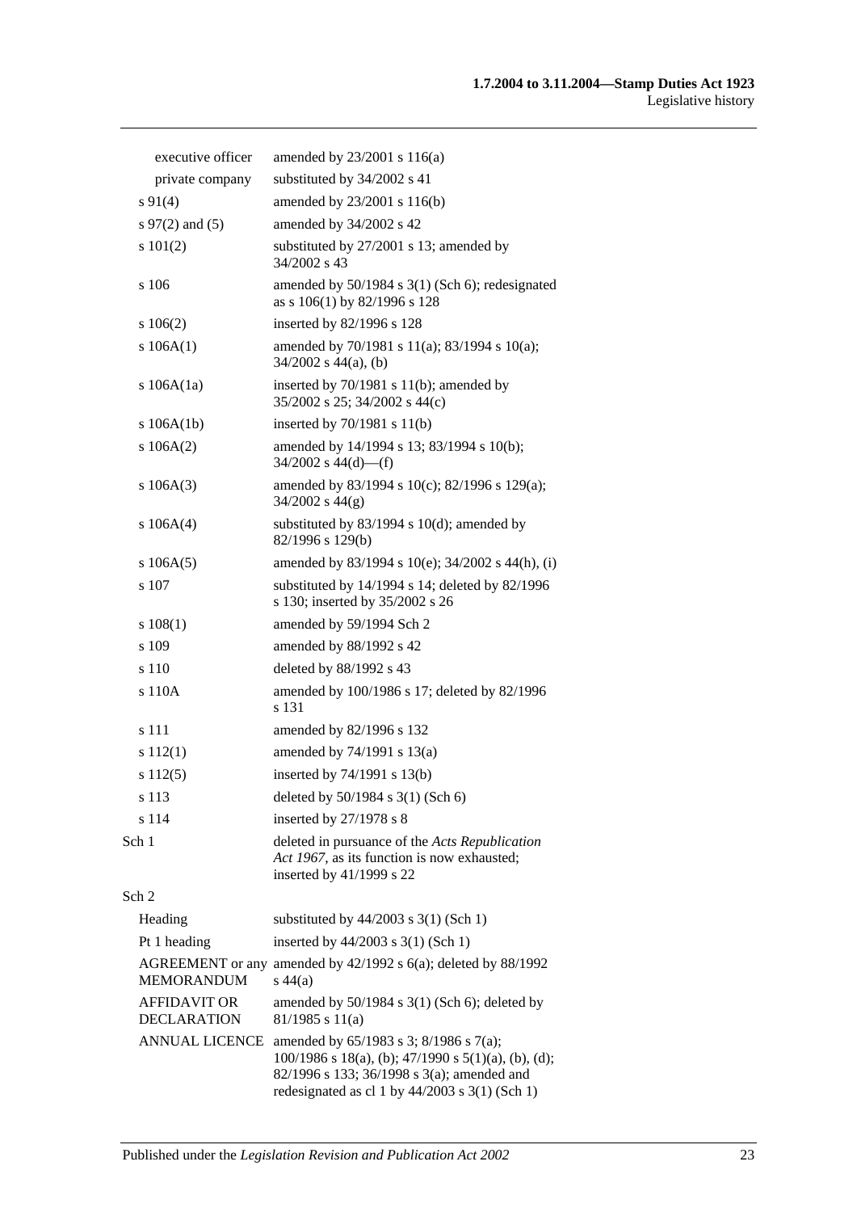| | |
|---|---|
| executive officer | amended by 23/2001 s 116(a) |
| private company | substituted by 34/2002 s 41 |
| s 91(4) | amended by 23/2001 s 116(b) |
| s 97(2) and (5) | amended by 34/2002 s 42 |
| s 101(2) | substituted by 27/2001 s 13; amended by 34/2002 s 43 |
| s 106 | amended by 50/1984 s 3(1) (Sch 6); redesignated as s 106(1) by 82/1996 s 128 |
| s 106(2) | inserted by 82/1996 s 128 |
| s 106A(1) | amended by 70/1981 s 11(a); 83/1994 s 10(a); 34/2002 s 44(a), (b) |
| s 106A(1a) | inserted by 70/1981 s 11(b); amended by 35/2002 s 25; 34/2002 s 44(c) |
| s 106A(1b) | inserted by 70/1981 s 11(b) |
| s 106A(2) | amended by 14/1994 s 13; 83/1994 s 10(b); 34/2002 s 44(d)—(f) |
| s 106A(3) | amended by 83/1994 s 10(c); 82/1996 s 129(a); 34/2002 s 44(g) |
| s 106A(4) | substituted by 83/1994 s 10(d); amended by 82/1996 s 129(b) |
| s 106A(5) | amended by 83/1994 s 10(e); 34/2002 s 44(h), (i) |
| s 107 | substituted by 14/1994 s 14; deleted by 82/1996 s 130; inserted by 35/2002 s 26 |
| s 108(1) | amended by 59/1994 Sch 2 |
| s 109 | amended by 88/1992 s 42 |
| s 110 | deleted by 88/1992 s 43 |
| s 110A | amended by 100/1986 s 17; deleted by 82/1996 s 131 |
| s 111 | amended by 82/1996 s 132 |
| s 112(1) | amended by 74/1991 s 13(a) |
| s 112(5) | inserted by 74/1991 s 13(b) |
| s 113 | deleted by 50/1984 s 3(1) (Sch 6) |
| s 114 | inserted by 27/1978 s 8 |
| Sch 1 | deleted in pursuance of the *Acts Republication Act 1967*, as its function is now exhausted; inserted by 41/1999 s 22 |
| Sch 2 | |
| Heading | substituted by 44/2003 s 3(1) (Sch 1) |
| Pt 1 heading | inserted by 44/2003 s 3(1) (Sch 1) |
| AGREEMENT or any MEMORANDUM | amended by 42/1992 s 6(a); deleted by 88/1992 s 44(a) |
| AFFIDAVIT OR DECLARATION | amended by 50/1984 s 3(1) (Sch 6); deleted by 81/1985 s 11(a) |
| ANNUAL LICENCE | amended by 65/1983 s 3; 8/1986 s 7(a); 100/1986 s 18(a), (b); 47/1990 s 5(1)(a), (b), (d); 82/1996 s 133; 36/1998 s 3(a); amended and redesignated as cl 1 by 44/2003 s 3(1) (Sch 1) |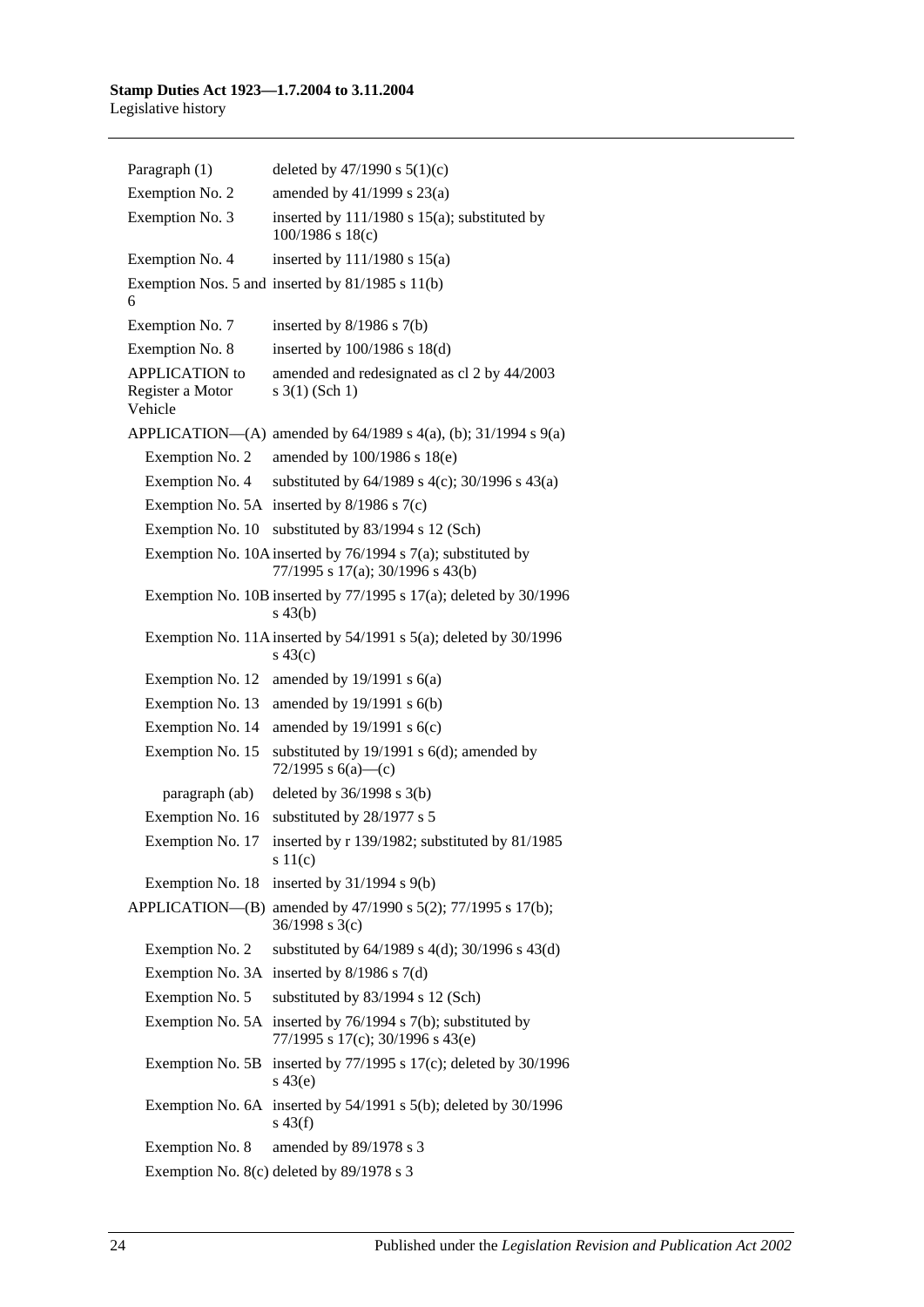| | |
|---|---|
| Paragraph (1) | deleted by 47/1990 s 5(1)(c) |
| Exemption No. 2 | amended by 41/1999 s 23(a) |
| Exemption No. 3 | inserted by 111/1980 s 15(a); substituted by 100/1986 s 18(c) |
| Exemption No. 4 | inserted by 111/1980 s 15(a) |
| Exemption Nos. 5 and 6 | inserted by 81/1985 s 11(b) |
| Exemption No. 7 | inserted by 8/1986 s 7(b) |
| Exemption No. 8 | inserted by 100/1986 s 18(d) |
| APPLICATION to Register a Motor Vehicle | amended and redesignated as cl 2 by 44/2003 s 3(1) (Sch 1) |
| APPLICATION—(A) | amended by 64/1989 s 4(a), (b); 31/1994 s 9(a) |
| Exemption No. 2 | amended by 100/1986 s 18(e) |
| Exemption No. 4 | substituted by 64/1989 s 4(c); 30/1996 s 43(a) |
| Exemption No. 5A | inserted by 8/1986 s 7(c) |
| Exemption No. 10 | substituted by 83/1994 s 12 (Sch) |
| Exemption No. 10A | inserted by 76/1994 s 7(a); substituted by 77/1995 s 17(a); 30/1996 s 43(b) |
| Exemption No. 10B | inserted by 77/1995 s 17(a); deleted by 30/1996 s 43(b) |
| Exemption No. 11A | inserted by 54/1991 s 5(a); deleted by 30/1996 s 43(c) |
| Exemption No. 12 | amended by 19/1991 s 6(a) |
| Exemption No. 13 | amended by 19/1991 s 6(b) |
| Exemption No. 14 | amended by 19/1991 s 6(c) |
| Exemption No. 15 | substituted by 19/1991 s 6(d); amended by 72/1995 s 6(a)—(c) |
| paragraph (ab) | deleted by 36/1998 s 3(b) |
| Exemption No. 16 | substituted by 28/1977 s 5 |
| Exemption No. 17 | inserted by r 139/1982; substituted by 81/1985 s 11(c) |
| Exemption No. 18 | inserted by 31/1994 s 9(b) |
| APPLICATION—(B) | amended by 47/1990 s 5(2); 77/1995 s 17(b); 36/1998 s 3(c) |
| Exemption No. 2 | substituted by 64/1989 s 4(d); 30/1996 s 43(d) |
| Exemption No. 3A | inserted by 8/1986 s 7(d) |
| Exemption No. 5 | substituted by 83/1994 s 12 (Sch) |
| Exemption No. 5A | inserted by 76/1994 s 7(b); substituted by 77/1995 s 17(c); 30/1996 s 43(e) |
| Exemption No. 5B | inserted by 77/1995 s 17(c); deleted by 30/1996 s 43(e) |
| Exemption No. 6A | inserted by 54/1991 s 5(b); deleted by 30/1996 s 43(f) |
| Exemption No. 8 | amended by 89/1978 s 3 |
| Exemption No. 8(c) | deleted by 89/1978 s 3 |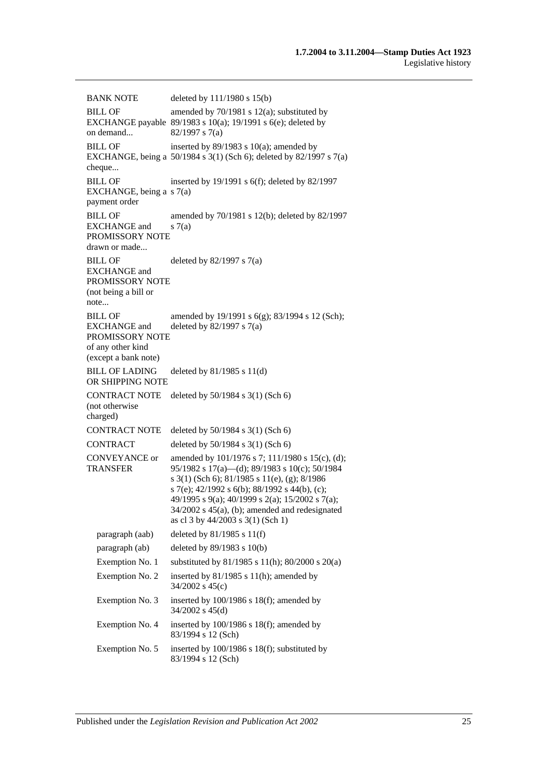| | |
|---|---|
| BANK NOTE | deleted by 111/1980 s 15(b) |
| BILL OF EXCHANGE payable on demand... | amended by 70/1981 s 12(a); substituted by 89/1983 s 10(a); 19/1991 s 6(e); deleted by 82/1997 s 7(a) |
| BILL OF EXCHANGE, being a cheque... | inserted by 89/1983 s 10(a); amended by 50/1984 s 3(1) (Sch 6); deleted by 82/1997 s 7(a) |
| BILL OF EXCHANGE, being a payment order | inserted by 19/1991 s 6(f); deleted by 82/1997 s 7(a) |
| BILL OF EXCHANGE and PROMISSORY NOTE drawn or made... | amended by 70/1981 s 12(b); deleted by 82/1997 s 7(a) |
| BILL OF EXCHANGE and PROMISSORY NOTE (not being a bill or note... | deleted by 82/1997 s 7(a) |
| BILL OF EXCHANGE and PROMISSORY NOTE of any other kind (except a bank note) | amended by 19/1991 s 6(g); 83/1994 s 12 (Sch); deleted by 82/1997 s 7(a) |
| BILL OF LADING OR SHIPPING NOTE | deleted by 81/1985 s 11(d) |
| CONTRACT NOTE (not otherwise charged) | deleted by 50/1984 s 3(1) (Sch 6) |
| CONTRACT NOTE | deleted by 50/1984 s 3(1) (Sch 6) |
| CONTRACT | deleted by 50/1984 s 3(1) (Sch 6) |
| CONVEYANCE or TRANSFER | amended by 101/1976 s 7; 111/1980 s 15(c), (d); 95/1982 s 17(a)—(d); 89/1983 s 10(c); 50/1984 s 3(1) (Sch 6); 81/1985 s 11(e), (g); 8/1986 s 7(e); 42/1992 s 6(b); 88/1992 s 44(b), (c); 49/1995 s 9(a); 40/1999 s 2(a); 15/2002 s 7(a); 34/2002 s 45(a), (b); amended and redesignated as cl 3 by 44/2003 s 3(1) (Sch 1) |
| paragraph (aab) | deleted by 81/1985 s 11(f) |
| paragraph (ab) | deleted by 89/1983 s 10(b) |
| Exemption No. 1 | substituted by 81/1985 s 11(h); 80/2000 s 20(a) |
| Exemption No. 2 | inserted by 81/1985 s 11(h); amended by 34/2002 s 45(c) |
| Exemption No. 3 | inserted by 100/1986 s 18(f); amended by 34/2002 s 45(d) |
| Exemption No. 4 | inserted by 100/1986 s 18(f); amended by 83/1994 s 12 (Sch) |
| Exemption No. 5 | inserted by 100/1986 s 18(f); substituted by 83/1994 s 12 (Sch) |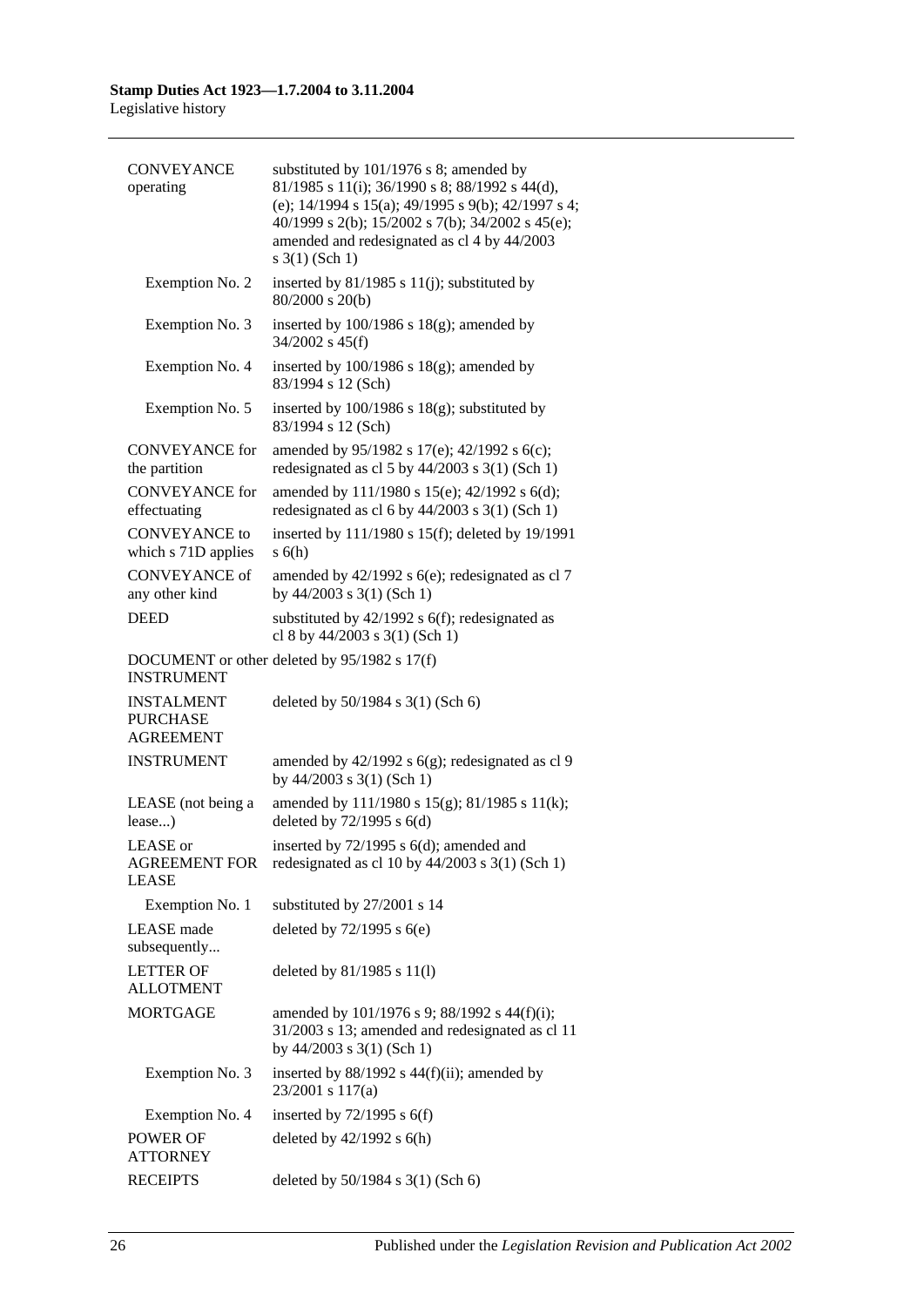| | |
|---|---|
| CONVEYANCE operating | substituted by 101/1976 s 8; amended by 81/1985 s 11(i); 36/1990 s 8; 88/1992 s 44(d), (e); 14/1994 s 15(a); 49/1995 s 9(b); 42/1997 s 4; 40/1999 s 2(b); 15/2002 s 7(b); 34/2002 s 45(e); amended and redesignated as cl 4 by 44/2003 s 3(1) (Sch 1) |
| Exemption No. 2 | inserted by 81/1985 s 11(j); substituted by 80/2000 s 20(b) |
| Exemption No. 3 | inserted by 100/1986 s 18(g); amended by 34/2002 s 45(f) |
| Exemption No. 4 | inserted by 100/1986 s 18(g); amended by 83/1994 s 12 (Sch) |
| Exemption No. 5 | inserted by 100/1986 s 18(g); substituted by 83/1994 s 12 (Sch) |
| CONVEYANCE for the partition | amended by 95/1982 s 17(e); 42/1992 s 6(c); redesignated as cl 5 by 44/2003 s 3(1) (Sch 1) |
| CONVEYANCE for effectuating | amended by 111/1980 s 15(e); 42/1992 s 6(d); redesignated as cl 6 by 44/2003 s 3(1) (Sch 1) |
| CONVEYANCE to which s 71D applies | inserted by 111/1980 s 15(f); deleted by 19/1991 s 6(h) |
| CONVEYANCE of any other kind | amended by 42/1992 s 6(e); redesignated as cl 7 by 44/2003 s 3(1) (Sch 1) |
| DEED | substituted by 42/1992 s 6(f); redesignated as cl 8 by 44/2003 s 3(1) (Sch 1) |
| DOCUMENT or other INSTRUMENT | deleted by 95/1982 s 17(f) |
| INSTALMENT PURCHASE AGREEMENT | deleted by 50/1984 s 3(1) (Sch 6) |
| INSTRUMENT | amended by 42/1992 s 6(g); redesignated as cl 9 by 44/2003 s 3(1) (Sch 1) |
| LEASE (not being a lease...) | amended by 111/1980 s 15(g); 81/1985 s 11(k); deleted by 72/1995 s 6(d) |
| LEASE or AGREEMENT FOR LEASE | inserted by 72/1995 s 6(d); amended and redesignated as cl 10 by 44/2003 s 3(1) (Sch 1) |
| Exemption No. 1 | substituted by 27/2001 s 14 |
| LEASE made subsequently... | deleted by 72/1995 s 6(e) |
| LETTER OF ALLOTMENT | deleted by 81/1985 s 11(l) |
| MORTGAGE | amended by 101/1976 s 9; 88/1992 s 44(f)(i); 31/2003 s 13; amended and redesignated as cl 11 by 44/2003 s 3(1) (Sch 1) |
| Exemption No. 3 | inserted by 88/1992 s 44(f)(ii); amended by 23/2001 s 117(a) |
| Exemption No. 4 | inserted by 72/1995 s 6(f) |
| POWER OF ATTORNEY | deleted by 42/1992 s 6(h) |
| RECEIPTS | deleted by 50/1984 s 3(1) (Sch 6) |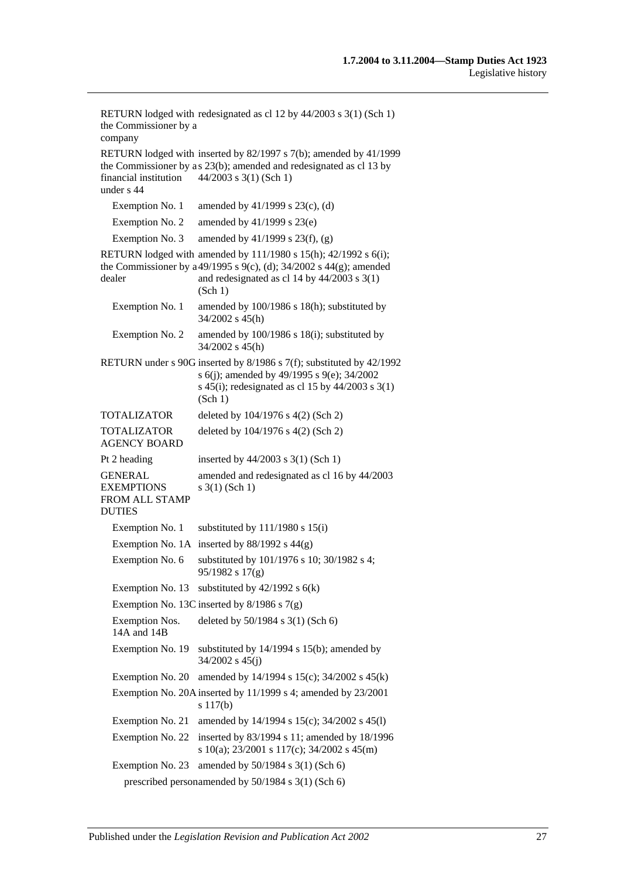| | |
|---|---|
| RETURN lodged with the Commissioner by a company | redesignated as cl 12 by 44/2003 s 3(1) (Sch 1) |
| RETURN lodged with the Commissioner by a financial institution under s 44 | inserted by 82/1997 s 7(b); amended by 41/1999 s 23(b); amended and redesignated as cl 13 by 44/2003 s 3(1) (Sch 1) |
| Exemption No. 1 | amended by 41/1999 s 23(c), (d) |
| Exemption No. 2 | amended by 41/1999 s 23(e) |
| Exemption No. 3 | amended by 41/1999 s 23(f), (g) |
| RETURN lodged with the Commissioner by a dealer | amended by 111/1980 s 15(h); 42/1992 s 6(i); 49/1995 s 9(c), (d); 34/2002 s 44(g); amended and redesignated as cl 14 by 44/2003 s 3(1) (Sch 1) |
| Exemption No. 1 | amended by 100/1986 s 18(h); substituted by 34/2002 s 45(h) |
| Exemption No. 2 | amended by 100/1986 s 18(i); substituted by 34/2002 s 45(h) |
| RETURN under s 90G | inserted by 8/1986 s 7(f); substituted by 42/1992 s 6(j); amended by 49/1995 s 9(e); 34/2002 s 45(i); redesignated as cl 15 by 44/2003 s 3(1) (Sch 1) |
| TOTALIZATOR | deleted by 104/1976 s 4(2) (Sch 2) |
| TOTALIZATOR AGENCY BOARD | deleted by 104/1976 s 4(2) (Sch 2) |
| Pt 2 heading | inserted by 44/2003 s 3(1) (Sch 1) |
| GENERAL EXEMPTIONS FROM ALL STAMP DUTIES | amended and redesignated as cl 16 by 44/2003 s 3(1) (Sch 1) |
| Exemption No. 1 | substituted by 111/1980 s 15(i) |
| Exemption No. 1A | inserted by 88/1992 s 44(g) |
| Exemption No. 6 | substituted by 101/1976 s 10; 30/1982 s 4; 95/1982 s 17(g) |
| Exemption No. 13 | substituted by 42/1992 s 6(k) |
| Exemption No. 13C | inserted by 8/1986 s 7(g) |
| Exemption Nos. 14A and 14B | deleted by 50/1984 s 3(1) (Sch 6) |
| Exemption No. 19 | substituted by 14/1994 s 15(b); amended by 34/2002 s 45(j) |
| Exemption No. 20 | amended by 14/1994 s 15(c); 34/2002 s 45(k) |
| Exemption No. 20A | inserted by 11/1999 s 4; amended by 23/2001 s 117(b) |
| Exemption No. 21 | amended by 14/1994 s 15(c); 34/2002 s 45(l) |
| Exemption No. 22 | inserted by 83/1994 s 11; amended by 18/1996 s 10(a); 23/2001 s 117(c); 34/2002 s 45(m) |
| Exemption No. 23 | amended by 50/1984 s 3(1) (Sch 6) |
| prescribed person | amended by 50/1984 s 3(1) (Sch 6) |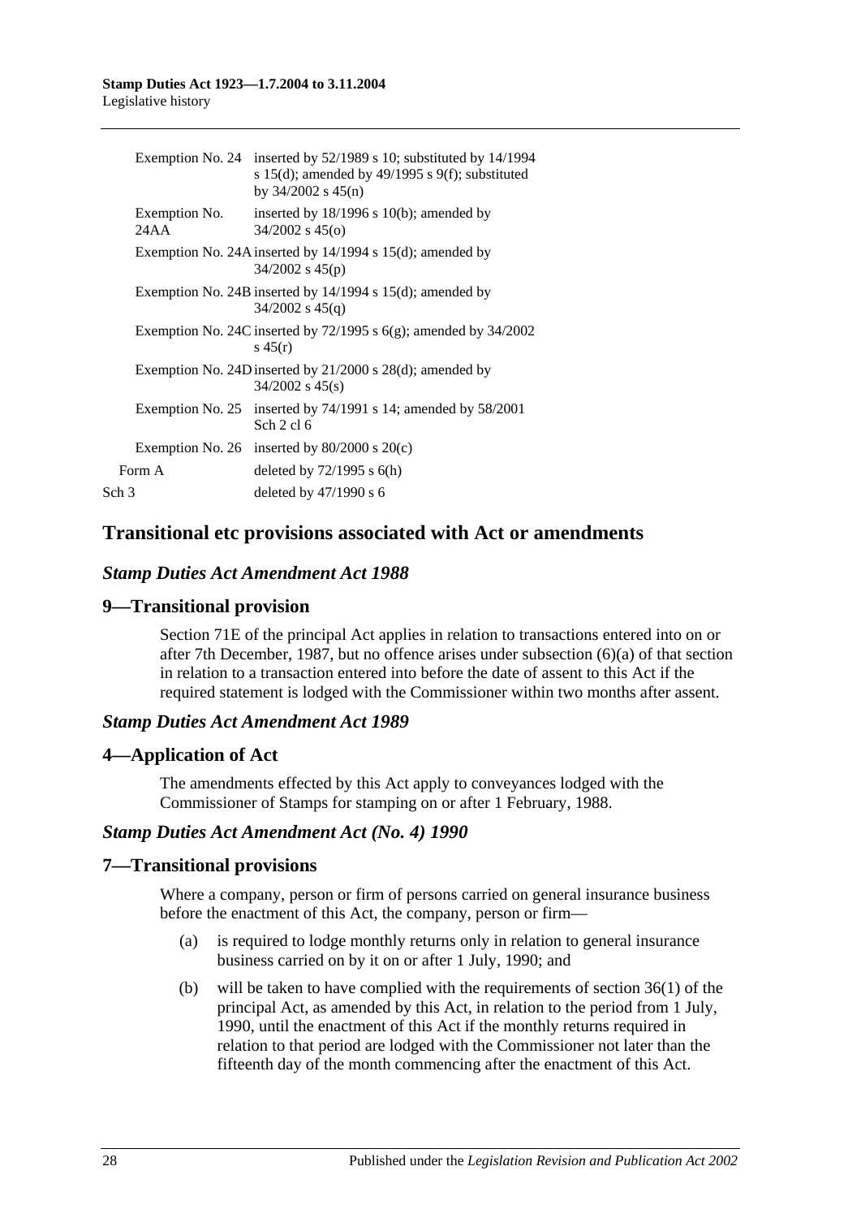| | |
|---|---|
| Exemption No. 24 | inserted by 52/1989 s 10; substituted by 14/1994 s 15(d); amended by 49/1995 s 9(f); substituted by 34/2002 s 45(n) |
| Exemption No. 24AA | inserted by 18/1996 s 10(b); amended by 34/2002 s 45(o) |
| Exemption No. 24A | inserted by 14/1994 s 15(d); amended by 34/2002 s 45(p) |
| Exemption No. 24B | inserted by 14/1994 s 15(d); amended by 34/2002 s 45(q) |
| Exemption No. 24C | inserted by 72/1995 s 6(g); amended by 34/2002 s 45(r) |
| Exemption No. 24D | inserted by 21/2000 s 28(d); amended by 34/2002 s 45(s) |
| Exemption No. 25 | inserted by 74/1991 s 14; amended by 58/2001 Sch 2 cl 6 |
| Exemption No. 26 | inserted by 80/2000 s 20(c) |
| Form A | deleted by 72/1995 s 6(h) |
| Sch 3 | deleted by 47/1990 s 6 |

## Transitional etc provisions associated with Act or amendments

### *Stamp Duties Act Amendment Act 1988*

### 9—Transitional provision

Section 71E of the principal Act applies in relation to transactions entered into on or after 7th December, 1987, but no offence arises under subsection (6)(a) of that section in relation to a transaction entered into before the date of assent to this Act if the required statement is lodged with the Commissioner within two months after assent.

### *Stamp Duties Act Amendment Act 1989*

### 4—Application of Act

The amendments effected by this Act apply to conveyances lodged with the Commissioner of Stamps for stamping on or after 1 February, 1988.

### *Stamp Duties Act Amendment Act (No. 4) 1990*

### 7—Transitional provisions

Where a company, person or firm of persons carried on general insurance business before the enactment of this Act, the company, person or firm—

(a) is required to lodge monthly returns only in relation to general insurance business carried on by it on or after 1 July, 1990; and

(b) will be taken to have complied with the requirements of section 36(1) of the principal Act, as amended by this Act, in relation to the period from 1 July, 1990, until the enactment of this Act if the monthly returns required in relation to that period are lodged with the Commissioner not later than the fifteenth day of the month commencing after the enactment of this Act.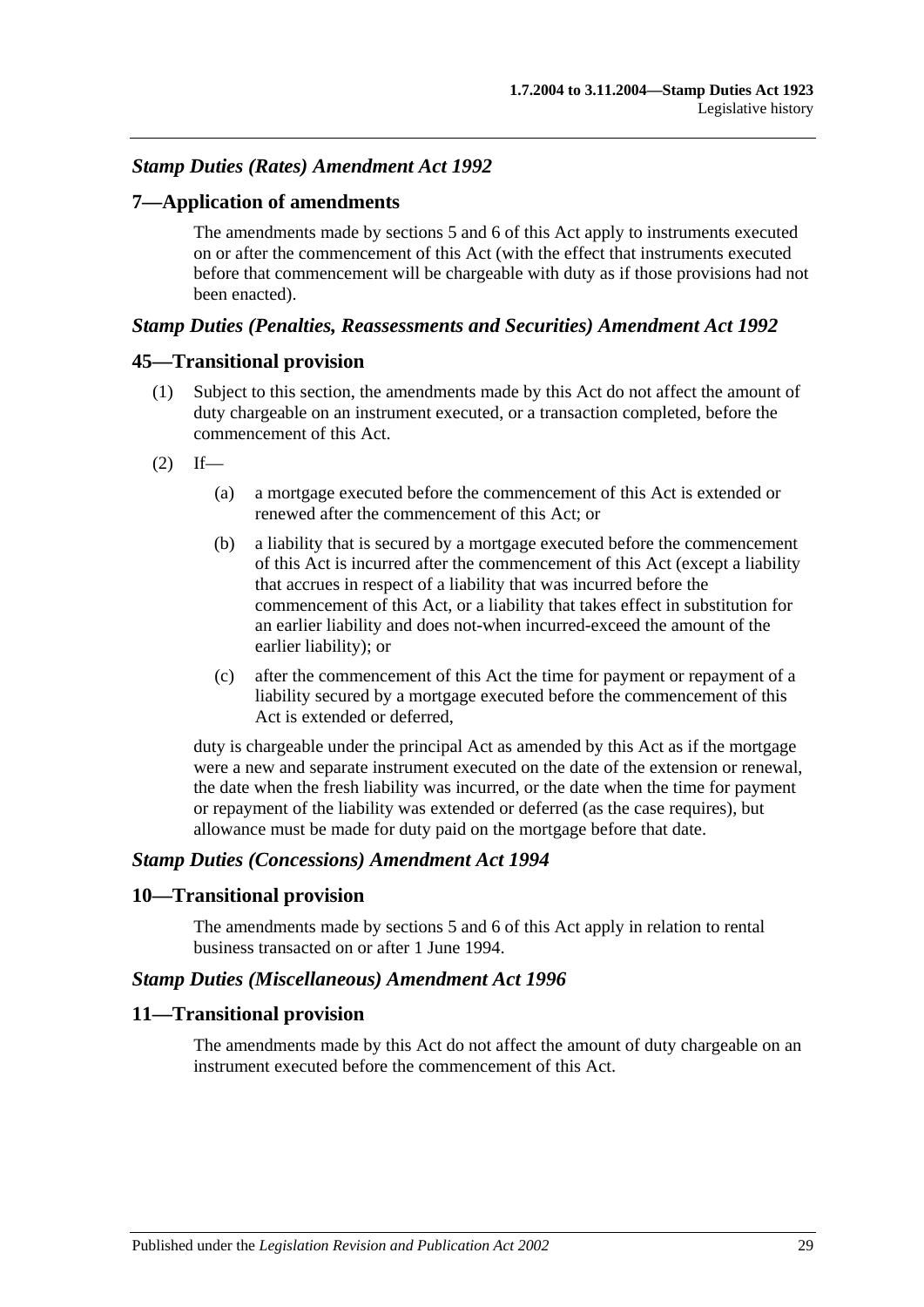### *Stamp Duties (Rates) Amendment Act 1992*

## 7—Application of amendments

The amendments made by sections 5 and 6 of this Act apply to instruments executed on or after the commencement of this Act (with the effect that instruments executed before that commencement will be chargeable with duty as if those provisions had not been enacted).

### *Stamp Duties (Penalties, Reassessments and Securities) Amendment Act 1992*

## 45—Transitional provision

(1) Subject to this section, the amendments made by this Act do not affect the amount of duty chargeable on an instrument executed, or a transaction completed, before the commencement of this Act.

(2) If—

(a) a mortgage executed before the commencement of this Act is extended or renewed after the commencement of this Act; or

(b) a liability that is secured by a mortgage executed before the commencement of this Act is incurred after the commencement of this Act (except a liability that accrues in respect of a liability that was incurred before the commencement of this Act, or a liability that takes effect in substitution for an earlier liability and does not-when incurred-exceed the amount of the earlier liability); or

(c) after the commencement of this Act the time for payment or repayment of a liability secured by a mortgage executed before the commencement of this Act is extended or deferred,

duty is chargeable under the principal Act as amended by this Act as if the mortgage were a new and separate instrument executed on the date of the extension or renewal, the date when the fresh liability was incurred, or the date when the time for payment or repayment of the liability was extended or deferred (as the case requires), but allowance must be made for duty paid on the mortgage before that date.

### *Stamp Duties (Concessions) Amendment Act 1994*

## 10—Transitional provision

The amendments made by sections 5 and 6 of this Act apply in relation to rental business transacted on or after 1 June 1994.

### *Stamp Duties (Miscellaneous) Amendment Act 1996*

## 11—Transitional provision

The amendments made by this Act do not affect the amount of duty chargeable on an instrument executed before the commencement of this Act.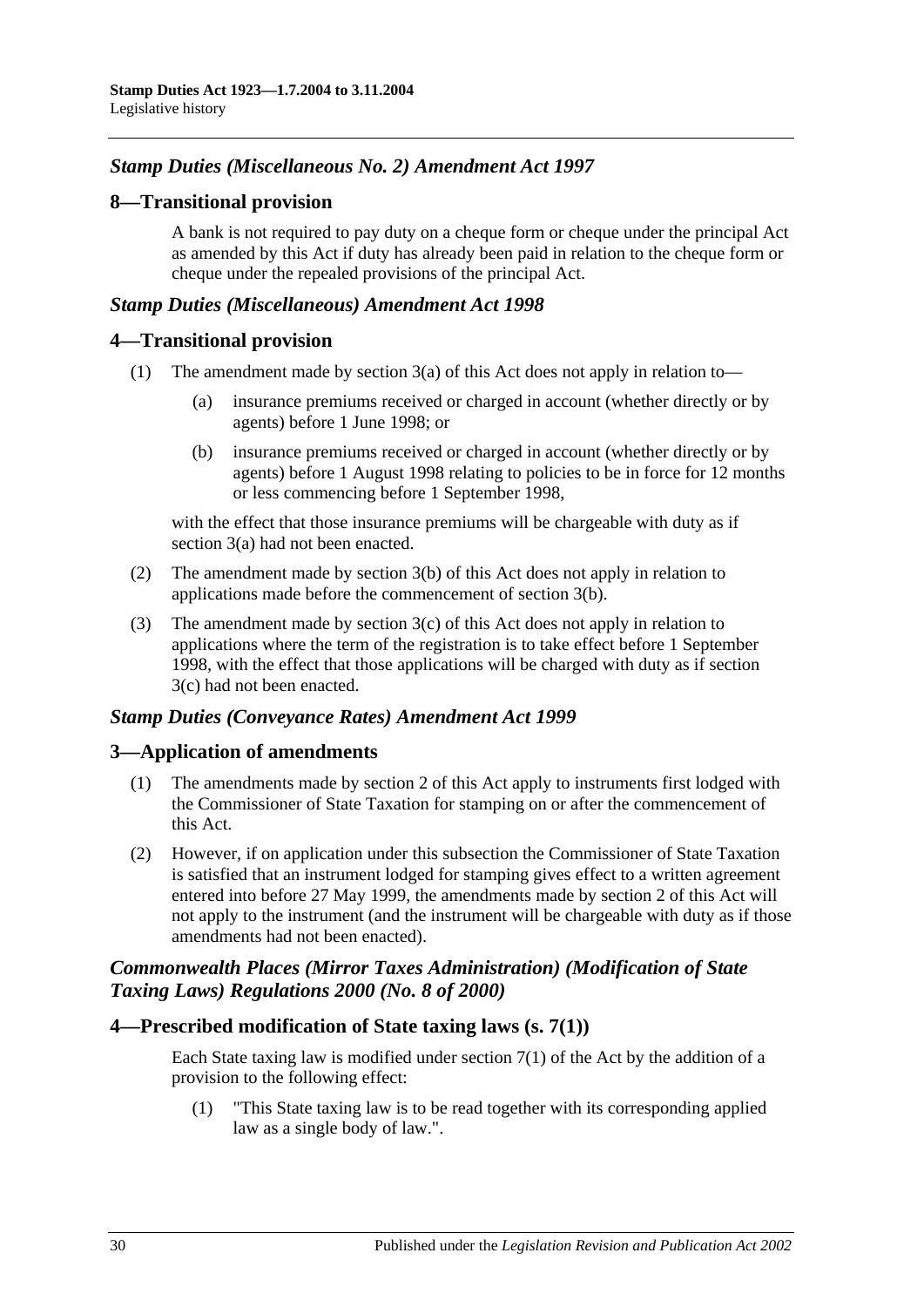## *Stamp Duties (Miscellaneous No. 2) Amendment Act 1997*

### 8—Transitional provision

A bank is not required to pay duty on a cheque form or cheque under the principal Act as amended by this Act if duty has already been paid in relation to the cheque form or cheque under the repealed provisions of the principal Act.

## *Stamp Duties (Miscellaneous) Amendment Act 1998*

### 4—Transitional provision

(1) The amendment made by section 3(a) of this Act does not apply in relation to—

(a) insurance premiums received or charged in account (whether directly or by agents) before 1 June 1998; or

(b) insurance premiums received or charged in account (whether directly or by agents) before 1 August 1998 relating to policies to be in force for 12 months or less commencing before 1 September 1998,

with the effect that those insurance premiums will be chargeable with duty as if section 3(a) had not been enacted.

(2) The amendment made by section 3(b) of this Act does not apply in relation to applications made before the commencement of section 3(b).

(3) The amendment made by section 3(c) of this Act does not apply in relation to applications where the term of the registration is to take effect before 1 September 1998, with the effect that those applications will be charged with duty as if section 3(c) had not been enacted.

## *Stamp Duties (Conveyance Rates) Amendment Act 1999*

### 3—Application of amendments

(1) The amendments made by section 2 of this Act apply to instruments first lodged with the Commissioner of State Taxation for stamping on or after the commencement of this Act.

(2) However, if on application under this subsection the Commissioner of State Taxation is satisfied that an instrument lodged for stamping gives effect to a written agreement entered into before 27 May 1999, the amendments made by section 2 of this Act will not apply to the instrument (and the instrument will be chargeable with duty as if those amendments had not been enacted).

## *Commonwealth Places (Mirror Taxes Administration) (Modification of State Taxing Laws) Regulations 2000 (No. 8 of 2000)*

### 4—Prescribed modification of State taxing laws (s. 7(1))

Each State taxing law is modified under section 7(1) of the Act by the addition of a provision to the following effect:

(1) "This State taxing law is to be read together with its corresponding applied law as a single body of law.".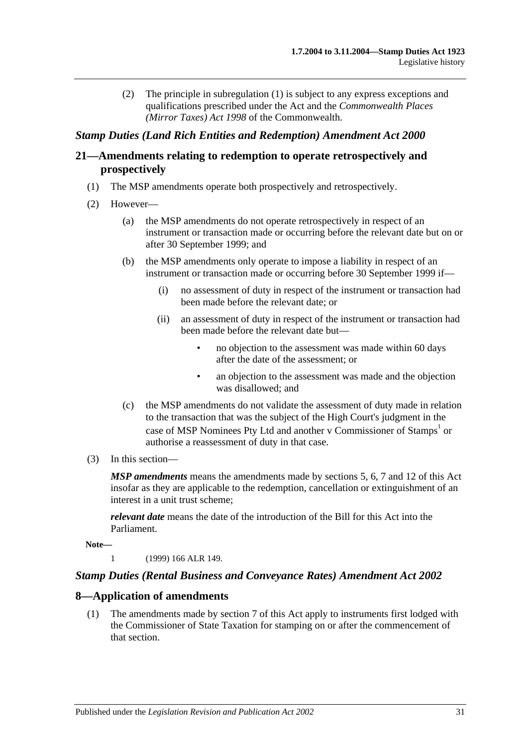(2) The principle in subregulation (1) is subject to any express exceptions and qualifications prescribed under the Act and the *Commonwealth Places (Mirror Taxes) Act 1998* of the Commonwealth.

### *Stamp Duties (Land Rich Entities and Redemption) Amendment Act 2000*

## 21—Amendments relating to redemption to operate retrospectively and prospectively

(1) The MSP amendments operate both prospectively and retrospectively.

(2) However—

(a) the MSP amendments do not operate retrospectively in respect of an instrument or transaction made or occurring before the relevant date but on or after 30 September 1999; and

(b) the MSP amendments only operate to impose a liability in respect of an instrument or transaction made or occurring before 30 September 1999 if—

(i) no assessment of duty in respect of the instrument or transaction had been made before the relevant date; or

(ii) an assessment of duty in respect of the instrument or transaction had been made before the relevant date but—

- no objection to the assessment was made within 60 days after the date of the assessment; or
- an objection to the assessment was made and the objection was disallowed; and

(c) the MSP amendments do not validate the assessment of duty made in relation to the transaction that was the subject of the High Court's judgment in the case of MSP Nominees Pty Ltd and another v Commissioner of Stamps[1] or authorise a reassessment of duty in that case.

(3) In this section—

***MSP amendments*** means the amendments made by sections 5, 6, 7 and 12 of this Act insofar as they are applicable to the redemption, cancellation or extinguishment of an interest in a unit trust scheme;

***relevant date*** means the date of the introduction of the Bill for this Act into the Parliament.

**Note—**

1 (1999) 166 ALR 149.

### *Stamp Duties (Rental Business and Conveyance Rates) Amendment Act 2002*

## 8—Application of amendments

(1) The amendments made by section 7 of this Act apply to instruments first lodged with the Commissioner of State Taxation for stamping on or after the commencement of that section.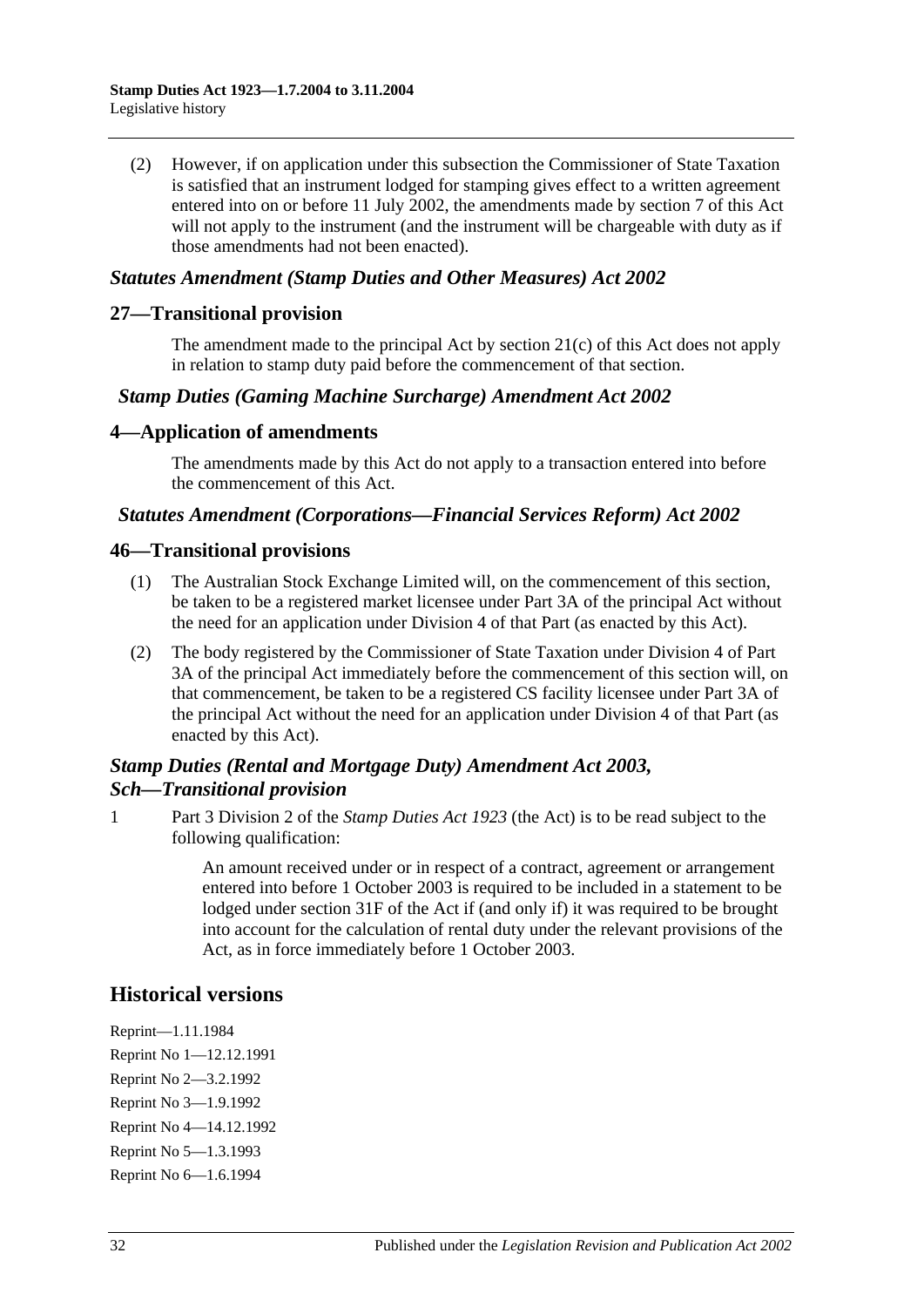(2) However, if on application under this subsection the Commissioner of State Taxation is satisfied that an instrument lodged for stamping gives effect to a written agreement entered into on or before 11 July 2002, the amendments made by section 7 of this Act will not apply to the instrument (and the instrument will be chargeable with duty as if those amendments had not been enacted).

### *Statutes Amendment (Stamp Duties and Other Measures) Act 2002*

## 27—Transitional provision

The amendment made to the principal Act by section 21(c) of this Act does not apply in relation to stamp duty paid before the commencement of that section.

### *Stamp Duties (Gaming Machine Surcharge) Amendment Act 2002*

## 4—Application of amendments

The amendments made by this Act do not apply to a transaction entered into before the commencement of this Act.

### *Statutes Amendment (Corporations—Financial Services Reform) Act 2002*

## 46—Transitional provisions

(1) The Australian Stock Exchange Limited will, on the commencement of this section, be taken to be a registered market licensee under Part 3A of the principal Act without the need for an application under Division 4 of that Part (as enacted by this Act).

(2) The body registered by the Commissioner of State Taxation under Division 4 of Part 3A of the principal Act immediately before the commencement of this section will, on that commencement, be taken to be a registered CS facility licensee under Part 3A of the principal Act without the need for an application under Division 4 of that Part (as enacted by this Act).

### *Stamp Duties (Rental and Mortgage Duty) Amendment Act 2003, Sch—Transitional provision*

1 Part 3 Division 2 of the *Stamp Duties Act 1923* (the Act) is to be read subject to the following qualification:

> An amount received under or in respect of a contract, agreement or arrangement entered into before 1 October 2003 is required to be included in a statement to be lodged under section 31F of the Act if (and only if) it was required to be brought into account for the calculation of rental duty under the relevant provisions of the Act, as in force immediately before 1 October 2003.

## Historical versions

Reprint—1.11.1984
Reprint No 1—12.12.1991
Reprint No 2—3.2.1992
Reprint No 3—1.9.1992
Reprint No 4—14.12.1992
Reprint No 5—1.3.1993
Reprint No 6—1.6.1994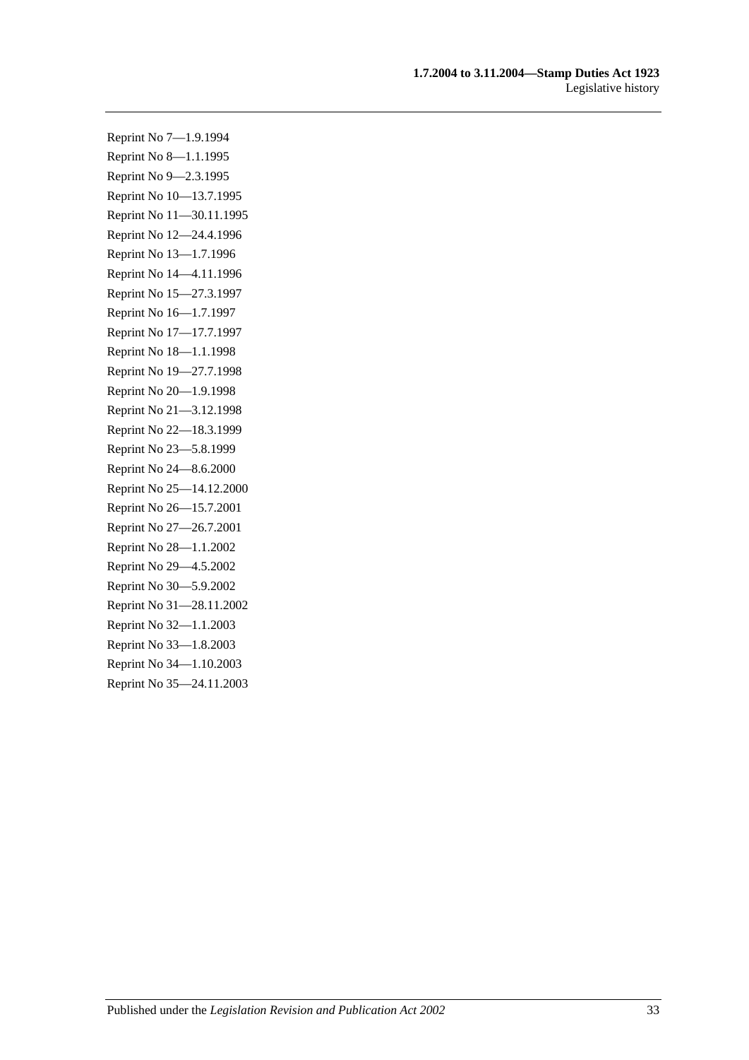Reprint No 7—1.9.1994

Reprint No 8—1.1.1995

Reprint No 9—2.3.1995

Reprint No 10—13.7.1995

Reprint No 11—30.11.1995

Reprint No 12—24.4.1996

Reprint No 13—1.7.1996

Reprint No 14—4.11.1996

Reprint No 15—27.3.1997

Reprint No 16—1.7.1997

Reprint No 17—17.7.1997

Reprint No 18—1.1.1998

Reprint No 19—27.7.1998

Reprint No 20—1.9.1998

Reprint No 21—3.12.1998

Reprint No 22—18.3.1999

Reprint No 23—5.8.1999

Reprint No 24—8.6.2000

Reprint No 25—14.12.2000

Reprint No 26—15.7.2001

Reprint No 27—26.7.2001

Reprint No 28—1.1.2002

Reprint No 29—4.5.2002

Reprint No 30—5.9.2002

Reprint No 31—28.11.2002

Reprint No 32—1.1.2003

Reprint No 33—1.8.2003

Reprint No 34—1.10.2003

Reprint No 35—24.11.2003